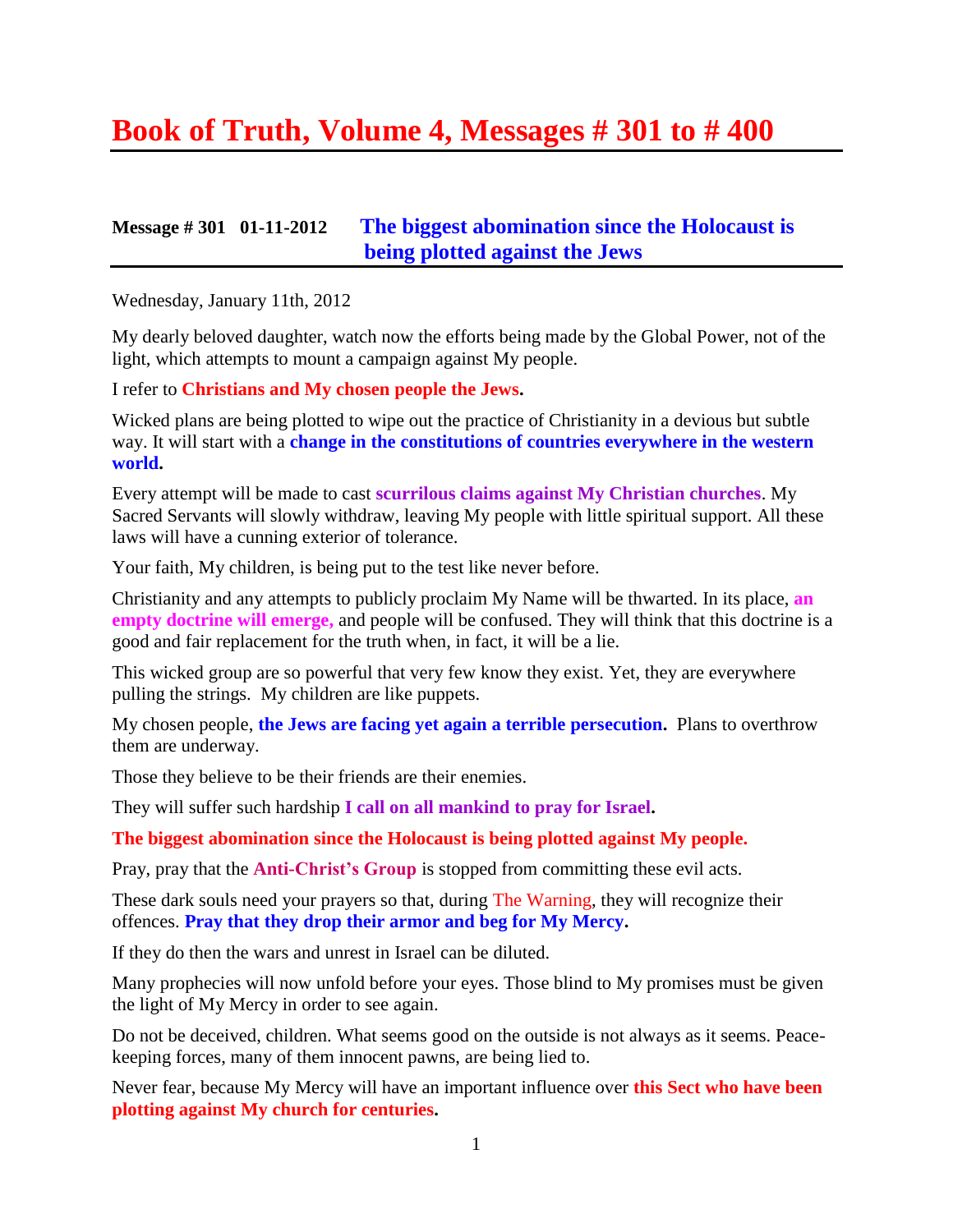# Book of Truth, Volume 4, Messages # 301 to # 400

## Message # 301 01-11-2012 The biggest abomination since the Holocaust is being plotted against the Jews

Wednesday, January 11th, 2012

My dearly beloved daughter, watch now the efforts being made by the Global Power, not of the light, which attempts to mount a campaign against My people.

I refer to **Christians and My chosen people the Jews.**

Wicked plans are being plotted to wipe out the practice of Christianity in a devious but subtle way. It will start with a **change in the constitutions of countries everywhere in the western world.**

Every attempt will be made to cast **scurrilous claims against My Christian churches**. My Sacred Servants will slowly withdraw, leaving My people with little spiritual support. All these laws will have a cunning exterior of tolerance.

Your faith, My children, is being put to the test like never before.

Christianity and any attempts to publicly proclaim My Name will be thwarted. In its place, **an empty doctrine will emerge,** and people will be confused. They will think that this doctrine is a good and fair replacement for the truth when, in fact, it will be a lie.

This wicked group are so powerful that very few know they exist. Yet, they are everywhere pulling the strings. My children are like puppets.

My chosen people, **the Jews are facing yet again a terrible persecution.** Plans to overthrow them are underway.

Those they believe to be their friends are their enemies.

They will suffer such hardship **I call on all mankind to pray for Israel.**

**The biggest abomination since the Holocaust is being plotted against My people.**

Pray, pray that the **Anti-Christ's Group** is stopped from committing these evil acts.

These dark souls need your prayers so that, during The Warning, they will recognize their offences. **Pray that they drop their armor and beg for My Mercy.**

If they do then the wars and unrest in Israel can be diluted.

Many prophecies will now unfold before your eyes. Those blind to My promises must be given the light of My Mercy in order to see again.

Do not be deceived, children. What seems good on the outside is not always as it seems. Peace-keeping forces, many of them innocent pawns, are being lied to.

Never fear, because My Mercy will have an important influence over **this Sect who have been plotting against My church for centuries.**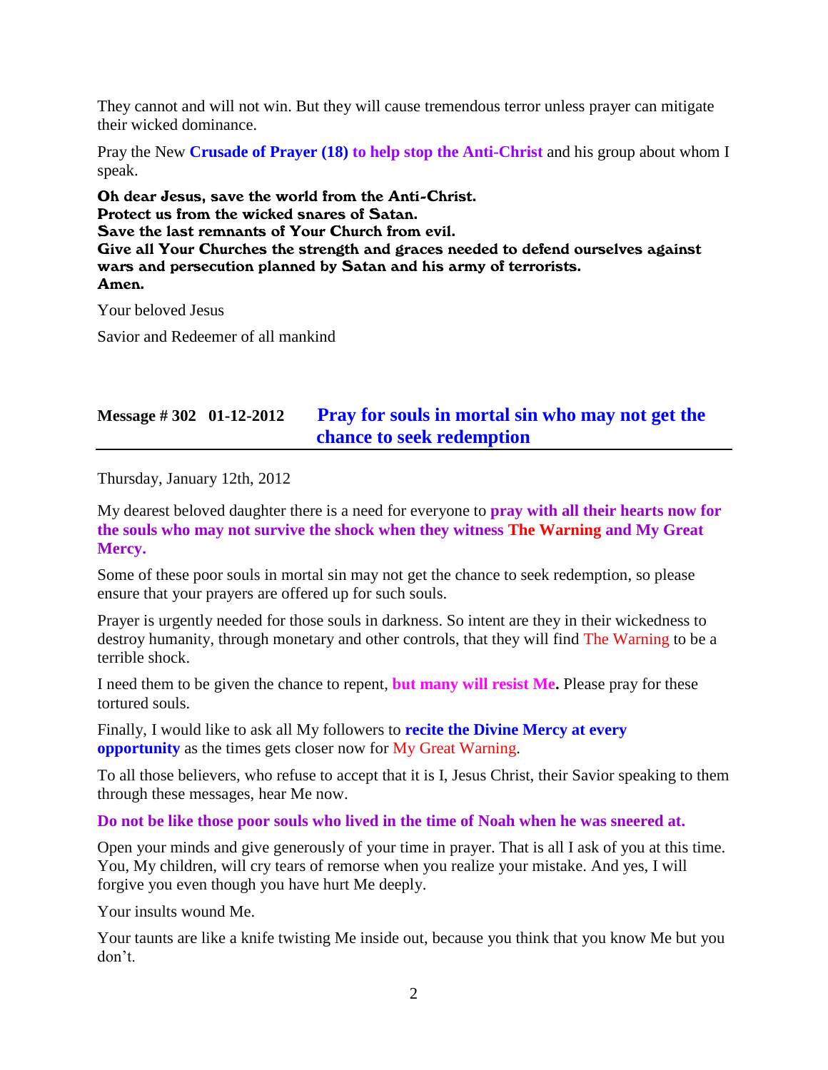They cannot and will not win. But they will cause tremendous terror unless prayer can mitigate their wicked dominance.

Pray the New **Crusade of Prayer (18) to help stop the Anti-Christ** and his group about whom I speak.

**Oh dear Jesus, save the world from the Anti-Christ.**
**Protect us from the wicked snares of Satan.**
**Save the last remnants of Your Church from evil.**
**Give all Your Churches the strength and graces needed to defend ourselves against wars and persecution planned by Satan and his army of terrorists.**
**Amen.**

Your beloved Jesus

Savior and Redeemer of all mankind

## Message # 302 01-12-2012 Pray for souls in mortal sin who may not get the chance to seek redemption

Thursday, January 12th, 2012

My dearest beloved daughter there is a need for everyone to **pray with all their hearts now for the souls who may not survive the shock when they witness The Warning and My Great Mercy.**

Some of these poor souls in mortal sin may not get the chance to seek redemption, so please ensure that your prayers are offered up for such souls.

Prayer is urgently needed for those souls in darkness. So intent are they in their wickedness to destroy humanity, through monetary and other controls, that they will find The Warning to be a terrible shock.

I need them to be given the chance to repent, **but many will resist Me.** Please pray for these tortured souls.

Finally, I would like to ask all My followers to **recite the Divine Mercy at every opportunity** as the times gets closer now for My Great Warning.

To all those believers, who refuse to accept that it is I, Jesus Christ, their Savior speaking to them through these messages, hear Me now.

**Do not be like those poor souls who lived in the time of Noah when he was sneered at.**

Open your minds and give generously of your time in prayer. That is all I ask of you at this time. You, My children, will cry tears of remorse when you realize your mistake. And yes, I will forgive you even though you have hurt Me deeply.

Your insults wound Me.

Your taunts are like a knife twisting Me inside out, because you think that you know Me but you don't.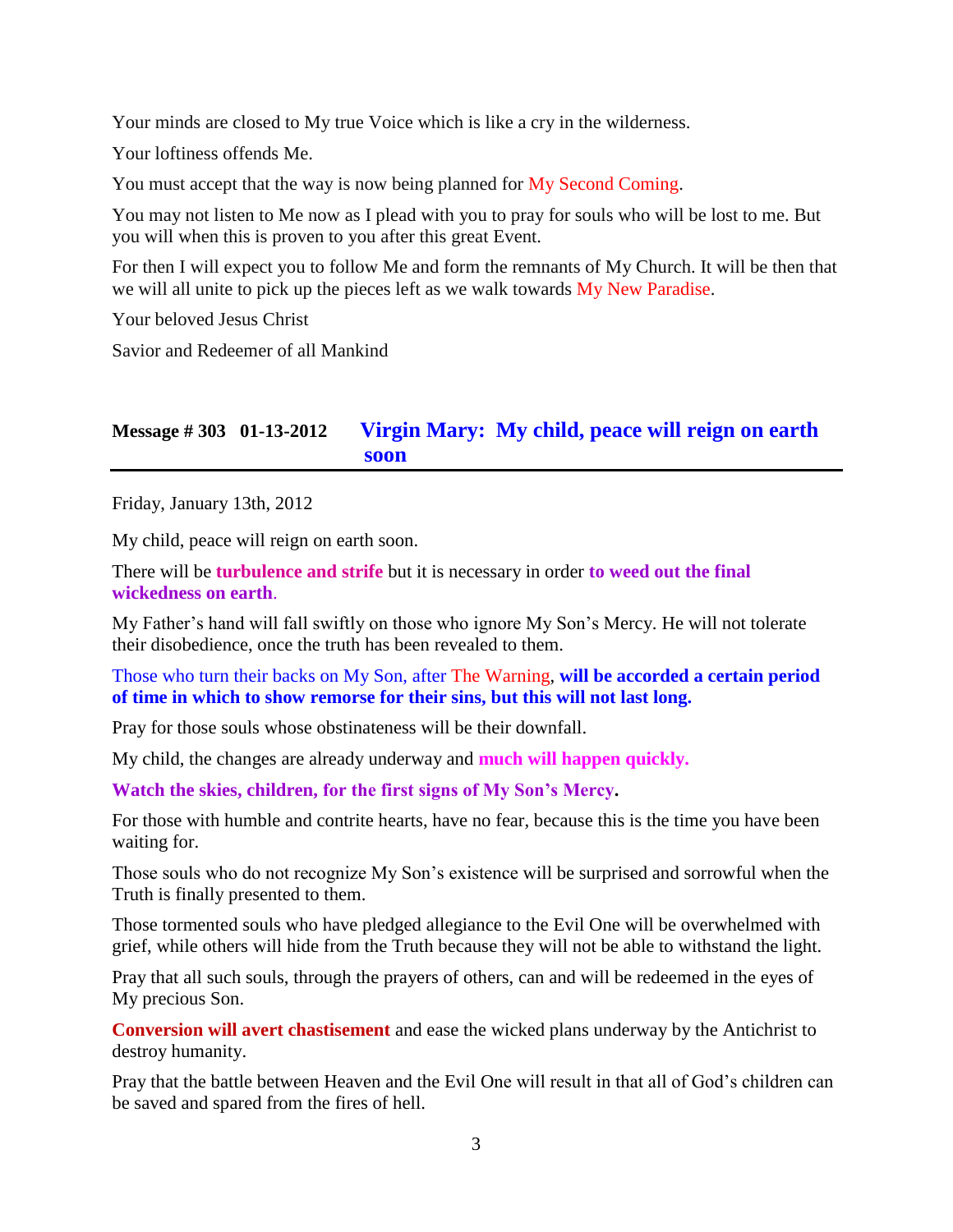Your minds are closed to My true Voice which is like a cry in the wilderness.

Your loftiness offends Me.

You must accept that the way is now being planned for My Second Coming.

You may not listen to Me now as I plead with you to pray for souls who will be lost to me. But you will when this is proven to you after this great Event.

For then I will expect you to follow Me and form the remnants of My Church. It will be then that we will all unite to pick up the pieces left as we walk towards My New Paradise.

Your beloved Jesus Christ

Savior and Redeemer of all Mankind

## Message # 303 01-13-2012 Virgin Mary: My child, peace will reign on earth soon

Friday, January 13th, 2012

My child, peace will reign on earth soon.

There will be **turbulence and strife** but it is necessary in order **to weed out the final wickedness on earth**.

My Father's hand will fall swiftly on those who ignore My Son's Mercy. He will not tolerate their disobedience, once the truth has been revealed to them.

Those who turn their backs on My Son, after The Warning, **will be accorded a certain period of time in which to show remorse for their sins, but this will not last long.**

Pray for those souls whose obstinateness will be their downfall.

My child, the changes are already underway and **much will happen quickly.**

**Watch the skies, children, for the first signs of My Son's Mercy.**

For those with humble and contrite hearts, have no fear, because this is the time you have been waiting for.

Those souls who do not recognize My Son's existence will be surprised and sorrowful when the Truth is finally presented to them.

Those tormented souls who have pledged allegiance to the Evil One will be overwhelmed with grief, while others will hide from the Truth because they will not be able to withstand the light.

Pray that all such souls, through the prayers of others, can and will be redeemed in the eyes of My precious Son.

**Conversion will avert chastisement** and ease the wicked plans underway by the Antichrist to destroy humanity.

Pray that the battle between Heaven and the Evil One will result in that all of God's children can be saved and spared from the fires of hell.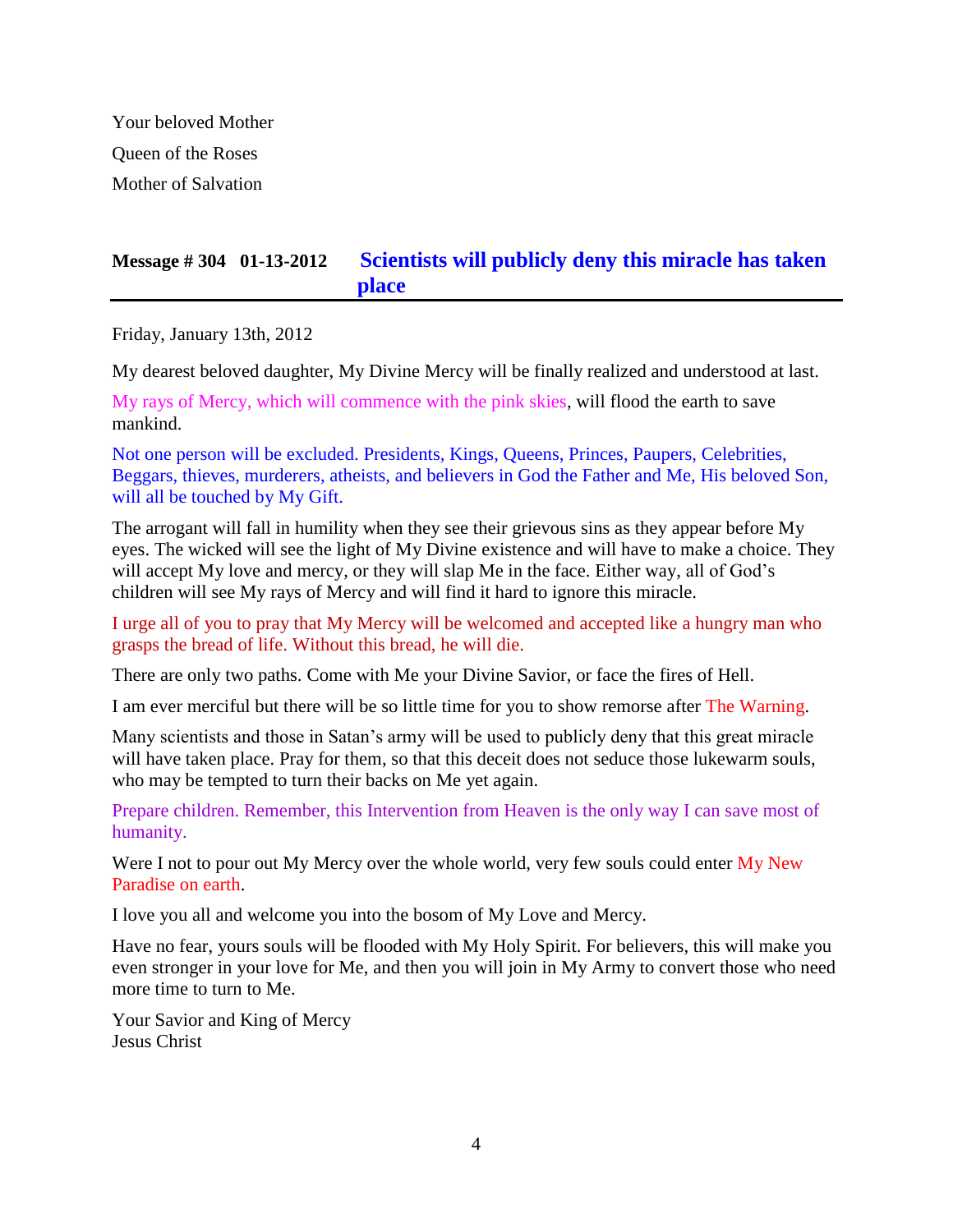Your beloved Mother
Queen of the Roses
Mother of Salvation

## Message # 304 01-13-2012 Scientists will publicly deny this miracle has taken place

Friday, January 13th, 2012

My dearest beloved daughter, My Divine Mercy will be finally realized and understood at last.

My rays of Mercy, which will commence with the pink skies, will flood the earth to save mankind.

Not one person will be excluded. Presidents, Kings, Queens, Princes, Paupers, Celebrities, Beggars, thieves, murderers, atheists, and believers in God the Father and Me, His beloved Son, will all be touched by My Gift.

The arrogant will fall in humility when they see their grievous sins as they appear before My eyes. The wicked will see the light of My Divine existence and will have to make a choice. They will accept My love and mercy, or they will slap Me in the face. Either way, all of God's children will see My rays of Mercy and will find it hard to ignore this miracle.

I urge all of you to pray that My Mercy will be welcomed and accepted like a hungry man who grasps the bread of life. Without this bread, he will die.

There are only two paths. Come with Me your Divine Savior, or face the fires of Hell.

I am ever merciful but there will be so little time for you to show remorse after The Warning.

Many scientists and those in Satan's army will be used to publicly deny that this great miracle will have taken place. Pray for them, so that this deceit does not seduce those lukewarm souls, who may be tempted to turn their backs on Me yet again.

Prepare children. Remember, this Intervention from Heaven is the only way I can save most of humanity.

Were I not to pour out My Mercy over the whole world, very few souls could enter My New Paradise on earth.

I love you all and welcome you into the bosom of My Love and Mercy.

Have no fear, yours souls will be flooded with My Holy Spirit. For believers, this will make you even stronger in your love for Me, and then you will join in My Army to convert those who need more time to turn to Me.

Your Savior and King of Mercy
Jesus Christ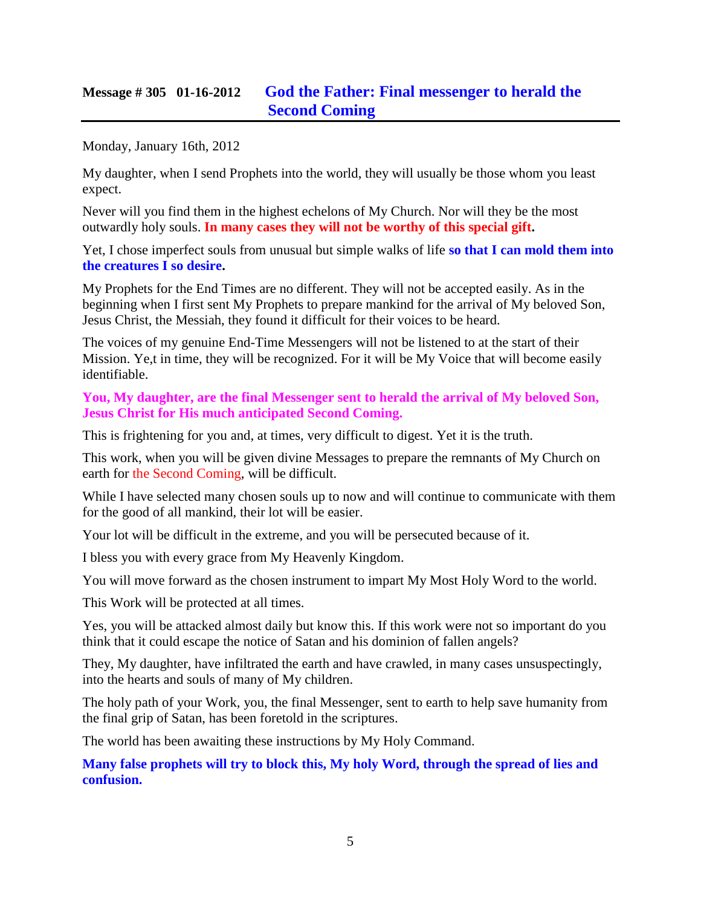## Message # 305 01-16-2012 God the Father: Final messenger to herald the Second Coming

Monday, January 16th, 2012

My daughter, when I send Prophets into the world, they will usually be those whom you least expect.

Never will you find them in the highest echelons of My Church. Nor will they be the most outwardly holy souls. **In many cases they will not be worthy of this special gift.**

Yet, I chose imperfect souls from unusual but simple walks of life **so that I can mold them into the creatures I so desire.**

My Prophets for the End Times are no different. They will not be accepted easily. As in the beginning when I first sent My Prophets to prepare mankind for the arrival of My beloved Son, Jesus Christ, the Messiah, they found it difficult for their voices to be heard.

The voices of my genuine End-Time Messengers will not be listened to at the start of their Mission. Ye,t in time, they will be recognized. For it will be My Voice that will become easily identifiable.

**You, My daughter, are the final Messenger sent to herald the arrival of My beloved Son, Jesus Christ for His much anticipated Second Coming.**

This is frightening for you and, at times, very difficult to digest. Yet it is the truth.

This work, when you will be given divine Messages to prepare the remnants of My Church on earth for the Second Coming, will be difficult.

While I have selected many chosen souls up to now and will continue to communicate with them for the good of all mankind, their lot will be easier.

Your lot will be difficult in the extreme, and you will be persecuted because of it.

I bless you with every grace from My Heavenly Kingdom.

You will move forward as the chosen instrument to impart My Most Holy Word to the world.

This Work will be protected at all times.

Yes, you will be attacked almost daily but know this. If this work were not so important do you think that it could escape the notice of Satan and his dominion of fallen angels?

They, My daughter, have infiltrated the earth and have crawled, in many cases unsuspectingly, into the hearts and souls of many of My children.

The holy path of your Work, you, the final Messenger, sent to earth to help save humanity from the final grip of Satan, has been foretold in the scriptures.

The world has been awaiting these instructions by My Holy Command.

**Many false prophets will try to block this, My holy Word, through the spread of lies and confusion.**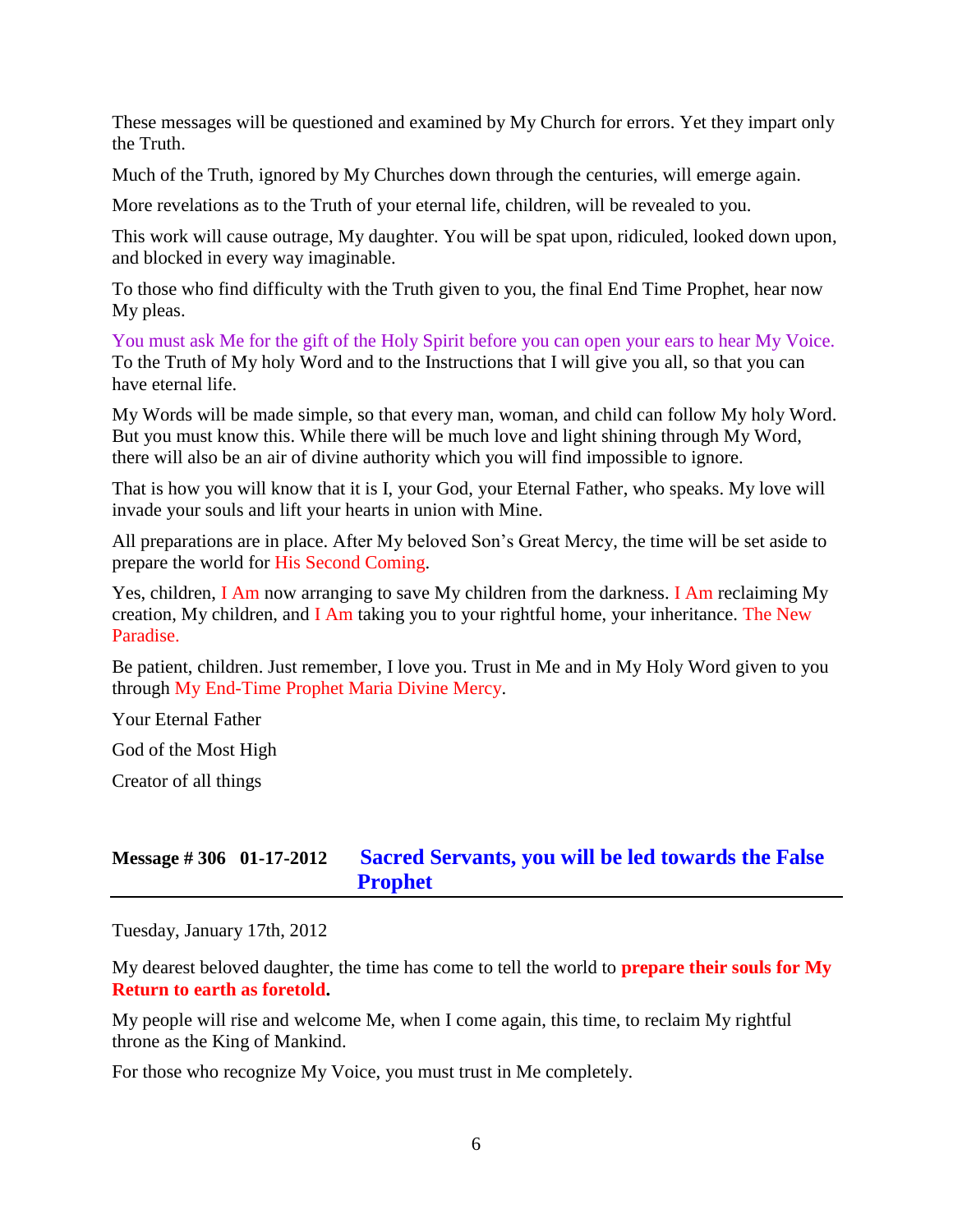These messages will be questioned and examined by My Church for errors. Yet they impart only the Truth.

Much of the Truth, ignored by My Churches down through the centuries, will emerge again.

More revelations as to the Truth of your eternal life, children, will be revealed to you.

This work will cause outrage, My daughter. You will be spat upon, ridiculed, looked down upon, and blocked in every way imaginable.

To those who find difficulty with the Truth given to you, the final End Time Prophet, hear now My pleas.

You must ask Me for the gift of the Holy Spirit before you can open your ears to hear My Voice. To the Truth of My holy Word and to the Instructions that I will give you all, so that you can have eternal life.

My Words will be made simple, so that every man, woman, and child can follow My holy Word. But you must know this. While there will be much love and light shining through My Word, there will also be an air of divine authority which you will find impossible to ignore.

That is how you will know that it is I, your God, your Eternal Father, who speaks. My love will invade your souls and lift your hearts in union with Mine.

All preparations are in place. After My beloved Son's Great Mercy, the time will be set aside to prepare the world for His Second Coming.

Yes, children, I Am now arranging to save My children from the darkness. I Am reclaiming My creation, My children, and I Am taking you to your rightful home, your inheritance. The New Paradise.

Be patient, children. Just remember, I love you. Trust in Me and in My Holy Word given to you through My End-Time Prophet Maria Divine Mercy.

Your Eternal Father

God of the Most High

Creator of all things

## Message # 306 01-17-2012 Sacred Servants, you will be led towards the False Prophet

Tuesday, January 17th, 2012

My dearest beloved daughter, the time has come to tell the world to **prepare their souls for My Return to earth as foretold.**

My people will rise and welcome Me, when I come again, this time, to reclaim My rightful throne as the King of Mankind.

For those who recognize My Voice, you must trust in Me completely.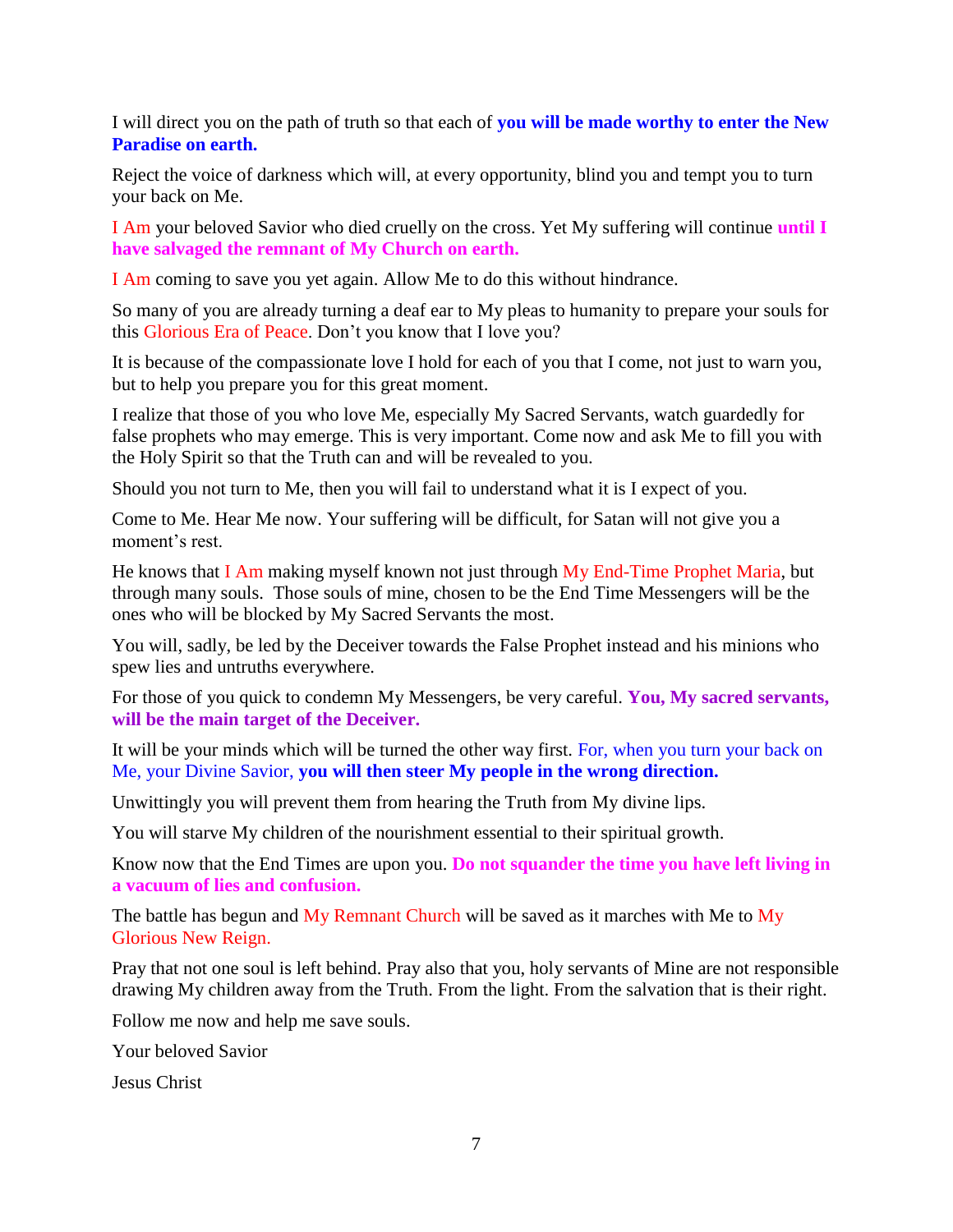I will direct you on the path of truth so that each of **you will be made worthy to enter the New Paradise on earth.**

Reject the voice of darkness which will, at every opportunity, blind you and tempt you to turn your back on Me.

I Am your beloved Savior who died cruelly on the cross. Yet My suffering will continue **until I have salvaged the remnant of My Church on earth.**

I Am coming to save you yet again. Allow Me to do this without hindrance.

So many of you are already turning a deaf ear to My pleas to humanity to prepare your souls for this Glorious Era of Peace. Don't you know that I love you?

It is because of the compassionate love I hold for each of you that I come, not just to warn you, but to help you prepare you for this great moment.

I realize that those of you who love Me, especially My Sacred Servants, watch guardedly for false prophets who may emerge. This is very important. Come now and ask Me to fill you with the Holy Spirit so that the Truth can and will be revealed to you.

Should you not turn to Me, then you will fail to understand what it is I expect of you.

Come to Me. Hear Me now. Your suffering will be difficult, for Satan will not give you a moment's rest.

He knows that I Am making myself known not just through My End-Time Prophet Maria, but through many souls. Those souls of mine, chosen to be the End Time Messengers will be the ones who will be blocked by My Sacred Servants the most.

You will, sadly, be led by the Deceiver towards the False Prophet instead and his minions who spew lies and untruths everywhere.

For those of you quick to condemn My Messengers, be very careful. **You, My sacred servants, will be the main target of the Deceiver.**

It will be your minds which will be turned the other way first. For, when you turn your back on Me, your Divine Savior, **you will then steer My people in the wrong direction.**

Unwittingly you will prevent them from hearing the Truth from My divine lips.

You will starve My children of the nourishment essential to their spiritual growth.

Know now that the End Times are upon you. **Do not squander the time you have left living in a vacuum of lies and confusion.**

The battle has begun and My Remnant Church will be saved as it marches with Me to My Glorious New Reign.

Pray that not one soul is left behind. Pray also that you, holy servants of Mine are not responsible drawing My children away from the Truth. From the light. From the salvation that is their right.

Follow me now and help me save souls.

Your beloved Savior

Jesus Christ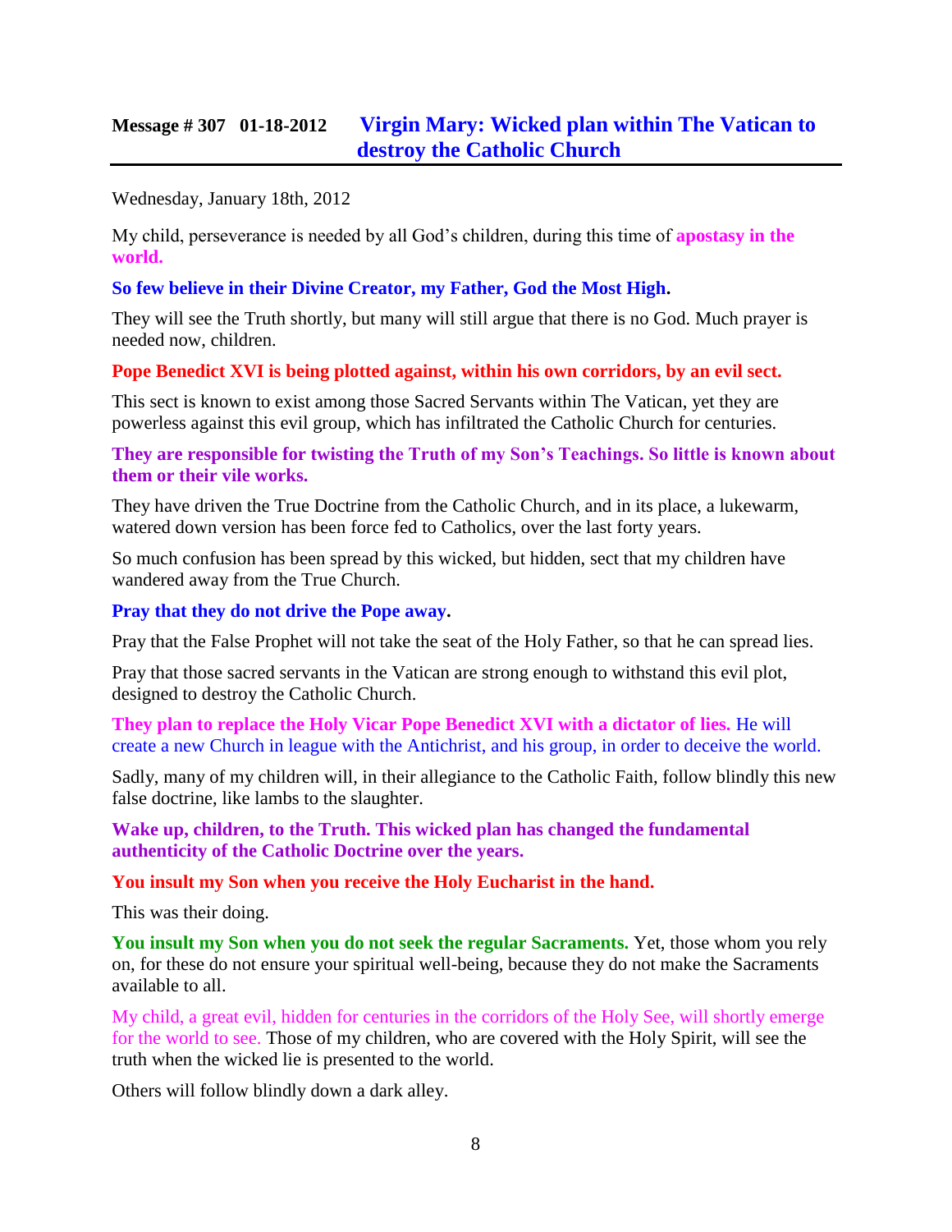## Message # 307 01-18-2012 Virgin Mary: Wicked plan within The Vatican to destroy the Catholic Church

Wednesday, January 18th, 2012

My child, perseverance is needed by all God's children, during this time of **apostasy in the world.**

**So few believe in their Divine Creator, my Father, God the Most High.**

They will see the Truth shortly, but many will still argue that there is no God. Much prayer is needed now, children.

**Pope Benedict XVI is being plotted against, within his own corridors, by an evil sect.**

This sect is known to exist among those Sacred Servants within The Vatican, yet they are powerless against this evil group, which has infiltrated the Catholic Church for centuries.

**They are responsible for twisting the Truth of my Son's Teachings. So little is known about them or their vile works.**

They have driven the True Doctrine from the Catholic Church, and in its place, a lukewarm, watered down version has been force fed to Catholics, over the last forty years.

So much confusion has been spread by this wicked, but hidden, sect that my children have wandered away from the True Church.

**Pray that they do not drive the Pope away.**

Pray that the False Prophet will not take the seat of the Holy Father, so that he can spread lies.

Pray that those sacred servants in the Vatican are strong enough to withstand this evil plot, designed to destroy the Catholic Church.

**They plan to replace the Holy Vicar Pope Benedict XVI with a dictator of lies.** He will create a new Church in league with the Antichrist, and his group, in order to deceive the world.

Sadly, many of my children will, in their allegiance to the Catholic Faith, follow blindly this new false doctrine, like lambs to the slaughter.

**Wake up, children, to the Truth. This wicked plan has changed the fundamental authenticity of the Catholic Doctrine over the years.**

**You insult my Son when you receive the Holy Eucharist in the hand.**

This was their doing.

**You insult my Son when you do not seek the regular Sacraments.** Yet, those whom you rely on, for these do not ensure your spiritual well-being, because they do not make the Sacraments available to all.

My child, a great evil, hidden for centuries in the corridors of the Holy See, will shortly emerge for the world to see. Those of my children, who are covered with the Holy Spirit, will see the truth when the wicked lie is presented to the world.

Others will follow blindly down a dark alley.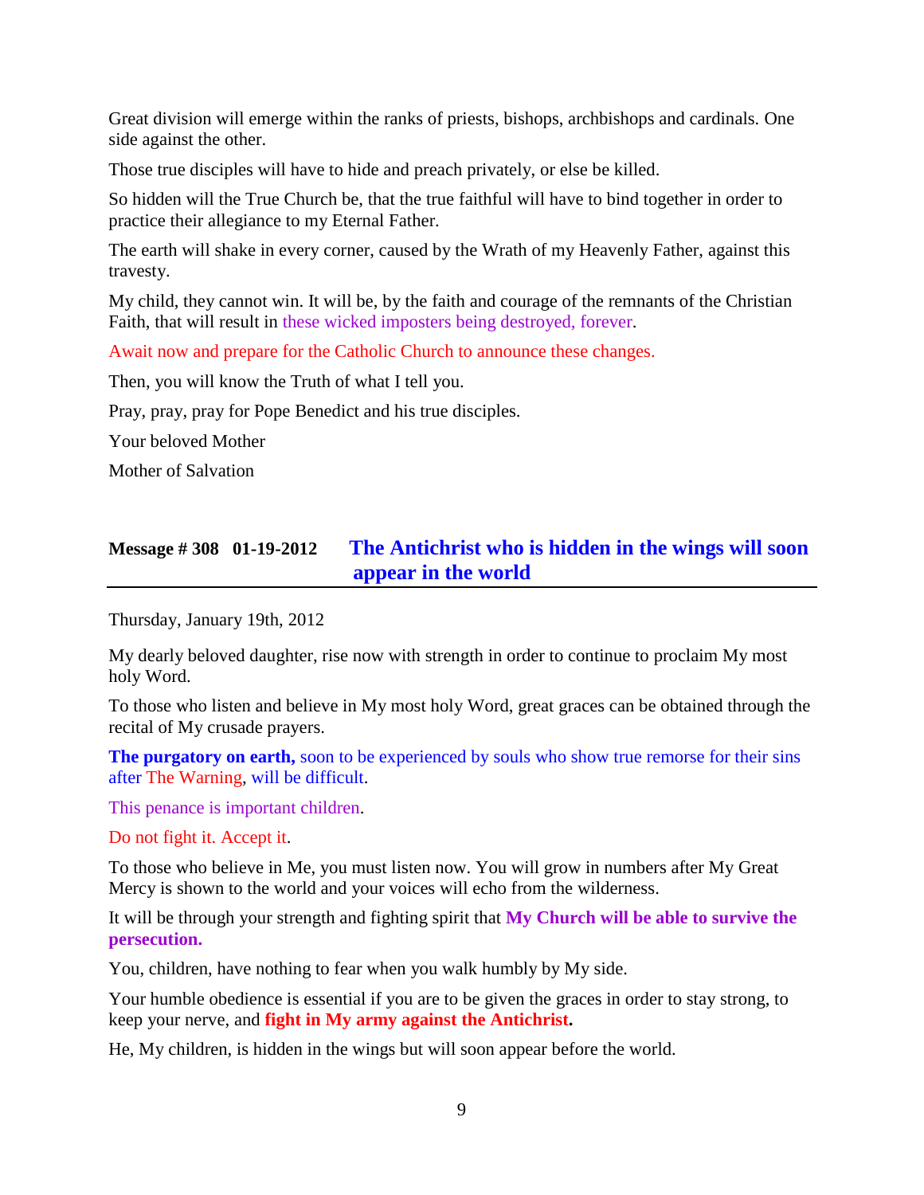Great division will emerge within the ranks of priests, bishops, archbishops and cardinals. One side against the other.

Those true disciples will have to hide and preach privately, or else be killed.

So hidden will the True Church be, that the true faithful will have to bind together in order to practice their allegiance to my Eternal Father.

The earth will shake in every corner, caused by the Wrath of my Heavenly Father, against this travesty.

My child, they cannot win. It will be, by the faith and courage of the remnants of the Christian Faith, that will result in these wicked imposters being destroyed, forever.

Await now and prepare for the Catholic Church to announce these changes.

Then, you will know the Truth of what I tell you.

Pray, pray, pray for Pope Benedict and his true disciples.

Your beloved Mother

Mother of Salvation

## Message # 308 01-19-2012 The Antichrist who is hidden in the wings will soon appear in the world

Thursday, January 19th, 2012

My dearly beloved daughter, rise now with strength in order to continue to proclaim My most holy Word.

To those who listen and believe in My most holy Word, great graces can be obtained through the recital of My crusade prayers.

**The purgatory on earth,** soon to be experienced by souls who show true remorse for their sins after The Warning, will be difficult.

This penance is important children.

Do not fight it. Accept it.

To those who believe in Me, you must listen now. You will grow in numbers after My Great Mercy is shown to the world and your voices will echo from the wilderness.

It will be through your strength and fighting spirit that **My Church will be able to survive the persecution.**

You, children, have nothing to fear when you walk humbly by My side.

Your humble obedience is essential if you are to be given the graces in order to stay strong, to keep your nerve, and **fight in My army against the Antichrist.**

He, My children, is hidden in the wings but will soon appear before the world.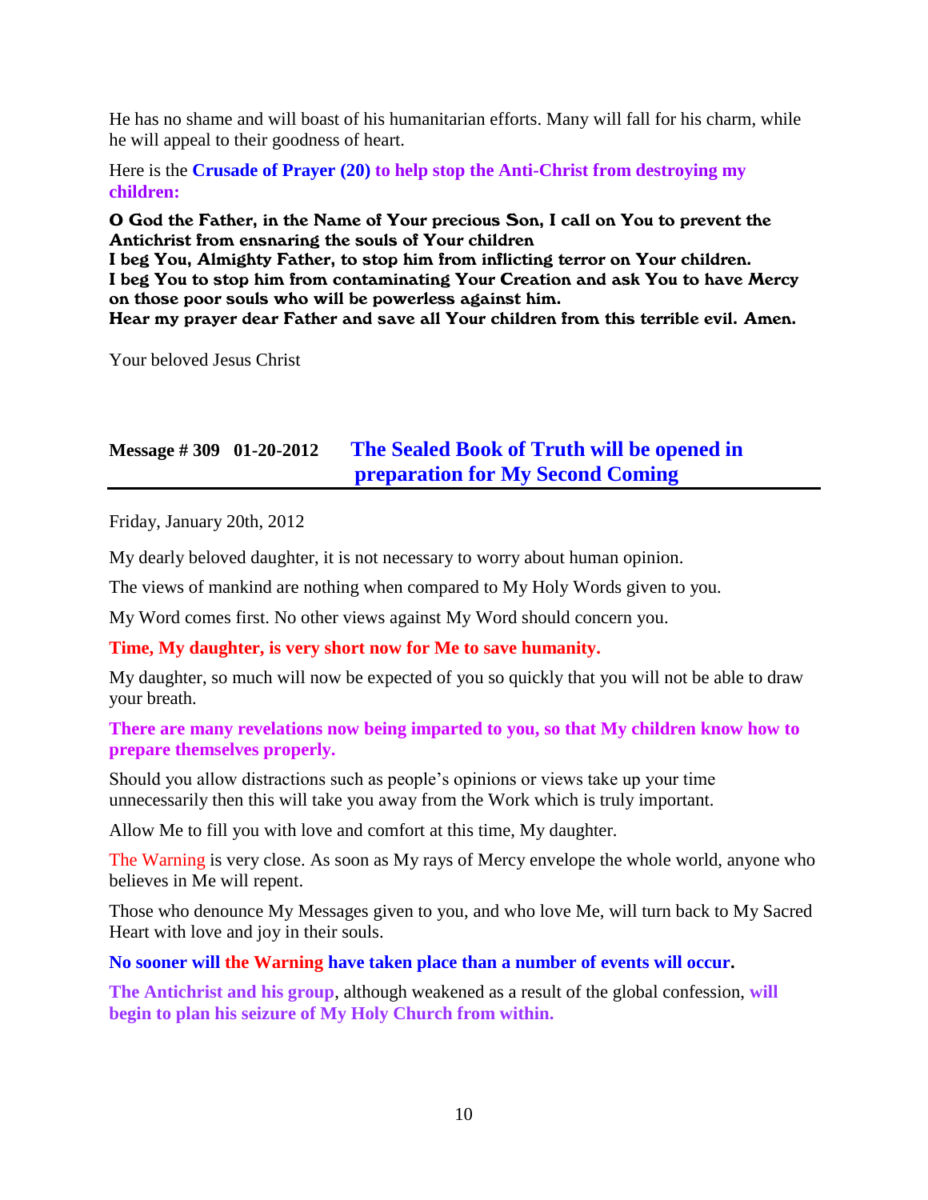He has no shame and will boast of his humanitarian efforts. Many will fall for his charm, while he will appeal to their goodness of heart.

Here is the **Crusade of Prayer (20) to help stop the Anti-Christ from destroying my children:**

**O God the Father, in the Name of Your precious Son, I call on You to prevent the Antichrist from ensnaring the souls of Your children**
**I beg You, Almighty Father, to stop him from inflicting terror on Your children.**
**I beg You to stop him from contaminating Your Creation and ask You to have Mercy on those poor souls who will be powerless against him.**
**Hear my prayer dear Father and save all Your children from this terrible evil. Amen.**

Your beloved Jesus Christ

## Message # 309 01-20-2012 The Sealed Book of Truth will be opened in preparation for My Second Coming

Friday, January 20th, 2012

My dearly beloved daughter, it is not necessary to worry about human opinion.

The views of mankind are nothing when compared to My Holy Words given to you.

My Word comes first. No other views against My Word should concern you.

**Time, My daughter, is very short now for Me to save humanity.**

My daughter, so much will now be expected of you so quickly that you will not be able to draw your breath.

**There are many revelations now being imparted to you, so that My children know how to prepare themselves properly.**

Should you allow distractions such as people's opinions or views take up your time unnecessarily then this will take you away from the Work which is truly important.

Allow Me to fill you with love and comfort at this time, My daughter.

The Warning is very close. As soon as My rays of Mercy envelope the whole world, anyone who believes in Me will repent.

Those who denounce My Messages given to you, and who love Me, will turn back to My Sacred Heart with love and joy in their souls.

**No sooner will the Warning have taken place than a number of events will occur.**

**The Antichrist and his group**, although weakened as a result of the global confession, **will begin to plan his seizure of My Holy Church from within.**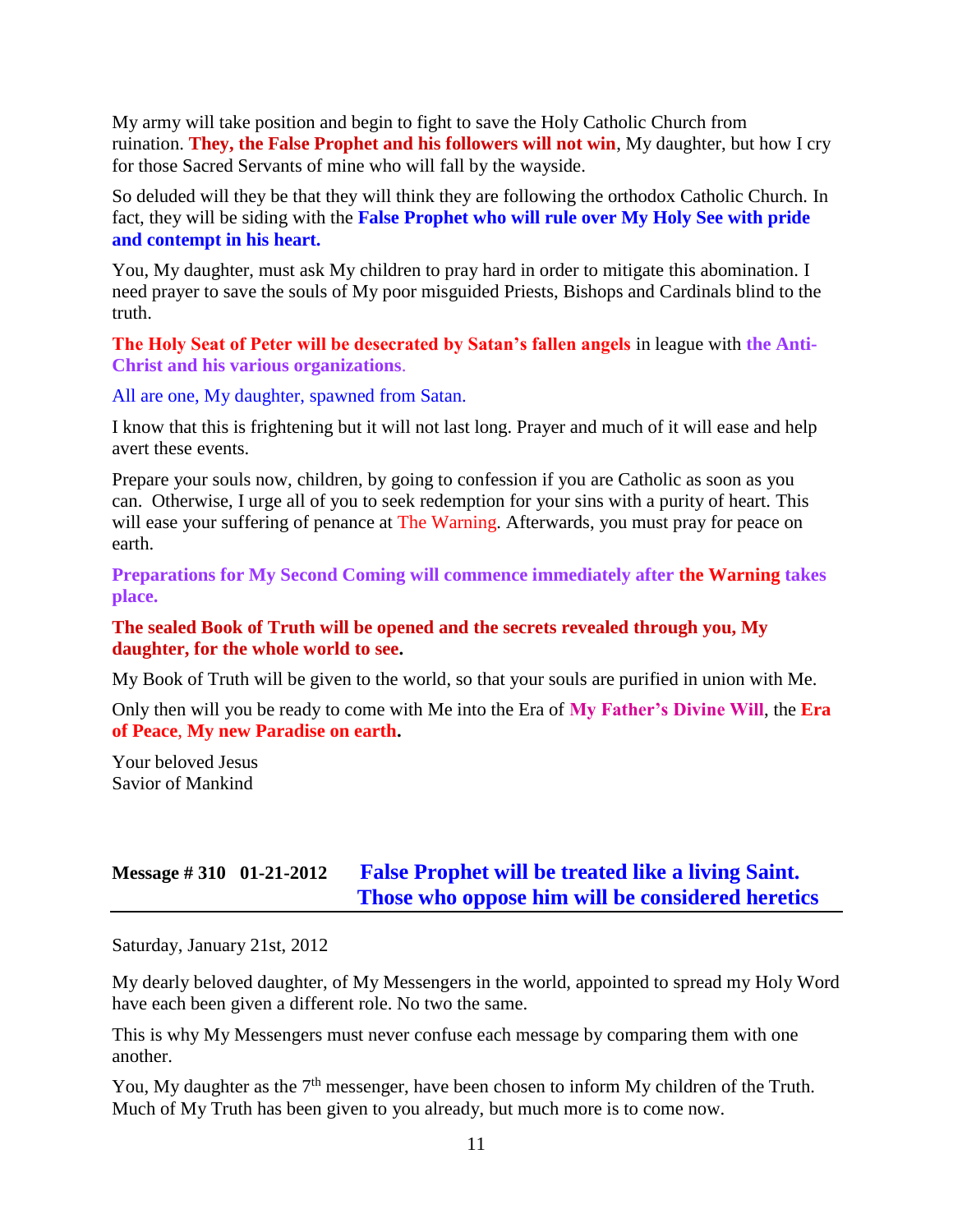My army will take position and begin to fight to save the Holy Catholic Church from ruination. **They, the False Prophet and his followers will not win**, My daughter, but how I cry for those Sacred Servants of mine who will fall by the wayside.

So deluded will they be that they will think they are following the orthodox Catholic Church. In fact, they will be siding with the **False Prophet who will rule over My Holy See with pride and contempt in his heart.**

You, My daughter, must ask My children to pray hard in order to mitigate this abomination. I need prayer to save the souls of My poor misguided Priests, Bishops and Cardinals blind to the truth.

**The Holy Seat of Peter will be desecrated by Satan's fallen angels** in league with **the Anti-Christ and his various organizations**.

All are one, My daughter, spawned from Satan.

I know that this is frightening but it will not last long. Prayer and much of it will ease and help avert these events.

Prepare your souls now, children, by going to confession if you are Catholic as soon as you can. Otherwise, I urge all of you to seek redemption for your sins with a purity of heart. This will ease your suffering of penance at The Warning. Afterwards, you must pray for peace on earth.

**Preparations for My Second Coming will commence immediately after the Warning takes place.**

**The sealed Book of Truth will be opened and the secrets revealed through you, My daughter, for the whole world to see.**

My Book of Truth will be given to the world, so that your souls are purified in union with Me.

Only then will you be ready to come with Me into the Era of **My Father's Divine Will**, the **Era of Peace**, **My new Paradise on earth.**

Your beloved Jesus
Savior of Mankind

## Message # 310 01-21-2012 False Prophet will be treated like a living Saint. Those who oppose him will be considered heretics

Saturday, January 21st, 2012

My dearly beloved daughter, of My Messengers in the world, appointed to spread my Holy Word have each been given a different role. No two the same.

This is why My Messengers must never confuse each message by comparing them with one another.

You, My daughter as the 7th messenger, have been chosen to inform My children of the Truth. Much of My Truth has been given to you already, but much more is to come now.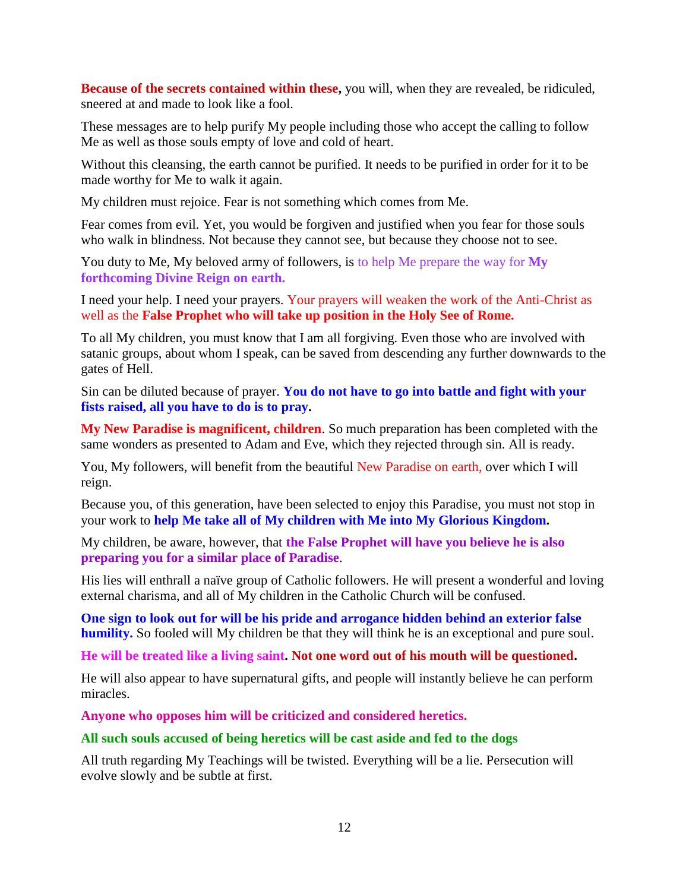**Because of the secrets contained within these,** you will, when they are revealed, be ridiculed, sneered at and made to look like a fool.

These messages are to help purify My people including those who accept the calling to follow Me as well as those souls empty of love and cold of heart.

Without this cleansing, the earth cannot be purified. It needs to be purified in order for it to be made worthy for Me to walk it again.

My children must rejoice. Fear is not something which comes from Me.

Fear comes from evil. Yet, you would be forgiven and justified when you fear for those souls who walk in blindness. Not because they cannot see, but because they choose not to see.

You duty to Me, My beloved army of followers, is to help Me prepare the way for **My forthcoming Divine Reign on earth.**

I need your help. I need your prayers. Your prayers will weaken the work of the Anti-Christ as well as the **False Prophet who will take up position in the Holy See of Rome.**

To all My children, you must know that I am all forgiving. Even those who are involved with satanic groups, about whom I speak, can be saved from descending any further downwards to the gates of Hell.

Sin can be diluted because of prayer. **You do not have to go into battle and fight with your fists raised, all you have to do is to pray.**

**My New Paradise is magnificent, children**. So much preparation has been completed with the same wonders as presented to Adam and Eve, which they rejected through sin. All is ready.

You, My followers, will benefit from the beautiful New Paradise on earth, over which I will reign.

Because you, of this generation, have been selected to enjoy this Paradise, you must not stop in your work to **help Me take all of My children with Me into My Glorious Kingdom.**

My children, be aware, however, that **the False Prophet will have you believe he is also preparing you for a similar place of Paradise**.

His lies will enthrall a naïve group of Catholic followers. He will present a wonderful and loving external charisma, and all of My children in the Catholic Church will be confused.

**One sign to look out for will be his pride and arrogance hidden behind an exterior false humility.** So fooled will My children be that they will think he is an exceptional and pure soul.

**He will be treated like a living saint. Not one word out of his mouth will be questioned.**

He will also appear to have supernatural gifts, and people will instantly believe he can perform miracles.

**Anyone who opposes him will be criticized and considered heretics.**

**All such souls accused of being heretics will be cast aside and fed to the dogs**

All truth regarding My Teachings will be twisted. Everything will be a lie. Persecution will evolve slowly and be subtle at first.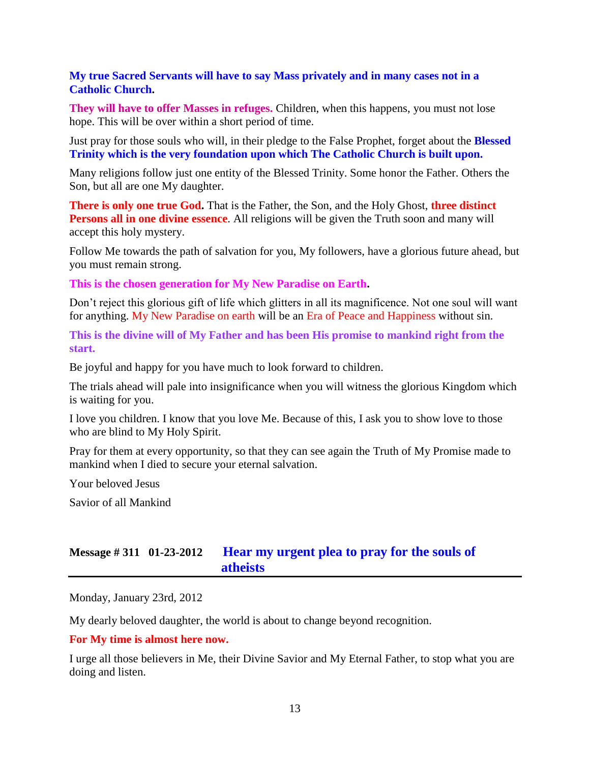**My true Sacred Servants will have to say Mass privately and in many cases not in a Catholic Church.**

**They will have to offer Masses in refuges.** Children, when this happens, you must not lose hope. This will be over within a short period of time.

Just pray for those souls who will, in their pledge to the False Prophet, forget about the **Blessed Trinity which is the very foundation upon which The Catholic Church is built upon.**

Many religions follow just one entity of the Blessed Trinity. Some honor the Father. Others the Son, but all are one My daughter.

**There is only one true God.** That is the Father, the Son, and the Holy Ghost, **three distinct Persons all in one divine essence**. All religions will be given the Truth soon and many will accept this holy mystery.

Follow Me towards the path of salvation for you, My followers, have a glorious future ahead, but you must remain strong.

**This is the chosen generation for My New Paradise on Earth.**

Don't reject this glorious gift of life which glitters in all its magnificence. Not one soul will want for anything. My New Paradise on earth will be an Era of Peace and Happiness without sin.

**This is the divine will of My Father and has been His promise to mankind right from the start.**

Be joyful and happy for you have much to look forward to children.

The trials ahead will pale into insignificance when you will witness the glorious Kingdom which is waiting for you.

I love you children. I know that you love Me. Because of this, I ask you to show love to those who are blind to My Holy Spirit.

Pray for them at every opportunity, so that they can see again the Truth of My Promise made to mankind when I died to secure your eternal salvation.

Your beloved Jesus

Savior of all Mankind

## Message # 311 01-23-2012 Hear my urgent plea to pray for the souls of atheists

Monday, January 23rd, 2012

My dearly beloved daughter, the world is about to change beyond recognition.

**For My time is almost here now.**

I urge all those believers in Me, their Divine Savior and My Eternal Father, to stop what you are doing and listen.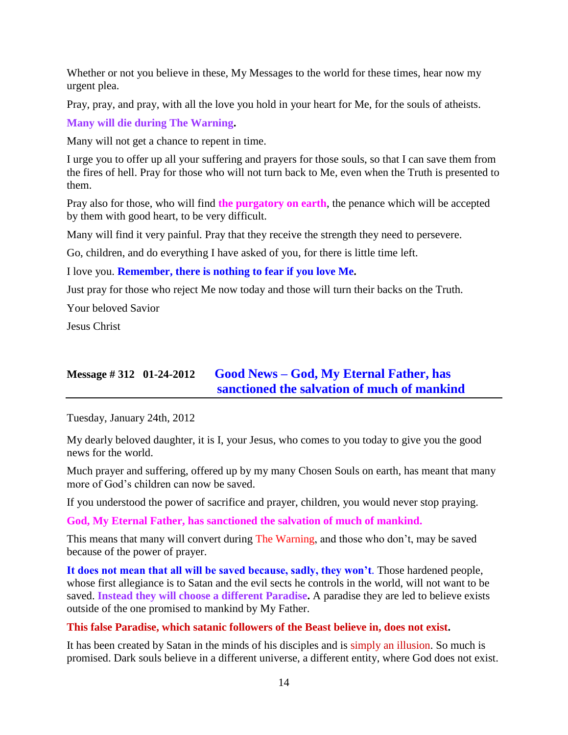Whether or not you believe in these, My Messages to the world for these times, hear now my urgent plea.

Pray, pray, and pray, with all the love you hold in your heart for Me, for the souls of atheists.

**Many will die during The Warning.**

Many will not get a chance to repent in time.

I urge you to offer up all your suffering and prayers for those souls, so that I can save them from the fires of hell. Pray for those who will not turn back to Me, even when the Truth is presented to them.

Pray also for those, who will find **the purgatory on earth**, the penance which will be accepted by them with good heart, to be very difficult.

Many will find it very painful. Pray that they receive the strength they need to persevere.

Go, children, and do everything I have asked of you, for there is little time left.

I love you. **Remember, there is nothing to fear if you love Me.**

Just pray for those who reject Me now today and those will turn their backs on the Truth.

Your beloved Savior

Jesus Christ

## Message # 312 01-24-2012 Good News – God, My Eternal Father, has sanctioned the salvation of much of mankind

Tuesday, January 24th, 2012

My dearly beloved daughter, it is I, your Jesus, who comes to you today to give you the good news for the world.

Much prayer and suffering, offered up by my many Chosen Souls on earth, has meant that many more of God's children can now be saved.

If you understood the power of sacrifice and prayer, children, you would never stop praying.

**God, My Eternal Father, has sanctioned the salvation of much of mankind.**

This means that many will convert during The Warning, and those who don't, may be saved because of the power of prayer.

**It does not mean that all will be saved because, sadly, they won't**. Those hardened people, whose first allegiance is to Satan and the evil sects he controls in the world, will not want to be saved. **Instead they will choose a different Paradise.** A paradise they are led to believe exists outside of the one promised to mankind by My Father.

**This false Paradise, which satanic followers of the Beast believe in, does not exist.**

It has been created by Satan in the minds of his disciples and is simply an illusion. So much is promised. Dark souls believe in a different universe, a different entity, where God does not exist.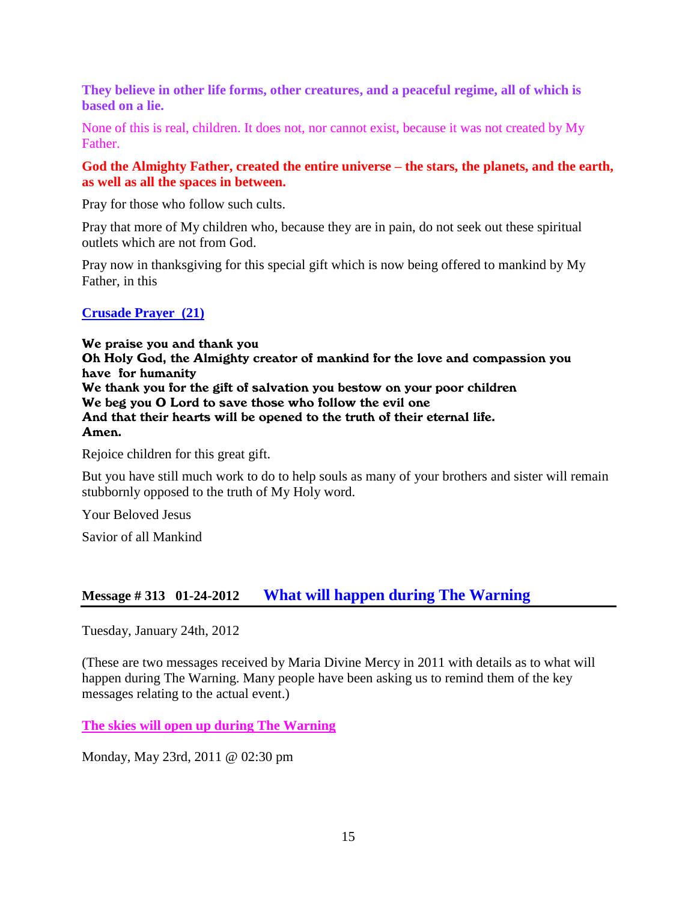**They believe in other life forms, other creatures, and a peaceful regime, all of which is based on a lie.**

None of this is real, children. It does not, nor cannot exist, because it was not created by My Father.

**God the Almighty Father, created the entire universe – the stars, the planets, and the earth, as well as all the spaces in between.**

Pray for those who follow such cults.

Pray that more of My children who, because they are in pain, do not seek out these spiritual outlets which are not from God.

Pray now in thanksgiving for this special gift which is now being offered to mankind by My Father, in this

**Crusade Prayer (21)**

**We praise you and thank you**
**Oh Holy God, the Almighty creator of mankind for the love and compassion you have for humanity**
**We thank you for the gift of salvation you bestow on your poor children**
**We beg you O Lord to save those who follow the evil one**
**And that their hearts will be opened to the truth of their eternal life.**
**Amen.**

Rejoice children for this great gift.

But you have still much work to do to help souls as many of your brothers and sister will remain stubbornly opposed to the truth of My Holy word.

Your Beloved Jesus

Savior of all Mankind

## Message # 313 01-24-2012 What will happen during The Warning

Tuesday, January 24th, 2012

(These are two messages received by Maria Divine Mercy in 2011 with details as to what will happen during The Warning. Many people have been asking us to remind them of the key messages relating to the actual event.)

**The skies will open up during The Warning**

Monday, May 23rd, 2011 @ 02:30 pm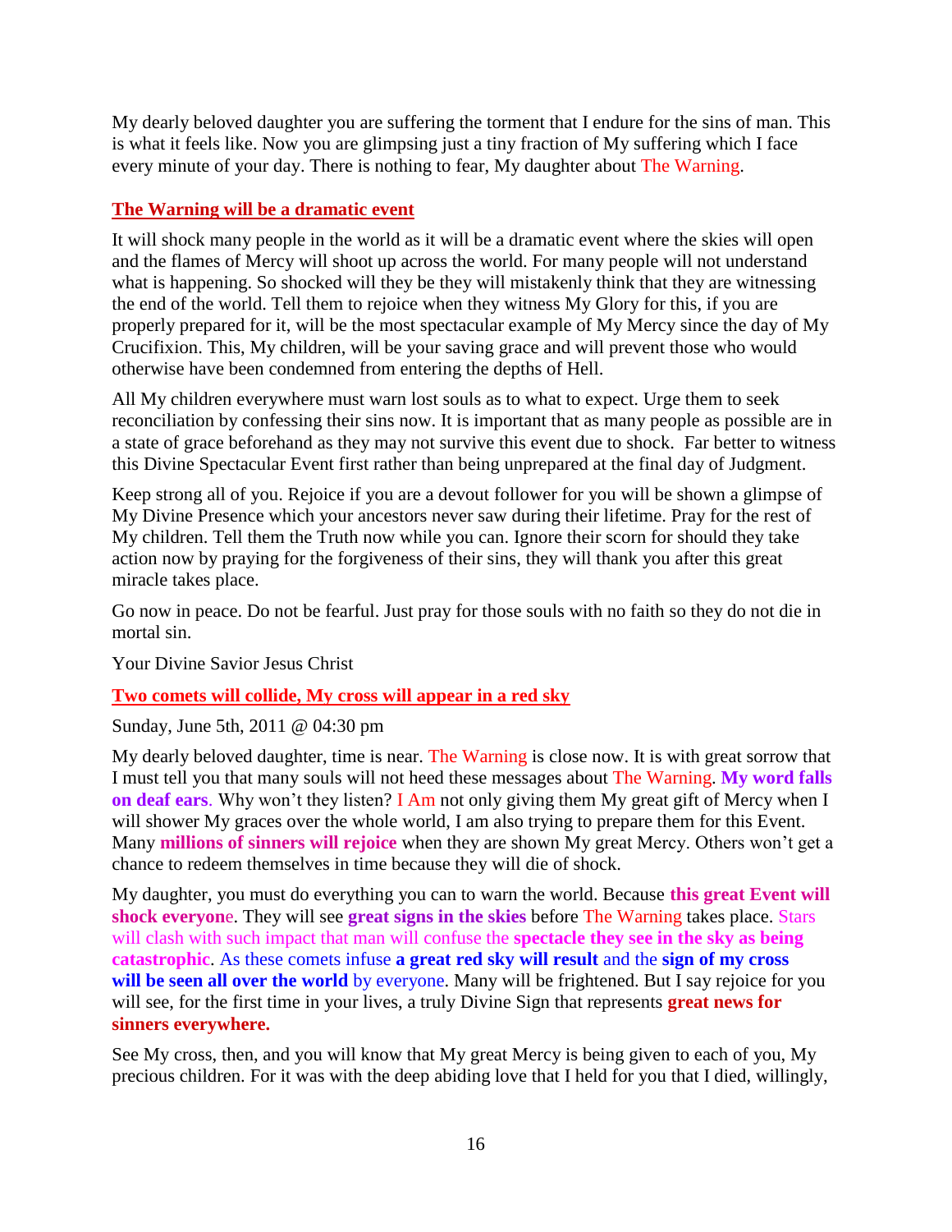My dearly beloved daughter you are suffering the torment that I endure for the sins of man. This is what it feels like. Now you are glimpsing just a tiny fraction of My suffering which I face every minute of your day. There is nothing to fear, My daughter about The Warning.

## The Warning will be a dramatic event

It will shock many people in the world as it will be a dramatic event where the skies will open and the flames of Mercy will shoot up across the world. For many people will not understand what is happening. So shocked will they be they will mistakenly think that they are witnessing the end of the world. Tell them to rejoice when they witness My Glory for this, if you are properly prepared for it, will be the most spectacular example of My Mercy since the day of My Crucifixion. This, My children, will be your saving grace and will prevent those who would otherwise have been condemned from entering the depths of Hell.

All My children everywhere must warn lost souls as to what to expect. Urge them to seek reconciliation by confessing their sins now. It is important that as many people as possible are in a state of grace beforehand as they may not survive this event due to shock. Far better to witness this Divine Spectacular Event first rather than being unprepared at the final day of Judgment.

Keep strong all of you. Rejoice if you are a devout follower for you will be shown a glimpse of My Divine Presence which your ancestors never saw during their lifetime. Pray for the rest of My children. Tell them the Truth now while you can. Ignore their scorn for should they take action now by praying for the forgiveness of their sins, they will thank you after this great miracle takes place.

Go now in peace. Do not be fearful. Just pray for those souls with no faith so they do not die in mortal sin.

Your Divine Savior Jesus Christ

## Two comets will collide, My cross will appear in a red sky

Sunday, June 5th, 2011 @ 04:30 pm

My dearly beloved daughter, time is near. The Warning is close now. It is with great sorrow that I must tell you that many souls will not heed these messages about The Warning. **My word falls on deaf ears**. Why won't they listen? I Am not only giving them My great gift of Mercy when I will shower My graces over the whole world, I am also trying to prepare them for this Event. Many **millions of sinners will rejoice** when they are shown My great Mercy. Others won't get a chance to redeem themselves in time because they will die of shock.

My daughter, you must do everything you can to warn the world. Because **this great Event will shock everyon**e. They will see **great signs in the skies** before The Warning takes place. Stars will clash with such impact that man will confuse the **spectacle they see in the sky as being catastrophic**. As these comets infuse **a great red sky will result** and the **sign of my cross will be seen all over the world** by everyone. Many will be frightened. But I say rejoice for you will see, for the first time in your lives, a truly Divine Sign that represents **great news for sinners everywhere.**

See My cross, then, and you will know that My great Mercy is being given to each of you, My precious children. For it was with the deep abiding love that I held for you that I died, willingly,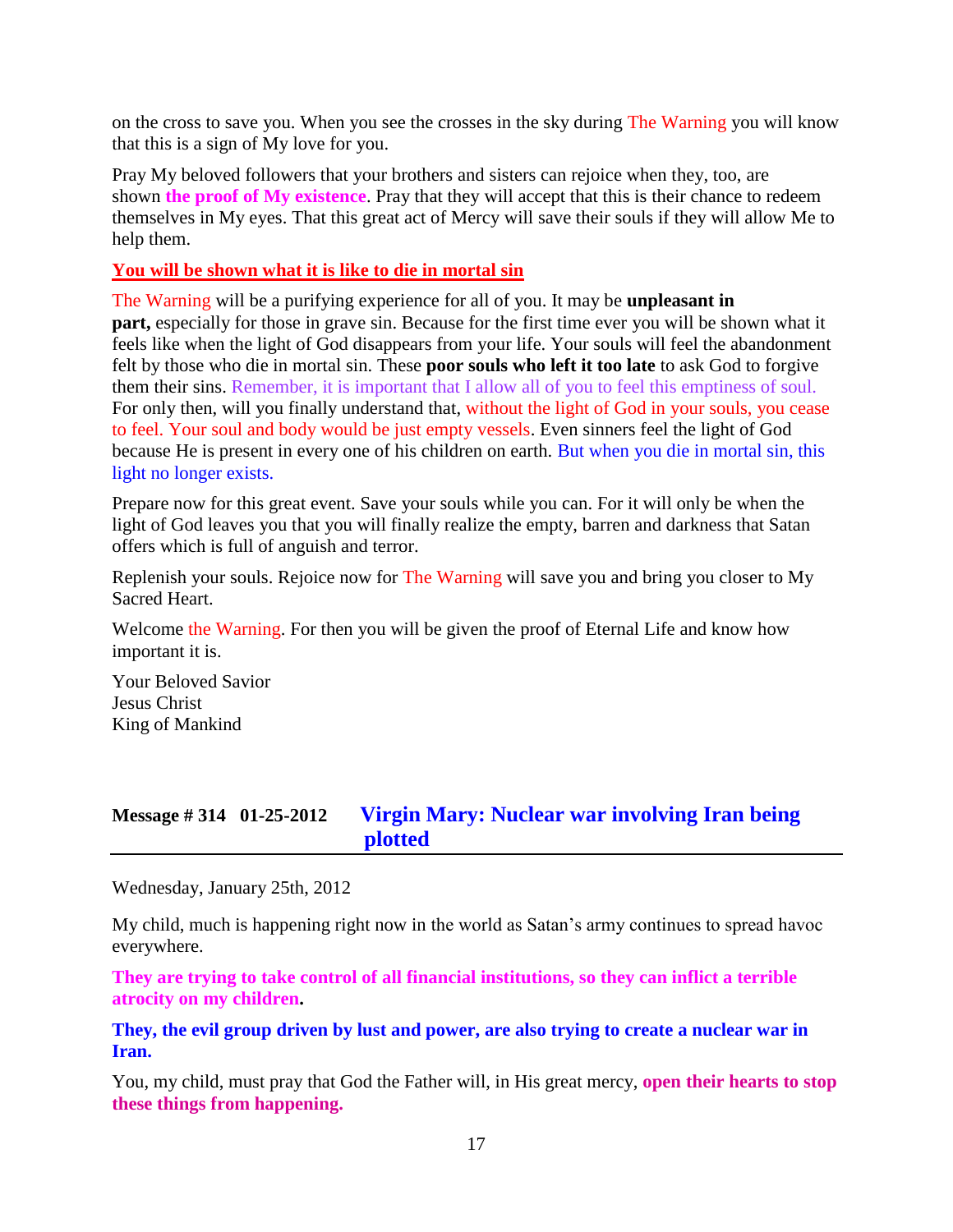on the cross to save you. When you see the crosses in the sky during The Warning you will know that this is a sign of My love for you.

Pray My beloved followers that your brothers and sisters can rejoice when they, too, are shown **the proof of My existence**. Pray that they will accept that this is their chance to redeem themselves in My eyes. That this great act of Mercy will save their souls if they will allow Me to help them.

**You will be shown what it is like to die in mortal sin**

The Warning will be a purifying experience for all of you. It may be **unpleasant in part,** especially for those in grave sin. Because for the first time ever you will be shown what it feels like when the light of God disappears from your life. Your souls will feel the abandonment felt by those who die in mortal sin. These **poor souls who left it too late** to ask God to forgive them their sins. Remember, it is important that I allow all of you to feel this emptiness of soul. For only then, will you finally understand that, without the light of God in your souls, you cease to feel. Your soul and body would be just empty vessels. Even sinners feel the light of God because He is present in every one of his children on earth. But when you die in mortal sin, this light no longer exists.

Prepare now for this great event. Save your souls while you can. For it will only be when the light of God leaves you that you will finally realize the empty, barren and darkness that Satan offers which is full of anguish and terror.

Replenish your souls. Rejoice now for The Warning will save you and bring you closer to My Sacred Heart.

Welcome the Warning. For then you will be given the proof of Eternal Life and know how important it is.

Your Beloved Savior
Jesus Christ
King of Mankind

## Message # 314 01-25-2012 Virgin Mary: Nuclear war involving Iran being plotted

Wednesday, January 25th, 2012

My child, much is happening right now in the world as Satan's army continues to spread havoc everywhere.

**They are trying to take control of all financial institutions, so they can inflict a terrible atrocity on my children.**

**They, the evil group driven by lust and power, are also trying to create a nuclear war in Iran.**

You, my child, must pray that God the Father will, in His great mercy, **open their hearts to stop these things from happening.**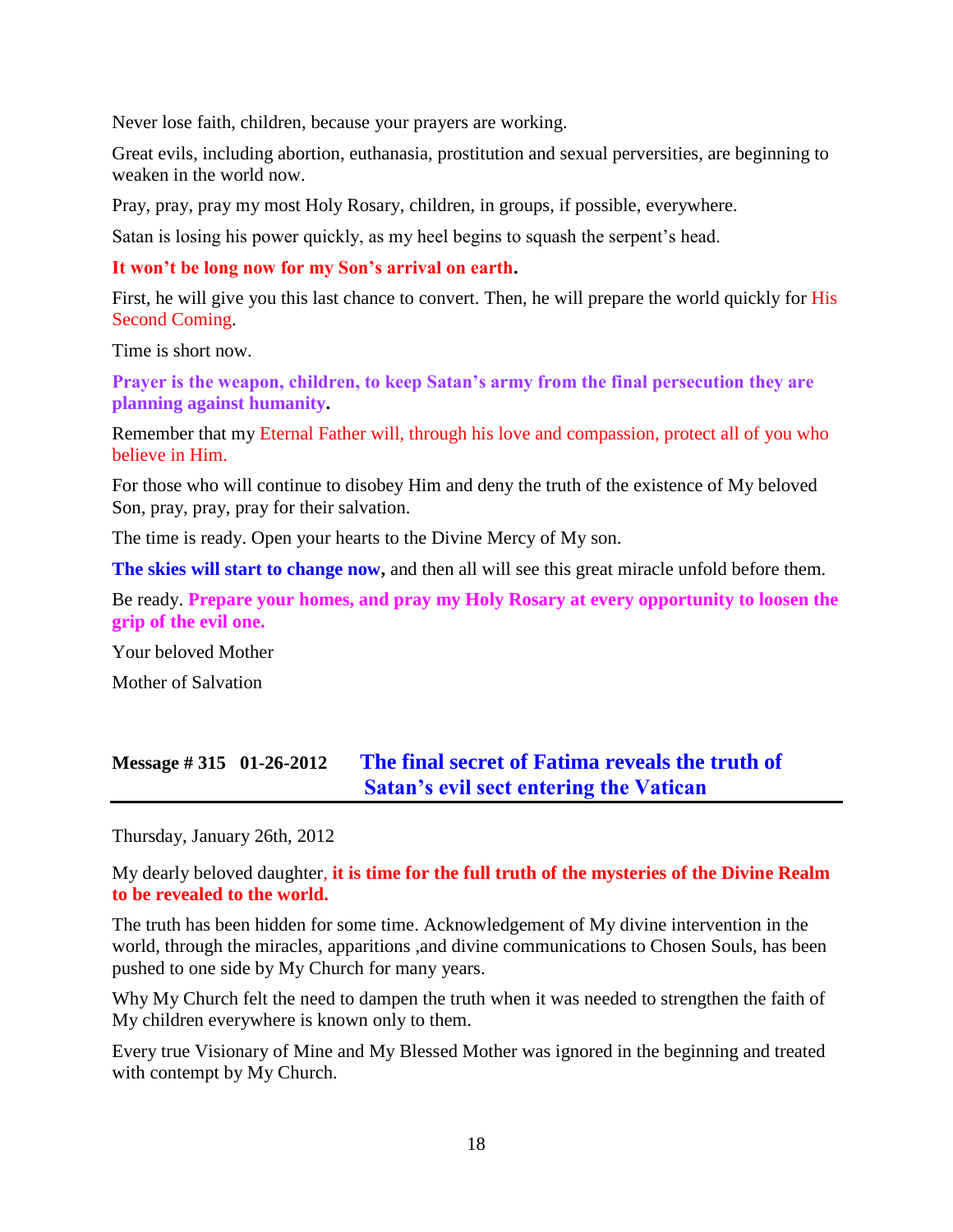Never lose faith, children, because your prayers are working.

Great evils, including abortion, euthanasia, prostitution and sexual perversities, are beginning to weaken in the world now.

Pray, pray, pray my most Holy Rosary, children, in groups, if possible, everywhere.

Satan is losing his power quickly, as my heel begins to squash the serpent's head.

**It won't be long now for my Son's arrival on earth.**

First, he will give you this last chance to convert. Then, he will prepare the world quickly for His Second Coming.

Time is short now.

**Prayer is the weapon, children, to keep Satan's army from the final persecution they are planning against humanity.**

Remember that my Eternal Father will, through his love and compassion, protect all of you who believe in Him.

For those who will continue to disobey Him and deny the truth of the existence of My beloved Son, pray, pray, pray for their salvation.

The time is ready. Open your hearts to the Divine Mercy of My son.

**The skies will start to change now,** and then all will see this great miracle unfold before them.

Be ready. **Prepare your homes, and pray my Holy Rosary at every opportunity to loosen the grip of the evil one.**

Your beloved Mother

Mother of Salvation

## Message # 315 01-26-2012 The final secret of Fatima reveals the truth of Satan's evil sect entering the Vatican

Thursday, January 26th, 2012

My dearly beloved daughter, **it is time for the full truth of the mysteries of the Divine Realm to be revealed to the world.**

The truth has been hidden for some time. Acknowledgement of My divine intervention in the world, through the miracles, apparitions ,and divine communications to Chosen Souls, has been pushed to one side by My Church for many years.

Why My Church felt the need to dampen the truth when it was needed to strengthen the faith of My children everywhere is known only to them.

Every true Visionary of Mine and My Blessed Mother was ignored in the beginning and treated with contempt by My Church.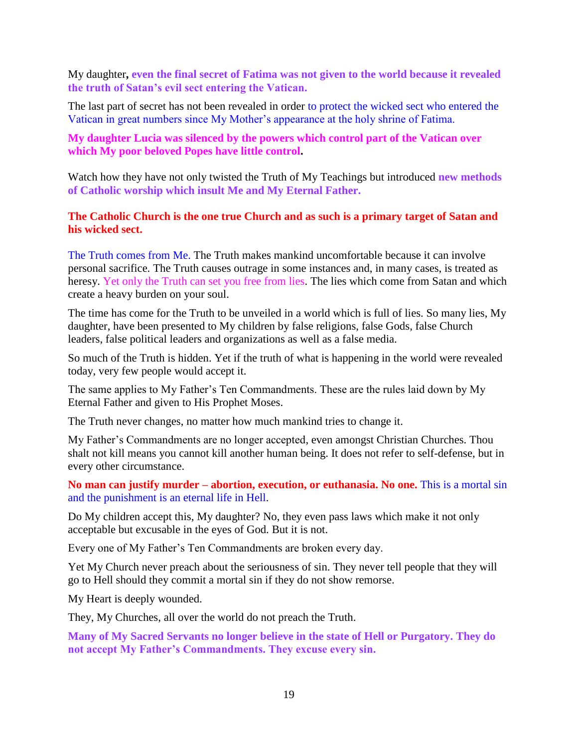My daughter**, even the final secret of Fatima was not given to the world because it revealed the truth of Satan's evil sect entering the Vatican.**

The last part of secret has not been revealed in order to protect the wicked sect who entered the Vatican in great numbers since My Mother's appearance at the holy shrine of Fatima.

**My daughter Lucia was silenced by the powers which control part of the Vatican over which My poor beloved Popes have little control.**

Watch how they have not only twisted the Truth of My Teachings but introduced **new methods of Catholic worship which insult Me and My Eternal Father.**

**The Catholic Church is the one true Church and as such is a primary target of Satan and his wicked sect.**

The Truth comes from Me. The Truth makes mankind uncomfortable because it can involve personal sacrifice. The Truth causes outrage in some instances and, in many cases, is treated as heresy. Yet only the Truth can set you free from lies. The lies which come from Satan and which create a heavy burden on your soul.

The time has come for the Truth to be unveiled in a world which is full of lies. So many lies, My daughter, have been presented to My children by false religions, false Gods, false Church leaders, false political leaders and organizations as well as a false media.

So much of the Truth is hidden. Yet if the truth of what is happening in the world were revealed today, very few people would accept it.

The same applies to My Father's Ten Commandments. These are the rules laid down by My Eternal Father and given to His Prophet Moses.

The Truth never changes, no matter how much mankind tries to change it.

My Father's Commandments are no longer accepted, even amongst Christian Churches. Thou shalt not kill means you cannot kill another human being. It does not refer to self-defense, but in every other circumstance.

**No man can justify murder – abortion, execution, or euthanasia. No one.** This is a mortal sin and the punishment is an eternal life in Hell.

Do My children accept this, My daughter? No, they even pass laws which make it not only acceptable but excusable in the eyes of God. But it is not.

Every one of My Father's Ten Commandments are broken every day.

Yet My Church never preach about the seriousness of sin. They never tell people that they will go to Hell should they commit a mortal sin if they do not show remorse.

My Heart is deeply wounded.

They, My Churches, all over the world do not preach the Truth.

**Many of My Sacred Servants no longer believe in the state of Hell or Purgatory. They do not accept My Father's Commandments. They excuse every sin.**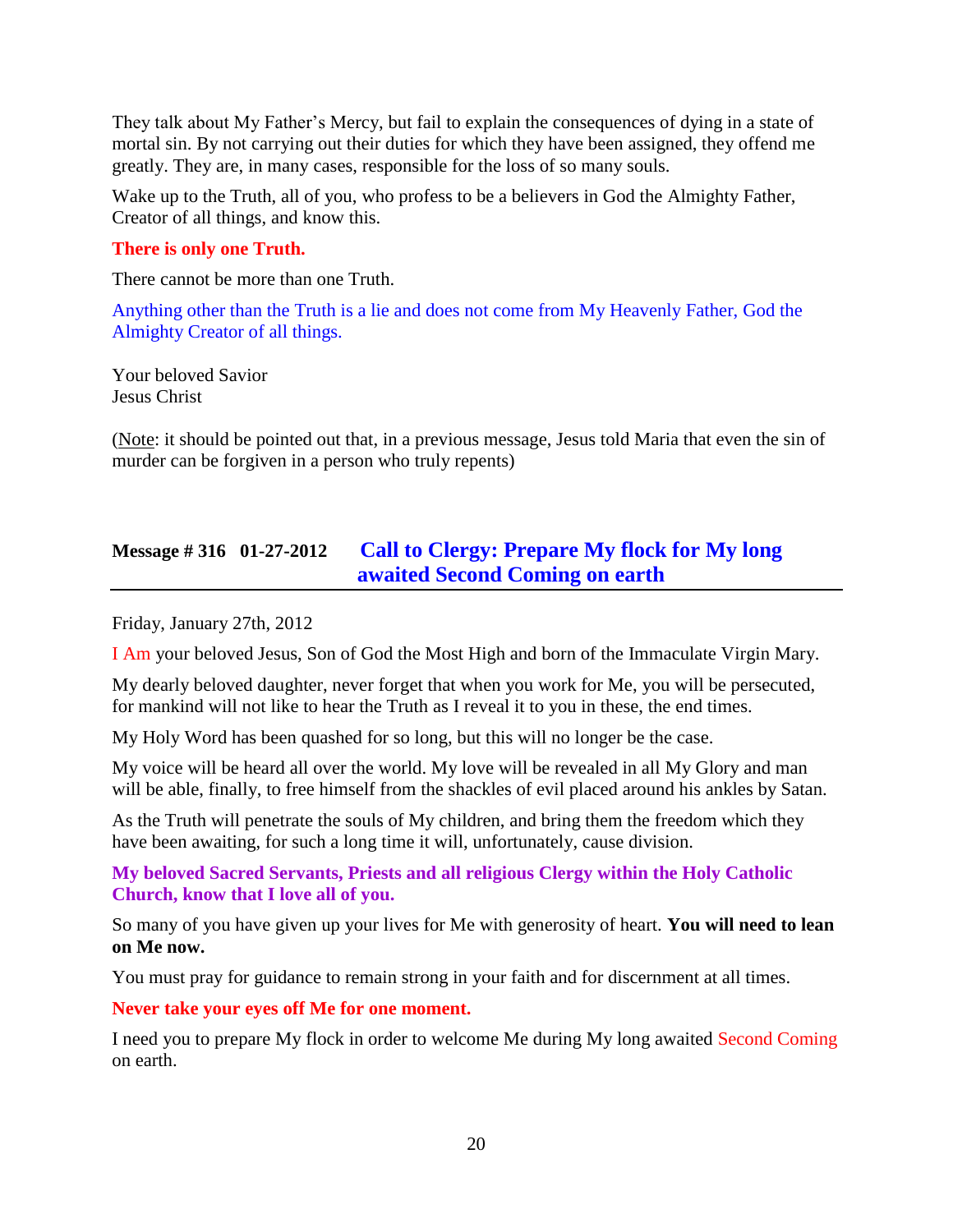They talk about My Father's Mercy, but fail to explain the consequences of dying in a state of mortal sin. By not carrying out their duties for which they have been assigned, they offend me greatly. They are, in many cases, responsible for the loss of so many souls.

Wake up to the Truth, all of you, who profess to be a believers in God the Almighty Father, Creator of all things, and know this.

**There is only one Truth.**

There cannot be more than one Truth.

Anything other than the Truth is a lie and does not come from My Heavenly Father, God the Almighty Creator of all things.

Your beloved Savior
Jesus Christ

(Note: it should be pointed out that, in a previous message, Jesus told Maria that even the sin of murder can be forgiven in a person who truly repents)

## Message # 316 01-27-2012 Call to Clergy: Prepare My flock for My long awaited Second Coming on earth

Friday, January 27th, 2012

I Am your beloved Jesus, Son of God the Most High and born of the Immaculate Virgin Mary.

My dearly beloved daughter, never forget that when you work for Me, you will be persecuted, for mankind will not like to hear the Truth as I reveal it to you in these, the end times.

My Holy Word has been quashed for so long, but this will no longer be the case.

My voice will be heard all over the world. My love will be revealed in all My Glory and man will be able, finally, to free himself from the shackles of evil placed around his ankles by Satan.

As the Truth will penetrate the souls of My children, and bring them the freedom which they have been awaiting, for such a long time it will, unfortunately, cause division.

**My beloved Sacred Servants, Priests and all religious Clergy within the Holy Catholic Church, know that I love all of you.**

So many of you have given up your lives for Me with generosity of heart. **You will need to lean on Me now.**

You must pray for guidance to remain strong in your faith and for discernment at all times.

**Never take your eyes off Me for one moment.**

I need you to prepare My flock in order to welcome Me during My long awaited Second Coming on earth.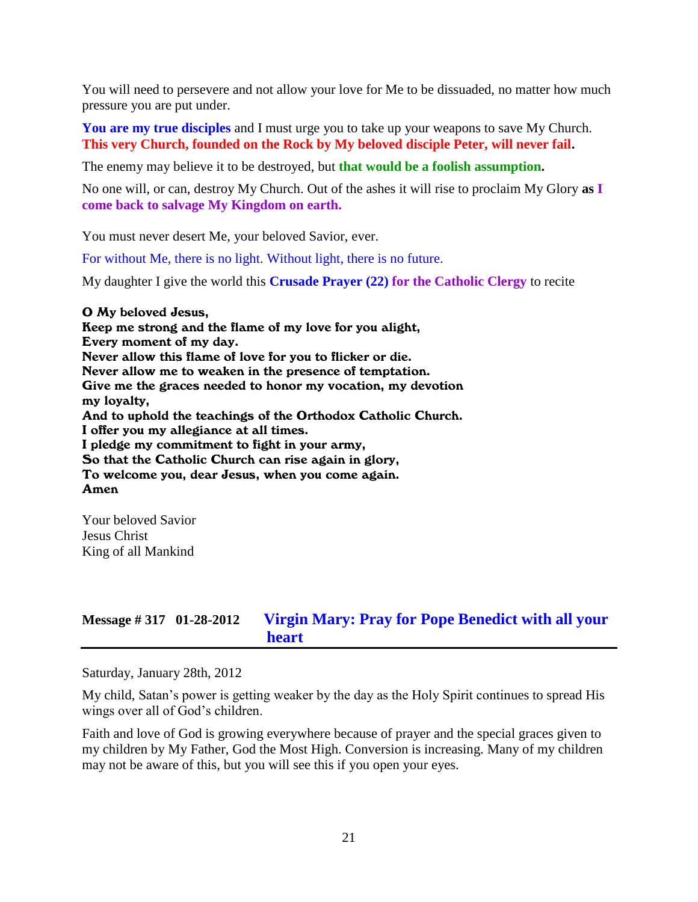You will need to persevere and not allow your love for Me to be dissuaded, no matter how much pressure you are put under.

**You are my true disciples** and I must urge you to take up your weapons to save My Church. **This very Church, founded on the Rock by My beloved disciple Peter, will never fail.**

The enemy may believe it to be destroyed, but **that would be a foolish assumption.**

No one will, or can, destroy My Church. Out of the ashes it will rise to proclaim My Glory **as I come back to salvage My Kingdom on earth.**

You must never desert Me, your beloved Savior, ever.

For without Me, there is no light. Without light, there is no future.

My daughter I give the world this **Crusade Prayer (22) for the Catholic Clergy** to recite

**O My beloved Jesus,**
**Keep me strong and the flame of my love for you alight,**
**Every moment of my day.**
**Never allow this flame of love for you to flicker or die.**
**Never allow me to weaken in the presence of temptation.**
**Give me the graces needed to honor my vocation, my devotion my loyalty,**
**And to uphold the teachings of the Orthodox Catholic Church.**
**I offer you my allegiance at all times.**
**I pledge my commitment to fight in your army,**
**So that the Catholic Church can rise again in glory,**
**To welcome you, dear Jesus, when you come again.**
**Amen**

Your beloved Savior
Jesus Christ
King of all Mankind

## Message # 317 01-28-2012 Virgin Mary: Pray for Pope Benedict with all your heart

Saturday, January 28th, 2012

My child, Satan's power is getting weaker by the day as the Holy Spirit continues to spread His wings over all of God's children.

Faith and love of God is growing everywhere because of prayer and the special graces given to my children by My Father, God the Most High. Conversion is increasing. Many of my children may not be aware of this, but you will see this if you open your eyes.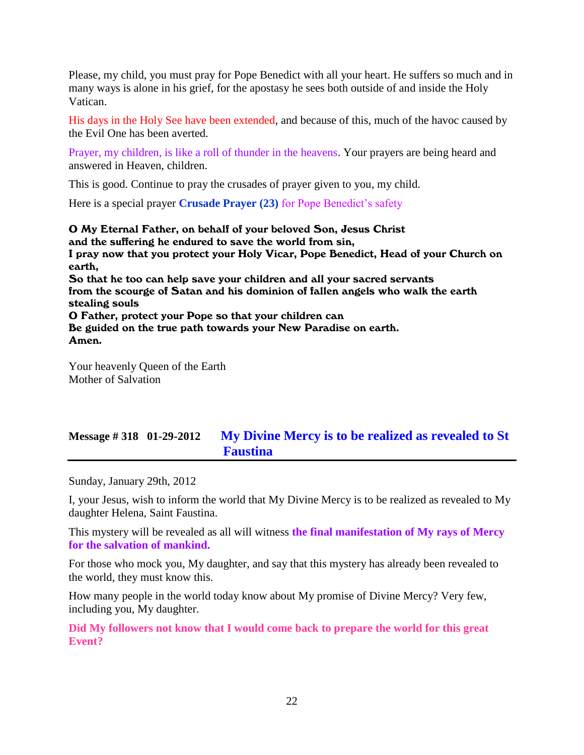Please, my child, you must pray for Pope Benedict with all your heart. He suffers so much and in many ways is alone in his grief, for the apostasy he sees both outside of and inside the Holy Vatican.

His days in the Holy See have been extended, and because of this, much of the havoc caused by the Evil One has been averted.

Prayer, my children, is like a roll of thunder in the heavens. Your prayers are being heard and answered in Heaven, children.

This is good. Continue to pray the crusades of prayer given to you, my child.

Here is a special prayer **Crusade Prayer (23)** for Pope Benedict's safety

**O My Eternal Father, on behalf of your beloved Son, Jesus Christ**
**and the suffering he endured to save the world from sin,**
**I pray now that you protect your Holy Vicar, Pope Benedict, Head of your Church on earth,**
**So that he too can help save your children and all your sacred servants**
**from the scourge of Satan and his dominion of fallen angels who walk the earth stealing souls**
**O Father, protect your Pope so that your children can**
**Be guided on the true path towards your New Paradise on earth.**
**Amen.**

Your heavenly Queen of the Earth
Mother of Salvation

## Message # 318 01-29-2012 My Divine Mercy is to be realized as revealed to St Faustina

Sunday, January 29th, 2012

I, your Jesus, wish to inform the world that My Divine Mercy is to be realized as revealed to My daughter Helena, Saint Faustina.

This mystery will be revealed as all will witness **the final manifestation of My rays of Mercy for the salvation of mankind.**

For those who mock you, My daughter, and say that this mystery has already been revealed to the world, they must know this.

How many people in the world today know about My promise of Divine Mercy? Very few, including you, My daughter.

**Did My followers not know that I would come back to prepare the world for this great Event?**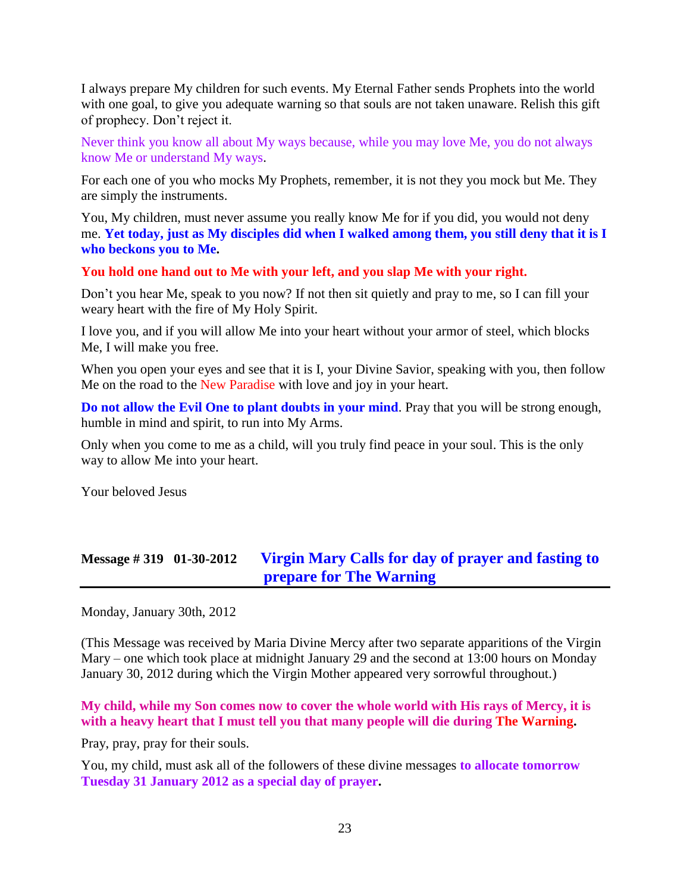I always prepare My children for such events. My Eternal Father sends Prophets into the world with one goal, to give you adequate warning so that souls are not taken unaware. Relish this gift of prophecy. Don't reject it.

Never think you know all about My ways because, while you may love Me, you do not always know Me or understand My ways.

For each one of you who mocks My Prophets, remember, it is not they you mock but Me. They are simply the instruments.

You, My children, must never assume you really know Me for if you did, you would not deny me. **Yet today, just as My disciples did when I walked among them, you still deny that it is I who beckons you to Me.**

**You hold one hand out to Me with your left, and you slap Me with your right.**

Don't you hear Me, speak to you now? If not then sit quietly and pray to me, so I can fill your weary heart with the fire of My Holy Spirit.

I love you, and if you will allow Me into your heart without your armor of steel, which blocks Me, I will make you free.

When you open your eyes and see that it is I, your Divine Savior, speaking with you, then follow Me on the road to the New Paradise with love and joy in your heart.

**Do not allow the Evil One to plant doubts in your mind**. Pray that you will be strong enough, humble in mind and spirit, to run into My Arms.

Only when you come to me as a child, will you truly find peace in your soul. This is the only way to allow Me into your heart.

Your beloved Jesus

## Message # 319 01-30-2012 Virgin Mary Calls for day of prayer and fasting to prepare for The Warning

Monday, January 30th, 2012

(This Message was received by Maria Divine Mercy after two separate apparitions of the Virgin Mary – one which took place at midnight January 29 and the second at 13:00 hours on Monday January 30, 2012 during which the Virgin Mother appeared very sorrowful throughout.)

**My child, while my Son comes now to cover the whole world with His rays of Mercy, it is with a heavy heart that I must tell you that many people will die during The Warning.**

Pray, pray, pray for their souls.

You, my child, must ask all of the followers of these divine messages **to allocate tomorrow Tuesday 31 January 2012 as a special day of prayer.**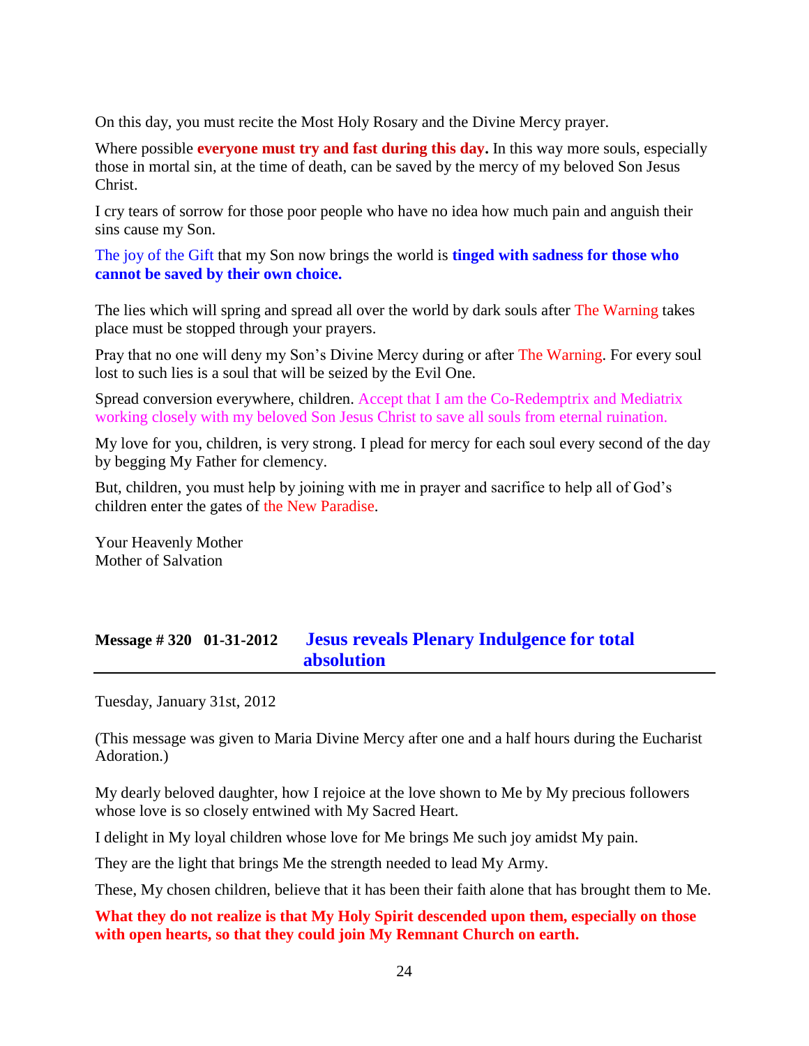On this day, you must recite the Most Holy Rosary and the Divine Mercy prayer.

Where possible **everyone must try and fast during this day.** In this way more souls, especially those in mortal sin, at the time of death, can be saved by the mercy of my beloved Son Jesus Christ.

I cry tears of sorrow for those poor people who have no idea how much pain and anguish their sins cause my Son.

The joy of the Gift that my Son now brings the world is **tinged with sadness for those who cannot be saved by their own choice.**

The lies which will spring and spread all over the world by dark souls after The Warning takes place must be stopped through your prayers.

Pray that no one will deny my Son's Divine Mercy during or after The Warning. For every soul lost to such lies is a soul that will be seized by the Evil One.

Spread conversion everywhere, children. Accept that I am the Co-Redemptrix and Mediatrix working closely with my beloved Son Jesus Christ to save all souls from eternal ruination.

My love for you, children, is very strong. I plead for mercy for each soul every second of the day by begging My Father for clemency.

But, children, you must help by joining with me in prayer and sacrifice to help all of God's children enter the gates of the New Paradise.

Your Heavenly Mother
Mother of Salvation

## Message # 320 01-31-2012 Jesus reveals Plenary Indulgence for total absolution

Tuesday, January 31st, 2012

(This message was given to Maria Divine Mercy after one and a half hours during the Eucharist Adoration.)

My dearly beloved daughter, how I rejoice at the love shown to Me by My precious followers whose love is so closely entwined with My Sacred Heart.

I delight in My loyal children whose love for Me brings Me such joy amidst My pain.

They are the light that brings Me the strength needed to lead My Army.

These, My chosen children, believe that it has been their faith alone that has brought them to Me.

**What they do not realize is that My Holy Spirit descended upon them, especially on those with open hearts, so that they could join My Remnant Church on earth.**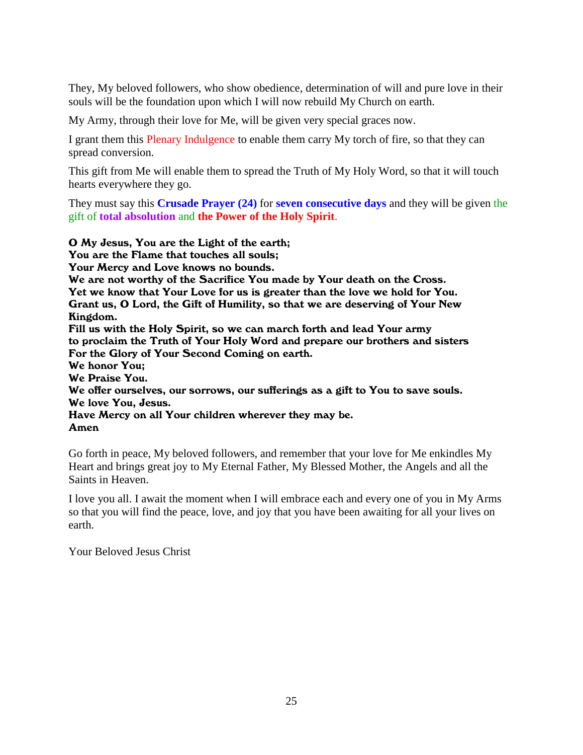They, My beloved followers, who show obedience, determination of will and pure love in their souls will be the foundation upon which I will now rebuild My Church on earth.

My Army, through their love for Me, will be given very special graces now.

I grant them this Plenary Indulgence to enable them carry My torch of fire, so that they can spread conversion.

This gift from Me will enable them to spread the Truth of My Holy Word, so that it will touch hearts everywhere they go.

They must say this **Crusade Prayer (24)** for **seven consecutive days** and they will be given the gift of **total absolution** and **the Power of the Holy Spirit**.

**O My Jesus, You are the Light of the earth;**
**You are the Flame that touches all souls;**
**Your Mercy and Love knows no bounds.**
**We are not worthy of the Sacrifice You made by Your death on the Cross.**
**Yet we know that Your Love for us is greater than the love we hold for You.**
**Grant us, O Lord, the Gift of Humility, so that we are deserving of Your New Kingdom.**
**Fill us with the Holy Spirit, so we can march forth and lead Your army**
**to proclaim the Truth of Your Holy Word and prepare our brothers and sisters**
**For the Glory of Your Second Coming on earth.**
**We honor You;**
**We Praise You.**
**We offer ourselves, our sorrows, our sufferings as a gift to You to save souls.**
**We love You, Jesus.**
**Have Mercy on all Your children wherever they may be.**
**Amen**

Go forth in peace, My beloved followers, and remember that your love for Me enkindles My Heart and brings great joy to My Eternal Father, My Blessed Mother, the Angels and all the Saints in Heaven.

I love you all. I await the moment when I will embrace each and every one of you in My Arms so that you will find the peace, love, and joy that you have been awaiting for all your lives on earth.

Your Beloved Jesus Christ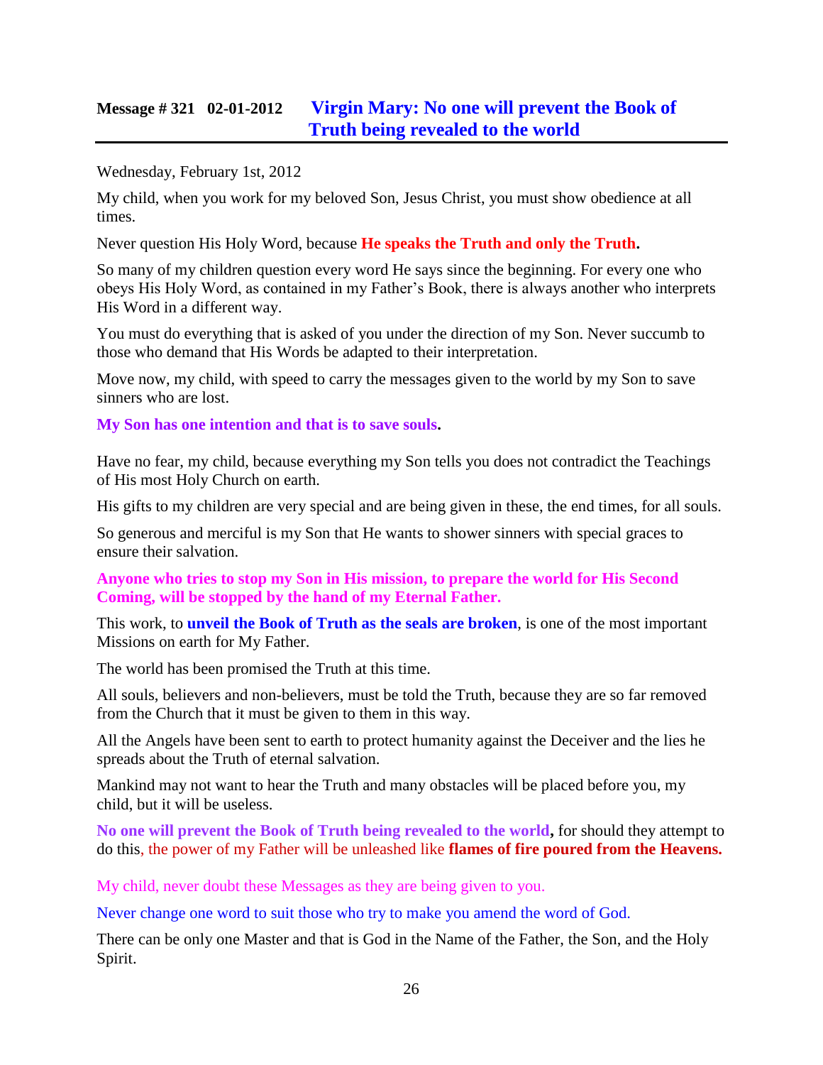## Message # 321 02-01-2012 Virgin Mary: No one will prevent the Book of Truth being revealed to the world

Wednesday, February 1st, 2012

My child, when you work for my beloved Son, Jesus Christ, you must show obedience at all times.

Never question His Holy Word, because **He speaks the Truth and only the Truth.**

So many of my children question every word He says since the beginning. For every one who obeys His Holy Word, as contained in my Father's Book, there is always another who interprets His Word in a different way.

You must do everything that is asked of you under the direction of my Son. Never succumb to those who demand that His Words be adapted to their interpretation.

Move now, my child, with speed to carry the messages given to the world by my Son to save sinners who are lost.

**My Son has one intention and that is to save souls.**

Have no fear, my child, because everything my Son tells you does not contradict the Teachings of His most Holy Church on earth.

His gifts to my children are very special and are being given in these, the end times, for all souls.

So generous and merciful is my Son that He wants to shower sinners with special graces to ensure their salvation.

**Anyone who tries to stop my Son in His mission, to prepare the world for His Second Coming, will be stopped by the hand of my Eternal Father.**

This work, to **unveil the Book of Truth as the seals are broken**, is one of the most important Missions on earth for My Father.

The world has been promised the Truth at this time.

All souls, believers and non-believers, must be told the Truth, because they are so far removed from the Church that it must be given to them in this way.

All the Angels have been sent to earth to protect humanity against the Deceiver and the lies he spreads about the Truth of eternal salvation.

Mankind may not want to hear the Truth and many obstacles will be placed before you, my child, but it will be useless.

**No one will prevent the Book of Truth being revealed to the world,** for should they attempt to do this, the power of my Father will be unleashed like **flames of fire poured from the Heavens.**

My child, never doubt these Messages as they are being given to you.

Never change one word to suit those who try to make you amend the word of God.

There can be only one Master and that is God in the Name of the Father, the Son, and the Holy Spirit.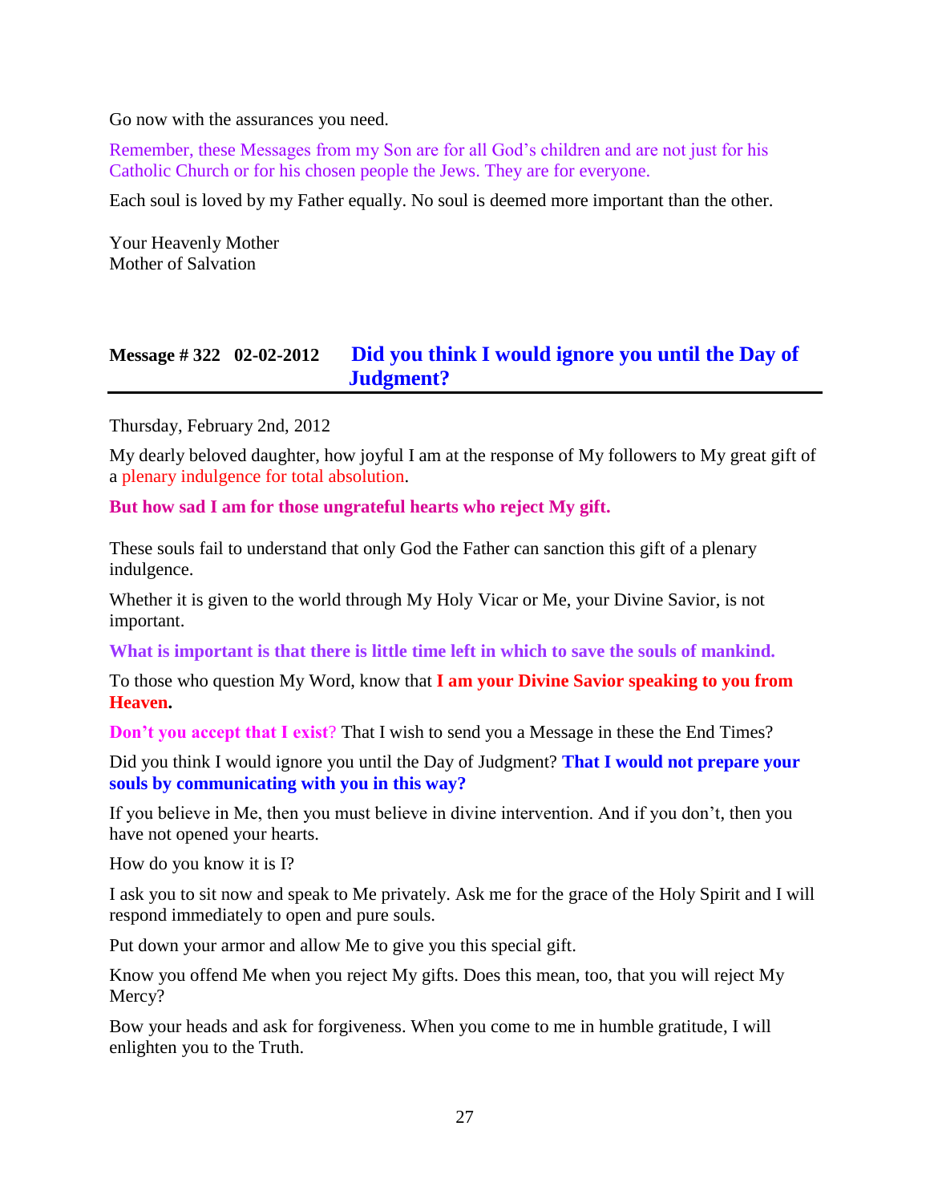Go now with the assurances you need.

Remember, these Messages from my Son are for all God's children and are not just for his Catholic Church or for his chosen people the Jews. They are for everyone.

Each soul is loved by my Father equally. No soul is deemed more important than the other.

Your Heavenly Mother
Mother of Salvation

## Message # 322 02-02-2012 Did you think I would ignore you until the Day of Judgment?

Thursday, February 2nd, 2012

My dearly beloved daughter, how joyful I am at the response of My followers to My great gift of a plenary indulgence for total absolution.

**But how sad I am for those ungrateful hearts who reject My gift.**

These souls fail to understand that only God the Father can sanction this gift of a plenary indulgence.

Whether it is given to the world through My Holy Vicar or Me, your Divine Savior, is not important.

**What is important is that there is little time left in which to save the souls of mankind.**

To those who question My Word, know that **I am your Divine Savior speaking to you from Heaven.**

**Don't you accept that I exist**? That I wish to send you a Message in these the End Times?

Did you think I would ignore you until the Day of Judgment? **That I would not prepare your souls by communicating with you in this way?**

If you believe in Me, then you must believe in divine intervention. And if you don't, then you have not opened your hearts.

How do you know it is I?

I ask you to sit now and speak to Me privately. Ask me for the grace of the Holy Spirit and I will respond immediately to open and pure souls.

Put down your armor and allow Me to give you this special gift.

Know you offend Me when you reject My gifts. Does this mean, too, that you will reject My Mercy?

Bow your heads and ask for forgiveness. When you come to me in humble gratitude, I will enlighten you to the Truth.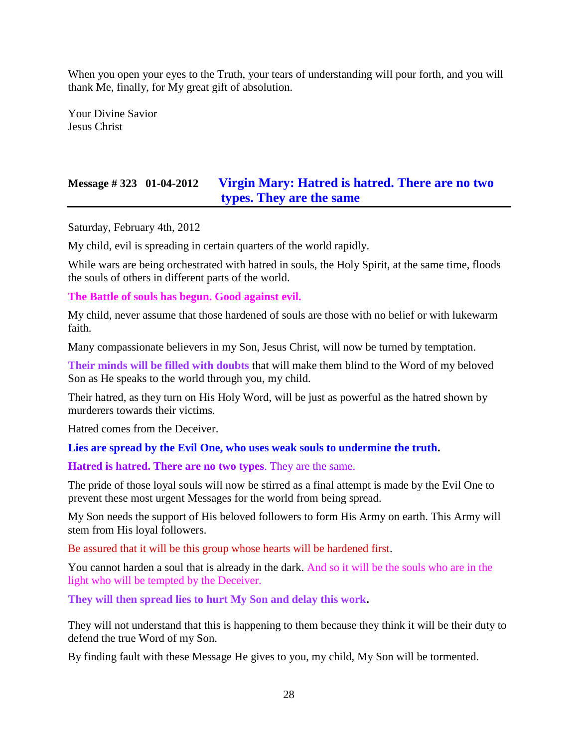When you open your eyes to the Truth, your tears of understanding will pour forth, and you will thank Me, finally, for My great gift of absolution.

Your Divine Savior
Jesus Christ

## Message # 323 01-04-2012 **Virgin Mary: Hatred is hatred. There are no two types. They are the same**

Saturday, February 4th, 2012

My child, evil is spreading in certain quarters of the world rapidly.

While wars are being orchestrated with hatred in souls, the Holy Spirit, at the same time, floods the souls of others in different parts of the world.

**The Battle of souls has begun. Good against evil.**

My child, never assume that those hardened of souls are those with no belief or with lukewarm faith.

Many compassionate believers in my Son, Jesus Christ, will now be turned by temptation.

**Their minds will be filled with doubts** that will make them blind to the Word of my beloved Son as He speaks to the world through you, my child.

Their hatred, as they turn on His Holy Word, will be just as powerful as the hatred shown by murderers towards their victims.

Hatred comes from the Deceiver.

**Lies are spread by the Evil One, who uses weak souls to undermine the truth.**

**Hatred is hatred. There are no two types**. They are the same.

The pride of those loyal souls will now be stirred as a final attempt is made by the Evil One to prevent these most urgent Messages for the world from being spread.

My Son needs the support of His beloved followers to form His Army on earth. This Army will stem from His loyal followers.

Be assured that it will be this group whose hearts will be hardened first.

You cannot harden a soul that is already in the dark. And so it will be the souls who are in the light who will be tempted by the Deceiver.

**They will then spread lies to hurt My Son and delay this work.**

They will not understand that this is happening to them because they think it will be their duty to defend the true Word of my Son.

By finding fault with these Message He gives to you, my child, My Son will be tormented.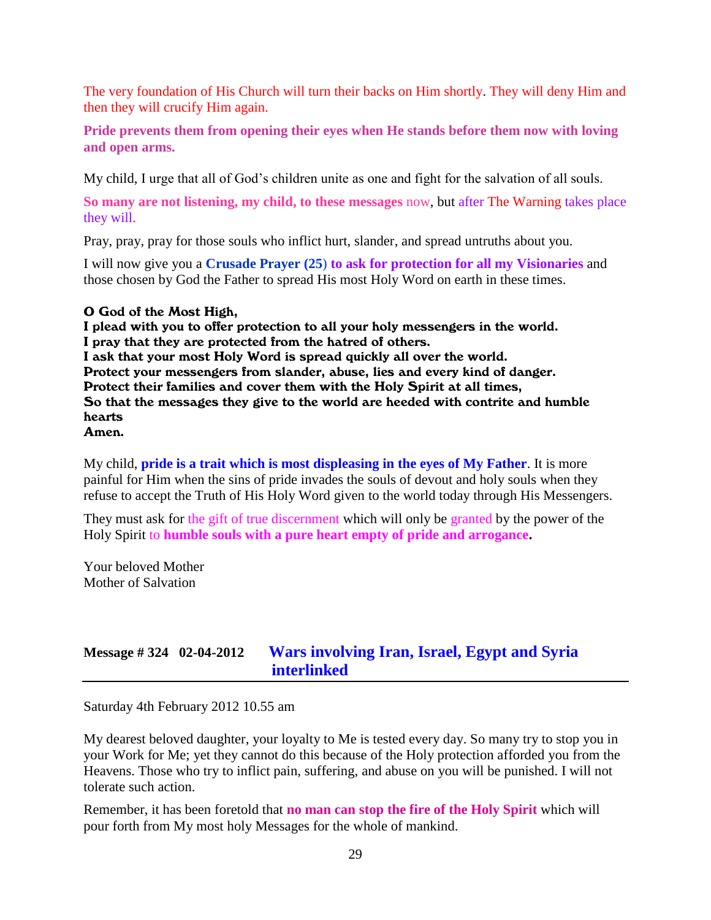The very foundation of His Church will turn their backs on Him shortly. They will deny Him and then they will crucify Him again.

**Pride prevents them from opening their eyes when He stands before them now with loving and open arms.**

My child, I urge that all of God's children unite as one and fight for the salvation of all souls.

**So many are not listening, my child, to these messages** now, but after The Warning takes place they will.

Pray, pray, pray for those souls who inflict hurt, slander, and spread untruths about you.

I will now give you a **Crusade Prayer (25) to ask for protection for all my Visionaries** and those chosen by God the Father to spread His most Holy Word on earth in these times.

**O God of the Most High,**
**I plead with you to offer protection to all your holy messengers in the world.**
**I pray that they are protected from the hatred of others.**
**I ask that your most Holy Word is spread quickly all over the world.**
**Protect your messengers from slander, abuse, lies and every kind of danger.**
**Protect their families and cover them with the Holy Spirit at all times,**
**So that the messages they give to the world are heeded with contrite and humble hearts**
**Amen.**

My child, **pride is a trait which is most displeasing in the eyes of My Father**. It is more painful for Him when the sins of pride invades the souls of devout and holy souls when they refuse to accept the Truth of His Holy Word given to the world today through His Messengers.

They must ask for the gift of true discernment which will only be granted by the power of the Holy Spirit to **humble souls with a pure heart empty of pride and arrogance.**

Your beloved Mother
Mother of Salvation

## Message # 324 02-04-2012 Wars involving Iran, Israel, Egypt and Syria interlinked

Saturday 4th February 2012 10.55 am

My dearest beloved daughter, your loyalty to Me is tested every day. So many try to stop you in your Work for Me; yet they cannot do this because of the Holy protection afforded you from the Heavens. Those who try to inflict pain, suffering, and abuse on you will be punished. I will not tolerate such action.

Remember, it has been foretold that **no man can stop the fire of the Holy Spirit** which will pour forth from My most holy Messages for the whole of mankind.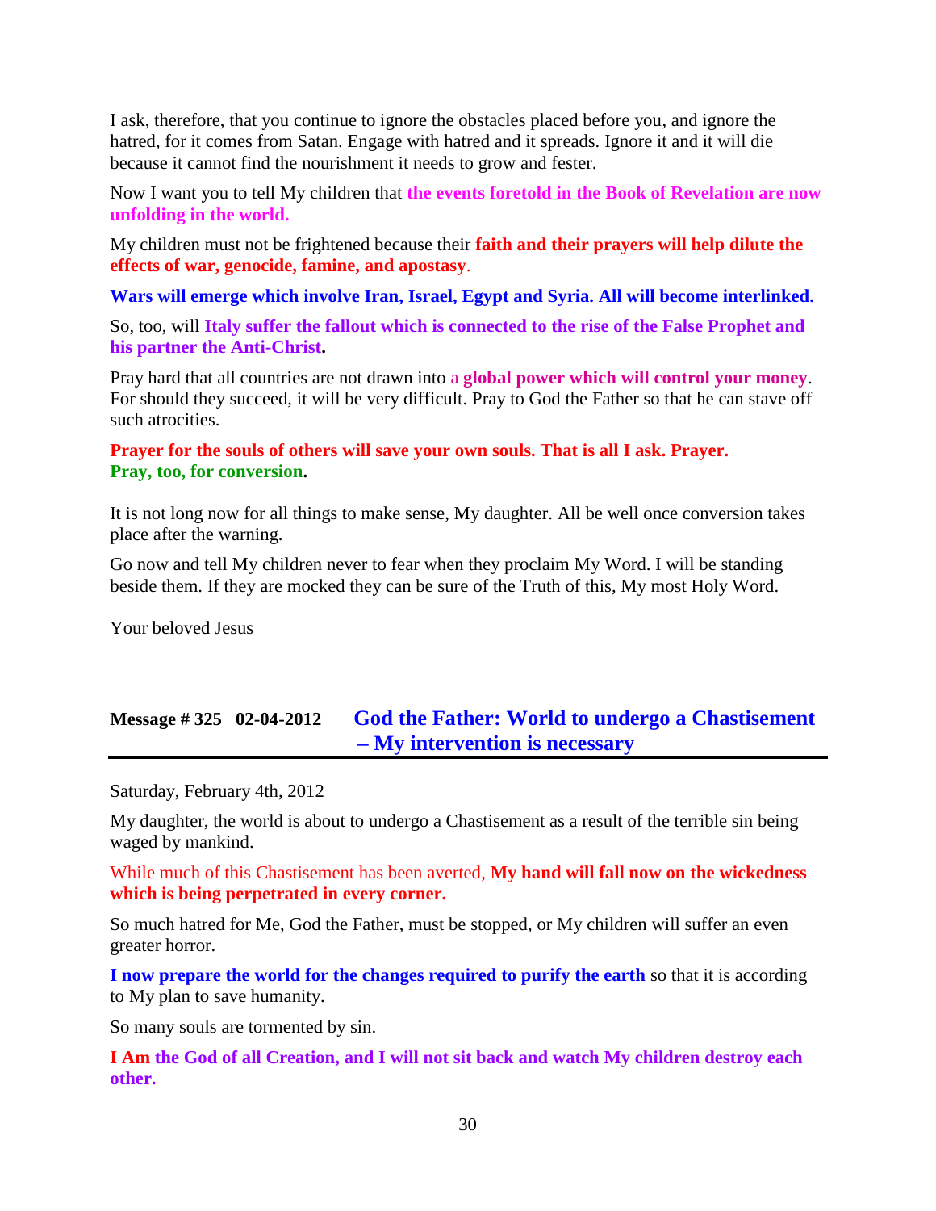I ask, therefore, that you continue to ignore the obstacles placed before you, and ignore the hatred, for it comes from Satan. Engage with hatred and it spreads. Ignore it and it will die because it cannot find the nourishment it needs to grow and fester.

Now I want you to tell My children that **the events foretold in the Book of Revelation are now unfolding in the world.**

My children must not be frightened because their **faith and their prayers will help dilute the effects of war, genocide, famine, and apostasy**.

**Wars will emerge which involve Iran, Israel, Egypt and Syria. All will become interlinked.**

So, too, will **Italy suffer the fallout which is connected to the rise of the False Prophet and his partner the Anti-Christ.**

Pray hard that all countries are not drawn into a **global power which will control your money**. For should they succeed, it will be very difficult. Pray to God the Father so that he can stave off such atrocities.

**Prayer for the souls of others will save your own souls. That is all I ask. Prayer.**
**Pray, too, for conversion.**

It is not long now for all things to make sense, My daughter. All be well once conversion takes place after the warning.

Go now and tell My children never to fear when they proclaim My Word. I will be standing beside them. If they are mocked they can be sure of the Truth of this, My most Holy Word.

Your beloved Jesus

## Message # 325 02-04-2012 God the Father: World to undergo a Chastisement – My intervention is necessary

Saturday, February 4th, 2012

My daughter, the world is about to undergo a Chastisement as a result of the terrible sin being waged by mankind.

While much of this Chastisement has been averted, **My hand will fall now on the wickedness which is being perpetrated in every corner.**

So much hatred for Me, God the Father, must be stopped, or My children will suffer an even greater horror.

**I now prepare the world for the changes required to purify the earth** so that it is according to My plan to save humanity.

So many souls are tormented by sin.

**I Am the God of all Creation, and I will not sit back and watch My children destroy each other.**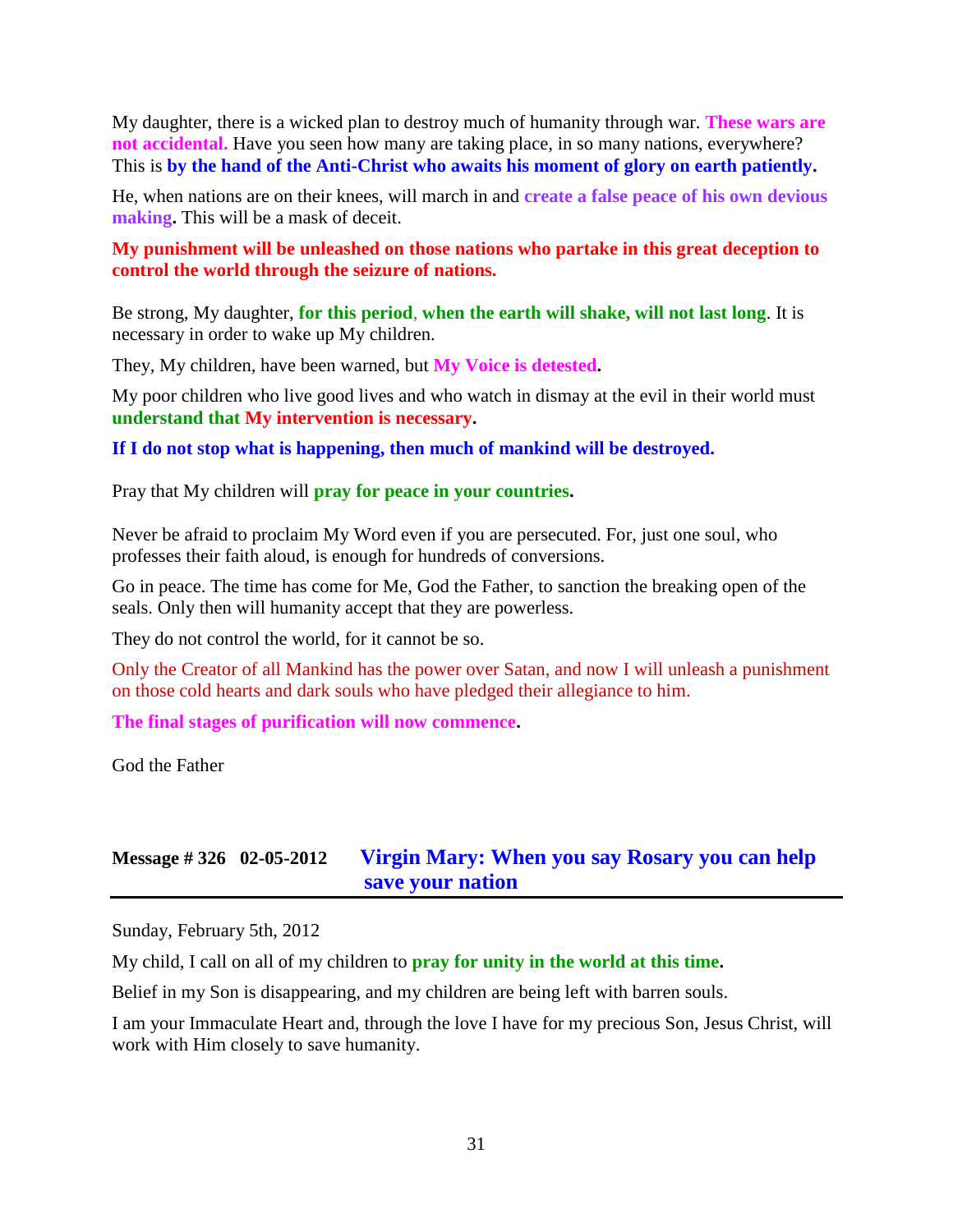My daughter, there is a wicked plan to destroy much of humanity through war. **These wars are not accidental.** Have you seen how many are taking place, in so many nations, everywhere? This is **by the hand of the Anti-Christ who awaits his moment of glory on earth patiently.**

He, when nations are on their knees, will march in and **create a false peace of his own devious making.** This will be a mask of deceit.

**My punishment will be unleashed on those nations who partake in this great deception to control the world through the seizure of nations.**

Be strong, My daughter, **for this period, when the earth will shake, will not last long**. It is necessary in order to wake up My children.

They, My children, have been warned, but **My Voice is detested.**

My poor children who live good lives and who watch in dismay at the evil in their world must **understand that My intervention is necessary.**

**If I do not stop what is happening, then much of mankind will be destroyed.**

Pray that My children will **pray for peace in your countries.**

Never be afraid to proclaim My Word even if you are persecuted. For, just one soul, who professes their faith aloud, is enough for hundreds of conversions.

Go in peace. The time has come for Me, God the Father, to sanction the breaking open of the seals. Only then will humanity accept that they are powerless.

They do not control the world, for it cannot be so.

Only the Creator of all Mankind has the power over Satan, and now I will unleash a punishment on those cold hearts and dark souls who have pledged their allegiance to him.

**The final stages of purification will now commence.**

God the Father

## Message # 326 02-05-2012 Virgin Mary: When you say Rosary you can help save your nation

Sunday, February 5th, 2012

My child, I call on all of my children to **pray for unity in the world at this time.**

Belief in my Son is disappearing, and my children are being left with barren souls.

I am your Immaculate Heart and, through the love I have for my precious Son, Jesus Christ, will work with Him closely to save humanity.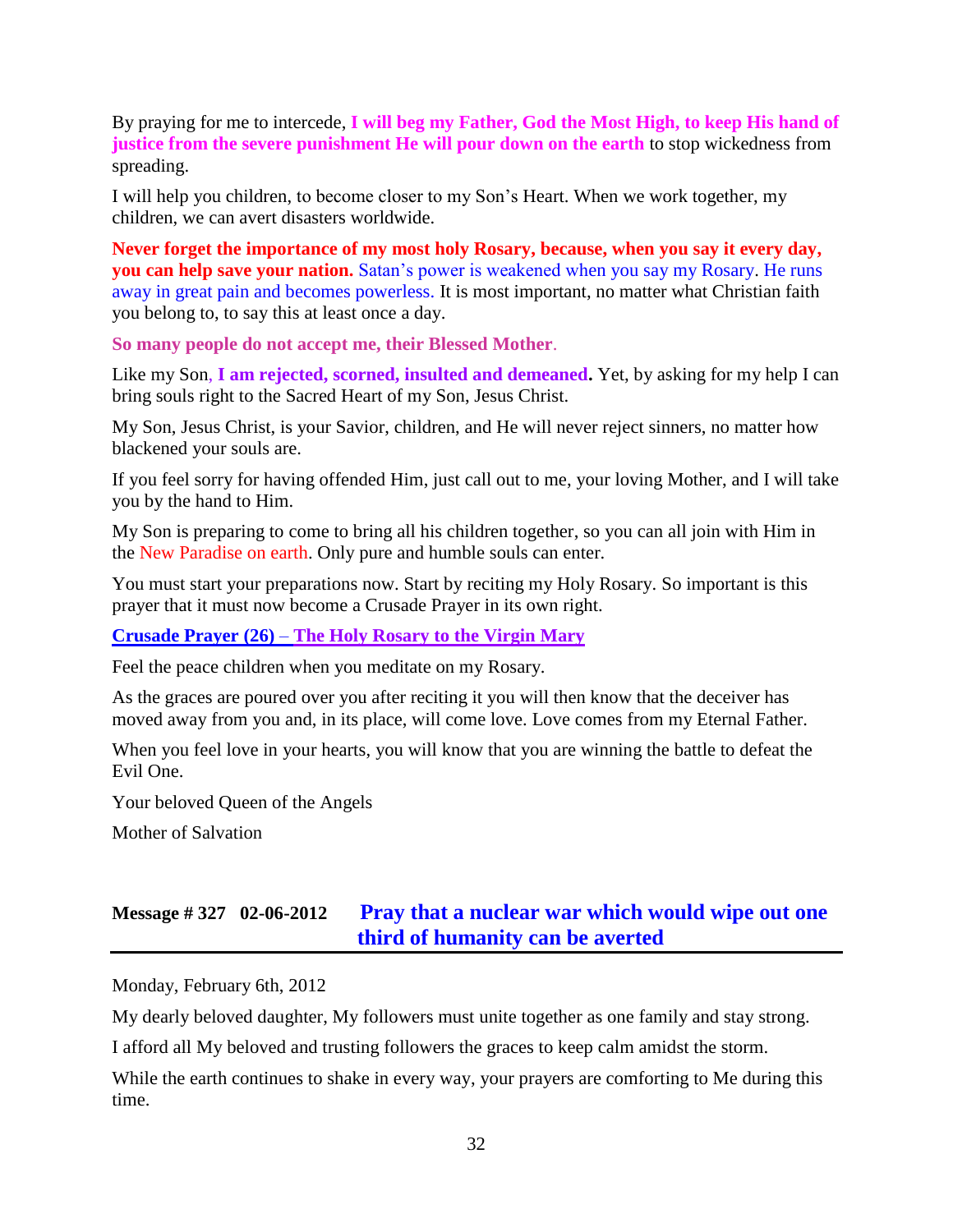By praying for me to intercede, **I will beg my Father, God the Most High, to keep His hand of justice from the severe punishment He will pour down on the earth** to stop wickedness from spreading.

I will help you children, to become closer to my Son's Heart. When we work together, my children, we can avert disasters worldwide.

**Never forget the importance of my most holy Rosary, because, when you say it every day, you can help save your nation.** Satan's power is weakened when you say my Rosary. He runs away in great pain and becomes powerless. It is most important, no matter what Christian faith you belong to, to say this at least once a day.

**So many people do not accept me, their Blessed Mother**.

Like my Son, **I am rejected, scorned, insulted and demeaned.** Yet, by asking for my help I can bring souls right to the Sacred Heart of my Son, Jesus Christ.

My Son, Jesus Christ, is your Savior, children, and He will never reject sinners, no matter how blackened your souls are.

If you feel sorry for having offended Him, just call out to me, your loving Mother, and I will take you by the hand to Him.

My Son is preparing to come to bring all his children together, so you can all join with Him in the New Paradise on earth. Only pure and humble souls can enter.

You must start your preparations now. Start by reciting my Holy Rosary. So important is this prayer that it must now become a Crusade Prayer in its own right.

**Crusade Prayer (26) – The Holy Rosary to the Virgin Mary**

Feel the peace children when you meditate on my Rosary.

As the graces are poured over you after reciting it you will then know that the deceiver has moved away from you and, in its place, will come love. Love comes from my Eternal Father.

When you feel love in your hearts, you will know that you are winning the battle to defeat the Evil One.

Your beloved Queen of the Angels

Mother of Salvation

## Message # 327 02-06-2012 Pray that a nuclear war which would wipe out one third of humanity can be averted

Monday, February 6th, 2012

My dearly beloved daughter, My followers must unite together as one family and stay strong.

I afford all My beloved and trusting followers the graces to keep calm amidst the storm.

While the earth continues to shake in every way, your prayers are comforting to Me during this time.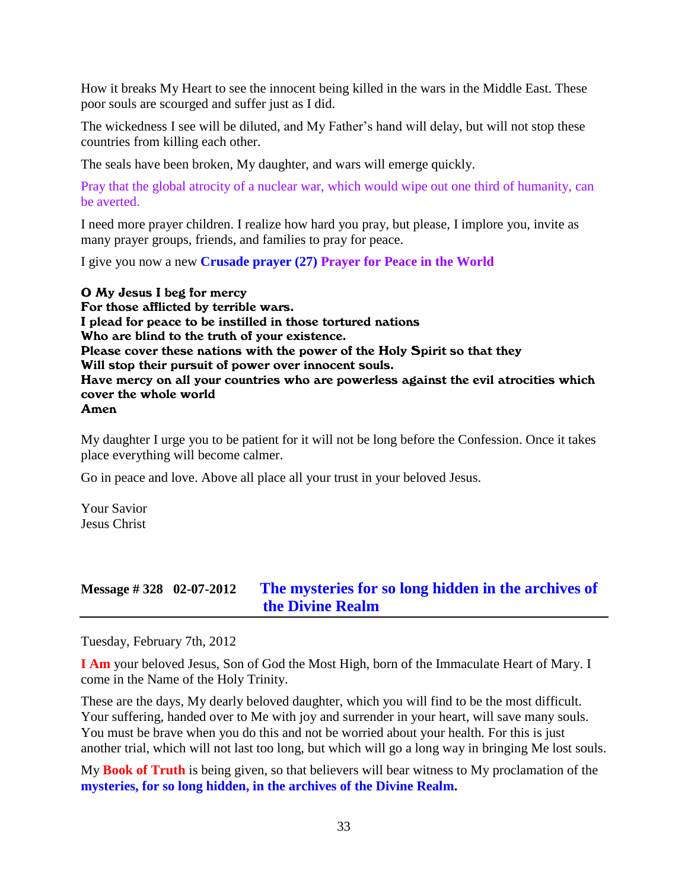How it breaks My Heart to see the innocent being killed in the wars in the Middle East. These poor souls are scourged and suffer just as I did.

The wickedness I see will be diluted, and My Father's hand will delay, but will not stop these countries from killing each other.

The seals have been broken, My daughter, and wars will emerge quickly.

Pray that the global atrocity of a nuclear war, which would wipe out one third of humanity, can be averted.

I need more prayer children. I realize how hard you pray, but please, I implore you, invite as many prayer groups, friends, and families to pray for peace.

I give you now a new **Crusade prayer (27) Prayer for Peace in the World**

**O My Jesus I beg for mercy**
**For those afflicted by terrible wars.**
**I plead for peace to be instilled in those tortured nations**
**Who are blind to the truth of your existence.**
**Please cover these nations with the power of the Holy Spirit so that they**
**Will stop their pursuit of power over innocent souls.**
**Have mercy on all your countries who are powerless against the evil atrocities which cover the whole world**
**Amen**

My daughter I urge you to be patient for it will not be long before the Confession. Once it takes place everything will become calmer.

Go in peace and love. Above all place all your trust in your beloved Jesus.

Your Savior
Jesus Christ

## Message # 328 02-07-2012 The mysteries for so long hidden in the archives of the Divine Realm

Tuesday, February 7th, 2012

**I Am** your beloved Jesus, Son of God the Most High, born of the Immaculate Heart of Mary. I come in the Name of the Holy Trinity.

These are the days, My dearly beloved daughter, which you will find to be the most difficult. Your suffering, handed over to Me with joy and surrender in your heart, will save many souls. You must be brave when you do this and not be worried about your health. For this is just another trial, which will not last too long, but which will go a long way in bringing Me lost souls.

My **Book of Truth** is being given, so that believers will bear witness to My proclamation of the **mysteries, for so long hidden, in the archives of the Divine Realm.**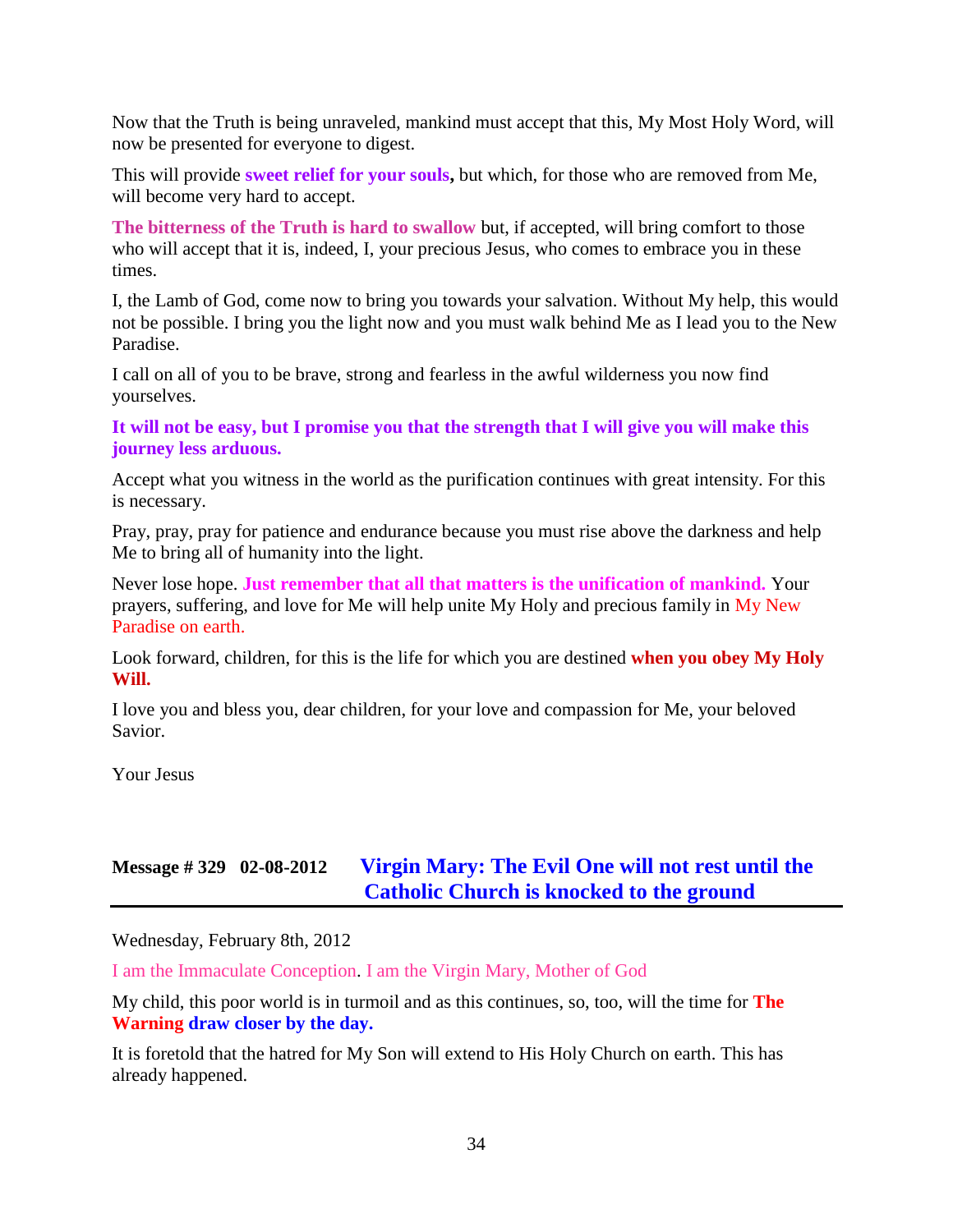Now that the Truth is being unraveled, mankind must accept that this, My Most Holy Word, will now be presented for everyone to digest.

This will provide **sweet relief for your souls,** but which, for those who are removed from Me, will become very hard to accept.

**The bitterness of the Truth is hard to swallow** but, if accepted, will bring comfort to those who will accept that it is, indeed, I, your precious Jesus, who comes to embrace you in these times.

I, the Lamb of God, come now to bring you towards your salvation. Without My help, this would not be possible. I bring you the light now and you must walk behind Me as I lead you to the New Paradise.

I call on all of you to be brave, strong and fearless in the awful wilderness you now find yourselves.

**It will not be easy, but I promise you that the strength that I will give you will make this journey less arduous.**

Accept what you witness in the world as the purification continues with great intensity. For this is necessary.

Pray, pray, pray for patience and endurance because you must rise above the darkness and help Me to bring all of humanity into the light.

Never lose hope. **Just remember that all that matters is the unification of mankind.** Your prayers, suffering, and love for Me will help unite My Holy and precious family in My New Paradise on earth.

Look forward, children, for this is the life for which you are destined **when you obey My Holy Will.**

I love you and bless you, dear children, for your love and compassion for Me, your beloved Savior.

Your Jesus

## Message # 329 02-08-2012 Virgin Mary: The Evil One will not rest until the Catholic Church is knocked to the ground

Wednesday, February 8th, 2012

I am the Immaculate Conception. I am the Virgin Mary, Mother of God

My child, this poor world is in turmoil and as this continues, so, too, will the time for **The Warning draw closer by the day.**

It is foretold that the hatred for My Son will extend to His Holy Church on earth. This has already happened.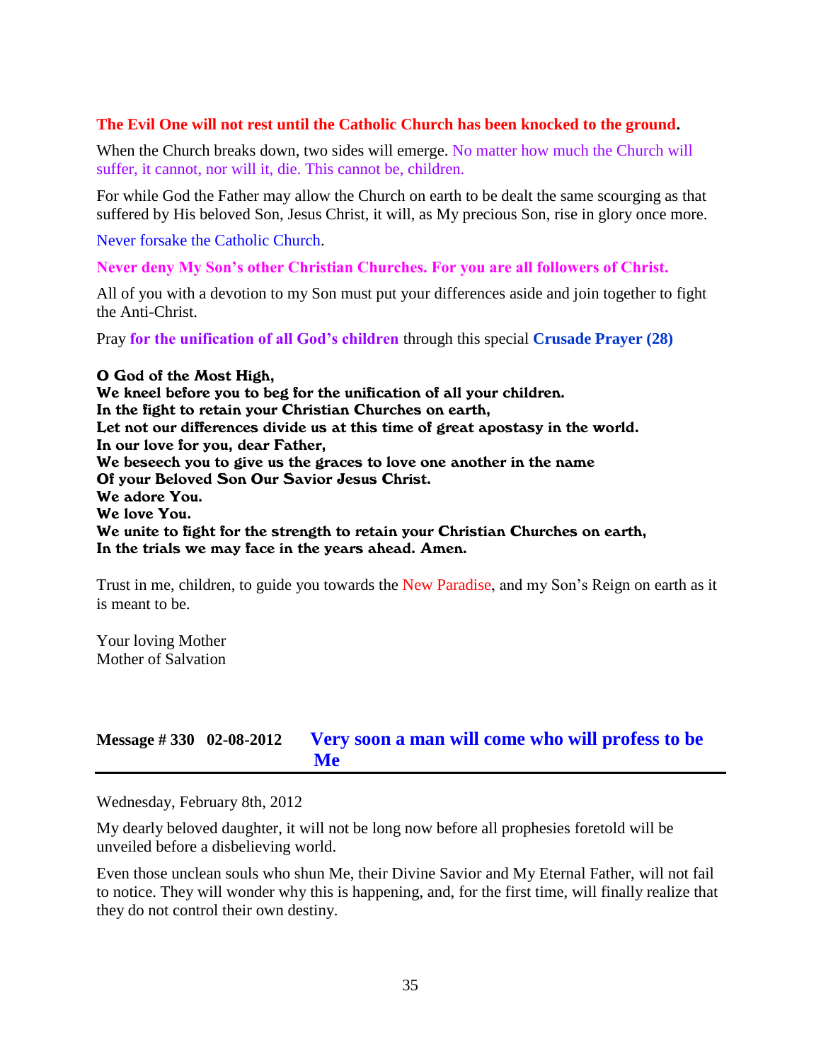**The Evil One will not rest until the Catholic Church has been knocked to the ground.**

When the Church breaks down, two sides will emerge. No matter how much the Church will suffer, it cannot, nor will it, die. This cannot be, children.

For while God the Father may allow the Church on earth to be dealt the same scourging as that suffered by His beloved Son, Jesus Christ, it will, as My precious Son, rise in glory once more.

Never forsake the Catholic Church.

**Never deny My Son's other Christian Churches. For you are all followers of Christ.**

All of you with a devotion to my Son must put your differences aside and join together to fight the Anti-Christ.

Pray **for the unification of all God's children** through this special **Crusade Prayer (28)**

**O God of the Most High,**
**We kneel before you to beg for the unification of all your children.**
**In the fight to retain your Christian Churches on earth,**
**Let not our differences divide us at this time of great apostasy in the world.**
**In our love for you, dear Father,**
**We beseech you to give us the graces to love one another in the name**
**Of your Beloved Son Our Savior Jesus Christ.**
**We adore You.**
**We love You.**
**We unite to fight for the strength to retain your Christian Churches on earth,**
**In the trials we may face in the years ahead. Amen.**

Trust in me, children, to guide you towards the New Paradise, and my Son's Reign on earth as it is meant to be.

Your loving Mother
Mother of Salvation

## Message # 330 02-08-2012 Very soon a man will come who will profess to be Me

Wednesday, February 8th, 2012

My dearly beloved daughter, it will not be long now before all prophesies foretold will be unveiled before a disbelieving world.

Even those unclean souls who shun Me, their Divine Savior and My Eternal Father, will not fail to notice. They will wonder why this is happening, and, for the first time, will finally realize that they do not control their own destiny.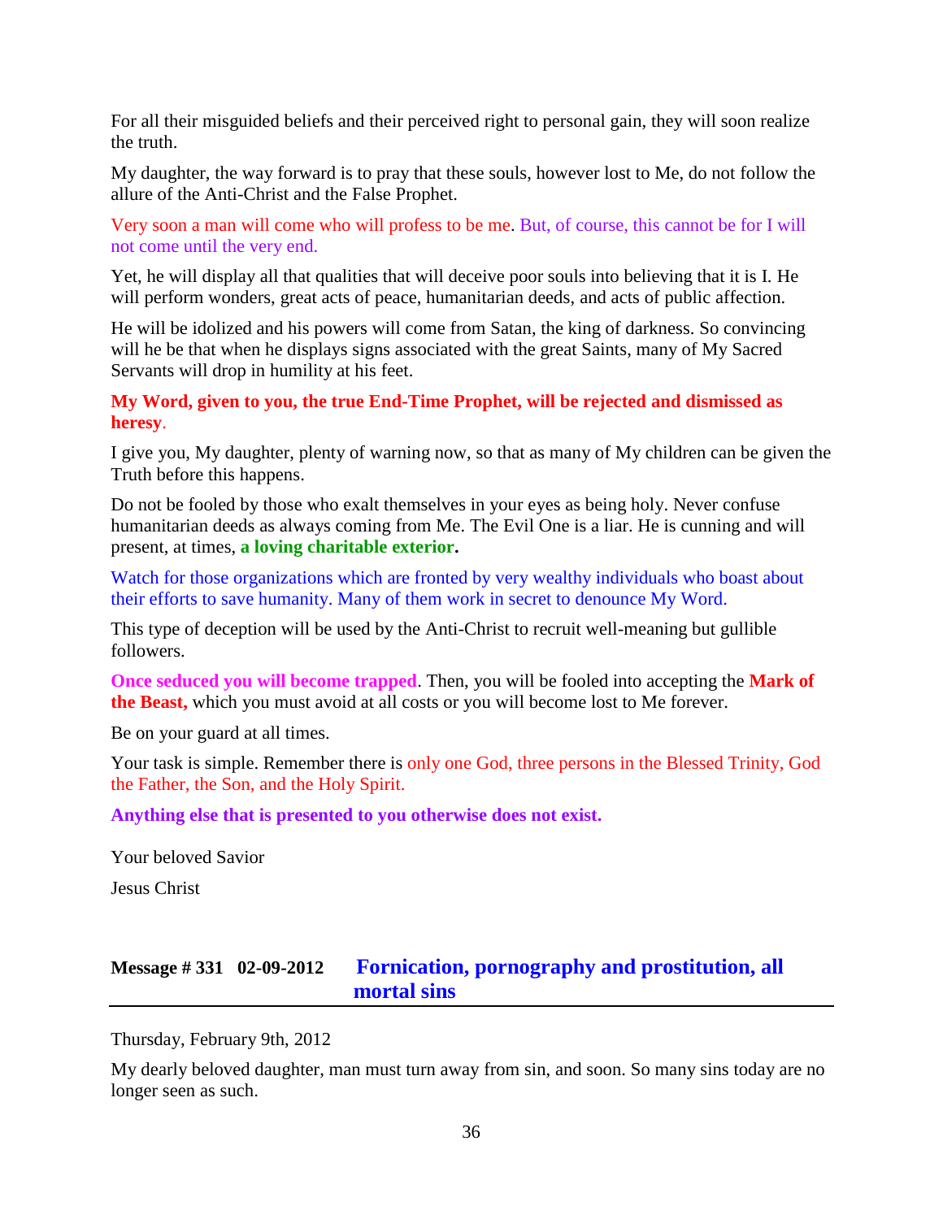For all their misguided beliefs and their perceived right to personal gain, they will soon realize the truth.

My daughter, the way forward is to pray that these souls, however lost to Me, do not follow the allure of the Anti-Christ and the False Prophet.

Very soon a man will come who will profess to be me. But, of course, this cannot be for I will not come until the very end.

Yet, he will display all that qualities that will deceive poor souls into believing that it is I. He will perform wonders, great acts of peace, humanitarian deeds, and acts of public affection.

He will be idolized and his powers will come from Satan, the king of darkness. So convincing will he be that when he displays signs associated with the great Saints, many of My Sacred Servants will drop in humility at his feet.

**My Word, given to you, the true End-Time Prophet, will be rejected and dismissed as heresy**.

I give you, My daughter, plenty of warning now, so that as many of My children can be given the Truth before this happens.

Do not be fooled by those who exalt themselves in your eyes as being holy. Never confuse humanitarian deeds as always coming from Me. The Evil One is a liar. He is cunning and will present, at times, **a loving charitable exterior.**

Watch for those organizations which are fronted by very wealthy individuals who boast about their efforts to save humanity. Many of them work in secret to denounce My Word.

This type of deception will be used by the Anti-Christ to recruit well-meaning but gullible followers.

**Once seduced you will become trapped**. Then, you will be fooled into accepting the **Mark of the Beast,** which you must avoid at all costs or you will become lost to Me forever.

Be on your guard at all times.

Your task is simple. Remember there is only one God, three persons in the Blessed Trinity, God the Father, the Son, and the Holy Spirit.

**Anything else that is presented to you otherwise does not exist.**

Your beloved Savior

Jesus Christ

## Message # 331 02-09-2012 Fornication, pornography and prostitution, all mortal sins

Thursday, February 9th, 2012

My dearly beloved daughter, man must turn away from sin, and soon. So many sins today are no longer seen as such.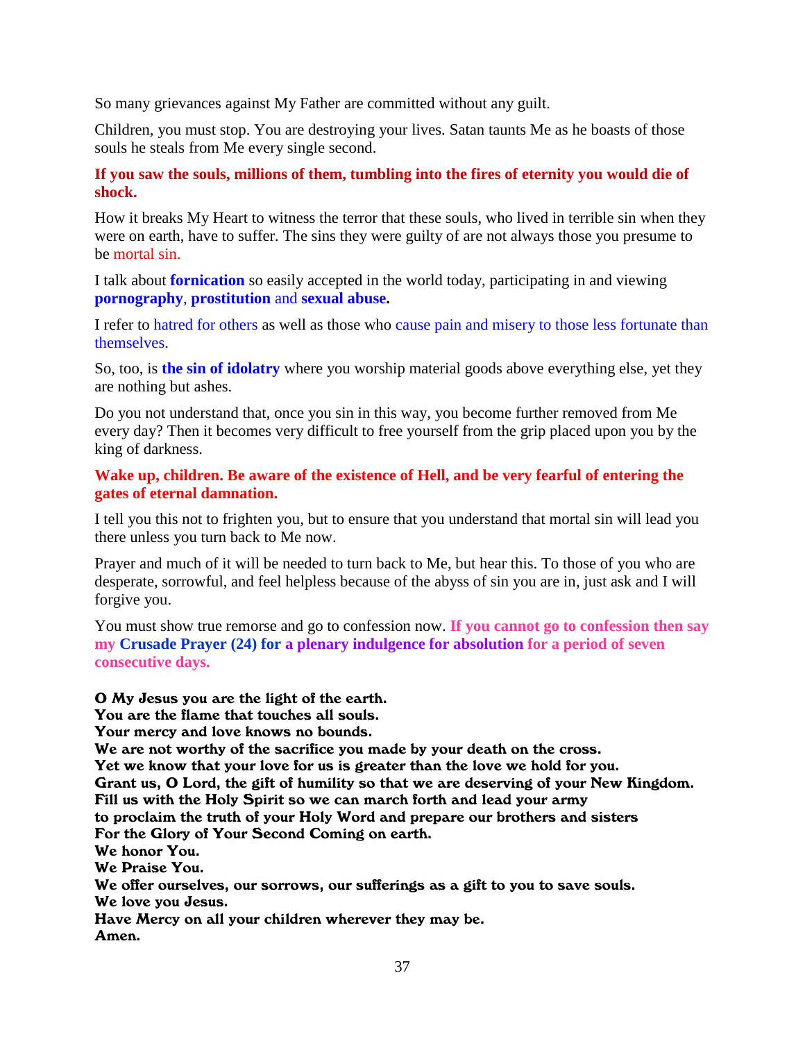So many grievances against My Father are committed without any guilt.

Children, you must stop. You are destroying your lives. Satan taunts Me as he boasts of those souls he steals from Me every single second.

**If you saw the souls, millions of them, tumbling into the fires of eternity you would die of shock.**

How it breaks My Heart to witness the terror that these souls, who lived in terrible sin when they were on earth, have to suffer. The sins they were guilty of are not always those you presume to be mortal sin.

I talk about **fornication** so easily accepted in the world today, participating in and viewing **pornography**, **prostitution** and **sexual abuse.**

I refer to hatred for others as well as those who cause pain and misery to those less fortunate than themselves.

So, too, is **the sin of idolatry** where you worship material goods above everything else, yet they are nothing but ashes.

Do you not understand that, once you sin in this way, you become further removed from Me every day? Then it becomes very difficult to free yourself from the grip placed upon you by the king of darkness.

**Wake up, children. Be aware of the existence of Hell, and be very fearful of entering the gates of eternal damnation.**

I tell you this not to frighten you, but to ensure that you understand that mortal sin will lead you there unless you turn back to Me now.

Prayer and much of it will be needed to turn back to Me, but hear this. To those of you who are desperate, sorrowful, and feel helpless because of the abyss of sin you are in, just ask and I will forgive you.

You must show true remorse and go to confession now. **If you cannot go to confession then say my Crusade Prayer (24) for a plenary indulgence for absolution for a period of seven consecutive days.**

**O My Jesus you are the light of the earth.**
**You are the flame that touches all souls.**
**Your mercy and love knows no bounds.**
**We are not worthy of the sacrifice you made by your death on the cross.**
**Yet we know that your love for us is greater than the love we hold for you.**
**Grant us, O Lord, the gift of humility so that we are deserving of your New Kingdom.**
**Fill us with the Holy Spirit so we can march forth and lead your army**
**to proclaim the truth of your Holy Word and prepare our brothers and sisters**
**For the Glory of Your Second Coming on earth.**
**We honor You.**
**We Praise You.**
**We offer ourselves, our sorrows, our sufferings as a gift to you to save souls.**
**We love you Jesus.**
**Have Mercy on all your children wherever they may be.**
**Amen.**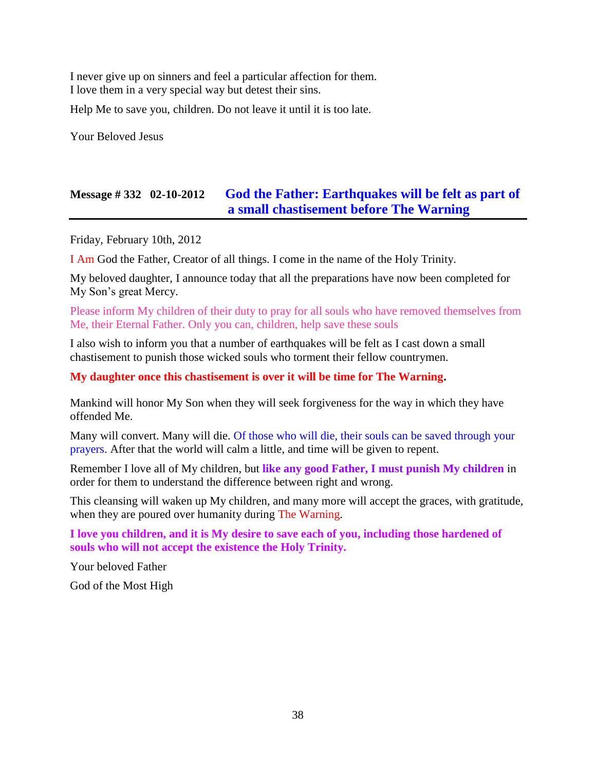I never give up on sinners and feel a particular affection for them.
I love them in a very special way but detest their sins.

Help Me to save you, children. Do not leave it until it is too late.

Your Beloved Jesus

## Message # 332 02-10-2012 God the Father: Earthquakes will be felt as part of a small chastisement before The Warning

Friday, February 10th, 2012

I Am God the Father, Creator of all things. I come in the name of the Holy Trinity.

My beloved daughter, I announce today that all the preparations have now been completed for My Son's great Mercy.

Please inform My children of their duty to pray for all souls who have removed themselves from Me, their Eternal Father. Only you can, children, help save these souls

I also wish to inform you that a number of earthquakes will be felt as I cast down a small chastisement to punish those wicked souls who torment their fellow countrymen.

**My daughter once this chastisement is over it will be time for The Warning.**

Mankind will honor My Son when they will seek forgiveness for the way in which they have offended Me.

Many will convert. Many will die. Of those who will die, their souls can be saved through your prayers. After that the world will calm a little, and time will be given to repent.

Remember I love all of My children, but **like any good Father, I must punish My children** in order for them to understand the difference between right and wrong.

This cleansing will waken up My children, and many more will accept the graces, with gratitude, when they are poured over humanity during The Warning.

**I love you children, and it is My desire to save each of you, including those hardened of souls who will not accept the existence the Holy Trinity.**

Your beloved Father

God of the Most High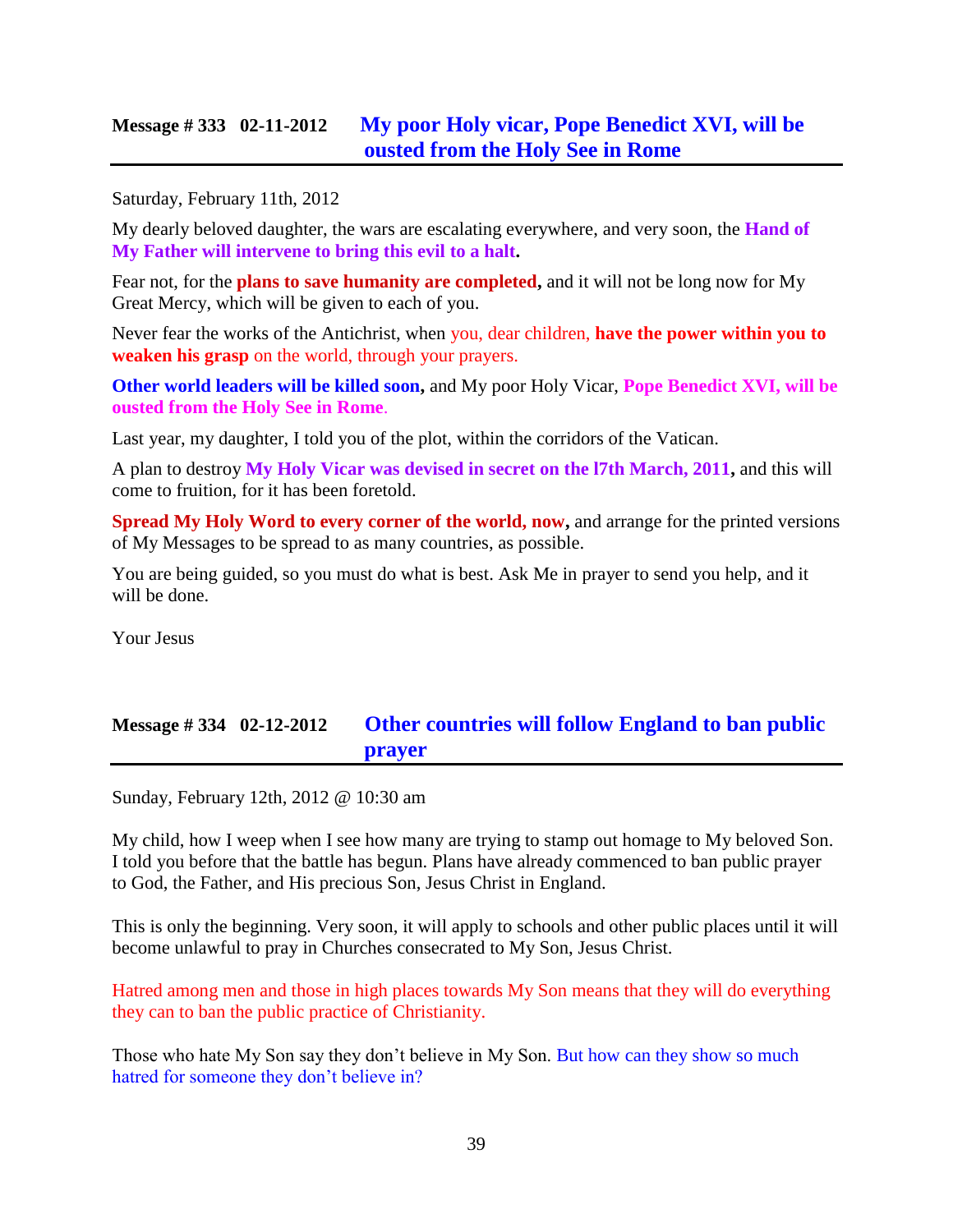## Message # 333 02-11-2012 My poor Holy vicar, Pope Benedict XVI, will be ousted from the Holy See in Rome

Saturday, February 11th, 2012

My dearly beloved daughter, the wars are escalating everywhere, and very soon, the **Hand of My Father will intervene to bring this evil to a halt.**

Fear not, for the **plans to save humanity are completed,** and it will not be long now for My Great Mercy, which will be given to each of you.

Never fear the works of the Antichrist, when you, dear children, **have the power within you to weaken his grasp** on the world, through your prayers.

**Other world leaders will be killed soon,** and My poor Holy Vicar, **Pope Benedict XVI, will be ousted from the Holy See in Rome**.

Last year, my daughter, I told you of the plot, within the corridors of the Vatican.

A plan to destroy **My Holy Vicar was devised in secret on the l7th March, 2011,** and this will come to fruition, for it has been foretold.

**Spread My Holy Word to every corner of the world, now,** and arrange for the printed versions of My Messages to be spread to as many countries, as possible.

You are being guided, so you must do what is best. Ask Me in prayer to send you help, and it will be done.

Your Jesus

## Message # 334 02-12-2012 Other countries will follow England to ban public prayer

Sunday, February 12th, 2012 @ 10:30 am

My child, how I weep when I see how many are trying to stamp out homage to My beloved Son. I told you before that the battle has begun. Plans have already commenced to ban public prayer to God, the Father, and His precious Son, Jesus Christ in England.

This is only the beginning. Very soon, it will apply to schools and other public places until it will become unlawful to pray in Churches consecrated to My Son, Jesus Christ.

Hatred among men and those in high places towards My Son means that they will do everything they can to ban the public practice of Christianity.

Those who hate My Son say they don't believe in My Son. But how can they show so much hatred for someone they don't believe in?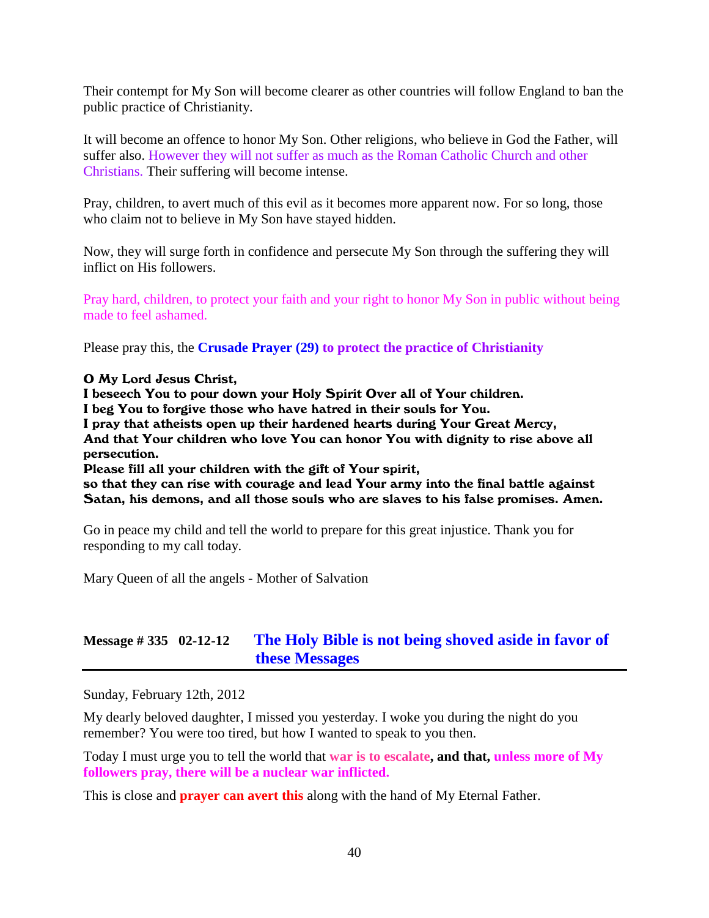Their contempt for My Son will become clearer as other countries will follow England to ban the public practice of Christianity.

It will become an offence to honor My Son. Other religions, who believe in God the Father, will suffer also. However they will not suffer as much as the Roman Catholic Church and other Christians. Their suffering will become intense.

Pray, children, to avert much of this evil as it becomes more apparent now. For so long, those who claim not to believe in My Son have stayed hidden.

Now, they will surge forth in confidence and persecute My Son through the suffering they will inflict on His followers.

Pray hard, children, to protect your faith and your right to honor My Son in public without being made to feel ashamed.

Please pray this, the **Crusade Prayer (29) to protect the practice of Christianity**

**O My Lord Jesus Christ,**
**I beseech You to pour down your Holy Spirit Over all of Your children.**
**I beg You to forgive those who have hatred in their souls for You.**
**I pray that atheists open up their hardened hearts during Your Great Mercy,**
**And that Your children who love You can honor You with dignity to rise above all persecution.**
**Please fill all your children with the gift of Your spirit,**
**so that they can rise with courage and lead Your army into the final battle against Satan, his demons, and all those souls who are slaves to his false promises. Amen.**

Go in peace my child and tell the world to prepare for this great injustice. Thank you for responding to my call today.

Mary Queen of all the angels - Mother of Salvation

## Message # 335 02-12-12 The Holy Bible is not being shoved aside in favor of these Messages

Sunday, February 12th, 2012

My dearly beloved daughter, I missed you yesterday. I woke you during the night do you remember? You were too tired, but how I wanted to speak to you then.

Today I must urge you to tell the world that **war is to escalate, and that, unless more of My followers pray, there will be a nuclear war inflicted.**

This is close and **prayer can avert this** along with the hand of My Eternal Father.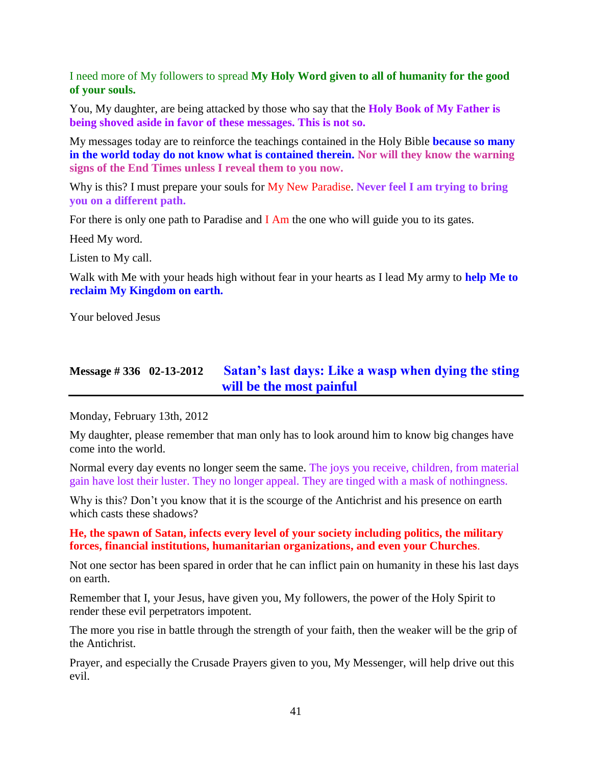I need more of My followers to spread **My Holy Word given to all of humanity for the good of your souls.**

You, My daughter, are being attacked by those who say that the **Holy Book of My Father is being shoved aside in favor of these messages. This is not so.**

My messages today are to reinforce the teachings contained in the Holy Bible **because so many in the world today do not know what is contained therein. Nor will they know the warning signs of the End Times unless I reveal them to you now.**

Why is this? I must prepare your souls for My New Paradise. **Never feel I am trying to bring you on a different path.**

For there is only one path to Paradise and I Am the one who will guide you to its gates.

Heed My word.

Listen to My call.

Walk with Me with your heads high without fear in your hearts as I lead My army to **help Me to reclaim My Kingdom on earth.**

Your beloved Jesus

## Message # 336 02-13-2012 Satan's last days: Like a wasp when dying the sting will be the most painful

Monday, February 13th, 2012

My daughter, please remember that man only has to look around him to know big changes have come into the world.

Normal every day events no longer seem the same. The joys you receive, children, from material gain have lost their luster. They no longer appeal. They are tinged with a mask of nothingness.

Why is this? Don't you know that it is the scourge of the Antichrist and his presence on earth which casts these shadows?

**He, the spawn of Satan, infects every level of your society including politics, the military forces, financial institutions, humanitarian organizations, and even your Churches.**

Not one sector has been spared in order that he can inflict pain on humanity in these his last days on earth.

Remember that I, your Jesus, have given you, My followers, the power of the Holy Spirit to render these evil perpetrators impotent.

The more you rise in battle through the strength of your faith, then the weaker will be the grip of the Antichrist.

Prayer, and especially the Crusade Prayers given to you, My Messenger, will help drive out this evil.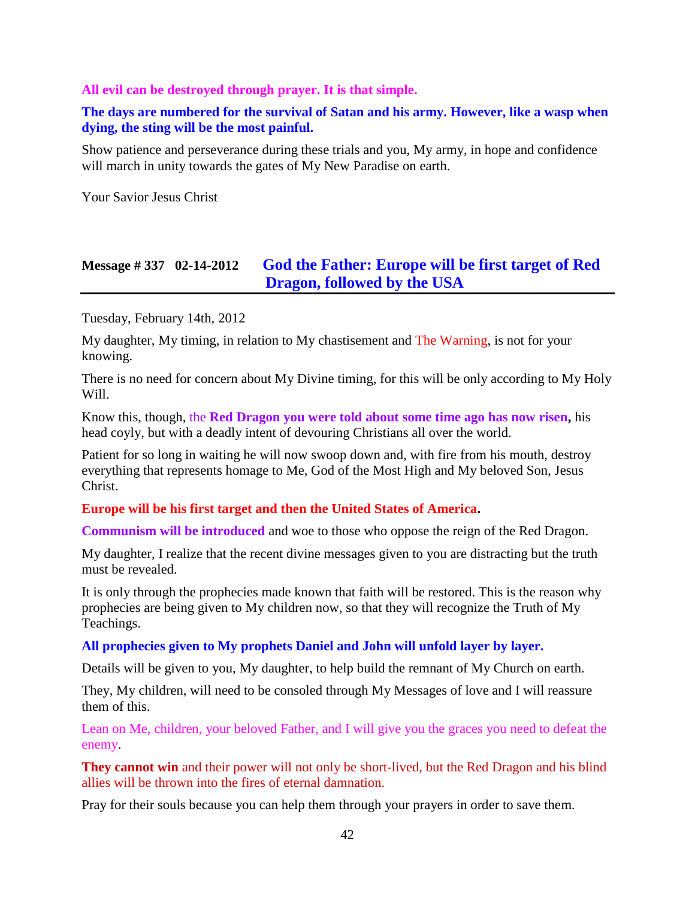**All evil can be destroyed through prayer. It is that simple.**

**The days are numbered for the survival of Satan and his army. However, like a wasp when dying, the sting will be the most painful.**

Show patience and perseverance during these trials and you, My army, in hope and confidence will march in unity towards the gates of My New Paradise on earth.

Your Savior Jesus Christ

## Message # 337 02-14-2012 God the Father: Europe will be first target of Red Dragon, followed by the USA

Tuesday, February 14th, 2012

My daughter, My timing, in relation to My chastisement and The Warning, is not for your knowing.

There is no need for concern about My Divine timing, for this will be only according to My Holy Will.

Know this, though, the **Red Dragon you were told about some time ago has now risen,** his head coyly, but with a deadly intent of devouring Christians all over the world.

Patient for so long in waiting he will now swoop down and, with fire from his mouth, destroy everything that represents homage to Me, God of the Most High and My beloved Son, Jesus Christ.

**Europe will be his first target and then the United States of America.**

**Communism will be introduced** and woe to those who oppose the reign of the Red Dragon.

My daughter, I realize that the recent divine messages given to you are distracting but the truth must be revealed.

It is only through the prophecies made known that faith will be restored. This is the reason why prophecies are being given to My children now, so that they will recognize the Truth of My Teachings.

**All prophecies given to My prophets Daniel and John will unfold layer by layer.**

Details will be given to you, My daughter, to help build the remnant of My Church on earth.

They, My children, will need to be consoled through My Messages of love and I will reassure them of this.

Lean on Me, children, your beloved Father, and I will give you the graces you need to defeat the enemy.

**They cannot win** and their power will not only be short-lived, but the Red Dragon and his blind allies will be thrown into the fires of eternal damnation.

Pray for their souls because you can help them through your prayers in order to save them.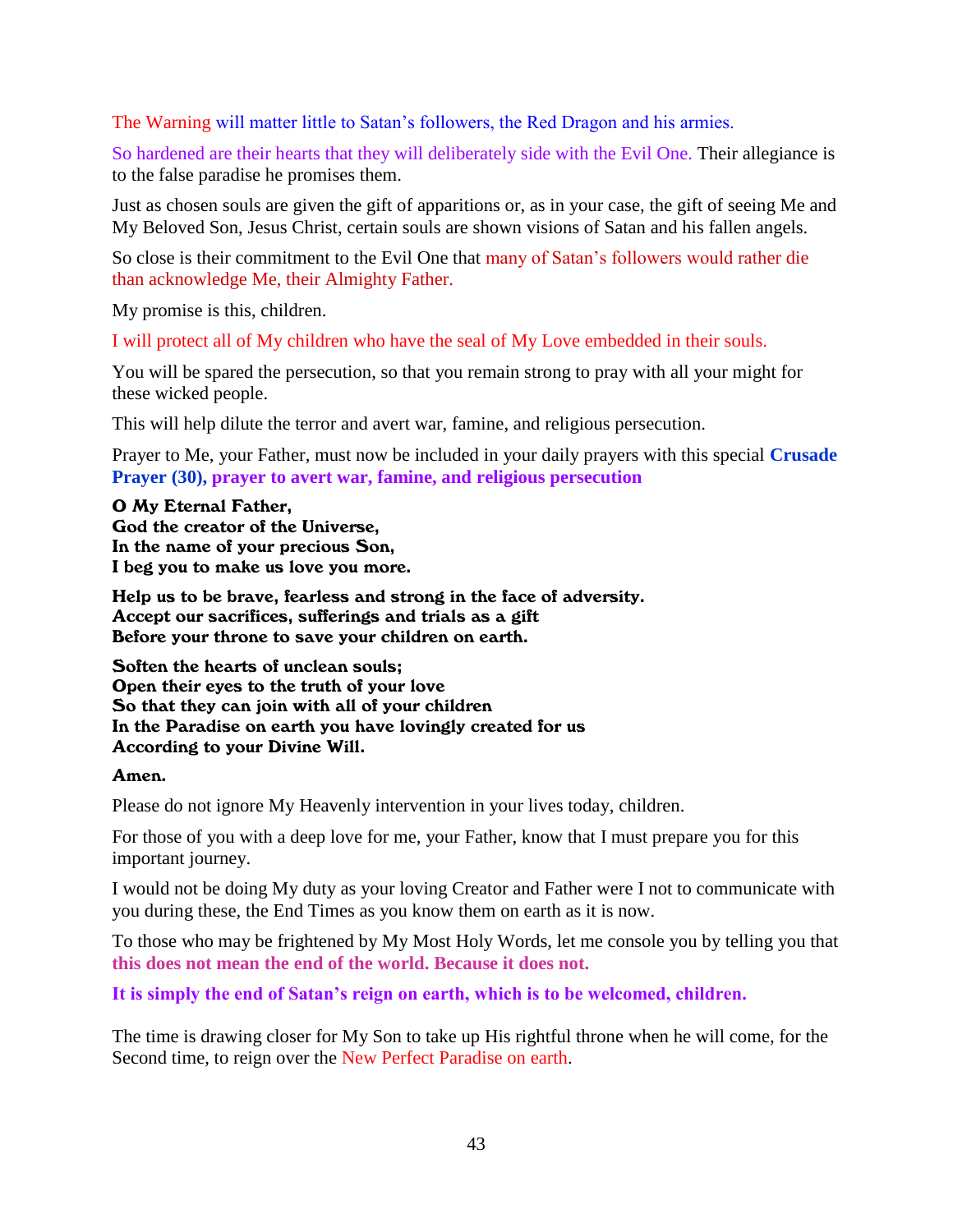The Warning will matter little to Satan's followers, the Red Dragon and his armies.

So hardened are their hearts that they will deliberately side with the Evil One. Their allegiance is to the false paradise he promises them.

Just as chosen souls are given the gift of apparitions or, as in your case, the gift of seeing Me and My Beloved Son, Jesus Christ, certain souls are shown visions of Satan and his fallen angels.

So close is their commitment to the Evil One that many of Satan's followers would rather die than acknowledge Me, their Almighty Father.

My promise is this, children.

I will protect all of My children who have the seal of My Love embedded in their souls.

You will be spared the persecution, so that you remain strong to pray with all your might for these wicked people.

This will help dilute the terror and avert war, famine, and religious persecution.

Prayer to Me, your Father, must now be included in your daily prayers with this special **Crusade Prayer (30), prayer to avert war, famine, and religious persecution**

**O My Eternal Father,**
**God the creator of the Universe,**
**In the name of your precious Son,**
**I beg you to make us love you more.**

**Help us to be brave, fearless and strong in the face of adversity.**
**Accept our sacrifices, sufferings and trials as a gift**
**Before your throne to save your children on earth.**

**Soften the hearts of unclean souls;**
**Open their eyes to the truth of your love**
**So that they can join with all of your children**
**In the Paradise on earth you have lovingly created for us**
**According to your Divine Will.**

**Amen.**

Please do not ignore My Heavenly intervention in your lives today, children.

For those of you with a deep love for me, your Father, know that I must prepare you for this important journey.

I would not be doing My duty as your loving Creator and Father were I not to communicate with you during these, the End Times as you know them on earth as it is now.

To those who may be frightened by My Most Holy Words, let me console you by telling you that **this does not mean the end of the world. Because it does not.**

**It is simply the end of Satan's reign on earth, which is to be welcomed, children.**

The time is drawing closer for My Son to take up His rightful throne when he will come, for the Second time, to reign over the New Perfect Paradise on earth.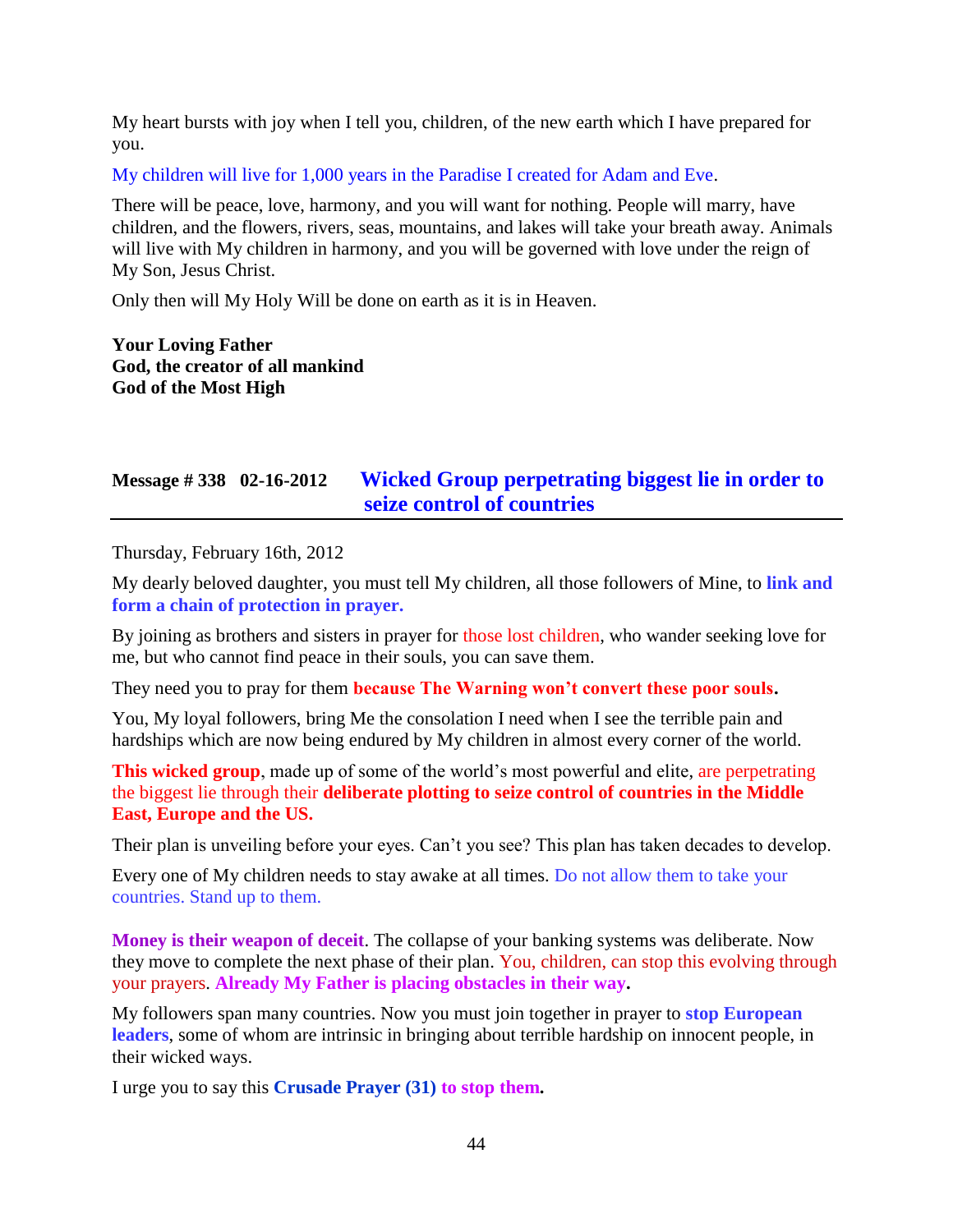My heart bursts with joy when I tell you, children, of the new earth which I have prepared for you.

My children will live for 1,000 years in the Paradise I created for Adam and Eve.

There will be peace, love, harmony, and you will want for nothing. People will marry, have children, and the flowers, rivers, seas, mountains, and lakes will take your breath away. Animals will live with My children in harmony, and you will be governed with love under the reign of My Son, Jesus Christ.

Only then will My Holy Will be done on earth as it is in Heaven.

**Your Loving Father**
**God, the creator of all mankind**
**God of the Most High**

## Message # 338 02-16-2012 Wicked Group perpetrating biggest lie in order to seize control of countries

Thursday, February 16th, 2012

My dearly beloved daughter, you must tell My children, all those followers of Mine, to **link and form a chain of protection in prayer.**

By joining as brothers and sisters in prayer for those lost children, who wander seeking love for me, but who cannot find peace in their souls, you can save them.

They need you to pray for them **because The Warning won't convert these poor souls.**

You, My loyal followers, bring Me the consolation I need when I see the terrible pain and hardships which are now being endured by My children in almost every corner of the world.

**This wicked group**, made up of some of the world's most powerful and elite, are perpetrating the biggest lie through their **deliberate plotting to seize control of countries in the Middle East, Europe and the US.**

Their plan is unveiling before your eyes. Can't you see? This plan has taken decades to develop.

Every one of My children needs to stay awake at all times. Do not allow them to take your countries. Stand up to them.

**Money is their weapon of deceit**. The collapse of your banking systems was deliberate. Now they move to complete the next phase of their plan. You, children, can stop this evolving through your prayers. **Already My Father is placing obstacles in their way.**

My followers span many countries. Now you must join together in prayer to **stop European leaders**, some of whom are intrinsic in bringing about terrible hardship on innocent people, in their wicked ways.

I urge you to say this **Crusade Prayer (31) to stop them.**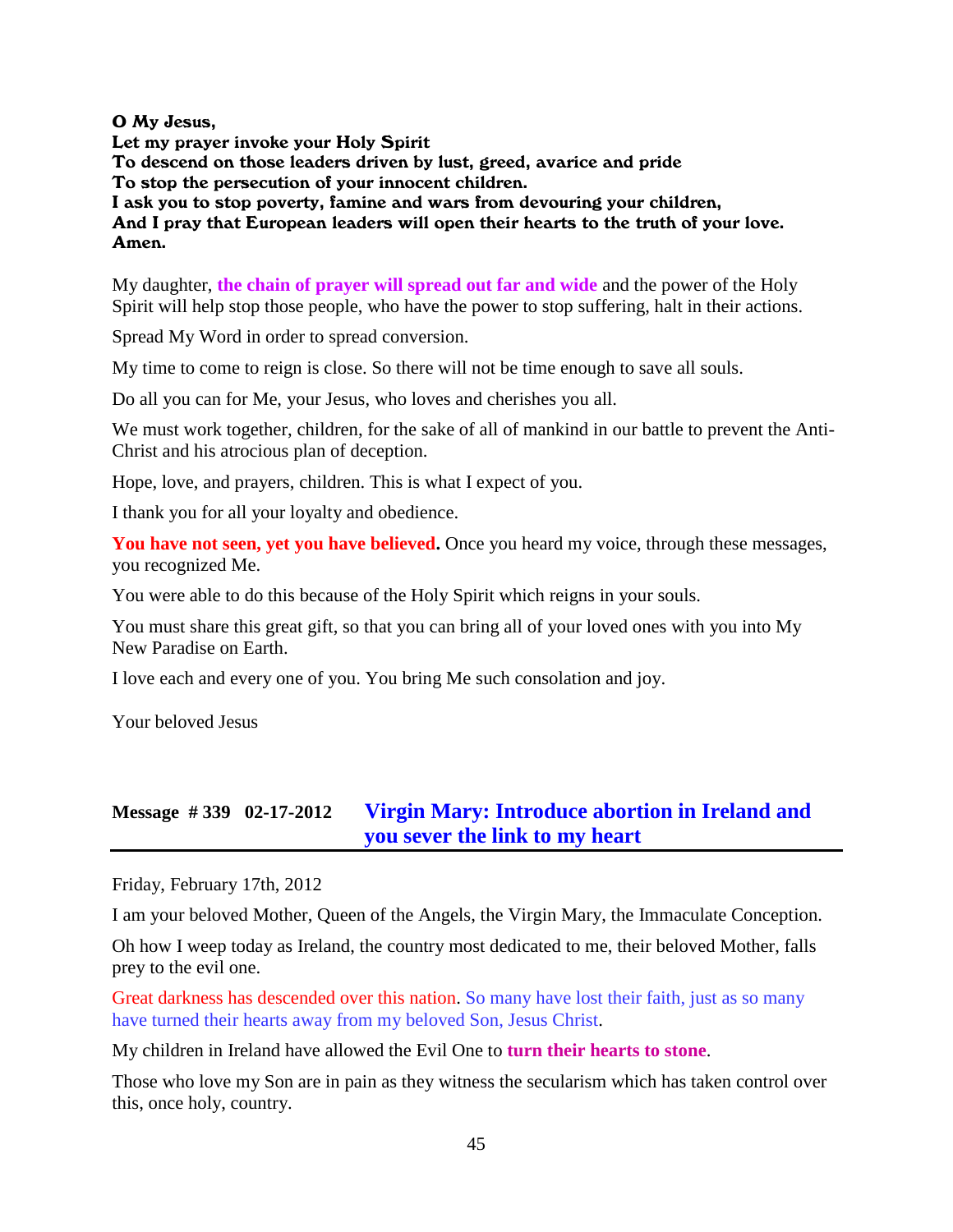**O My Jesus,**
**Let my prayer invoke your Holy Spirit**
**To descend on those leaders driven by lust, greed, avarice and pride**
**To stop the persecution of your innocent children.**
**I ask you to stop poverty, famine and wars from devouring your children,**
**And I pray that European leaders will open their hearts to the truth of your love.**
**Amen.**

My daughter, **the chain of prayer will spread out far and wide** and the power of the Holy Spirit will help stop those people, who have the power to stop suffering, halt in their actions.

Spread My Word in order to spread conversion.

My time to come to reign is close. So there will not be time enough to save all souls.

Do all you can for Me, your Jesus, who loves and cherishes you all.

We must work together, children, for the sake of all of mankind in our battle to prevent the Anti-Christ and his atrocious plan of deception.

Hope, love, and prayers, children. This is what I expect of you.

I thank you for all your loyalty and obedience.

**You have not seen, yet you have believed.** Once you heard my voice, through these messages, you recognized Me.

You were able to do this because of the Holy Spirit which reigns in your souls.

You must share this great gift, so that you can bring all of your loved ones with you into My New Paradise on Earth.

I love each and every one of you. You bring Me such consolation and joy.

Your beloved Jesus

## Message # 339 02-17-2012 Virgin Mary: Introduce abortion in Ireland and you sever the link to my heart

Friday, February 17th, 2012

I am your beloved Mother, Queen of the Angels, the Virgin Mary, the Immaculate Conception.

Oh how I weep today as Ireland, the country most dedicated to me, their beloved Mother, falls prey to the evil one.

Great darkness has descended over this nation. So many have lost their faith, just as so many have turned their hearts away from my beloved Son, Jesus Christ.

My children in Ireland have allowed the Evil One to **turn their hearts to stone**.

Those who love my Son are in pain as they witness the secularism which has taken control over this, once holy, country.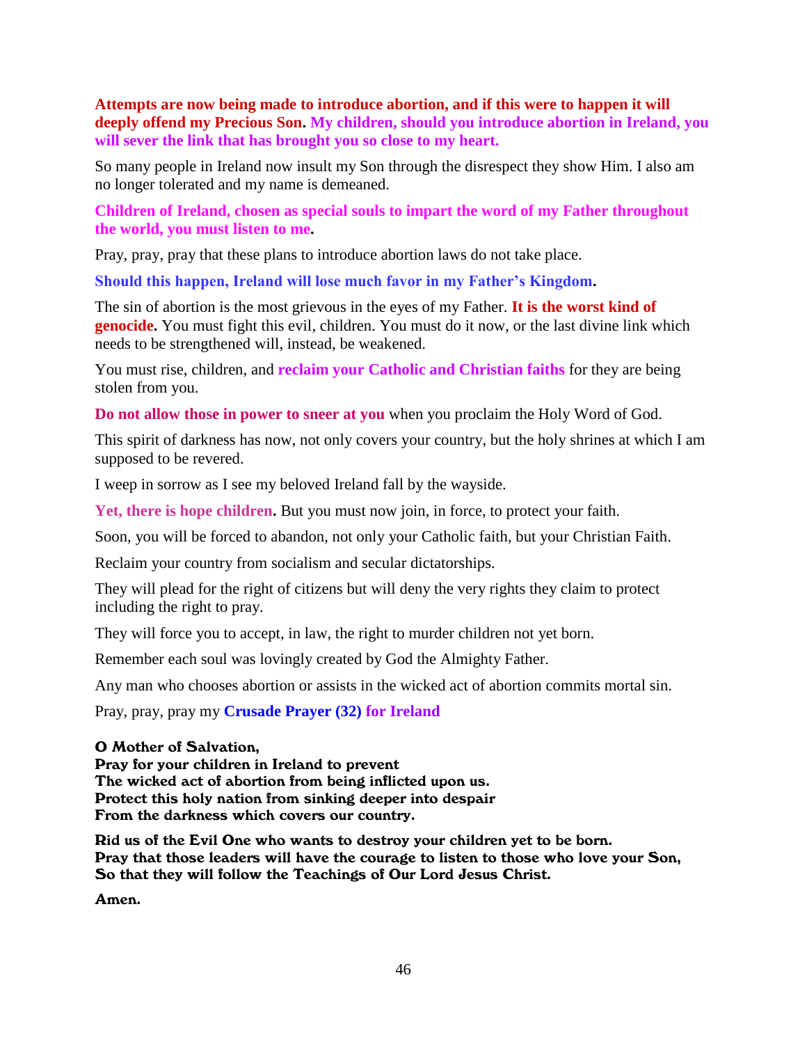**Attempts are now being made to introduce abortion, and if this were to happen it will deeply offend my Precious Son. My children, should you introduce abortion in Ireland, you will sever the link that has brought you so close to my heart.**

So many people in Ireland now insult my Son through the disrespect they show Him. I also am no longer tolerated and my name is demeaned.

**Children of Ireland, chosen as special souls to impart the word of my Father throughout the world, you must listen to me.**

Pray, pray, pray that these plans to introduce abortion laws do not take place.

**Should this happen, Ireland will lose much favor in my Father's Kingdom.**

The sin of abortion is the most grievous in the eyes of my Father. **It is the worst kind of genocide.** You must fight this evil, children. You must do it now, or the last divine link which needs to be strengthened will, instead, be weakened.

You must rise, children, and **reclaim your Catholic and Christian faiths** for they are being stolen from you.

**Do not allow those in power to sneer at you** when you proclaim the Holy Word of God.

This spirit of darkness has now, not only covers your country, but the holy shrines at which I am supposed to be revered.

I weep in sorrow as I see my beloved Ireland fall by the wayside.

**Yet, there is hope children.** But you must now join, in force, to protect your faith.

Soon, you will be forced to abandon, not only your Catholic faith, but your Christian Faith.

Reclaim your country from socialism and secular dictatorships.

They will plead for the right of citizens but will deny the very rights they claim to protect including the right to pray.

They will force you to accept, in law, the right to murder children not yet born.

Remember each soul was lovingly created by God the Almighty Father.

Any man who chooses abortion or assists in the wicked act of abortion commits mortal sin.

Pray, pray, pray my **Crusade Prayer (32) for Ireland**

**O Mother of Salvation,**
**Pray for your children in Ireland to prevent**
**The wicked act of abortion from being inflicted upon us.**
**Protect this holy nation from sinking deeper into despair**
**From the darkness which covers our country.**

**Rid us of the Evil One who wants to destroy your children yet to be born.**
**Pray that those leaders will have the courage to listen to those who love your Son,**
**So that they will follow the Teachings of Our Lord Jesus Christ.**

**Amen.**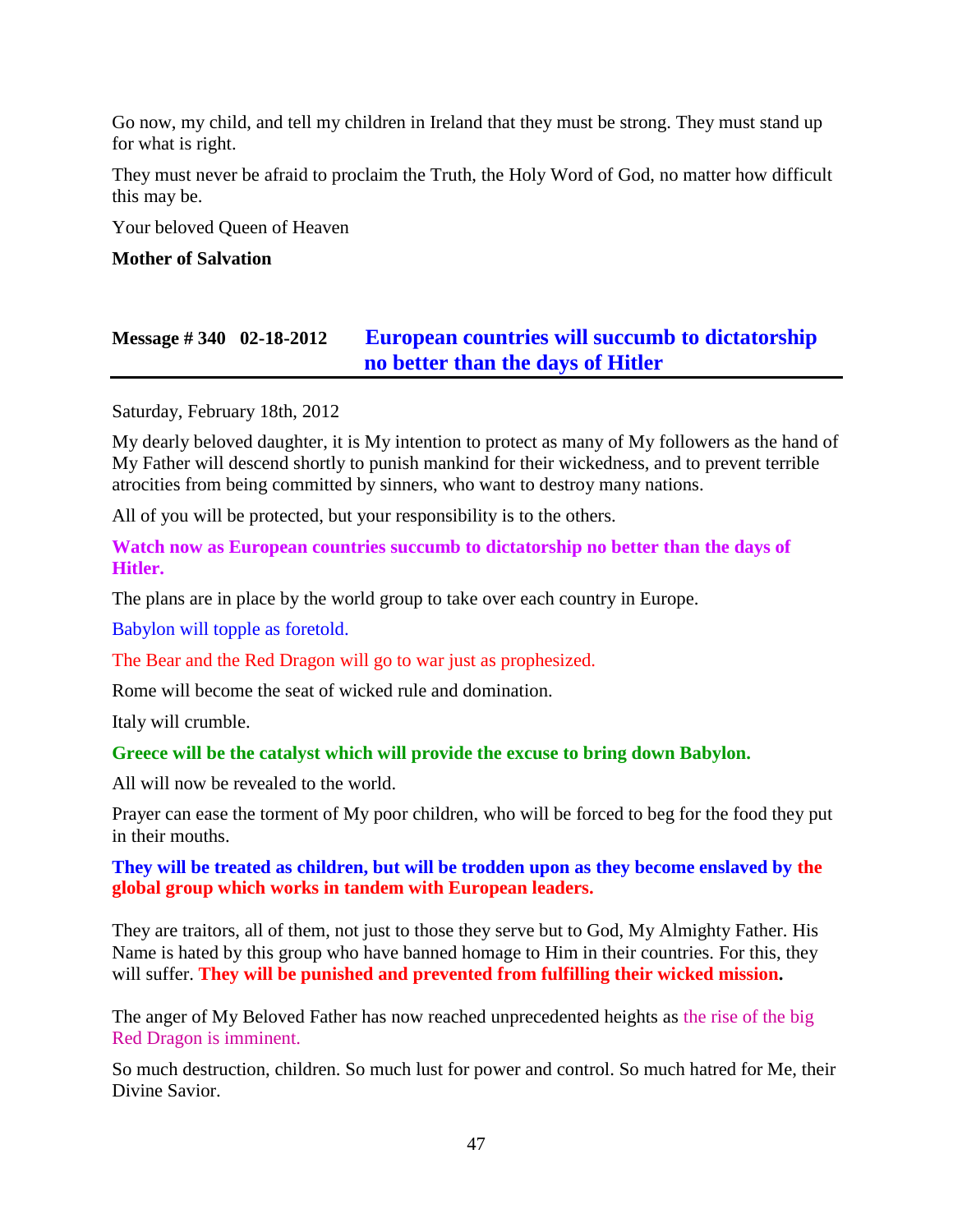Go now, my child, and tell my children in Ireland that they must be strong. They must stand up for what is right.

They must never be afraid to proclaim the Truth, the Holy Word of God, no matter how difficult this may be.

Your beloved Queen of Heaven

**Mother of Salvation**

## Message # 340 02-18-2012 European countries will succumb to dictatorship no better than the days of Hitler

Saturday, February 18th, 2012

My dearly beloved daughter, it is My intention to protect as many of My followers as the hand of My Father will descend shortly to punish mankind for their wickedness, and to prevent terrible atrocities from being committed by sinners, who want to destroy many nations.

All of you will be protected, but your responsibility is to the others.

**Watch now as European countries succumb to dictatorship no better than the days of Hitler.**

The plans are in place by the world group to take over each country in Europe.

Babylon will topple as foretold.

The Bear and the Red Dragon will go to war just as prophesized.

Rome will become the seat of wicked rule and domination.

Italy will crumble.

**Greece will be the catalyst which will provide the excuse to bring down Babylon.**

All will now be revealed to the world.

Prayer can ease the torment of My poor children, who will be forced to beg for the food they put in their mouths.

**They will be treated as children, but will be trodden upon as they become enslaved by the global group which works in tandem with European leaders.**

They are traitors, all of them, not just to those they serve but to God, My Almighty Father. His Name is hated by this group who have banned homage to Him in their countries. For this, they will suffer. **They will be punished and prevented from fulfilling their wicked mission.**

The anger of My Beloved Father has now reached unprecedented heights as the rise of the big Red Dragon is imminent.

So much destruction, children. So much lust for power and control. So much hatred for Me, their Divine Savior.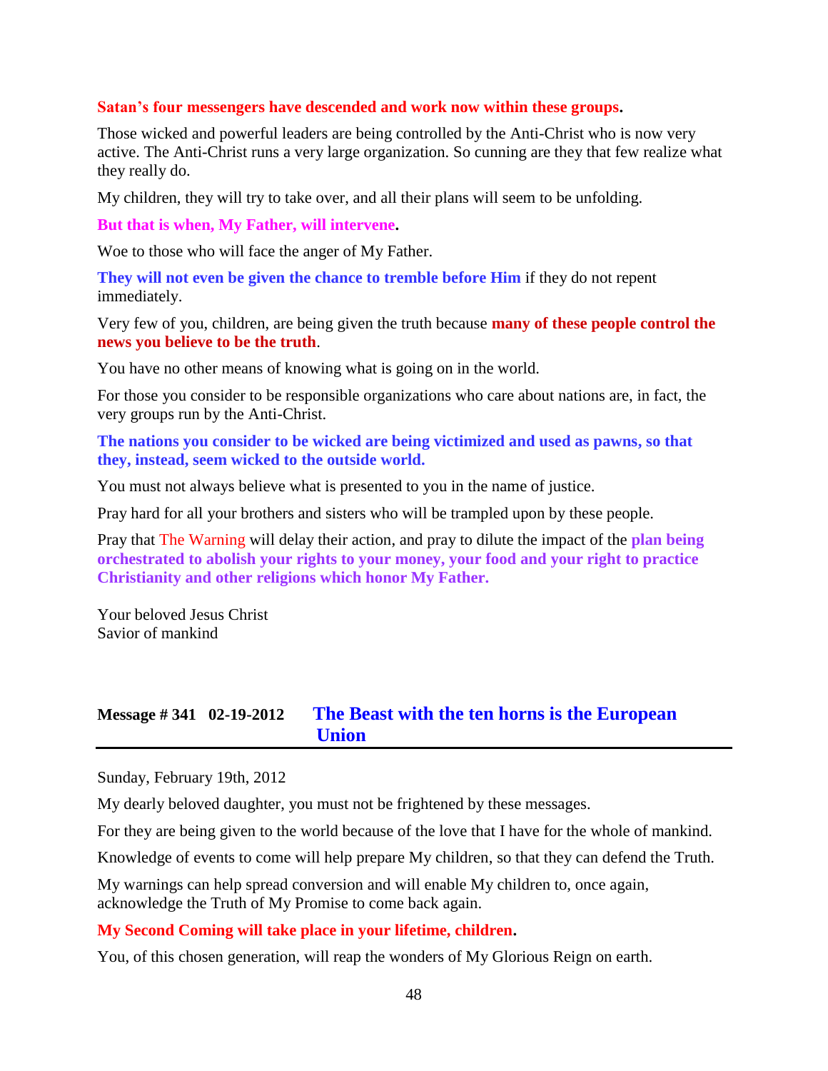**Satan's four messengers have descended and work now within these groups.**

Those wicked and powerful leaders are being controlled by the Anti-Christ who is now very active. The Anti-Christ runs a very large organization. So cunning are they that few realize what they really do.

My children, they will try to take over, and all their plans will seem to be unfolding.

**But that is when, My Father, will intervene.**

Woe to those who will face the anger of My Father.

**They will not even be given the chance to tremble before Him** if they do not repent immediately.

Very few of you, children, are being given the truth because **many of these people control the news you believe to be the truth**.

You have no other means of knowing what is going on in the world.

For those you consider to be responsible organizations who care about nations are, in fact, the very groups run by the Anti-Christ.

**The nations you consider to be wicked are being victimized and used as pawns, so that they, instead, seem wicked to the outside world.**

You must not always believe what is presented to you in the name of justice.

Pray hard for all your brothers and sisters who will be trampled upon by these people.

Pray that The Warning will delay their action, and pray to dilute the impact of the **plan being orchestrated to abolish your rights to your money, your food and your right to practice Christianity and other religions which honor My Father.**

Your beloved Jesus Christ
Savior of mankind

## Message # 341 02-19-2012 The Beast with the ten horns is the European Union

Sunday, February 19th, 2012

My dearly beloved daughter, you must not be frightened by these messages.

For they are being given to the world because of the love that I have for the whole of mankind.

Knowledge of events to come will help prepare My children, so that they can defend the Truth.

My warnings can help spread conversion and will enable My children to, once again, acknowledge the Truth of My Promise to come back again.

**My Second Coming will take place in your lifetime, children.**

You, of this chosen generation, will reap the wonders of My Glorious Reign on earth.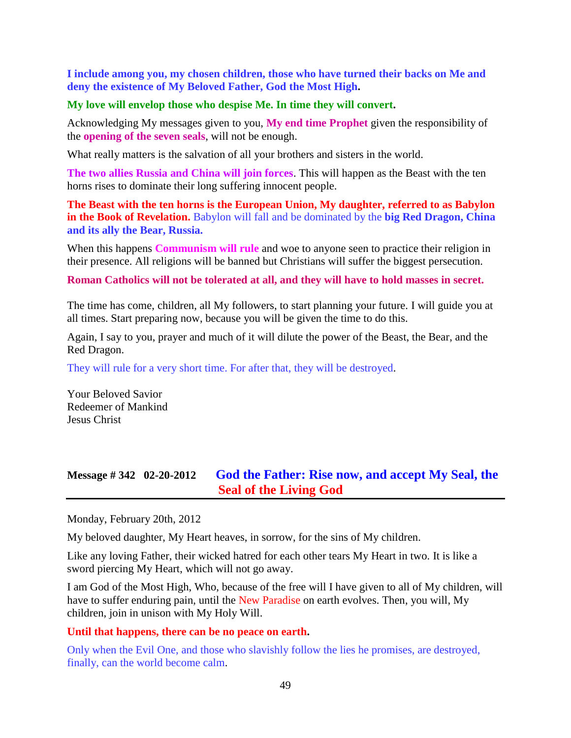**I include among you, my chosen children, those who have turned their backs on Me and deny the existence of My Beloved Father, God the Most High.**

**My love will envelop those who despise Me. In time they will convert.**

Acknowledging My messages given to you, **My end time Prophet** given the responsibility of the **opening of the seven seals**, will not be enough.

What really matters is the salvation of all your brothers and sisters in the world.

**The two allies Russia and China will join forces**. This will happen as the Beast with the ten horns rises to dominate their long suffering innocent people.

**The Beast with the ten horns is the European Union, My daughter, referred to as Babylon in the Book of Revelation.** Babylon will fall and be dominated by the **big Red Dragon, China and its ally the Bear, Russia.**

When this happens **Communism will rule** and woe to anyone seen to practice their religion in their presence. All religions will be banned but Christians will suffer the biggest persecution.

**Roman Catholics will not be tolerated at all, and they will have to hold masses in secret.**

The time has come, children, all My followers, to start planning your future. I will guide you at all times. Start preparing now, because you will be given the time to do this.

Again, I say to you, prayer and much of it will dilute the power of the Beast, the Bear, and the Red Dragon.

They will rule for a very short time. For after that, they will be destroyed.

Your Beloved Savior
Redeemer of Mankind
Jesus Christ

## Message # 342 02-20-2012 God the Father: Rise now, and accept My Seal, the Seal of the Living God

Monday, February 20th, 2012

My beloved daughter, My Heart heaves, in sorrow, for the sins of My children.

Like any loving Father, their wicked hatred for each other tears My Heart in two. It is like a sword piercing My Heart, which will not go away.

I am God of the Most High, Who, because of the free will I have given to all of My children, will have to suffer enduring pain, until the New Paradise on earth evolves. Then, you will, My children, join in unison with My Holy Will.

**Until that happens, there can be no peace on earth.**

Only when the Evil One, and those who slavishly follow the lies he promises, are destroyed, finally, can the world become calm.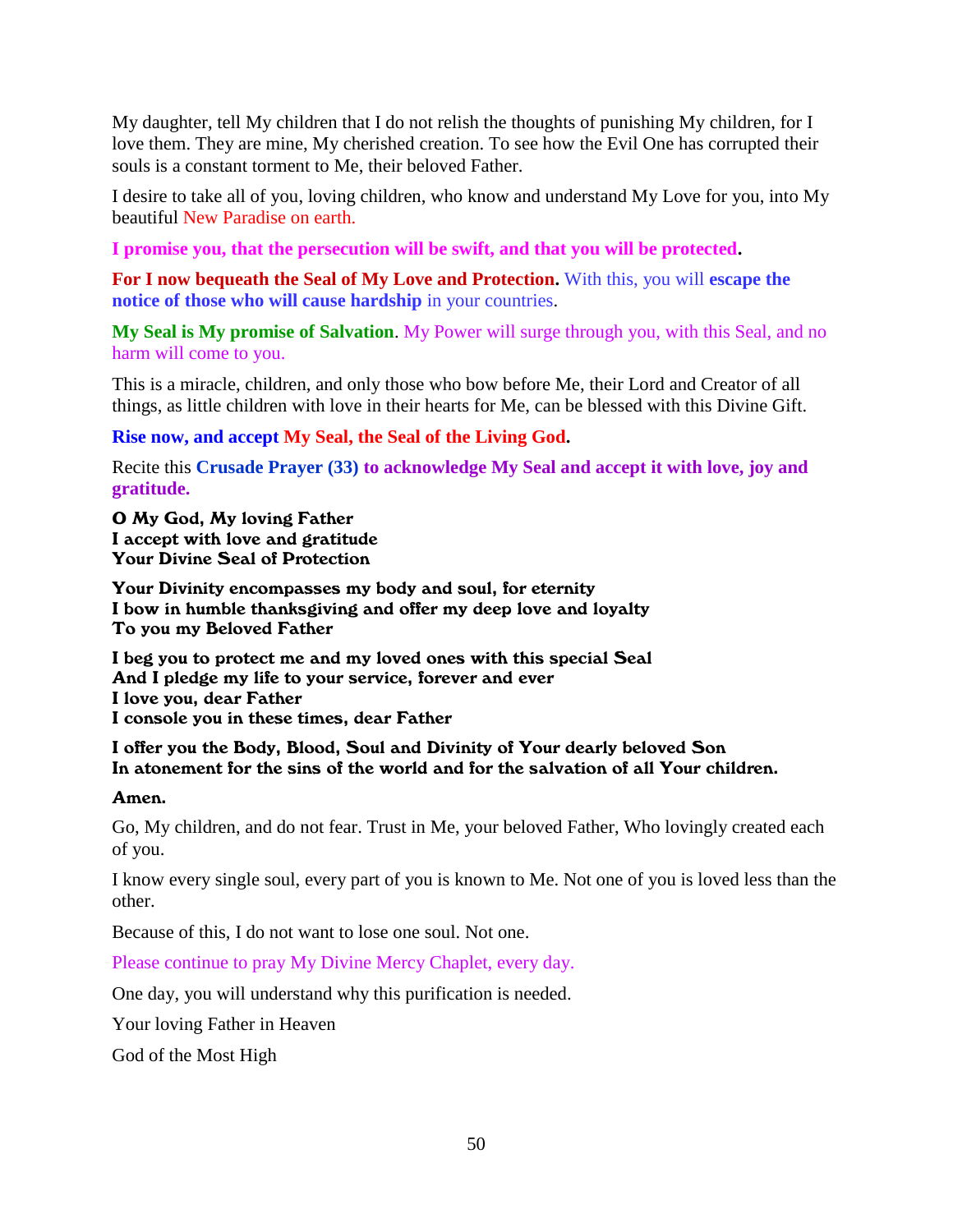My daughter, tell My children that I do not relish the thoughts of punishing My children, for I love them. They are mine, My cherished creation. To see how the Evil One has corrupted their souls is a constant torment to Me, their beloved Father.

I desire to take all of you, loving children, who know and understand My Love for you, into My beautiful New Paradise on earth.

**I promise you, that the persecution will be swift, and that you will be protected.**

**For I now bequeath the Seal of My Love and Protection.** With this, you will **escape the notice of those who will cause hardship** in your countries.

**My Seal is My promise of Salvation**. My Power will surge through you, with this Seal, and no harm will come to you.

This is a miracle, children, and only those who bow before Me, their Lord and Creator of all things, as little children with love in their hearts for Me, can be blessed with this Divine Gift.

**Rise now, and accept My Seal, the Seal of the Living God.**

Recite this **Crusade Prayer (33) to acknowledge My Seal and accept it with love, joy and gratitude.**

**O My God, My loving Father**
**I accept with love and gratitude**
**Your Divine Seal of Protection**

**Your Divinity encompasses my body and soul, for eternity**
**I bow in humble thanksgiving and offer my deep love and loyalty**
**To you my Beloved Father**

**I beg you to protect me and my loved ones with this special Seal**
**And I pledge my life to your service, forever and ever**
**I love you, dear Father**
**I console you in these times, dear Father**

**I offer you the Body, Blood, Soul and Divinity of Your dearly beloved Son**
**In atonement for the sins of the world and for the salvation of all Your children.**

**Amen.**

Go, My children, and do not fear. Trust in Me, your beloved Father, Who lovingly created each of you.

I know every single soul, every part of you is known to Me. Not one of you is loved less than the other.

Because of this, I do not want to lose one soul. Not one.

Please continue to pray My Divine Mercy Chaplet, every day.

One day, you will understand why this purification is needed.

Your loving Father in Heaven

God of the Most High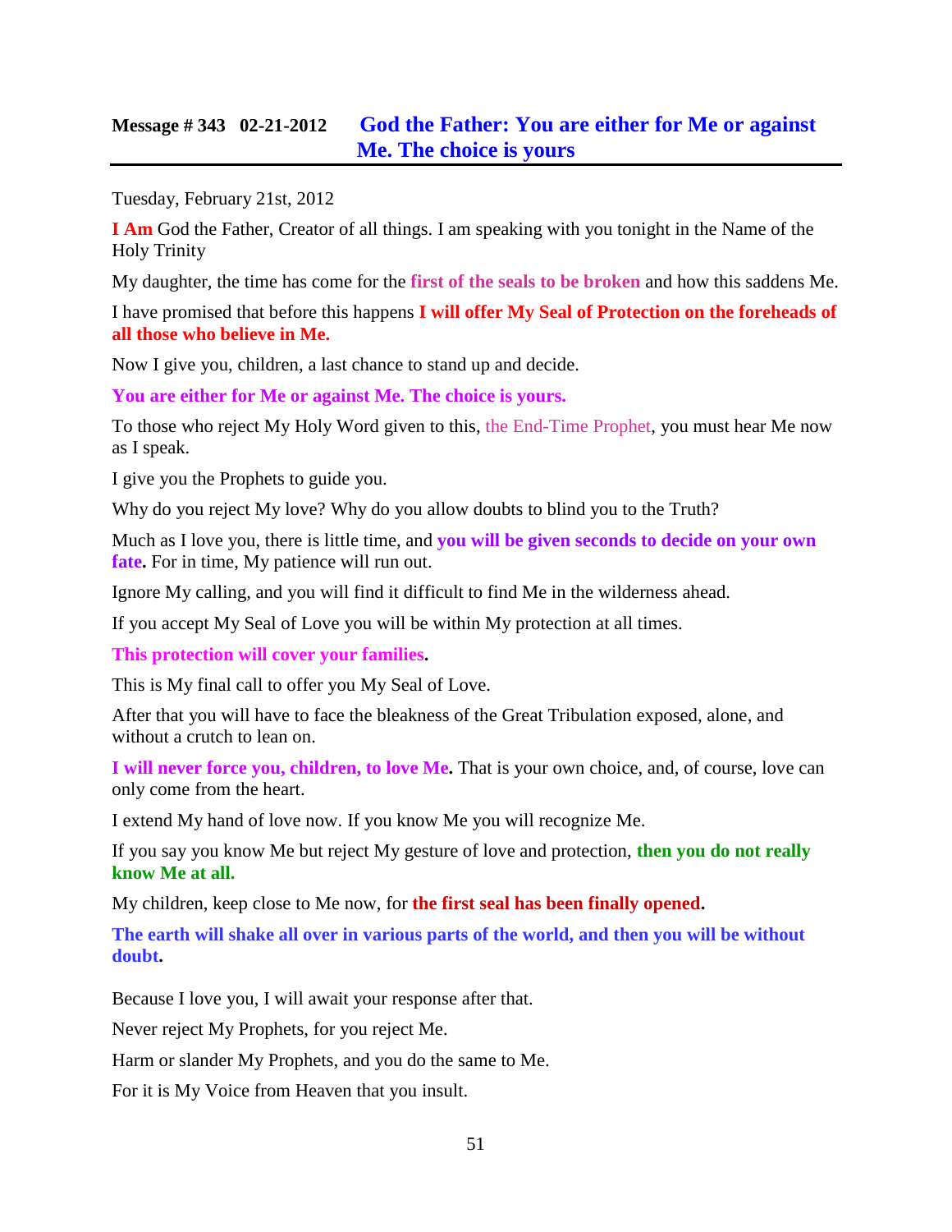## Message # 343 02-21-2012 God the Father: You are either for Me or against Me. The choice is yours

Tuesday, February 21st, 2012

**I Am** God the Father, Creator of all things. I am speaking with you tonight in the Name of the Holy Trinity

My daughter, the time has come for the **first of the seals to be broken** and how this saddens Me.

I have promised that before this happens **I will offer My Seal of Protection on the foreheads of all those who believe in Me.**

Now I give you, children, a last chance to stand up and decide.

**You are either for Me or against Me. The choice is yours.**

To those who reject My Holy Word given to this, the End-Time Prophet, you must hear Me now as I speak.

I give you the Prophets to guide you.

Why do you reject My love? Why do you allow doubts to blind you to the Truth?

Much as I love you, there is little time, and **you will be given seconds to decide on your own fate.** For in time, My patience will run out.

Ignore My calling, and you will find it difficult to find Me in the wilderness ahead.

If you accept My Seal of Love you will be within My protection at all times.

**This protection will cover your families.**

This is My final call to offer you My Seal of Love.

After that you will have to face the bleakness of the Great Tribulation exposed, alone, and without a crutch to lean on.

**I will never force you, children, to love Me.** That is your own choice, and, of course, love can only come from the heart.

I extend My hand of love now. If you know Me you will recognize Me.

If you say you know Me but reject My gesture of love and protection, **then you do not really know Me at all.**

My children, keep close to Me now, for **the first seal has been finally opened.**

**The earth will shake all over in various parts of the world, and then you will be without doubt.**

Because I love you, I will await your response after that.

Never reject My Prophets, for you reject Me.

Harm or slander My Prophets, and you do the same to Me.

For it is My Voice from Heaven that you insult.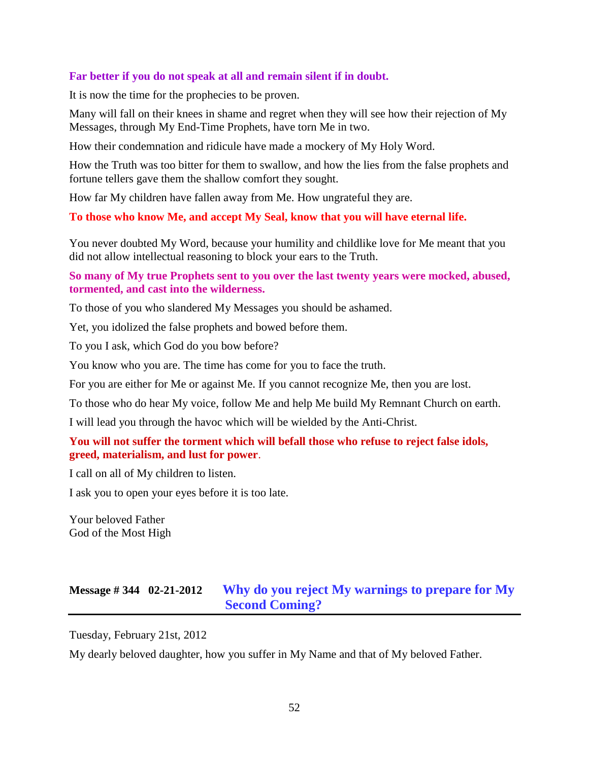**Far better if you do not speak at all and remain silent if in doubt.**

It is now the time for the prophecies to be proven.

Many will fall on their knees in shame and regret when they will see how their rejection of My Messages, through My End-Time Prophets, have torn Me in two.

How their condemnation and ridicule have made a mockery of My Holy Word.

How the Truth was too bitter for them to swallow, and how the lies from the false prophets and fortune tellers gave them the shallow comfort they sought.

How far My children have fallen away from Me. How ungrateful they are.

**To those who know Me, and accept My Seal, know that you will have eternal life.**

You never doubted My Word, because your humility and childlike love for Me meant that you did not allow intellectual reasoning to block your ears to the Truth.

**So many of My true Prophets sent to you over the last twenty years were mocked, abused, tormented, and cast into the wilderness.**

To those of you who slandered My Messages you should be ashamed.

Yet, you idolized the false prophets and bowed before them.

To you I ask, which God do you bow before?

You know who you are. The time has come for you to face the truth.

For you are either for Me or against Me. If you cannot recognize Me, then you are lost.

To those who do hear My voice, follow Me and help Me build My Remnant Church on earth.

I will lead you through the havoc which will be wielded by the Anti-Christ.

**You will not suffer the torment which will befall those who refuse to reject false idols, greed, materialism, and lust for power**.

I call on all of My children to listen.

I ask you to open your eyes before it is too late.

Your beloved Father
God of the Most High

## Message # 344 02-21-2012 Why do you reject My warnings to prepare for My Second Coming?

Tuesday, February 21st, 2012

My dearly beloved daughter, how you suffer in My Name and that of My beloved Father.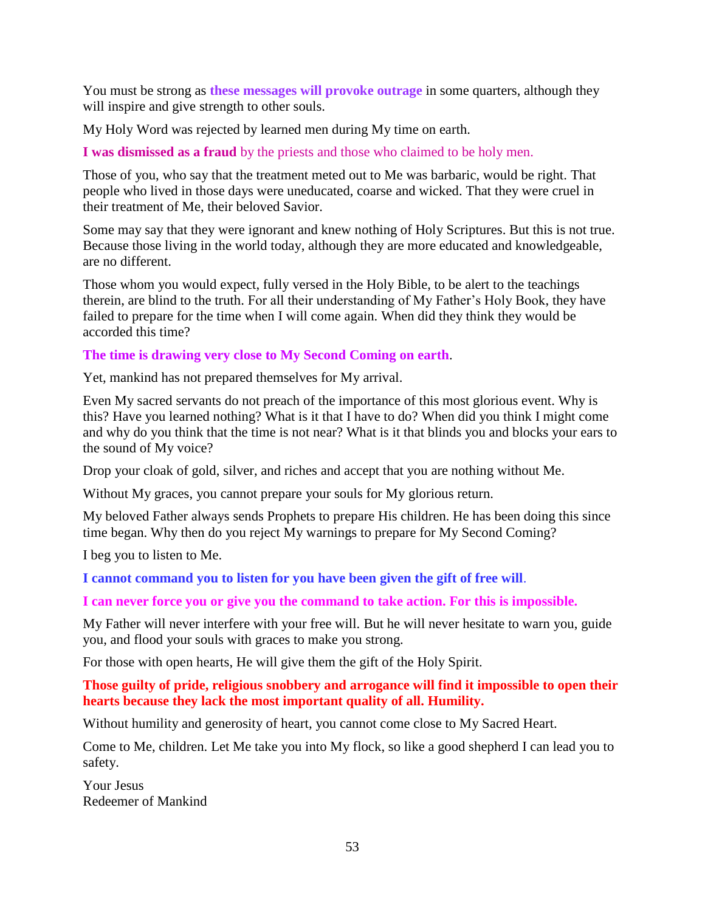You must be strong as **these messages will provoke outrage** in some quarters, although they will inspire and give strength to other souls.

My Holy Word was rejected by learned men during My time on earth.

**I was dismissed as a fraud** by the priests and those who claimed to be holy men.

Those of you, who say that the treatment meted out to Me was barbaric, would be right. That people who lived in those days were uneducated, coarse and wicked. That they were cruel in their treatment of Me, their beloved Savior.

Some may say that they were ignorant and knew nothing of Holy Scriptures. But this is not true. Because those living in the world today, although they are more educated and knowledgeable, are no different.

Those whom you would expect, fully versed in the Holy Bible, to be alert to the teachings therein, are blind to the truth. For all their understanding of My Father's Holy Book, they have failed to prepare for the time when I will come again. When did they think they would be accorded this time?

**The time is drawing very close to My Second Coming on earth**.

Yet, mankind has not prepared themselves for My arrival.

Even My sacred servants do not preach of the importance of this most glorious event. Why is this? Have you learned nothing? What is it that I have to do? When did you think I might come and why do you think that the time is not near? What is it that blinds you and blocks your ears to the sound of My voice?

Drop your cloak of gold, silver, and riches and accept that you are nothing without Me.

Without My graces, you cannot prepare your souls for My glorious return.

My beloved Father always sends Prophets to prepare His children. He has been doing this since time began. Why then do you reject My warnings to prepare for My Second Coming?

I beg you to listen to Me.

**I cannot command you to listen for you have been given the gift of free will**.

**I can never force you or give you the command to take action. For this is impossible.**

My Father will never interfere with your free will. But he will never hesitate to warn you, guide you, and flood your souls with graces to make you strong.

For those with open hearts, He will give them the gift of the Holy Spirit.

**Those guilty of pride, religious snobbery and arrogance will find it impossible to open their hearts because they lack the most important quality of all. Humility.**

Without humility and generosity of heart, you cannot come close to My Sacred Heart.

Come to Me, children. Let Me take you into My flock, so like a good shepherd I can lead you to safety.

Your Jesus
Redeemer of Mankind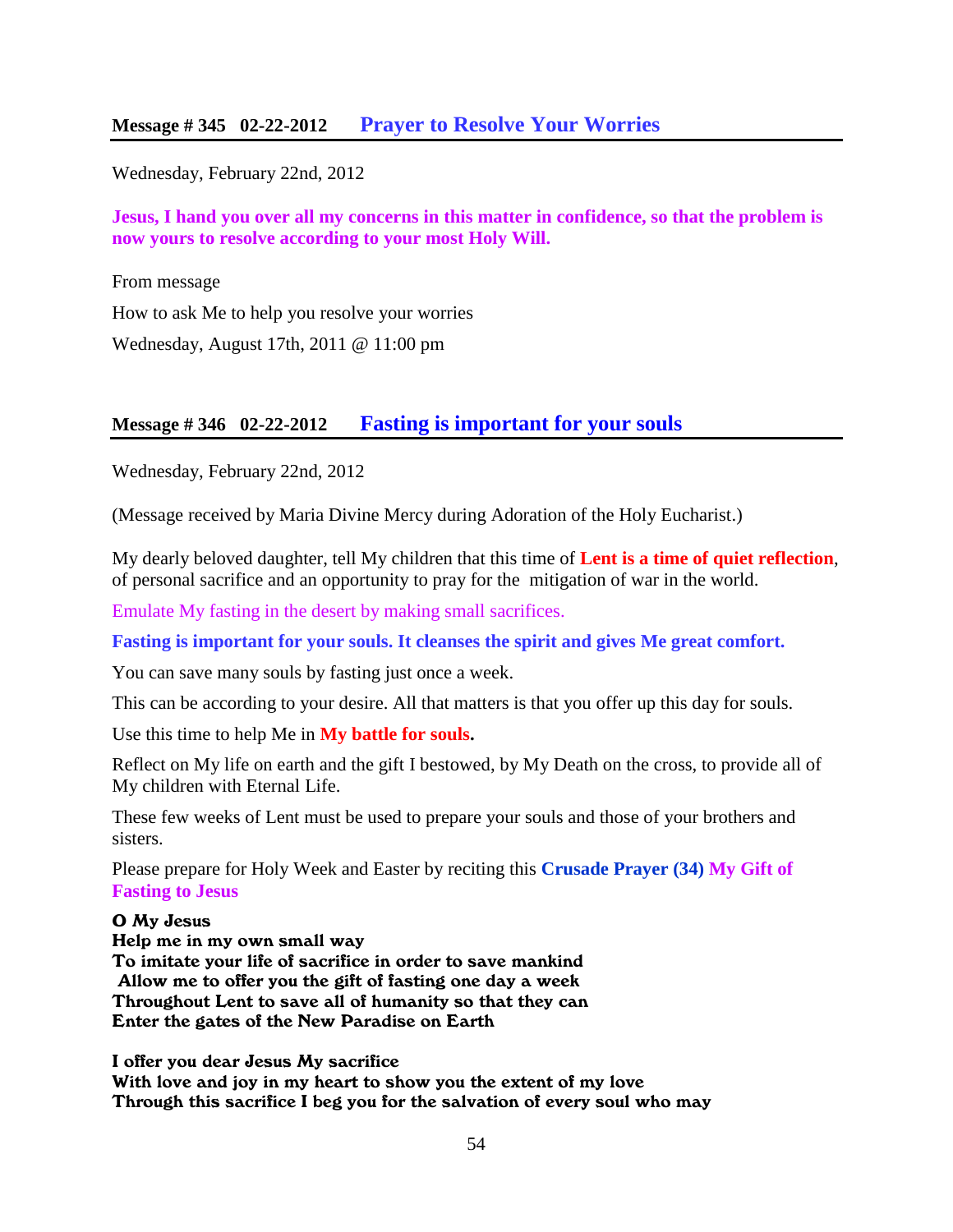## Message # 345   02-22-2012   Prayer to Resolve Your Worries

Wednesday, February 22nd, 2012

**Jesus, I hand you over all my concerns in this matter in confidence, so that the problem is now yours to resolve according to your most Holy Will.**

From message

How to ask Me to help you resolve your worries

Wednesday, August 17th, 2011 @ 11:00 pm

## Message # 346   02-22-2012   Fasting is important for your souls

Wednesday, February 22nd, 2012

(Message received by Maria Divine Mercy during Adoration of the Holy Eucharist.)

My dearly beloved daughter, tell My children that this time of **Lent is a time of quiet reflection**, of personal sacrifice and an opportunity to pray for the mitigation of war in the world.

Emulate My fasting in the desert by making small sacrifices.

**Fasting is important for your souls. It cleanses the spirit and gives Me great comfort.**

You can save many souls by fasting just once a week.

This can be according to your desire. All that matters is that you offer up this day for souls.

Use this time to help Me in **My battle for souls.**

Reflect on My life on earth and the gift I bestowed, by My Death on the cross, to provide all of My children with Eternal Life.

These few weeks of Lent must be used to prepare your souls and those of your brothers and sisters.

Please prepare for Holy Week and Easter by reciting this **Crusade Prayer (34) My Gift of Fasting to Jesus**

**O My Jesus**
**Help me in my own small way**
**To imitate your life of sacrifice in order to save mankind**
**Allow me to offer you the gift of fasting one day a week**
**Throughout Lent to save all of humanity so that they can**
**Enter the gates of the New Paradise on Earth**

**I offer you dear Jesus My sacrifice**
**With love and joy in my heart to show you the extent of my love**
**Through this sacrifice I beg you for the salvation of every soul who may**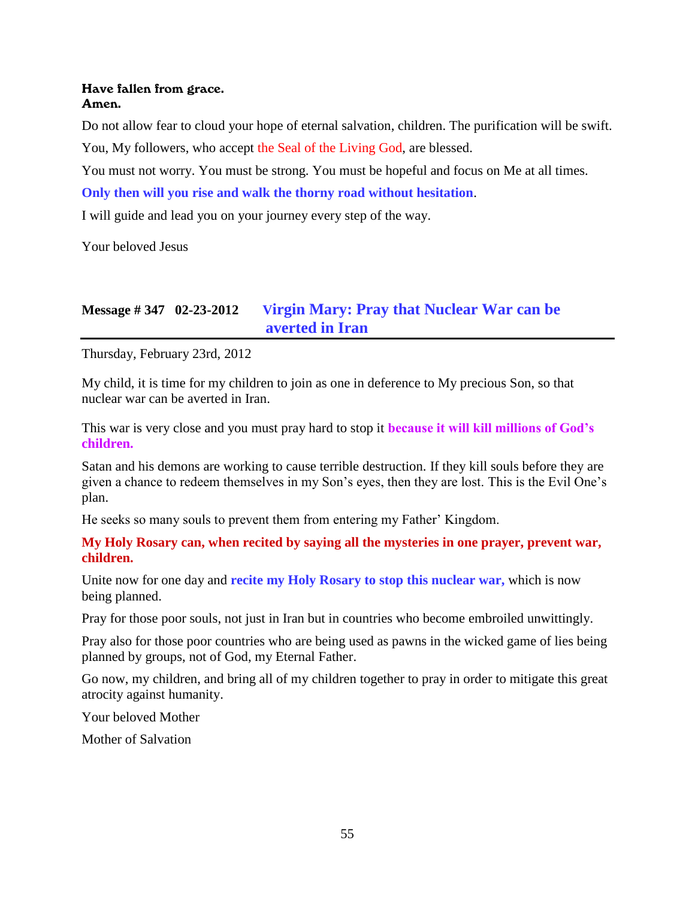**Have fallen from grace.**
**Amen.**

Do not allow fear to cloud your hope of eternal salvation, children. The purification will be swift.

You, My followers, who accept the Seal of the Living God, are blessed.

You must not worry. You must be strong. You must be hopeful and focus on Me at all times.

**Only then will you rise and walk the thorny road without hesitation**.

I will guide and lead you on your journey every step of the way.

Your beloved Jesus

## Message # 347 02-23-2012 Virgin Mary: Pray that Nuclear War can be averted in Iran

Thursday, February 23rd, 2012

My child, it is time for my children to join as one in deference to My precious Son, so that nuclear war can be averted in Iran.

This war is very close and you must pray hard to stop it **because it will kill millions of God's children.**

Satan and his demons are working to cause terrible destruction. If they kill souls before they are given a chance to redeem themselves in my Son's eyes, then they are lost. This is the Evil One's plan.

He seeks so many souls to prevent them from entering my Father' Kingdom.

**My Holy Rosary can, when recited by saying all the mysteries in one prayer, prevent war, children.**

Unite now for one day and **recite my Holy Rosary to stop this nuclear war,** which is now being planned.

Pray for those poor souls, not just in Iran but in countries who become embroiled unwittingly.

Pray also for those poor countries who are being used as pawns in the wicked game of lies being planned by groups, not of God, my Eternal Father.

Go now, my children, and bring all of my children together to pray in order to mitigate this great atrocity against humanity.

Your beloved Mother

Mother of Salvation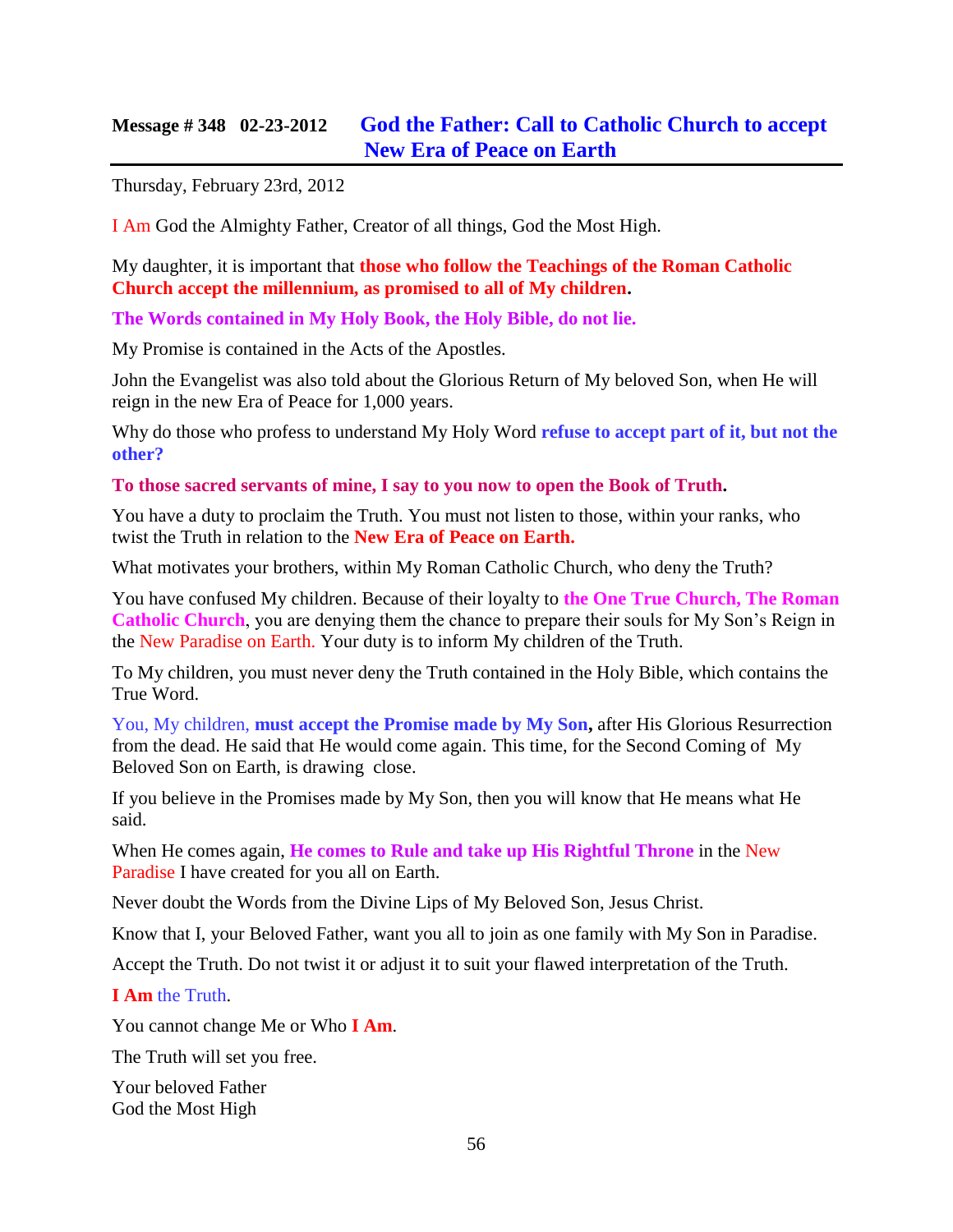## Message # 348 02-23-2012 God the Father: Call to Catholic Church to accept New Era of Peace on Earth

Thursday, February 23rd, 2012

I Am God the Almighty Father, Creator of all things, God the Most High.

My daughter, it is important that **those who follow the Teachings of the Roman Catholic Church accept the millennium, as promised to all of My children.**

**The Words contained in My Holy Book, the Holy Bible, do not lie.**

My Promise is contained in the Acts of the Apostles.

John the Evangelist was also told about the Glorious Return of My beloved Son, when He will reign in the new Era of Peace for 1,000 years.

Why do those who profess to understand My Holy Word **refuse to accept part of it, but not the other?**

**To those sacred servants of mine, I say to you now to open the Book of Truth.**

You have a duty to proclaim the Truth. You must not listen to those, within your ranks, who twist the Truth in relation to the **New Era of Peace on Earth.**

What motivates your brothers, within My Roman Catholic Church, who deny the Truth?

You have confused My children. Because of their loyalty to **the One True Church, The Roman Catholic Church**, you are denying them the chance to prepare their souls for My Son's Reign in the New Paradise on Earth. Your duty is to inform My children of the Truth.

To My children, you must never deny the Truth contained in the Holy Bible, which contains the True Word.

You, My children, **must accept the Promise made by My Son,** after His Glorious Resurrection from the dead. He said that He would come again. This time, for the Second Coming of My Beloved Son on Earth, is drawing close.

If you believe in the Promises made by My Son, then you will know that He means what He said.

When He comes again, **He comes to Rule and take up His Rightful Throne** in the New Paradise I have created for you all on Earth.

Never doubt the Words from the Divine Lips of My Beloved Son, Jesus Christ.

Know that I, your Beloved Father, want you all to join as one family with My Son in Paradise.

Accept the Truth. Do not twist it or adjust it to suit your flawed interpretation of the Truth.

**I Am** the Truth.

You cannot change Me or Who **I Am**.

The Truth will set you free.

Your beloved Father
God the Most High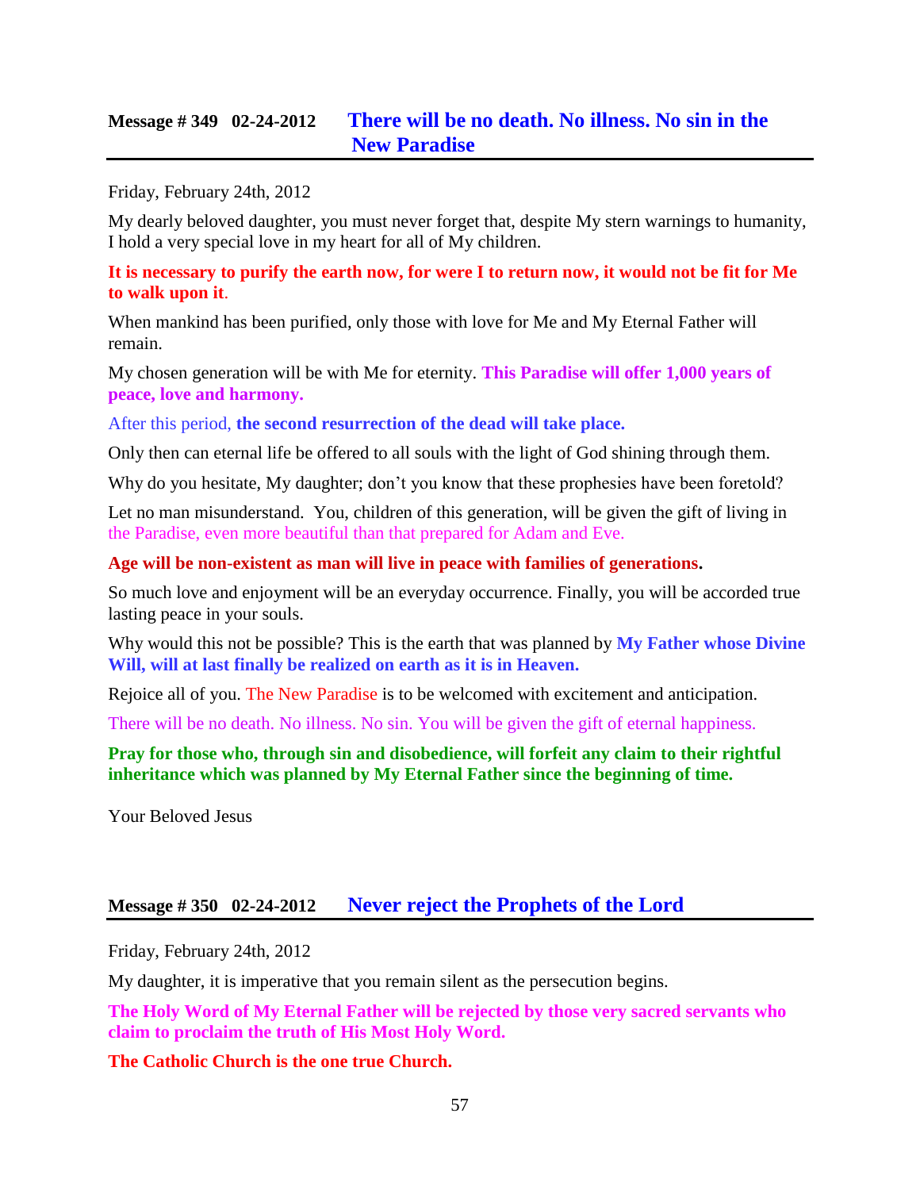## Message # 349 02-24-2012 There will be no death. No illness. No sin in the New Paradise

Friday, February 24th, 2012

My dearly beloved daughter, you must never forget that, despite My stern warnings to humanity, I hold a very special love in my heart for all of My children.

**It is necessary to purify the earth now, for were I to return now, it would not be fit for Me to walk upon it**.

When mankind has been purified, only those with love for Me and My Eternal Father will remain.

My chosen generation will be with Me for eternity. **This Paradise will offer 1,000 years of peace, love and harmony.**

After this period, **the second resurrection of the dead will take place.**

Only then can eternal life be offered to all souls with the light of God shining through them.

Why do you hesitate, My daughter; don't you know that these prophesies have been foretold?

Let no man misunderstand. You, children of this generation, will be given the gift of living in the Paradise, even more beautiful than that prepared for Adam and Eve.

**Age will be non-existent as man will live in peace with families of generations.**

So much love and enjoyment will be an everyday occurrence. Finally, you will be accorded true lasting peace in your souls.

Why would this not be possible? This is the earth that was planned by **My Father whose Divine Will, will at last finally be realized on earth as it is in Heaven.**

Rejoice all of you. The New Paradise is to be welcomed with excitement and anticipation.

There will be no death. No illness. No sin. You will be given the gift of eternal happiness.

**Pray for those who, through sin and disobedience, will forfeit any claim to their rightful inheritance which was planned by My Eternal Father since the beginning of time.**

Your Beloved Jesus

## Message # 350 02-24-2012 Never reject the Prophets of the Lord

Friday, February 24th, 2012

My daughter, it is imperative that you remain silent as the persecution begins.

**The Holy Word of My Eternal Father will be rejected by those very sacred servants who claim to proclaim the truth of His Most Holy Word.**

**The Catholic Church is the one true Church.**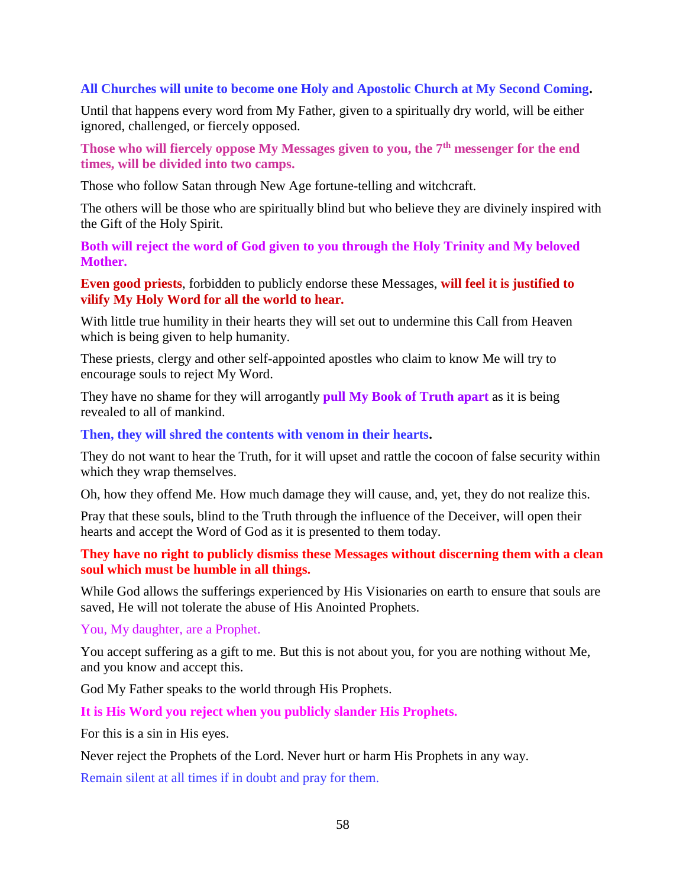**All Churches will unite to become one Holy and Apostolic Church at My Second Coming.**

Until that happens every word from My Father, given to a spiritually dry world, will be either ignored, challenged, or fiercely opposed.

**Those who will fiercely oppose My Messages given to you, the 7th messenger for the end times, will be divided into two camps.**

Those who follow Satan through New Age fortune-telling and witchcraft.

The others will be those who are spiritually blind but who believe they are divinely inspired with the Gift of the Holy Spirit.

**Both will reject the word of God given to you through the Holy Trinity and My beloved Mother.**

**Even good priests**, forbidden to publicly endorse these Messages, **will feel it is justified to vilify My Holy Word for all the world to hear.**

With little true humility in their hearts they will set out to undermine this Call from Heaven which is being given to help humanity.

These priests, clergy and other self-appointed apostles who claim to know Me will try to encourage souls to reject My Word.

They have no shame for they will arrogantly **pull My Book of Truth apart** as it is being revealed to all of mankind.

**Then, they will shred the contents with venom in their hearts.**

They do not want to hear the Truth, for it will upset and rattle the cocoon of false security within which they wrap themselves.

Oh, how they offend Me. How much damage they will cause, and, yet, they do not realize this.

Pray that these souls, blind to the Truth through the influence of the Deceiver, will open their hearts and accept the Word of God as it is presented to them today.

**They have no right to publicly dismiss these Messages without discerning them with a clean soul which must be humble in all things.**

While God allows the sufferings experienced by His Visionaries on earth to ensure that souls are saved, He will not tolerate the abuse of His Anointed Prophets.

You, My daughter, are a Prophet.

You accept suffering as a gift to me. But this is not about you, for you are nothing without Me, and you know and accept this.

God My Father speaks to the world through His Prophets.

**It is His Word you reject when you publicly slander His Prophets.**

For this is a sin in His eyes.

Never reject the Prophets of the Lord. Never hurt or harm His Prophets in any way.

Remain silent at all times if in doubt and pray for them.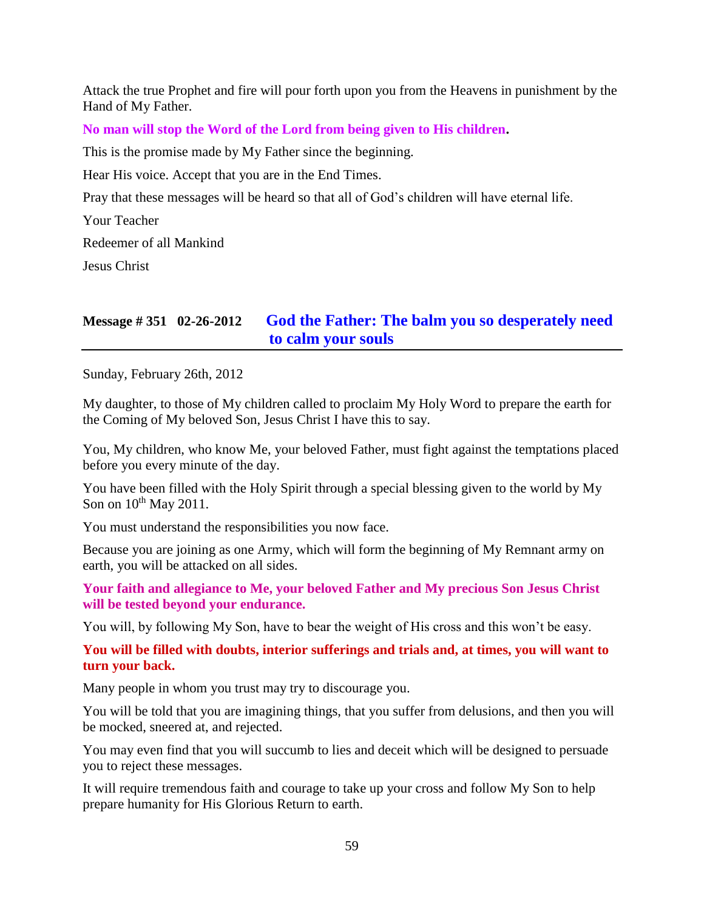Attack the true Prophet and fire will pour forth upon you from the Heavens in punishment by the Hand of My Father.

**No man will stop the Word of the Lord from being given to His children.**

This is the promise made by My Father since the beginning.

Hear His voice. Accept that you are in the End Times.

Pray that these messages will be heard so that all of God's children will have eternal life.

Your Teacher

Redeemer of all Mankind

Jesus Christ

## Message # 351 02-26-2012 God the Father: The balm you so desperately need to calm your souls

Sunday, February 26th, 2012

My daughter, to those of My children called to proclaim My Holy Word to prepare the earth for the Coming of My beloved Son, Jesus Christ I have this to say.

You, My children, who know Me, your beloved Father, must fight against the temptations placed before you every minute of the day.

You have been filled with the Holy Spirit through a special blessing given to the world by My Son on 10th May 2011.

You must understand the responsibilities you now face.

Because you are joining as one Army, which will form the beginning of My Remnant army on earth, you will be attacked on all sides.

**Your faith and allegiance to Me, your beloved Father and My precious Son Jesus Christ will be tested beyond your endurance.**

You will, by following My Son, have to bear the weight of His cross and this won't be easy.

**You will be filled with doubts, interior sufferings and trials and, at times, you will want to turn your back.**

Many people in whom you trust may try to discourage you.

You will be told that you are imagining things, that you suffer from delusions, and then you will be mocked, sneered at, and rejected.

You may even find that you will succumb to lies and deceit which will be designed to persuade you to reject these messages.

It will require tremendous faith and courage to take up your cross and follow My Son to help prepare humanity for His Glorious Return to earth.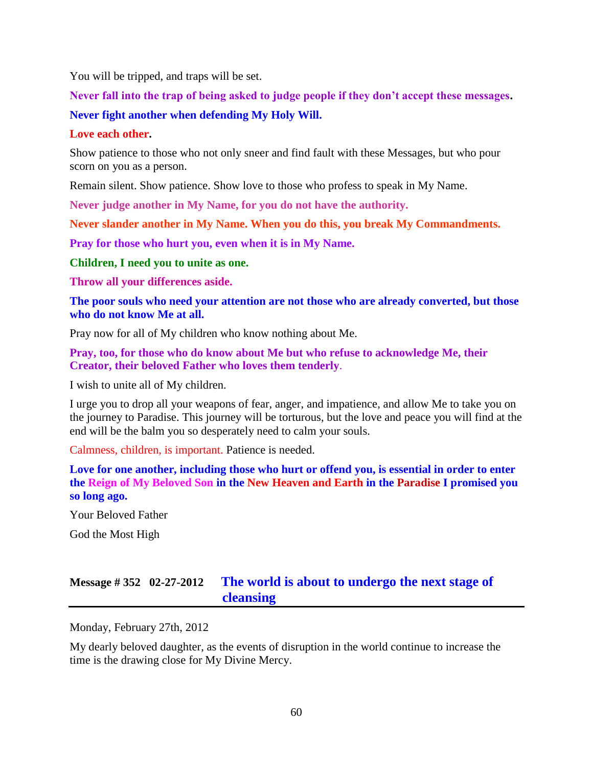You will be tripped, and traps will be set.

**Never fall into the trap of being asked to judge people if they don't accept these messages.**

**Never fight another when defending My Holy Will.**

**Love each other.**

Show patience to those who not only sneer and find fault with these Messages, but who pour scorn on you as a person.

Remain silent. Show patience. Show love to those who profess to speak in My Name.

**Never judge another in My Name, for you do not have the authority.**

**Never slander another in My Name. When you do this, you break My Commandments.**

**Pray for those who hurt you, even when it is in My Name.**

**Children, I need you to unite as one.**

**Throw all your differences aside.**

**The poor souls who need your attention are not those who are already converted, but those who do not know Me at all.**

Pray now for all of My children who know nothing about Me.

**Pray, too, for those who do know about Me but who refuse to acknowledge Me, their Creator, their beloved Father who loves them tenderly**.

I wish to unite all of My children.

I urge you to drop all your weapons of fear, anger, and impatience, and allow Me to take you on the journey to Paradise. This journey will be torturous, but the love and peace you will find at the end will be the balm you so desperately need to calm your souls.

Calmness, children, is important. Patience is needed.

**Love for one another, including those who hurt or offend you, is essential in order to enter the Reign of My Beloved Son in the New Heaven and Earth in the Paradise I promised you so long ago.**

Your Beloved Father

God the Most High

## Message # 352 02-27-2012 The world is about to undergo the next stage of cleansing

Monday, February 27th, 2012

My dearly beloved daughter, as the events of disruption in the world continue to increase the time is the drawing close for My Divine Mercy.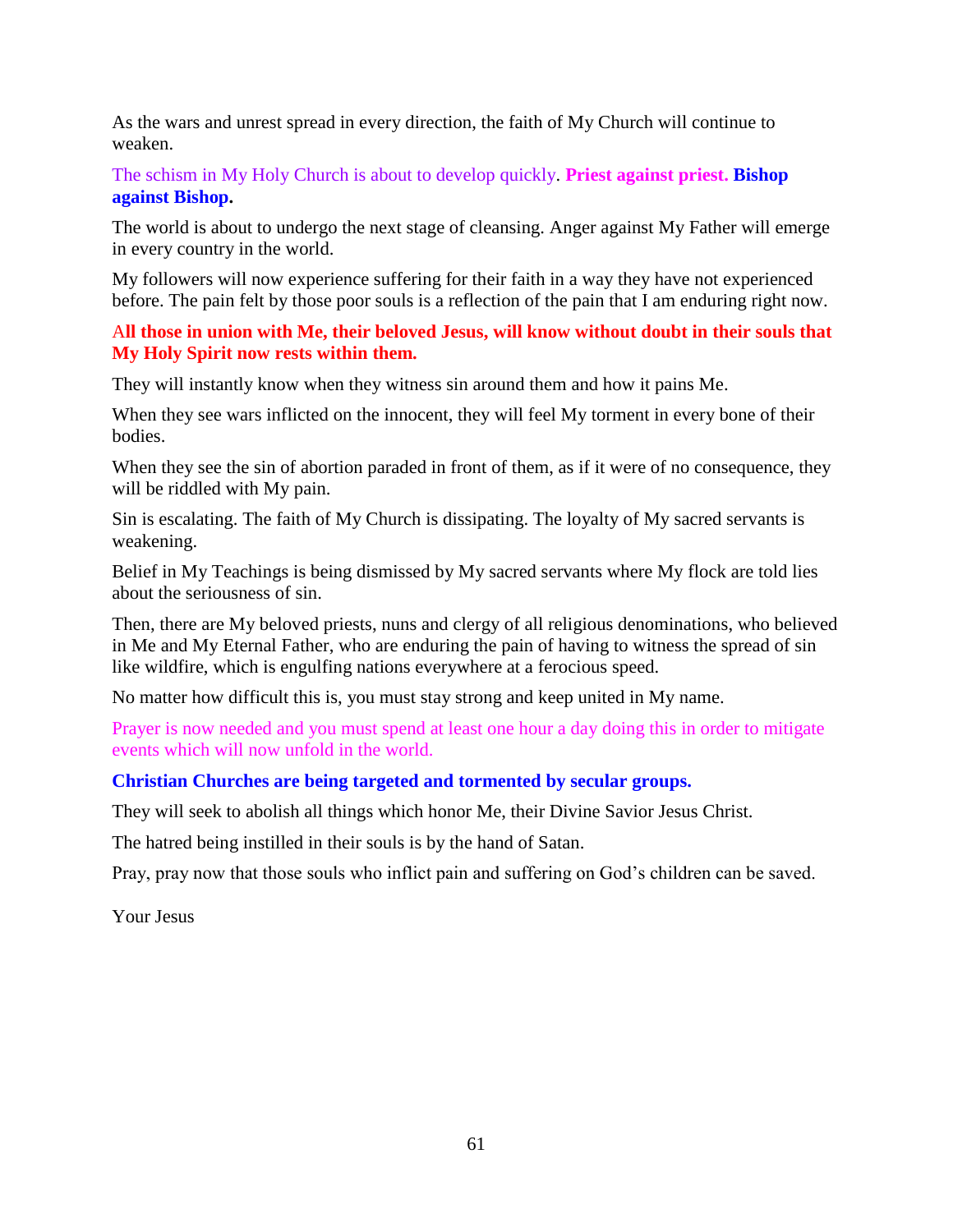As the wars and unrest spread in every direction, the faith of My Church will continue to weaken.

The schism in My Holy Church is about to develop quickly. **Priest against priest. Bishop against Bishop.**

The world is about to undergo the next stage of cleansing. Anger against My Father will emerge in every country in the world.

My followers will now experience suffering for their faith in a way they have not experienced before. The pain felt by those poor souls is a reflection of the pain that I am enduring right now.

**All those in union with Me, their beloved Jesus, will know without doubt in their souls that My Holy Spirit now rests within them.**

They will instantly know when they witness sin around them and how it pains Me.

When they see wars inflicted on the innocent, they will feel My torment in every bone of their bodies.

When they see the sin of abortion paraded in front of them, as if it were of no consequence, they will be riddled with My pain.

Sin is escalating. The faith of My Church is dissipating. The loyalty of My sacred servants is weakening.

Belief in My Teachings is being dismissed by My sacred servants where My flock are told lies about the seriousness of sin.

Then, there are My beloved priests, nuns and clergy of all religious denominations, who believed in Me and My Eternal Father, who are enduring the pain of having to witness the spread of sin like wildfire, which is engulfing nations everywhere at a ferocious speed.

No matter how difficult this is, you must stay strong and keep united in My name.

Prayer is now needed and you must spend at least one hour a day doing this in order to mitigate events which will now unfold in the world.

**Christian Churches are being targeted and tormented by secular groups.**

They will seek to abolish all things which honor Me, their Divine Savior Jesus Christ.

The hatred being instilled in their souls is by the hand of Satan.

Pray, pray now that those souls who inflict pain and suffering on God's children can be saved.

Your Jesus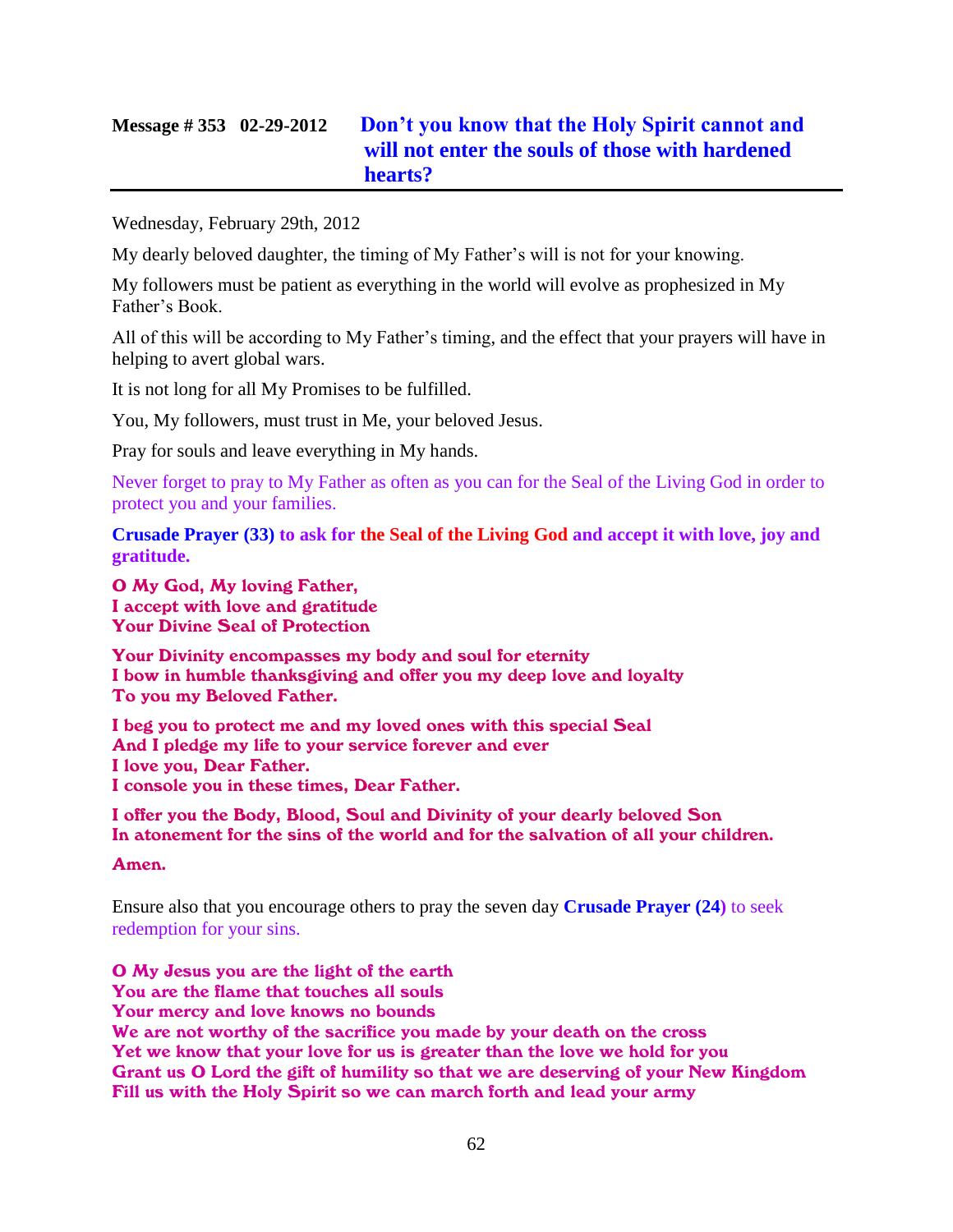## **Message # 353 02-29-2012** Don't you know that the Holy Spirit cannot and will not enter the souls of those with hardened hearts?

Wednesday, February 29th, 2012

My dearly beloved daughter, the timing of My Father's will is not for your knowing.

My followers must be patient as everything in the world will evolve as prophesized in My Father's Book.

All of this will be according to My Father's timing, and the effect that your prayers will have in helping to avert global wars.

It is not long for all My Promises to be fulfilled.

You, My followers, must trust in Me, your beloved Jesus.

Pray for souls and leave everything in My hands.

Never forget to pray to My Father as often as you can for the Seal of the Living God in order to protect you and your families.

**Crusade Prayer (33) to ask for the Seal of the Living God and accept it with love, joy and gratitude.**

**O My God, My loving Father,**
**I accept with love and gratitude**
**Your Divine Seal of Protection**

**Your Divinity encompasses my body and soul for eternity**
**I bow in humble thanksgiving and offer you my deep love and loyalty**
**To you my Beloved Father.**

**I beg you to protect me and my loved ones with this special Seal**
**And I pledge my life to your service forever and ever**
**I love you, Dear Father.**
**I console you in these times, Dear Father.**

**I offer you the Body, Blood, Soul and Divinity of your dearly beloved Son**
**In atonement for the sins of the world and for the salvation of all your children.**

**Amen.**

Ensure also that you encourage others to pray the seven day **Crusade Prayer (24)** to seek redemption for your sins.

**O My Jesus you are the light of the earth**
**You are the flame that touches all souls**
**Your mercy and love knows no bounds**
**We are not worthy of the sacrifice you made by your death on the cross**
**Yet we know that your love for us is greater than the love we hold for you**
**Grant us O Lord the gift of humility so that we are deserving of your New Kingdom**
**Fill us with the Holy Spirit so we can march forth and lead your army**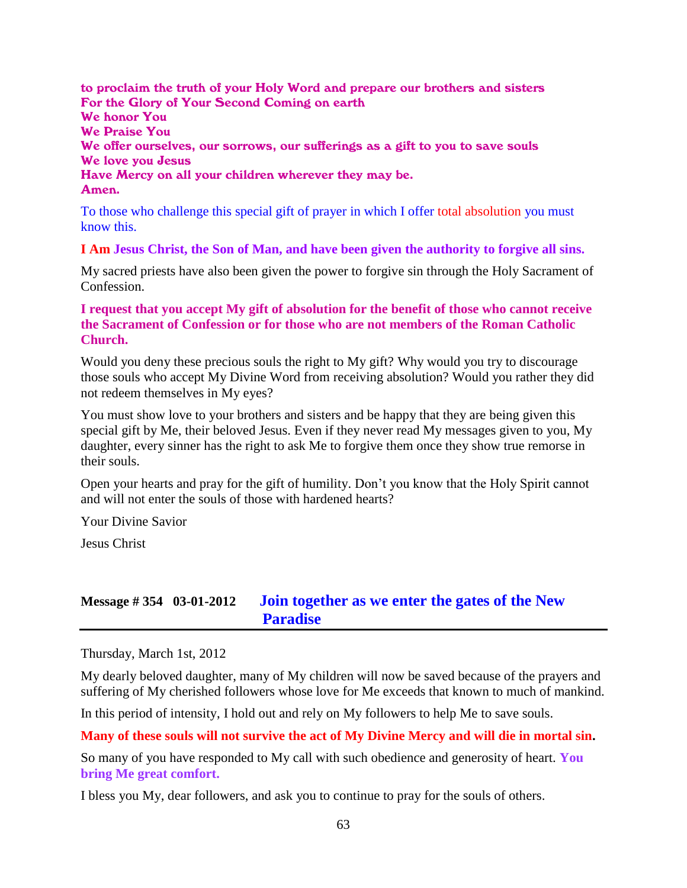**to proclaim the truth of your Holy Word and prepare our brothers and sisters**
**For the Glory of Your Second Coming on earth**
**We honor You**
**We Praise You**
**We offer ourselves, our sorrows, our sufferings as a gift to you to save souls**
**We love you Jesus**
**Have Mercy on all your children wherever they may be.**
**Amen.**

To those who challenge this special gift of prayer in which I offer total absolution you must know this.

**I Am Jesus Christ, the Son of Man, and have been given the authority to forgive all sins.**

My sacred priests have also been given the power to forgive sin through the Holy Sacrament of Confession.

**I request that you accept My gift of absolution for the benefit of those who cannot receive the Sacrament of Confession or for those who are not members of the Roman Catholic Church.**

Would you deny these precious souls the right to My gift? Why would you try to discourage those souls who accept My Divine Word from receiving absolution? Would you rather they did not redeem themselves in My eyes?

You must show love to your brothers and sisters and be happy that they are being given this special gift by Me, their beloved Jesus. Even if they never read My messages given to you, My daughter, every sinner has the right to ask Me to forgive them once they show true remorse in their souls.

Open your hearts and pray for the gift of humility. Don't you know that the Holy Spirit cannot and will not enter the souls of those with hardened hearts?

Your Divine Savior

Jesus Christ

## Message # 354 03-01-2012 Join together as we enter the gates of the New Paradise

Thursday, March 1st, 2012

My dearly beloved daughter, many of My children will now be saved because of the prayers and suffering of My cherished followers whose love for Me exceeds that known to much of mankind.

In this period of intensity, I hold out and rely on My followers to help Me to save souls.

**Many of these souls will not survive the act of My Divine Mercy and will die in mortal sin.**

So many of you have responded to My call with such obedience and generosity of heart. **You bring Me great comfort.**

I bless you My, dear followers, and ask you to continue to pray for the souls of others.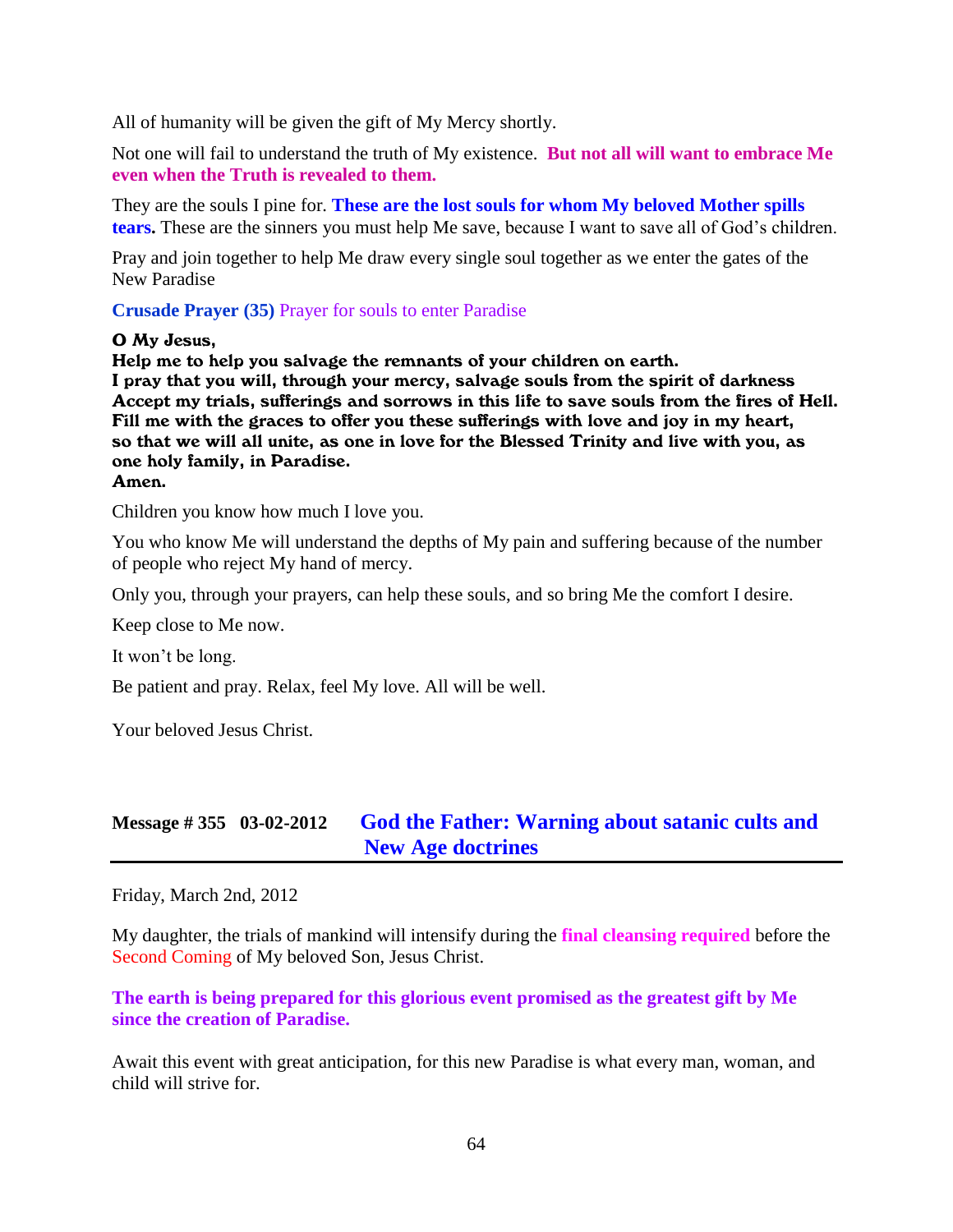All of humanity will be given the gift of My Mercy shortly.

Not one will fail to understand the truth of My existence. **But not all will want to embrace Me even when the Truth is revealed to them.**

They are the souls I pine for. **These are the lost souls for whom My beloved Mother spills tears.** These are the sinners you must help Me save, because I want to save all of God's children.

Pray and join together to help Me draw every single soul together as we enter the gates of the New Paradise

**Crusade Prayer (35)** Prayer for souls to enter Paradise

**O My Jesus,**
**Help me to help you salvage the remnants of your children on earth.**
**I pray that you will, through your mercy, salvage souls from the spirit of darkness**
**Accept my trials, sufferings and sorrows in this life to save souls from the fires of Hell.**
**Fill me with the graces to offer you these sufferings with love and joy in my heart,**
**so that we will all unite, as one in love for the Blessed Trinity and live with you, as one holy family, in Paradise.**
**Amen.**

Children you know how much I love you.

You who know Me will understand the depths of My pain and suffering because of the number of people who reject My hand of mercy.

Only you, through your prayers, can help these souls, and so bring Me the comfort I desire.

Keep close to Me now.

It won't be long.

Be patient and pray. Relax, feel My love. All will be well.

Your beloved Jesus Christ.

## Message # 355 03-02-2012 God the Father: Warning about satanic cults and New Age doctrines

Friday, March 2nd, 2012

My daughter, the trials of mankind will intensify during the **final cleansing required** before the Second Coming of My beloved Son, Jesus Christ.

**The earth is being prepared for this glorious event promised as the greatest gift by Me since the creation of Paradise.**

Await this event with great anticipation, for this new Paradise is what every man, woman, and child will strive for.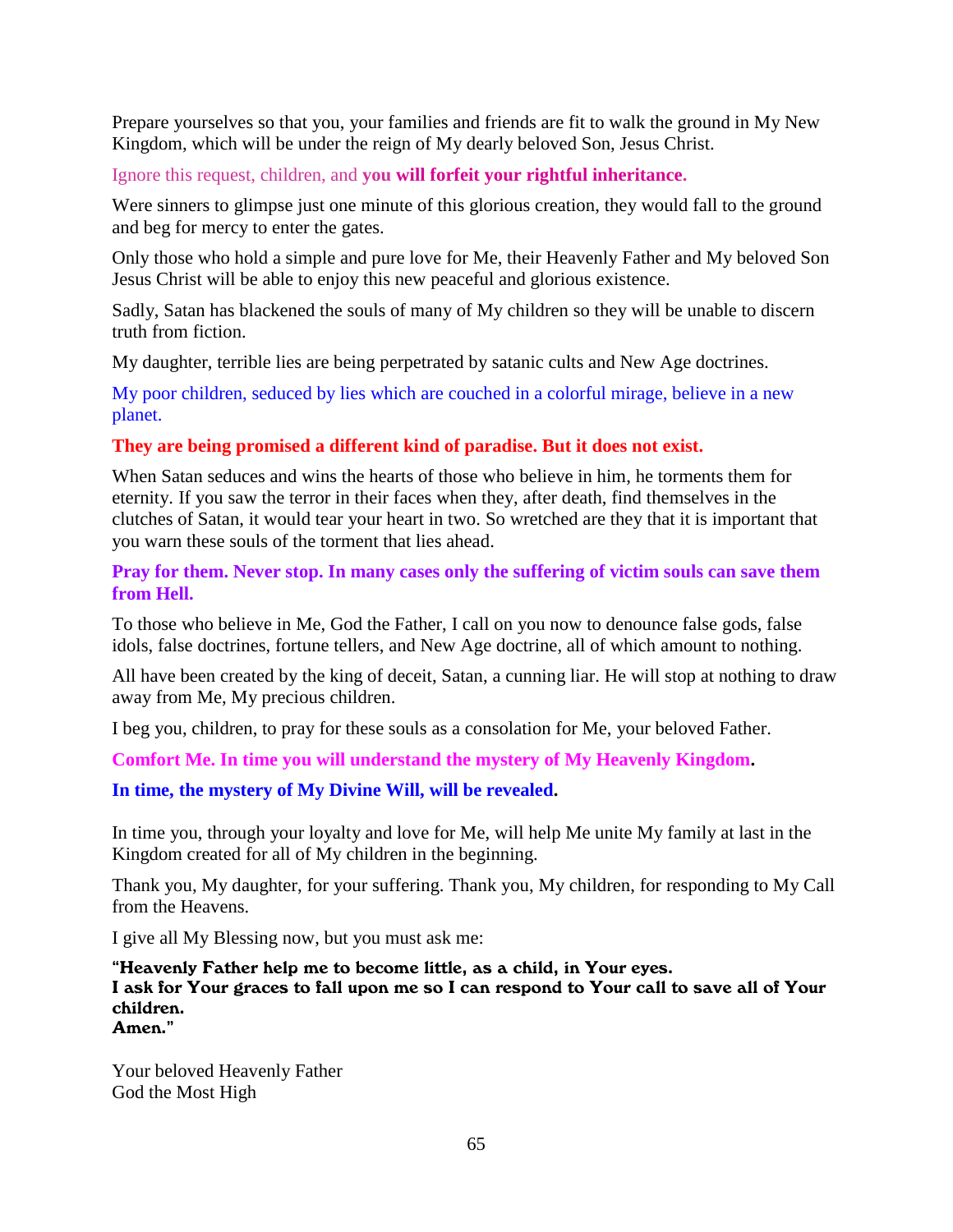Prepare yourselves so that you, your families and friends are fit to walk the ground in My New Kingdom, which will be under the reign of My dearly beloved Son, Jesus Christ.

Ignore this request, children, and **you will forfeit your rightful inheritance.**

Were sinners to glimpse just one minute of this glorious creation, they would fall to the ground and beg for mercy to enter the gates.

Only those who hold a simple and pure love for Me, their Heavenly Father and My beloved Son Jesus Christ will be able to enjoy this new peaceful and glorious existence.

Sadly, Satan has blackened the souls of many of My children so they will be unable to discern truth from fiction.

My daughter, terrible lies are being perpetrated by satanic cults and New Age doctrines.

My poor children, seduced by lies which are couched in a colorful mirage, believe in a new planet.

**They are being promised a different kind of paradise. But it does not exist.**

When Satan seduces and wins the hearts of those who believe in him, he torments them for eternity. If you saw the terror in their faces when they, after death, find themselves in the clutches of Satan, it would tear your heart in two. So wretched are they that it is important that you warn these souls of the torment that lies ahead.

**Pray for them. Never stop. In many cases only the suffering of victim souls can save them from Hell.**

To those who believe in Me, God the Father, I call on you now to denounce false gods, false idols, false doctrines, fortune tellers, and New Age doctrine, all of which amount to nothing.

All have been created by the king of deceit, Satan, a cunning liar. He will stop at nothing to draw away from Me, My precious children.

I beg you, children, to pray for these souls as a consolation for Me, your beloved Father.

**Comfort Me. In time you will understand the mystery of My Heavenly Kingdom.**

**In time, the mystery of My Divine Will, will be revealed.**

In time you, through your loyalty and love for Me, will help Me unite My family at last in the Kingdom created for all of My children in the beginning.

Thank you, My daughter, for your suffering. Thank you, My children, for responding to My Call from the Heavens.

I give all My Blessing now, but you must ask me:

**"Heavenly Father help me to become little, as a child, in Your eyes.
I ask for Your graces to fall upon me so I can respond to Your call to save all of Your children.
Amen."**

Your beloved Heavenly Father
God the Most High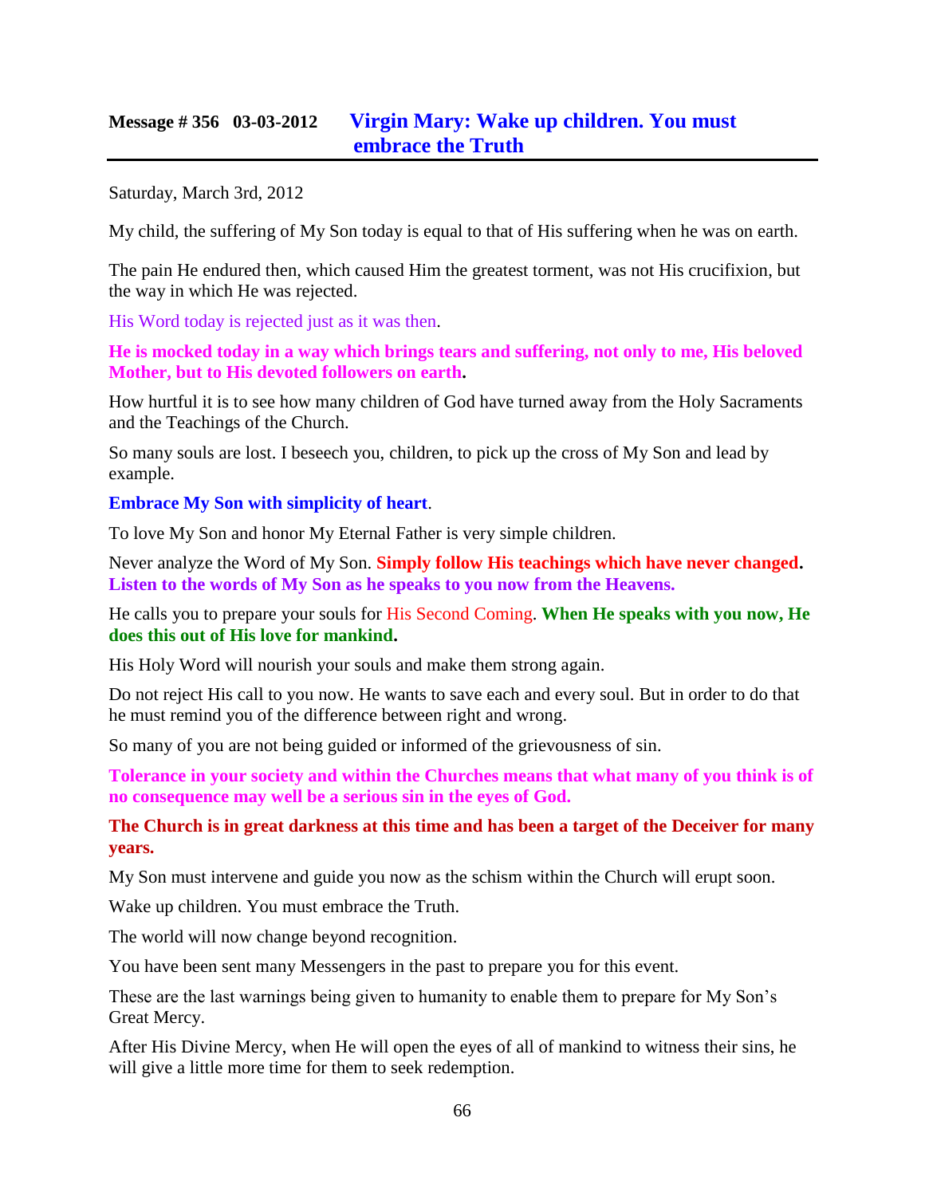## Message # 356 03-03-2012 Virgin Mary: Wake up children. You must embrace the Truth

Saturday, March 3rd, 2012

My child, the suffering of My Son today is equal to that of His suffering when he was on earth.

The pain He endured then, which caused Him the greatest torment, was not His crucifixion, but the way in which He was rejected.

His Word today is rejected just as it was then.

**He is mocked today in a way which brings tears and suffering, not only to me, His beloved Mother, but to His devoted followers on earth.**

How hurtful it is to see how many children of God have turned away from the Holy Sacraments and the Teachings of the Church.

So many souls are lost. I beseech you, children, to pick up the cross of My Son and lead by example.

**Embrace My Son with simplicity of heart**.

To love My Son and honor My Eternal Father is very simple children.

Never analyze the Word of My Son. **Simply follow His teachings which have never changed. Listen to the words of My Son as he speaks to you now from the Heavens.**

He calls you to prepare your souls for His Second Coming. **When He speaks with you now, He does this out of His love for mankind.**

His Holy Word will nourish your souls and make them strong again.

Do not reject His call to you now. He wants to save each and every soul. But in order to do that he must remind you of the difference between right and wrong.

So many of you are not being guided or informed of the grievousness of sin.

**Tolerance in your society and within the Churches means that what many of you think is of no consequence may well be a serious sin in the eyes of God.**

**The Church is in great darkness at this time and has been a target of the Deceiver for many years.**

My Son must intervene and guide you now as the schism within the Church will erupt soon.

Wake up children. You must embrace the Truth.

The world will now change beyond recognition.

You have been sent many Messengers in the past to prepare you for this event.

These are the last warnings being given to humanity to enable them to prepare for My Son's Great Mercy.

After His Divine Mercy, when He will open the eyes of all of mankind to witness their sins, he will give a little more time for them to seek redemption.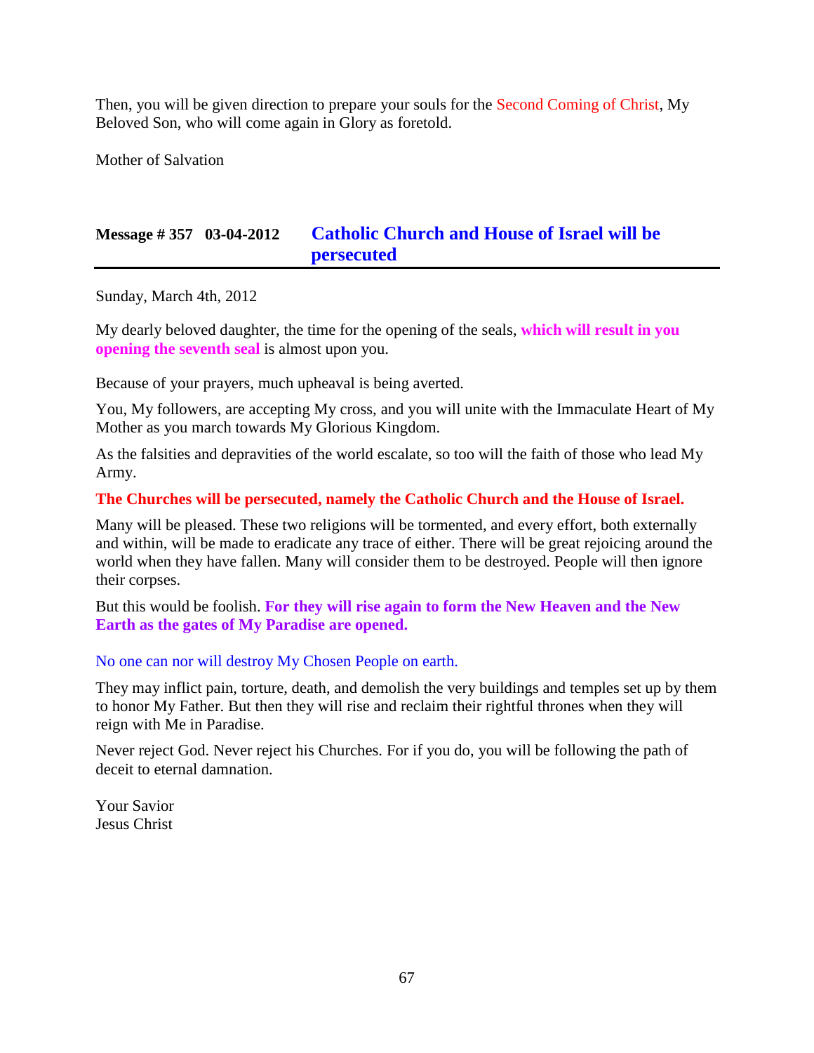Then, you will be given direction to prepare your souls for the Second Coming of Christ, My Beloved Son, who will come again in Glory as foretold.

Mother of Salvation

## Message # 357 03-04-2012 Catholic Church and House of Israel will be persecuted

Sunday, March 4th, 2012

My dearly beloved daughter, the time for the opening of the seals, **which will result in you opening the seventh seal** is almost upon you.

Because of your prayers, much upheaval is being averted.

You, My followers, are accepting My cross, and you will unite with the Immaculate Heart of My Mother as you march towards My Glorious Kingdom.

As the falsities and depravities of the world escalate, so too will the faith of those who lead My Army.

**The Churches will be persecuted, namely the Catholic Church and the House of Israel.**

Many will be pleased. These two religions will be tormented, and every effort, both externally and within, will be made to eradicate any trace of either. There will be great rejoicing around the world when they have fallen. Many will consider them to be destroyed. People will then ignore their corpses.

But this would be foolish. **For they will rise again to form the New Heaven and the New Earth as the gates of My Paradise are opened.**

No one can nor will destroy My Chosen People on earth.

They may inflict pain, torture, death, and demolish the very buildings and temples set up by them to honor My Father. But then they will rise and reclaim their rightful thrones when they will reign with Me in Paradise.

Never reject God. Never reject his Churches. For if you do, you will be following the path of deceit to eternal damnation.

Your Savior  
Jesus Christ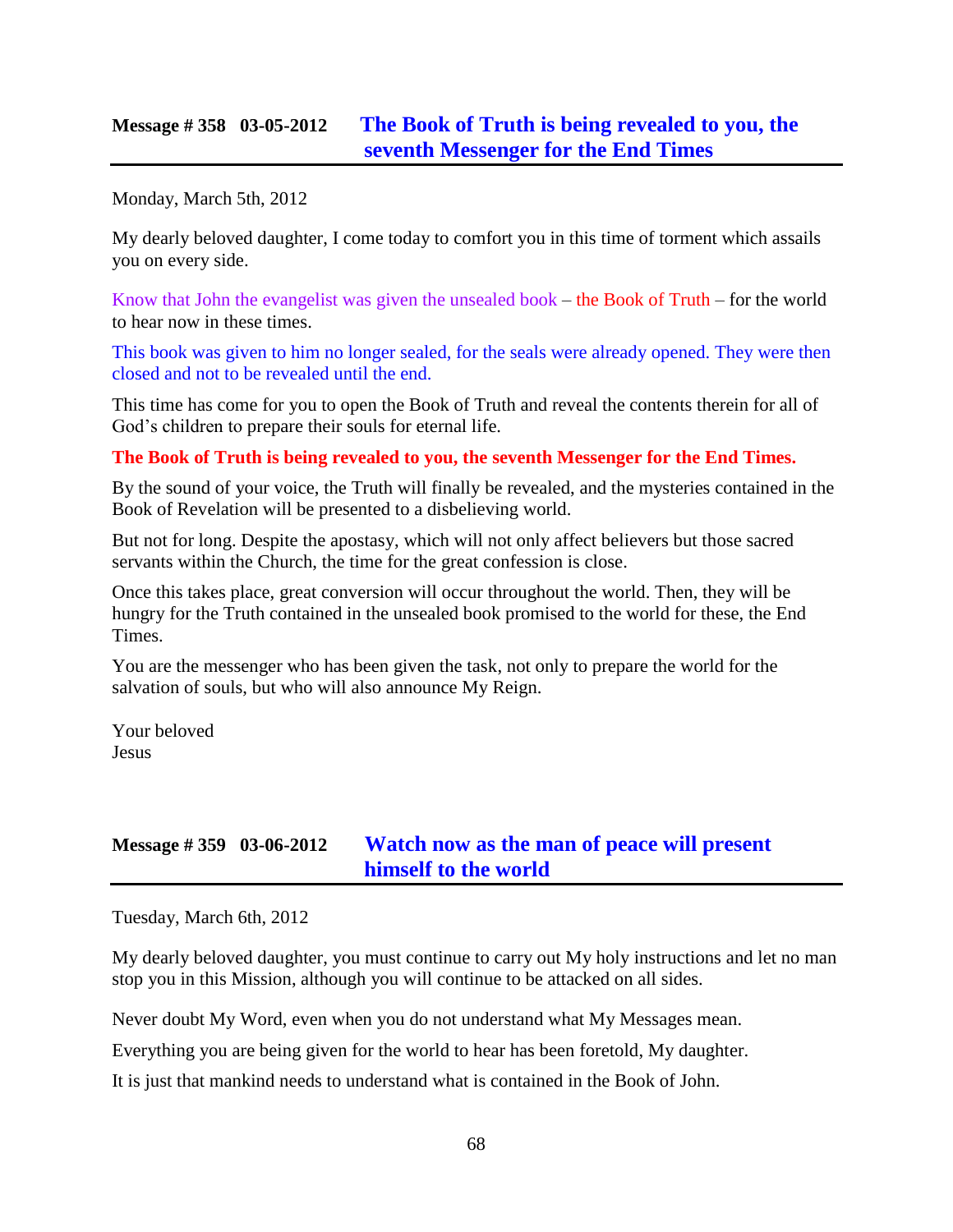## Message # 358 03-05-2012 The Book of Truth is being revealed to you, the seventh Messenger for the End Times

Monday, March 5th, 2012

My dearly beloved daughter, I come today to comfort you in this time of torment which assails you on every side.

Know that John the evangelist was given the unsealed book – the Book of Truth – for the world to hear now in these times.

This book was given to him no longer sealed, for the seals were already opened. They were then closed and not to be revealed until the end.

This time has come for you to open the Book of Truth and reveal the contents therein for all of God's children to prepare their souls for eternal life.

**The Book of Truth is being revealed to you, the seventh Messenger for the End Times.**

By the sound of your voice, the Truth will finally be revealed, and the mysteries contained in the Book of Revelation will be presented to a disbelieving world.

But not for long. Despite the apostasy, which will not only affect believers but those sacred servants within the Church, the time for the great confession is close.

Once this takes place, great conversion will occur throughout the world. Then, they will be hungry for the Truth contained in the unsealed book promised to the world for these, the End Times.

You are the messenger who has been given the task, not only to prepare the world for the salvation of souls, but who will also announce My Reign.

Your beloved
Jesus

## Message # 359 03-06-2012 Watch now as the man of peace will present himself to the world

Tuesday, March 6th, 2012

My dearly beloved daughter, you must continue to carry out My holy instructions and let no man stop you in this Mission, although you will continue to be attacked on all sides.

Never doubt My Word, even when you do not understand what My Messages mean.

Everything you are being given for the world to hear has been foretold, My daughter.

It is just that mankind needs to understand what is contained in the Book of John.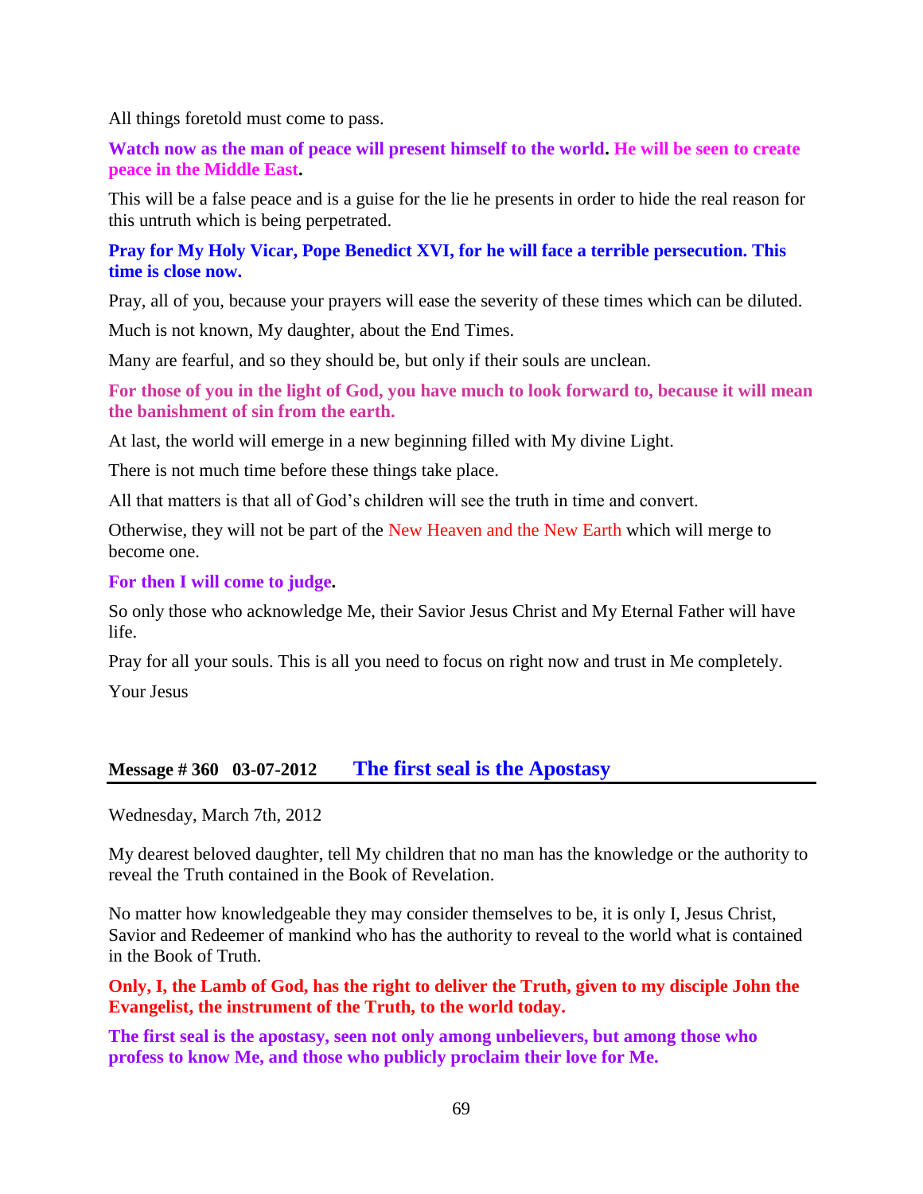All things foretold must come to pass.

**Watch now as the man of peace will present himself to the world. He will be seen to create peace in the Middle East.**

This will be a false peace and is a guise for the lie he presents in order to hide the real reason for this untruth which is being perpetrated.

**Pray for My Holy Vicar, Pope Benedict XVI, for he will face a terrible persecution. This time is close now.**

Pray, all of you, because your prayers will ease the severity of these times which can be diluted.

Much is not known, My daughter, about the End Times.

Many are fearful, and so they should be, but only if their souls are unclean.

**For those of you in the light of God, you have much to look forward to, because it will mean the banishment of sin from the earth.**

At last, the world will emerge in a new beginning filled with My divine Light.

There is not much time before these things take place.

All that matters is that all of God's children will see the truth in time and convert.

Otherwise, they will not be part of the New Heaven and the New Earth which will merge to become one.

**For then I will come to judge.**

So only those who acknowledge Me, their Savior Jesus Christ and My Eternal Father will have life.

Pray for all your souls. This is all you need to focus on right now and trust in Me completely.

Your Jesus

## Message # 360 03-07-2012 The first seal is the Apostasy

Wednesday, March 7th, 2012

My dearest beloved daughter, tell My children that no man has the knowledge or the authority to reveal the Truth contained in the Book of Revelation.

No matter how knowledgeable they may consider themselves to be, it is only I, Jesus Christ, Savior and Redeemer of mankind who has the authority to reveal to the world what is contained in the Book of Truth.

**Only, I, the Lamb of God, has the right to deliver the Truth, given to my disciple John the Evangelist, the instrument of the Truth, to the world today.**

**The first seal is the apostasy, seen not only among unbelievers, but among those who profess to know Me, and those who publicly proclaim their love for Me.**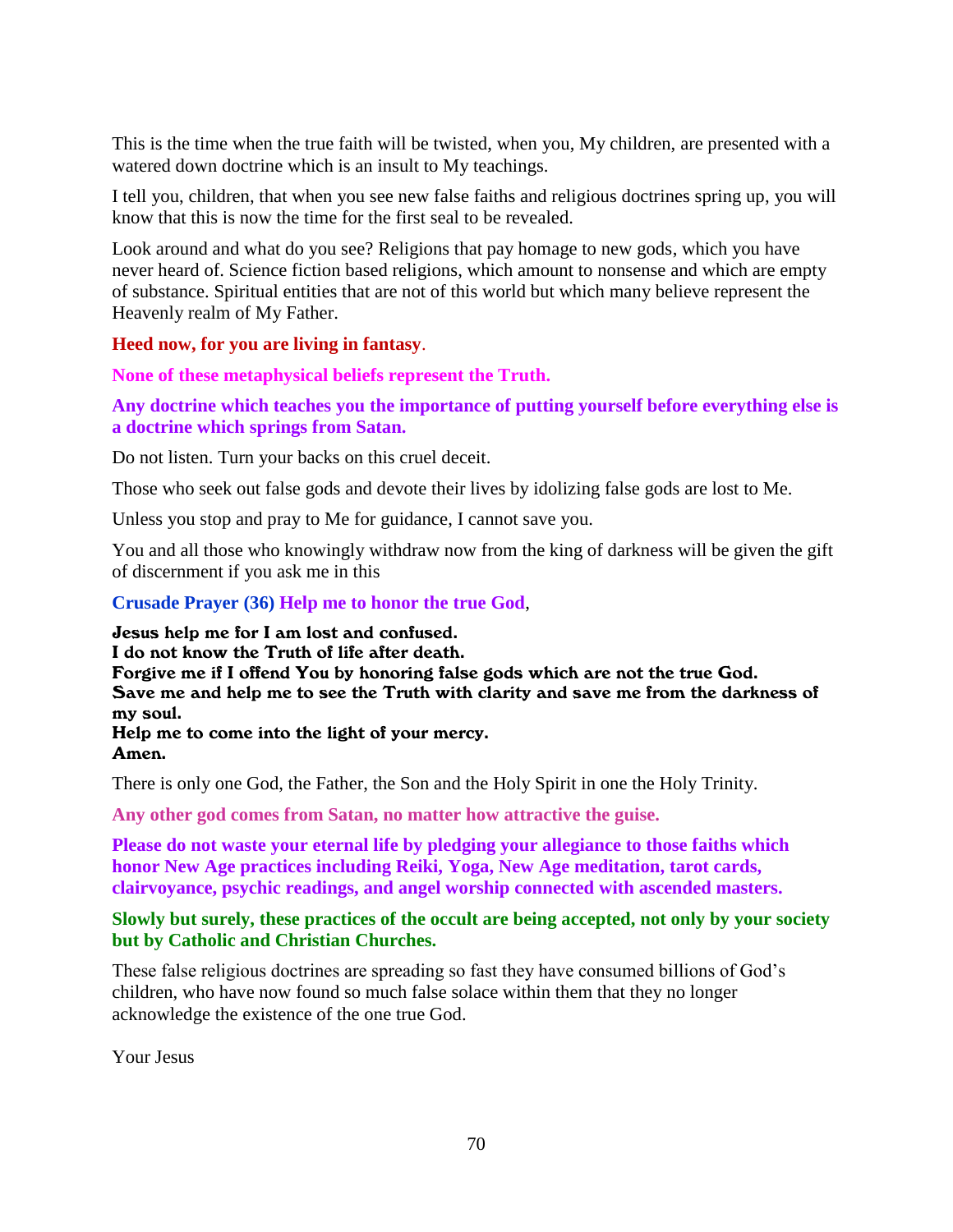This is the time when the true faith will be twisted, when you, My children, are presented with a watered down doctrine which is an insult to My teachings.

I tell you, children, that when you see new false faiths and religious doctrines spring up, you will know that this is now the time for the first seal to be revealed.

Look around and what do you see? Religions that pay homage to new gods, which you have never heard of. Science fiction based religions, which amount to nonsense and which are empty of substance. Spiritual entities that are not of this world but which many believe represent the Heavenly realm of My Father.

**Heed now, for you are living in fantasy**.

**None of these metaphysical beliefs represent the Truth.**

**Any doctrine which teaches you the importance of putting yourself before everything else is a doctrine which springs from Satan.**

Do not listen. Turn your backs on this cruel deceit.

Those who seek out false gods and devote their lives by idolizing false gods are lost to Me.

Unless you stop and pray to Me for guidance, I cannot save you.

You and all those who knowingly withdraw now from the king of darkness will be given the gift of discernment if you ask me in this

**Crusade Prayer (36) Help me to honor the true God**,

**Jesus help me for I am lost and confused.**
**I do not know the Truth of life after death.**
**Forgive me if I offend You by honoring false gods which are not the true God.**
**Save me and help me to see the Truth with clarity and save me from the darkness of my soul.**
**Help me to come into the light of your mercy.**
**Amen.**

There is only one God, the Father, the Son and the Holy Spirit in one the Holy Trinity.

**Any other god comes from Satan, no matter how attractive the guise.**

**Please do not waste your eternal life by pledging your allegiance to those faiths which honor New Age practices including Reiki, Yoga, New Age meditation, tarot cards, clairvoyance, psychic readings, and angel worship connected with ascended masters.**

**Slowly but surely, these practices of the occult are being accepted, not only by your society but by Catholic and Christian Churches.**

These false religious doctrines are spreading so fast they have consumed billions of God's children, who have now found so much false solace within them that they no longer acknowledge the existence of the one true God.

Your Jesus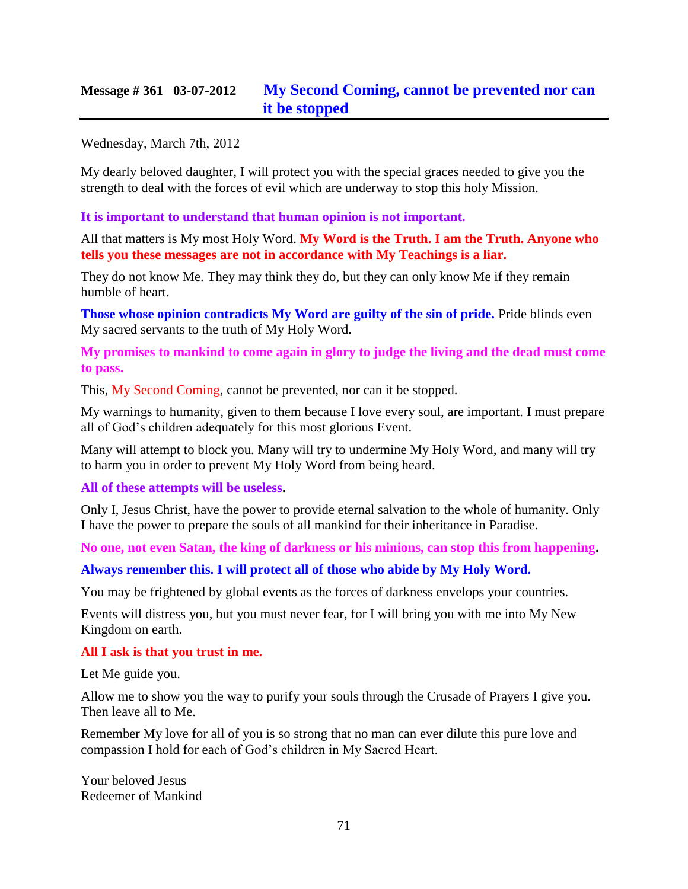## Message # 361   03-07-2012   My Second Coming, cannot be prevented nor can it be stopped

Wednesday, March 7th, 2012

My dearly beloved daughter, I will protect you with the special graces needed to give you the strength to deal with the forces of evil which are underway to stop this holy Mission.

**It is important to understand that human opinion is not important.**

All that matters is My most Holy Word. **My Word is the Truth. I am the Truth. Anyone who tells you these messages are not in accordance with My Teachings is a liar.**

They do not know Me. They may think they do, but they can only know Me if they remain humble of heart.

**Those whose opinion contradicts My Word are guilty of the sin of pride.** Pride blinds even My sacred servants to the truth of My Holy Word.

**My promises to mankind to come again in glory to judge the living and the dead must come to pass.**

This, My Second Coming, cannot be prevented, nor can it be stopped.

My warnings to humanity, given to them because I love every soul, are important. I must prepare all of God's children adequately for this most glorious Event.

Many will attempt to block you. Many will try to undermine My Holy Word, and many will try to harm you in order to prevent My Holy Word from being heard.

**All of these attempts will be useless.**

Only I, Jesus Christ, have the power to provide eternal salvation to the whole of humanity. Only I have the power to prepare the souls of all mankind for their inheritance in Paradise.

**No one, not even Satan, the king of darkness or his minions, can stop this from happening.**

**Always remember this. I will protect all of those who abide by My Holy Word.**

You may be frightened by global events as the forces of darkness envelops your countries.

Events will distress you, but you must never fear, for I will bring you with me into My New Kingdom on earth.

**All I ask is that you trust in me.**

Let Me guide you.

Allow me to show you the way to purify your souls through the Crusade of Prayers I give you. Then leave all to Me.

Remember My love for all of you is so strong that no man can ever dilute this pure love and compassion I hold for each of God's children in My Sacred Heart.

Your beloved Jesus
Redeemer of Mankind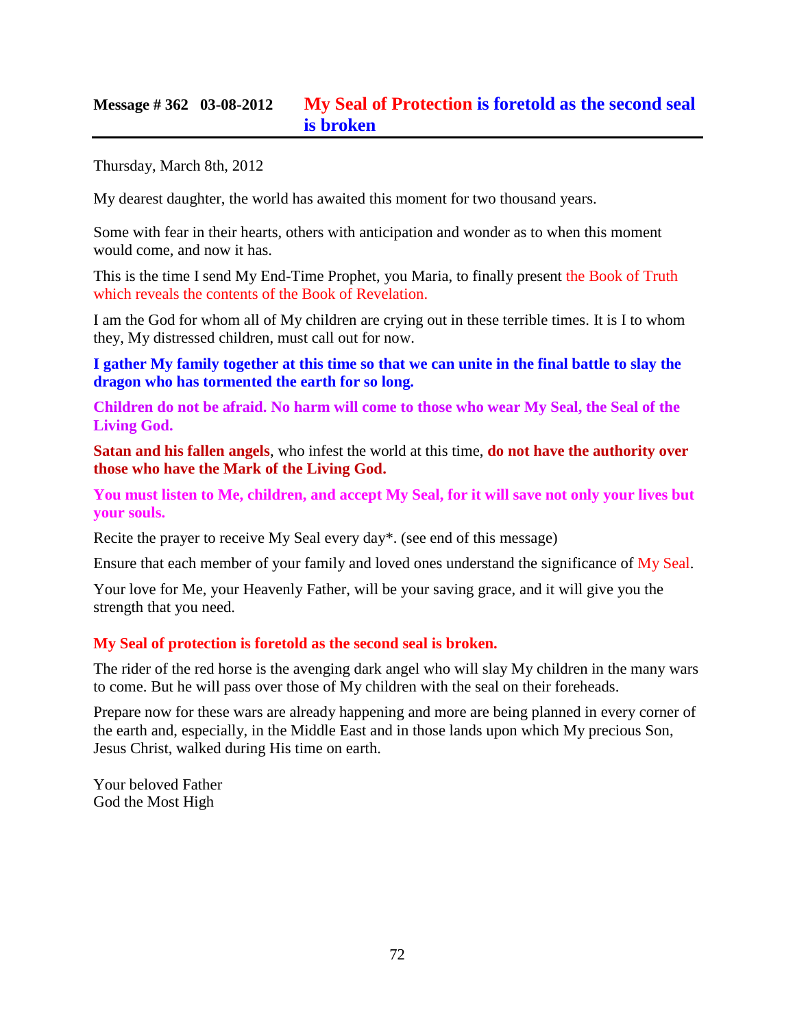## Message # 362 03-08-2012 My Seal of Protection is foretold as the second seal is broken

Thursday, March 8th, 2012

My dearest daughter, the world has awaited this moment for two thousand years.

Some with fear in their hearts, others with anticipation and wonder as to when this moment would come, and now it has.

This is the time I send My End-Time Prophet, you Maria, to finally present the Book of Truth which reveals the contents of the Book of Revelation.

I am the God for whom all of My children are crying out in these terrible times. It is I to whom they, My distressed children, must call out for now.

**I gather My family together at this time so that we can unite in the final battle to slay the dragon who has tormented the earth for so long.**

**Children do not be afraid. No harm will come to those who wear My Seal, the Seal of the Living God.**

**Satan and his fallen angels**, who infest the world at this time, **do not have the authority over those who have the Mark of the Living God.**

**You must listen to Me, children, and accept My Seal, for it will save not only your lives but your souls.**

Recite the prayer to receive My Seal every day*. (see end of this message)

Ensure that each member of your family and loved ones understand the significance of My Seal.

Your love for Me, your Heavenly Father, will be your saving grace, and it will give you the strength that you need.

**My Seal of protection is foretold as the second seal is broken.**

The rider of the red horse is the avenging dark angel who will slay My children in the many wars to come. But he will pass over those of My children with the seal on their foreheads.

Prepare now for these wars are already happening and more are being planned in every corner of the earth and, especially, in the Middle East and in those lands upon which My precious Son, Jesus Christ, walked during His time on earth.

Your beloved Father
God the Most High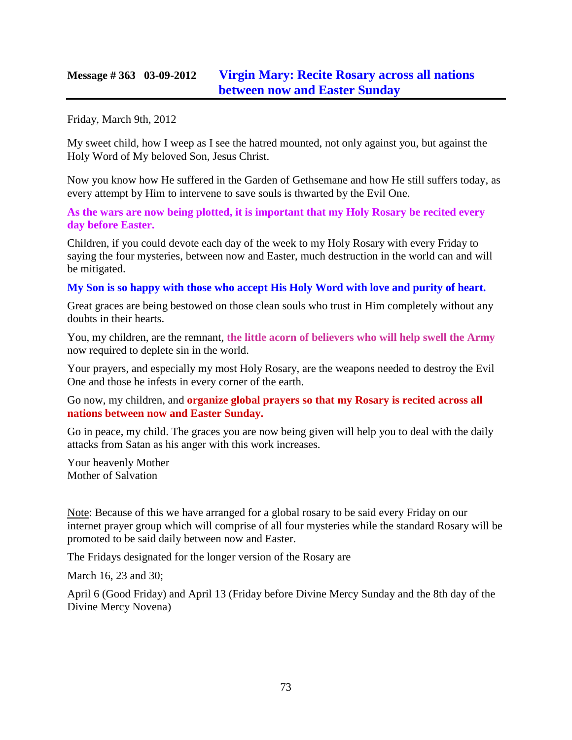## Message # 363 03-09-2012 Virgin Mary: Recite Rosary across all nations between now and Easter Sunday

Friday, March 9th, 2012

My sweet child, how I weep as I see the hatred mounted, not only against you, but against the Holy Word of My beloved Son, Jesus Christ.

Now you know how He suffered in the Garden of Gethsemane and how He still suffers today, as every attempt by Him to intervene to save souls is thwarted by the Evil One.

**As the wars are now being plotted, it is important that my Holy Rosary be recited every day before Easter.**

Children, if you could devote each day of the week to my Holy Rosary with every Friday to saying the four mysteries, between now and Easter, much destruction in the world can and will be mitigated.

**My Son is so happy with those who accept His Holy Word with love and purity of heart.**

Great graces are being bestowed on those clean souls who trust in Him completely without any doubts in their hearts.

You, my children, are the remnant, **the little acorn of believers who will help swell the Army** now required to deplete sin in the world.

Your prayers, and especially my most Holy Rosary, are the weapons needed to destroy the Evil One and those he infests in every corner of the earth.

Go now, my children, and **organize global prayers so that my Rosary is recited across all nations between now and Easter Sunday.**

Go in peace, my child. The graces you are now being given will help you to deal with the daily attacks from Satan as his anger with this work increases.

Your heavenly Mother
Mother of Salvation

Note: Because of this we have arranged for a global rosary to be said every Friday on our internet prayer group which will comprise of all four mysteries while the standard Rosary will be promoted to be said daily between now and Easter.

The Fridays designated for the longer version of the Rosary are

March 16, 23 and 30;

April 6 (Good Friday) and April 13 (Friday before Divine Mercy Sunday and the 8th day of the Divine Mercy Novena)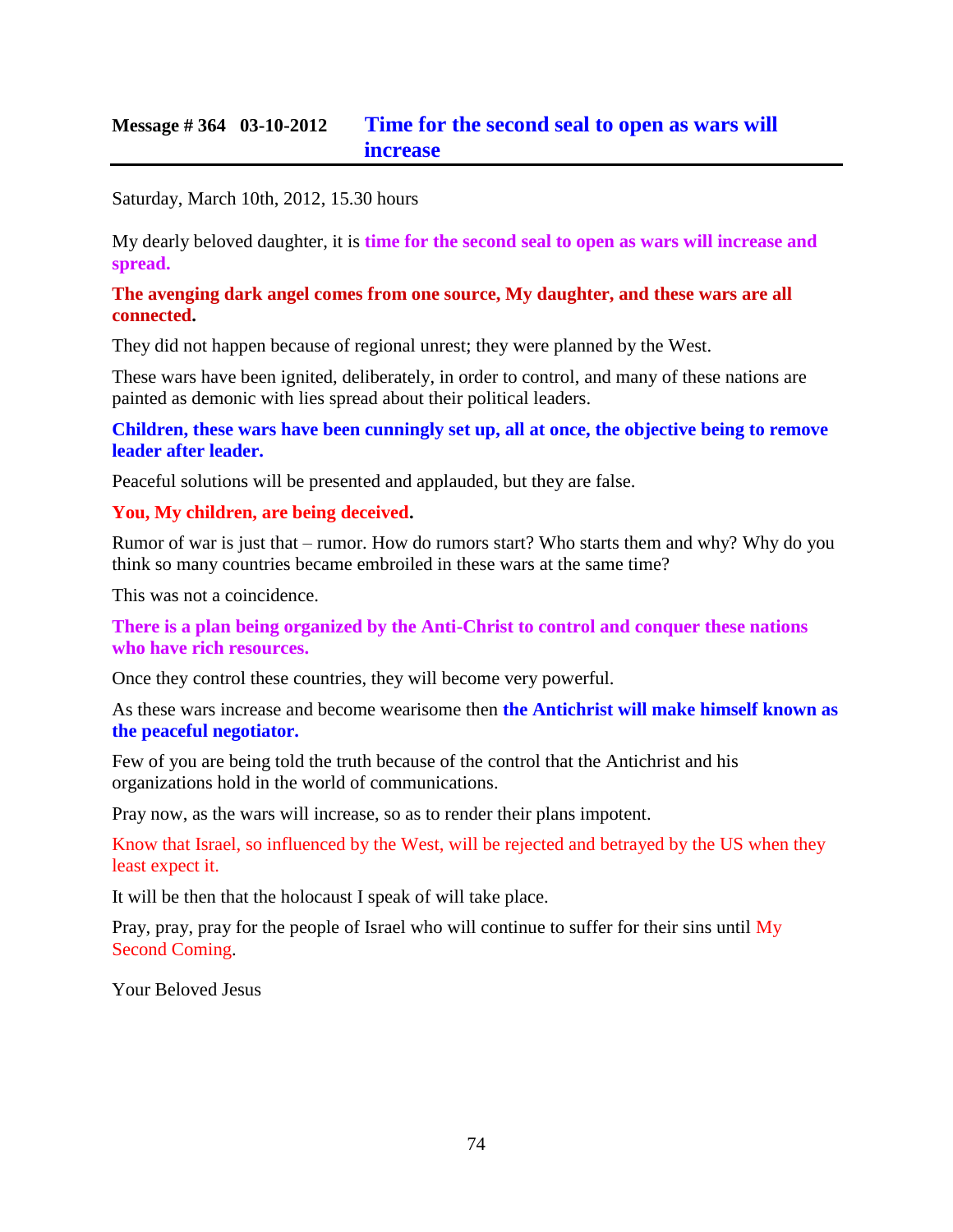## Message # 364 03-10-2012 Time for the second seal to open as wars will increase

Saturday, March 10th, 2012, 15.30 hours

My dearly beloved daughter, it is **time for the second seal to open as wars will increase and spread.**

**The avenging dark angel comes from one source, My daughter, and these wars are all connected.**

They did not happen because of regional unrest; they were planned by the West.

These wars have been ignited, deliberately, in order to control, and many of these nations are painted as demonic with lies spread about their political leaders.

**Children, these wars have been cunningly set up, all at once, the objective being to remove leader after leader.**

Peaceful solutions will be presented and applauded, but they are false.

**You, My children, are being deceived.**

Rumor of war is just that – rumor. How do rumors start? Who starts them and why? Why do you think so many countries became embroiled in these wars at the same time?

This was not a coincidence.

**There is a plan being organized by the Anti-Christ to control and conquer these nations who have rich resources.**

Once they control these countries, they will become very powerful.

As these wars increase and become wearisome then **the Antichrist will make himself known as the peaceful negotiator.**

Few of you are being told the truth because of the control that the Antichrist and his organizations hold in the world of communications.

Pray now, as the wars will increase, so as to render their plans impotent.

Know that Israel, so influenced by the West, will be rejected and betrayed by the US when they least expect it.

It will be then that the holocaust I speak of will take place.

Pray, pray, pray for the people of Israel who will continue to suffer for their sins until My Second Coming.

Your Beloved Jesus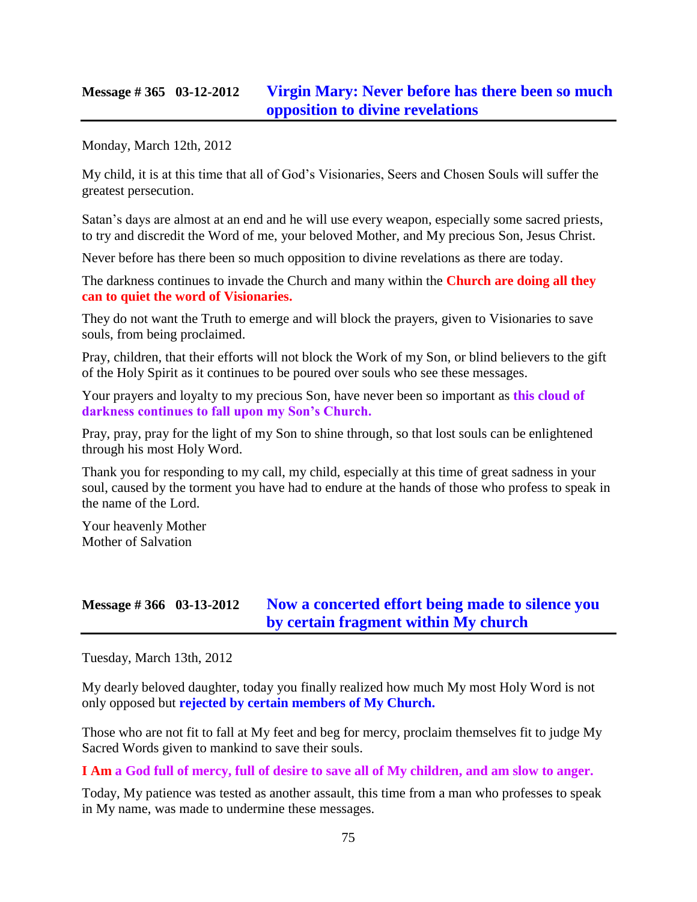## Message # 365 03-12-2012 Virgin Mary: Never before has there been so much opposition to divine revelations

Monday, March 12th, 2012

My child, it is at this time that all of God's Visionaries, Seers and Chosen Souls will suffer the greatest persecution.

Satan's days are almost at an end and he will use every weapon, especially some sacred priests, to try and discredit the Word of me, your beloved Mother, and My precious Son, Jesus Christ.

Never before has there been so much opposition to divine revelations as there are today.

The darkness continues to invade the Church and many within the **Church are doing all they can to quiet the word of Visionaries.**

They do not want the Truth to emerge and will block the prayers, given to Visionaries to save souls, from being proclaimed.

Pray, children, that their efforts will not block the Work of my Son, or blind believers to the gift of the Holy Spirit as it continues to be poured over souls who see these messages.

Your prayers and loyalty to my precious Son, have never been so important as **this cloud of darkness continues to fall upon my Son's Church.**

Pray, pray, pray for the light of my Son to shine through, so that lost souls can be enlightened through his most Holy Word.

Thank you for responding to my call, my child, especially at this time of great sadness in your soul, caused by the torment you have had to endure at the hands of those who profess to speak in the name of the Lord.

Your heavenly Mother
Mother of Salvation

## Message # 366 03-13-2012 Now a concerted effort being made to silence you by certain fragment within My church

Tuesday, March 13th, 2012

My dearly beloved daughter, today you finally realized how much My most Holy Word is not only opposed but **rejected by certain members of My Church.**

Those who are not fit to fall at My feet and beg for mercy, proclaim themselves fit to judge My Sacred Words given to mankind to save their souls.

**I Am a God full of mercy, full of desire to save all of My children, and am slow to anger.**

Today, My patience was tested as another assault, this time from a man who professes to speak in My name, was made to undermine these messages.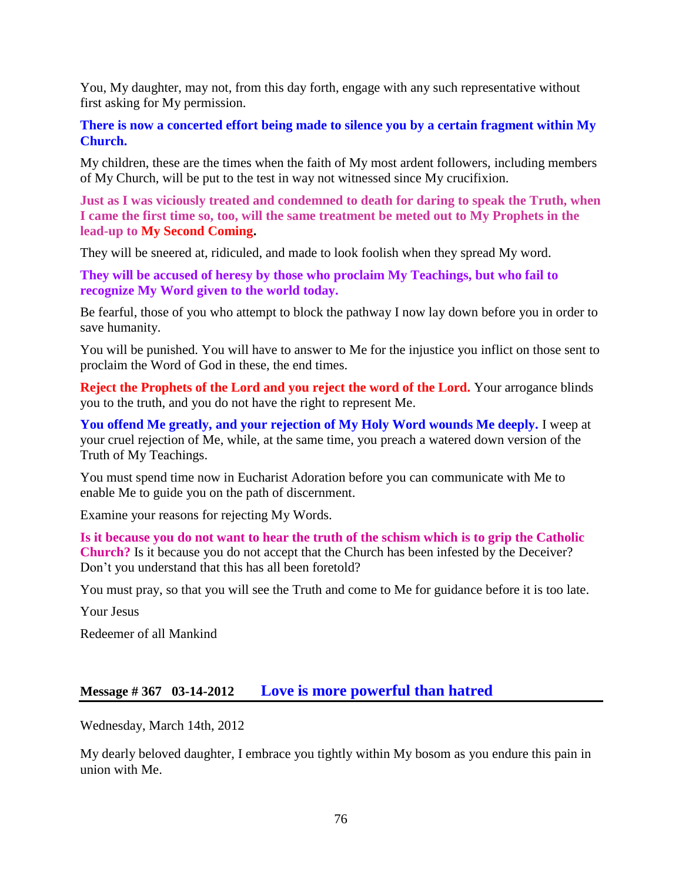You, My daughter, may not, from this day forth, engage with any such representative without first asking for My permission.

**There is now a concerted effort being made to silence you by a certain fragment within My Church.**

My children, these are the times when the faith of My most ardent followers, including members of My Church, will be put to the test in way not witnessed since My crucifixion.

**Just as I was viciously treated and condemned to death for daring to speak the Truth, when I came the first time so, too, will the same treatment be meted out to My Prophets in the lead-up to My Second Coming.**

They will be sneered at, ridiculed, and made to look foolish when they spread My word.

**They will be accused of heresy by those who proclaim My Teachings, but who fail to recognize My Word given to the world today.**

Be fearful, those of you who attempt to block the pathway I now lay down before you in order to save humanity.

You will be punished. You will have to answer to Me for the injustice you inflict on those sent to proclaim the Word of God in these, the end times.

**Reject the Prophets of the Lord and you reject the word of the Lord.** Your arrogance blinds you to the truth, and you do not have the right to represent Me.

**You offend Me greatly, and your rejection of My Holy Word wounds Me deeply.** I weep at your cruel rejection of Me, while, at the same time, you preach a watered down version of the Truth of My Teachings.

You must spend time now in Eucharist Adoration before you can communicate with Me to enable Me to guide you on the path of discernment.

Examine your reasons for rejecting My Words.

**Is it because you do not want to hear the truth of the schism which is to grip the Catholic Church?** Is it because you do not accept that the Church has been infested by the Deceiver? Don't you understand that this has all been foretold?

You must pray, so that you will see the Truth and come to Me for guidance before it is too late.

Your Jesus

Redeemer of all Mankind

## Message # 367 03-14-2012 Love is more powerful than hatred

Wednesday, March 14th, 2012

My dearly beloved daughter, I embrace you tightly within My bosom as you endure this pain in union with Me.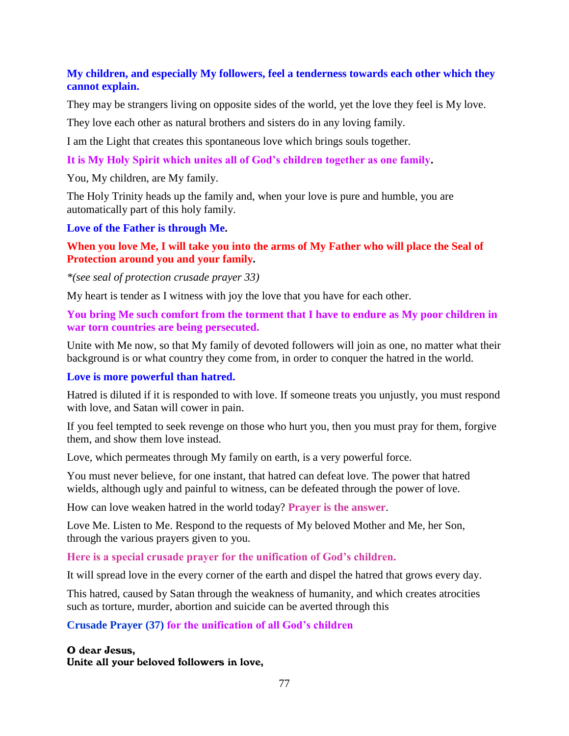**My children, and especially My followers, feel a tenderness towards each other which they cannot explain.**

They may be strangers living on opposite sides of the world, yet the love they feel is My love.

They love each other as natural brothers and sisters do in any loving family.

I am the Light that creates this spontaneous love which brings souls together.

**It is My Holy Spirit which unites all of God's children together as one family.**

You, My children, are My family.

The Holy Trinity heads up the family and, when your love is pure and humble, you are automatically part of this holy family.

**Love of the Father is through Me.**

**When you love Me, I will take you into the arms of My Father who will place the Seal of Protection around you and your family.**

*\*(see seal of protection crusade prayer 33)*

My heart is tender as I witness with joy the love that you have for each other.

**You bring Me such comfort from the torment that I have to endure as My poor children in war torn countries are being persecuted.**

Unite with Me now, so that My family of devoted followers will join as one, no matter what their background is or what country they come from, in order to conquer the hatred in the world.

**Love is more powerful than hatred.**

Hatred is diluted if it is responded to with love. If someone treats you unjustly, you must respond with love, and Satan will cower in pain.

If you feel tempted to seek revenge on those who hurt you, then you must pray for them, forgive them, and show them love instead.

Love, which permeates through My family on earth, is a very powerful force.

You must never believe, for one instant, that hatred can defeat love. The power that hatred wields, although ugly and painful to witness, can be defeated through the power of love.

How can love weaken hatred in the world today? **Prayer is the answer**.

Love Me. Listen to Me. Respond to the requests of My beloved Mother and Me, her Son, through the various prayers given to you.

**Here is a special crusade prayer for the unification of God's children.**

It will spread love in the every corner of the earth and dispel the hatred that grows every day.

This hatred, caused by Satan through the weakness of humanity, and which creates atrocities such as torture, murder, abortion and suicide can be averted through this

**Crusade Prayer (37) for the unification of all God's children**

**O dear Jesus,**
**Unite all your beloved followers in love,**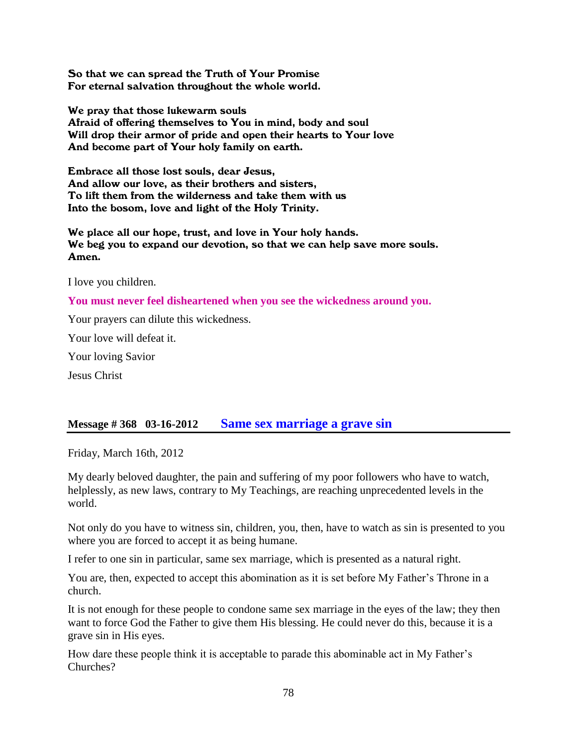**So that we can spread the Truth of Your Promise**
**For eternal salvation throughout the whole world.**

**We pray that those lukewarm souls**
**Afraid of offering themselves to You in mind, body and soul**
**Will drop their armor of pride and open their hearts to Your love**
**And become part of Your holy family on earth.**

**Embrace all those lost souls, dear Jesus,**
**And allow our love, as their brothers and sisters,**
**To lift them from the wilderness and take them with us**
**Into the bosom, love and light of the Holy Trinity.**

**We place all our hope, trust, and love in Your holy hands.**
**We beg you to expand our devotion, so that we can help save more souls.**
**Amen.**

I love you children.

**You must never feel disheartened when you see the wickedness around you.**

Your prayers can dilute this wickedness.

Your love will defeat it.

Your loving Savior

Jesus Christ

## Message # 368 03-16-2012 Same sex marriage a grave sin

Friday, March 16th, 2012

My dearly beloved daughter, the pain and suffering of my poor followers who have to watch, helplessly, as new laws, contrary to My Teachings, are reaching unprecedented levels in the world.

Not only do you have to witness sin, children, you, then, have to watch as sin is presented to you where you are forced to accept it as being humane.

I refer to one sin in particular, same sex marriage, which is presented as a natural right.

You are, then, expected to accept this abomination as it is set before My Father's Throne in a church.

It is not enough for these people to condone same sex marriage in the eyes of the law; they then want to force God the Father to give them His blessing. He could never do this, because it is a grave sin in His eyes.

How dare these people think it is acceptable to parade this abominable act in My Father's Churches?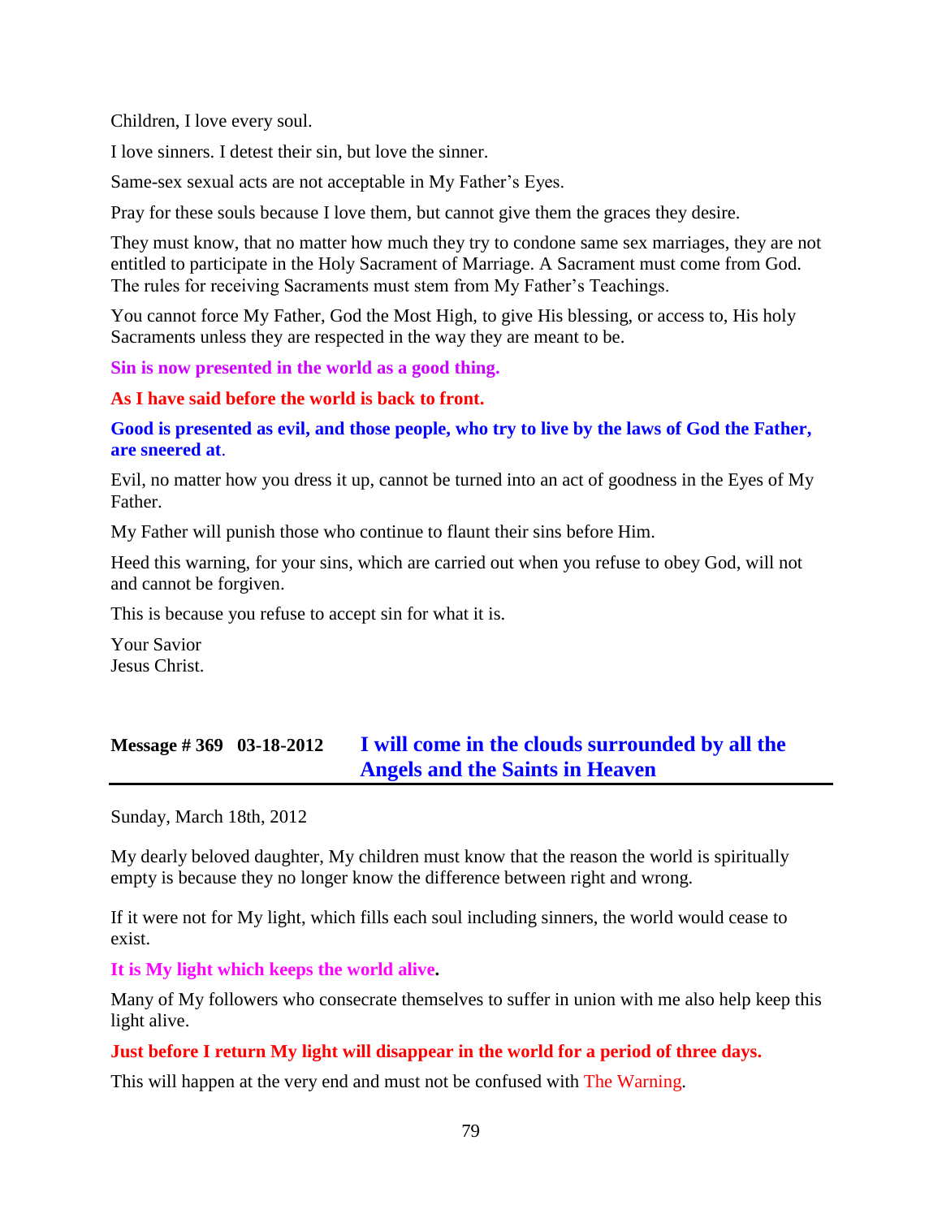Children, I love every soul.

I love sinners. I detest their sin, but love the sinner.

Same-sex sexual acts are not acceptable in My Father's Eyes.

Pray for these souls because I love them, but cannot give them the graces they desire.

They must know, that no matter how much they try to condone same sex marriages, they are not entitled to participate in the Holy Sacrament of Marriage. A Sacrament must come from God. The rules for receiving Sacraments must stem from My Father's Teachings.

You cannot force My Father, God the Most High, to give His blessing, or access to, His holy Sacraments unless they are respected in the way they are meant to be.

**Sin is now presented in the world as a good thing.**

**As I have said before the world is back to front.**

**Good is presented as evil, and those people, who try to live by the laws of God the Father, are sneered at.**

Evil, no matter how you dress it up, cannot be turned into an act of goodness in the Eyes of My Father.

My Father will punish those who continue to flaunt their sins before Him.

Heed this warning, for your sins, which are carried out when you refuse to obey God, will not and cannot be forgiven.

This is because you refuse to accept sin for what it is.

Your Savior
Jesus Christ.

## Message # 369 03-18-2012 I will come in the clouds surrounded by all the Angels and the Saints in Heaven

Sunday, March 18th, 2012

My dearly beloved daughter, My children must know that the reason the world is spiritually empty is because they no longer know the difference between right and wrong.

If it were not for My light, which fills each soul including sinners, the world would cease to exist.

**It is My light which keeps the world alive.**

Many of My followers who consecrate themselves to suffer in union with me also help keep this light alive.

**Just before I return My light will disappear in the world for a period of three days.**

This will happen at the very end and must not be confused with The Warning.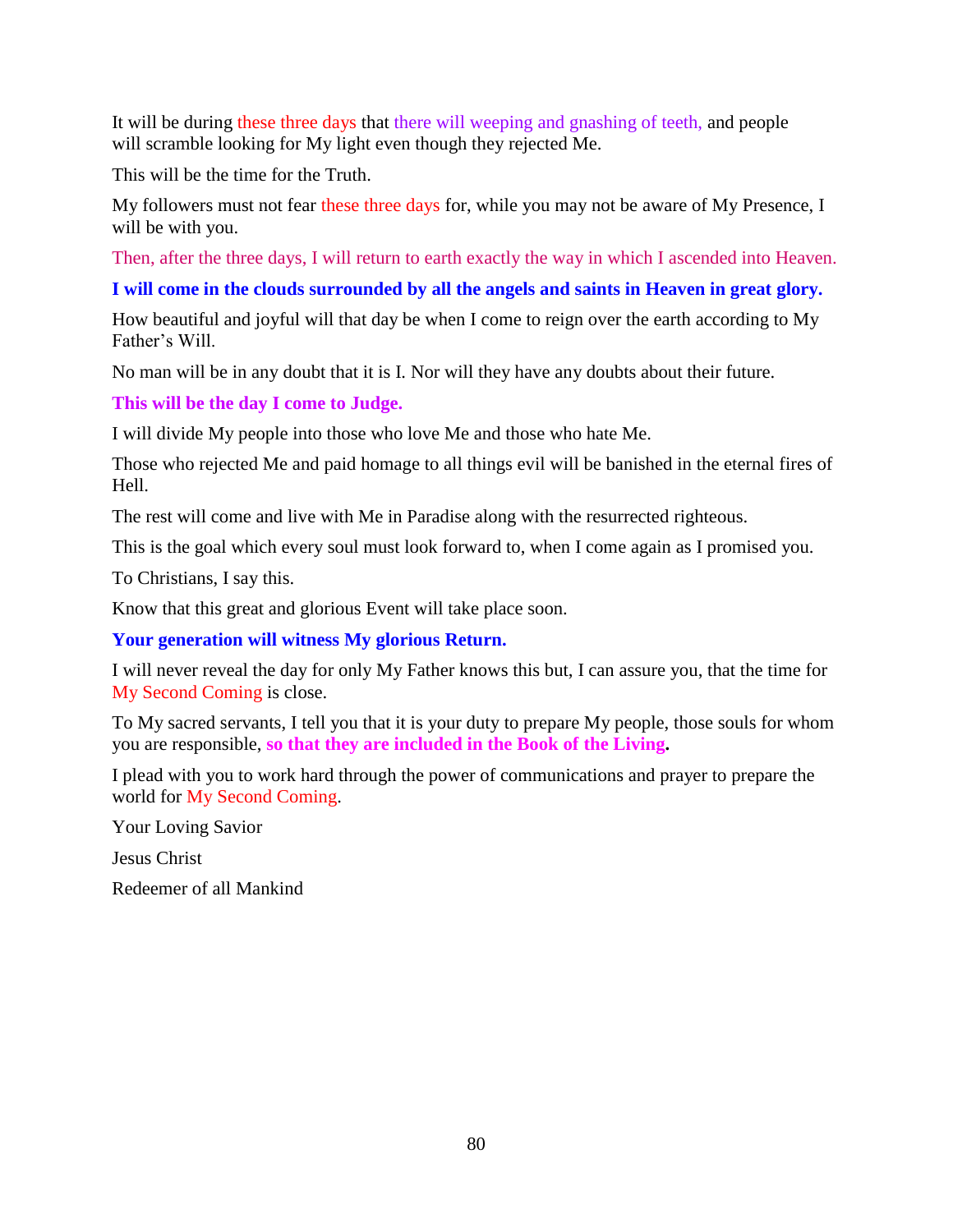It will be during these three days that there will weeping and gnashing of teeth, and people will scramble looking for My light even though they rejected Me.

This will be the time for the Truth.

My followers must not fear these three days for, while you may not be aware of My Presence, I will be with you.

Then, after the three days, I will return to earth exactly the way in which I ascended into Heaven.

**I will come in the clouds surrounded by all the angels and saints in Heaven in great glory.**

How beautiful and joyful will that day be when I come to reign over the earth according to My Father's Will.

No man will be in any doubt that it is I. Nor will they have any doubts about their future.

**This will be the day I come to Judge.**

I will divide My people into those who love Me and those who hate Me.

Those who rejected Me and paid homage to all things evil will be banished in the eternal fires of Hell.

The rest will come and live with Me in Paradise along with the resurrected righteous.

This is the goal which every soul must look forward to, when I come again as I promised you.

To Christians, I say this.

Know that this great and glorious Event will take place soon.

**Your generation will witness My glorious Return.**

I will never reveal the day for only My Father knows this but, I can assure you, that the time for My Second Coming is close.

To My sacred servants, I tell you that it is your duty to prepare My people, those souls for whom you are responsible, **so that they are included in the Book of the Living.**

I plead with you to work hard through the power of communications and prayer to prepare the world for My Second Coming.

Your Loving Savior

Jesus Christ

Redeemer of all Mankind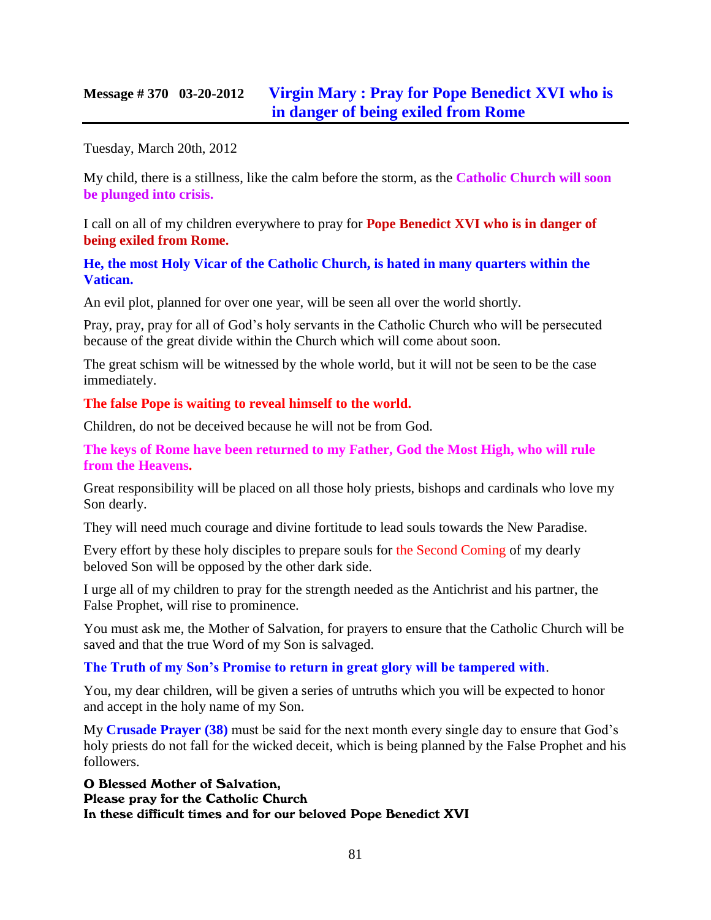## Message # 370 03-20-2012 Virgin Mary : Pray for Pope Benedict XVI who is in danger of being exiled from Rome

Tuesday, March 20th, 2012

My child, there is a stillness, like the calm before the storm, as the **Catholic Church will soon be plunged into crisis.**

I call on all of my children everywhere to pray for **Pope Benedict XVI who is in danger of being exiled from Rome.**

**He, the most Holy Vicar of the Catholic Church, is hated in many quarters within the Vatican.**

An evil plot, planned for over one year, will be seen all over the world shortly.

Pray, pray, pray for all of God's holy servants in the Catholic Church who will be persecuted because of the great divide within the Church which will come about soon.

The great schism will be witnessed by the whole world, but it will not be seen to be the case immediately.

**The false Pope is waiting to reveal himself to the world.**

Children, do not be deceived because he will not be from God.

**The keys of Rome have been returned to my Father, God the Most High, who will rule from the Heavens.**

Great responsibility will be placed on all those holy priests, bishops and cardinals who love my Son dearly.

They will need much courage and divine fortitude to lead souls towards the New Paradise.

Every effort by these holy disciples to prepare souls for the Second Coming of my dearly beloved Son will be opposed by the other dark side.

I urge all of my children to pray for the strength needed as the Antichrist and his partner, the False Prophet, will rise to prominence.

You must ask me, the Mother of Salvation, for prayers to ensure that the Catholic Church will be saved and that the true Word of my Son is salvaged.

**The Truth of my Son's Promise to return in great glory will be tampered with**.

You, my dear children, will be given a series of untruths which you will be expected to honor and accept in the holy name of my Son.

My **Crusade Prayer (38)** must be said for the next month every single day to ensure that God's holy priests do not fall for the wicked deceit, which is being planned by the False Prophet and his followers.

**O Blessed Mother of Salvation,**
**Please pray for the Catholic Church**
**In these difficult times and for our beloved Pope Benedict XVI**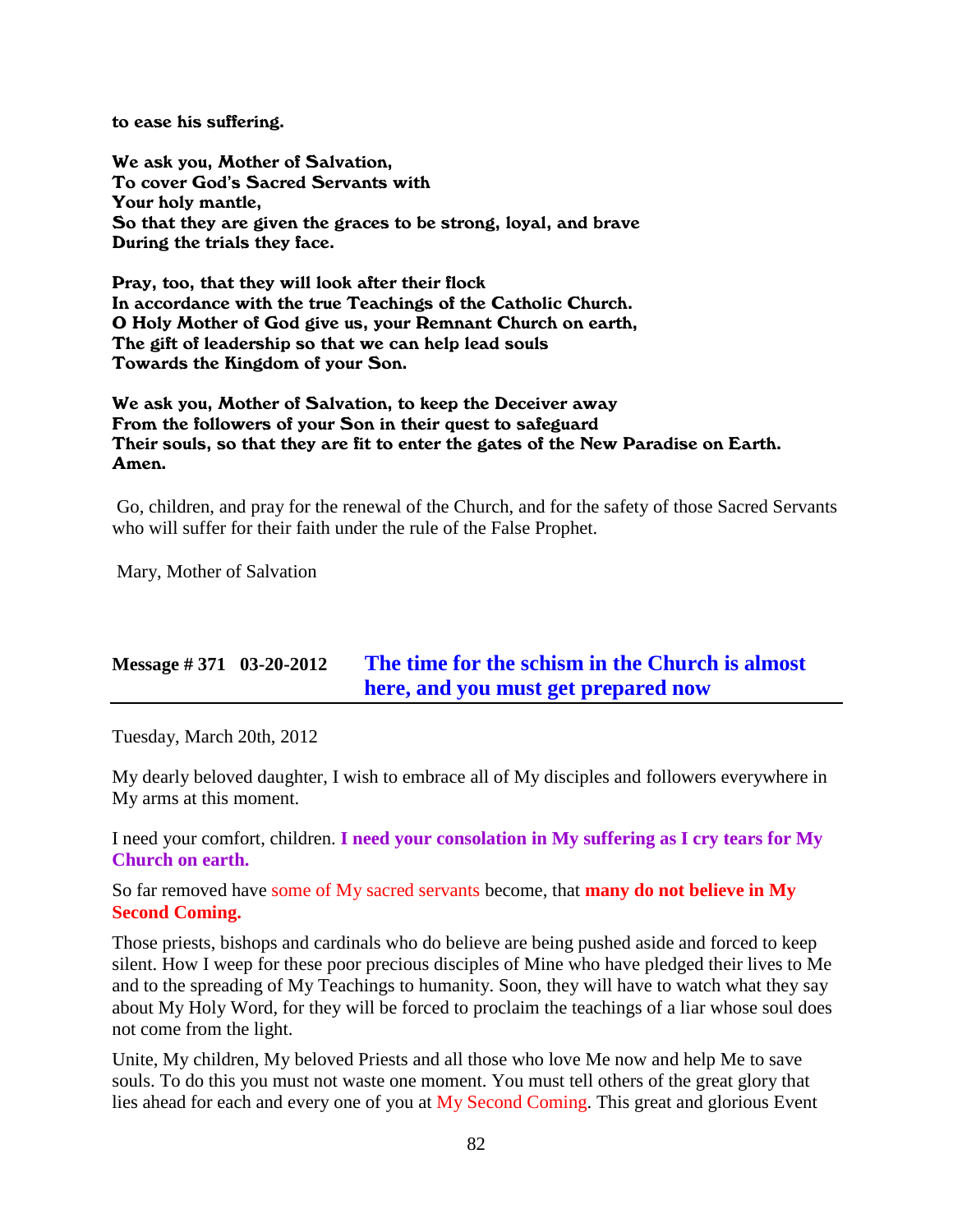**to ease his suffering.**

**We ask you, Mother of Salvation,**
**To cover God's Sacred Servants with**
**Your holy mantle,**
**So that they are given the graces to be strong, loyal, and brave**
**During the trials they face.**

**Pray, too, that they will look after their flock**
**In accordance with the true Teachings of the Catholic Church.**
**O Holy Mother of God give us, your Remnant Church on earth,**
**The gift of leadership so that we can help lead souls**
**Towards the Kingdom of your Son.**

**We ask you, Mother of Salvation, to keep the Deceiver away**
**From the followers of your Son in their quest to safeguard**
**Their souls, so that they are fit to enter the gates of the New Paradise on Earth.**
**Amen.**

Go, children, and pray for the renewal of the Church, and for the safety of those Sacred Servants who will suffer for their faith under the rule of the False Prophet.

Mary, Mother of Salvation

## Message # 371 03-20-2012 The time for the schism in the Church is almost here, and you must get prepared now

Tuesday, March 20th, 2012

My dearly beloved daughter, I wish to embrace all of My disciples and followers everywhere in My arms at this moment.

I need your comfort, children. **I need your consolation in My suffering as I cry tears for My Church on earth.**

So far removed have some of My sacred servants become, that **many do not believe in My Second Coming.**

Those priests, bishops and cardinals who do believe are being pushed aside and forced to keep silent. How I weep for these poor precious disciples of Mine who have pledged their lives to Me and to the spreading of My Teachings to humanity. Soon, they will have to watch what they say about My Holy Word, for they will be forced to proclaim the teachings of a liar whose soul does not come from the light.

Unite, My children, My beloved Priests and all those who love Me now and help Me to save souls. To do this you must not waste one moment. You must tell others of the great glory that lies ahead for each and every one of you at My Second Coming. This great and glorious Event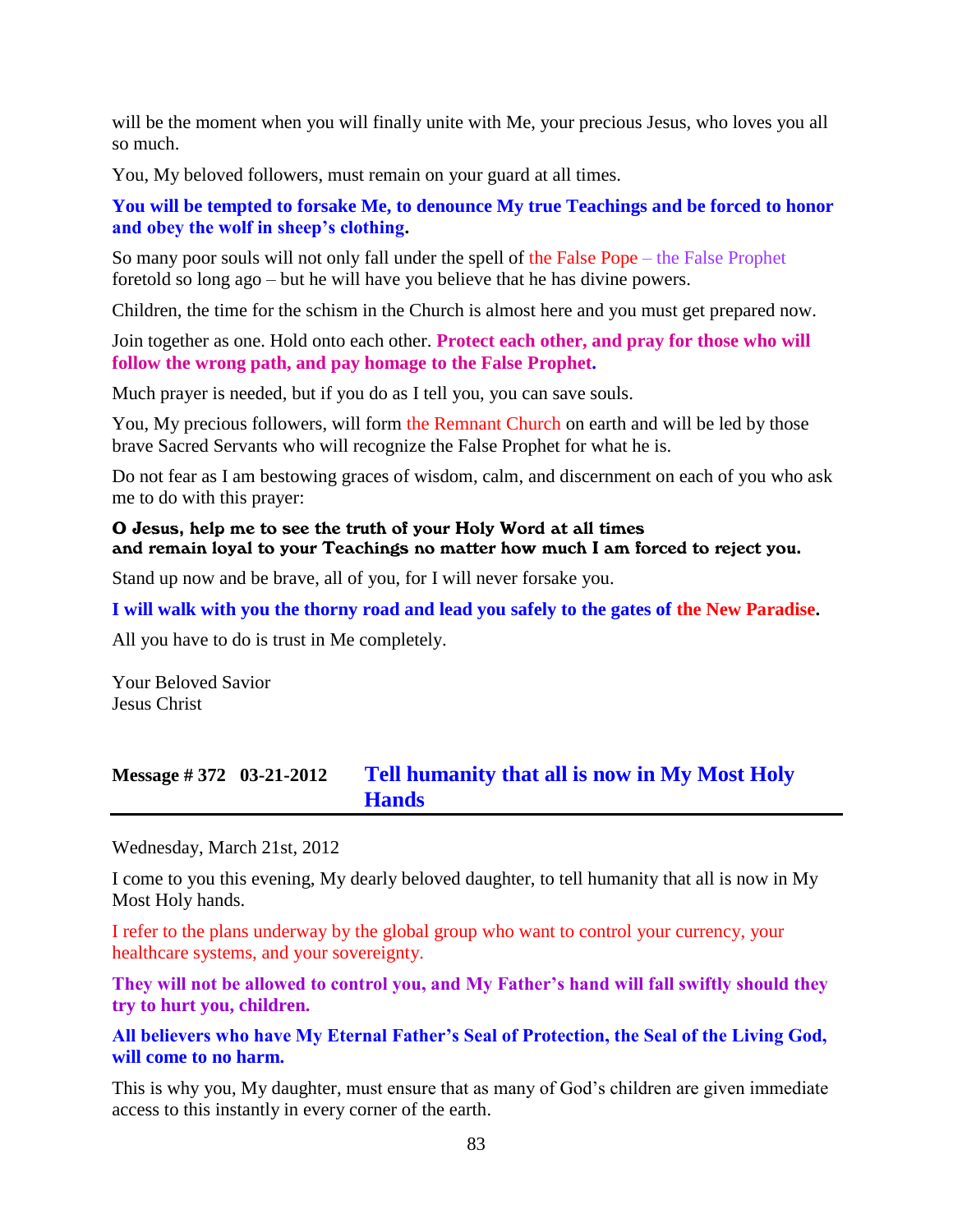will be the moment when you will finally unite with Me, your precious Jesus, who loves you all so much.

You, My beloved followers, must remain on your guard at all times.

**You will be tempted to forsake Me, to denounce My true Teachings and be forced to honor and obey the wolf in sheep's clothing.**

So many poor souls will not only fall under the spell of the False Pope – the False Prophet foretold so long ago – but he will have you believe that he has divine powers.

Children, the time for the schism in the Church is almost here and you must get prepared now.

Join together as one. Hold onto each other. **Protect each other, and pray for those who will follow the wrong path, and pay homage to the False Prophet.**

Much prayer is needed, but if you do as I tell you, you can save souls.

You, My precious followers, will form the Remnant Church on earth and will be led by those brave Sacred Servants who will recognize the False Prophet for what he is.

Do not fear as I am bestowing graces of wisdom, calm, and discernment on each of you who ask me to do with this prayer:

**O Jesus, help me to see the truth of your Holy Word at all times and remain loyal to your Teachings no matter how much I am forced to reject you.**

Stand up now and be brave, all of you, for I will never forsake you.

**I will walk with you the thorny road and lead you safely to the gates of the New Paradise.**

All you have to do is trust in Me completely.

Your Beloved Savior
Jesus Christ

## Message # 372 03-21-2012 Tell humanity that all is now in My Most Holy Hands

Wednesday, March 21st, 2012

I come to you this evening, My dearly beloved daughter, to tell humanity that all is now in My Most Holy hands.

I refer to the plans underway by the global group who want to control your currency, your healthcare systems, and your sovereignty.

**They will not be allowed to control you, and My Father's hand will fall swiftly should they try to hurt you, children.**

**All believers who have My Eternal Father's Seal of Protection, the Seal of the Living God, will come to no harm.**

This is why you, My daughter, must ensure that as many of God's children are given immediate access to this instantly in every corner of the earth.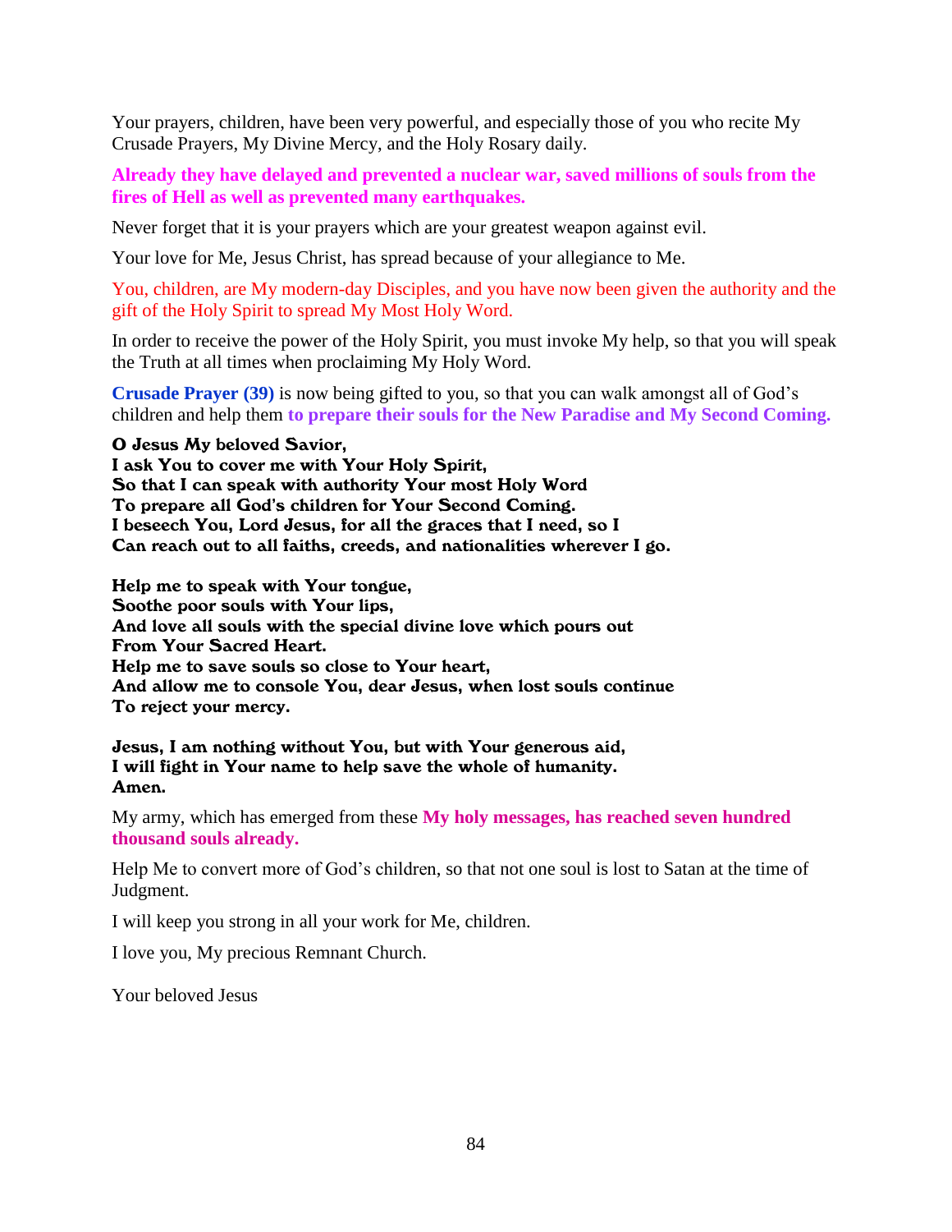Your prayers, children, have been very powerful, and especially those of you who recite My Crusade Prayers, My Divine Mercy, and the Holy Rosary daily.

**Already they have delayed and prevented a nuclear war, saved millions of souls from the fires of Hell as well as prevented many earthquakes.**

Never forget that it is your prayers which are your greatest weapon against evil.

Your love for Me, Jesus Christ, has spread because of your allegiance to Me.

You, children, are My modern-day Disciples, and you have now been given the authority and the gift of the Holy Spirit to spread My Most Holy Word.

In order to receive the power of the Holy Spirit, you must invoke My help, so that you will speak the Truth at all times when proclaiming My Holy Word.

**Crusade Prayer (39)** is now being gifted to you, so that you can walk amongst all of God's children and help them **to prepare their souls for the New Paradise and My Second Coming.**

**O Jesus My beloved Savior,**
**I ask You to cover me with Your Holy Spirit,**
**So that I can speak with authority Your most Holy Word**
**To prepare all God's children for Your Second Coming.**
**I beseech You, Lord Jesus, for all the graces that I need, so I**
**Can reach out to all faiths, creeds, and nationalities wherever I go.**

**Help me to speak with Your tongue,**
**Soothe poor souls with Your lips,**
**And love all souls with the special divine love which pours out**
**From Your Sacred Heart.**
**Help me to save souls so close to Your heart,**
**And allow me to console You, dear Jesus, when lost souls continue**
**To reject your mercy.**

**Jesus, I am nothing without You, but with Your generous aid,**
**I will fight in Your name to help save the whole of humanity.**
**Amen.**

My army, which has emerged from these **My holy messages, has reached seven hundred thousand souls already.**

Help Me to convert more of God's children, so that not one soul is lost to Satan at the time of Judgment.

I will keep you strong in all your work for Me, children.

I love you, My precious Remnant Church.

Your beloved Jesus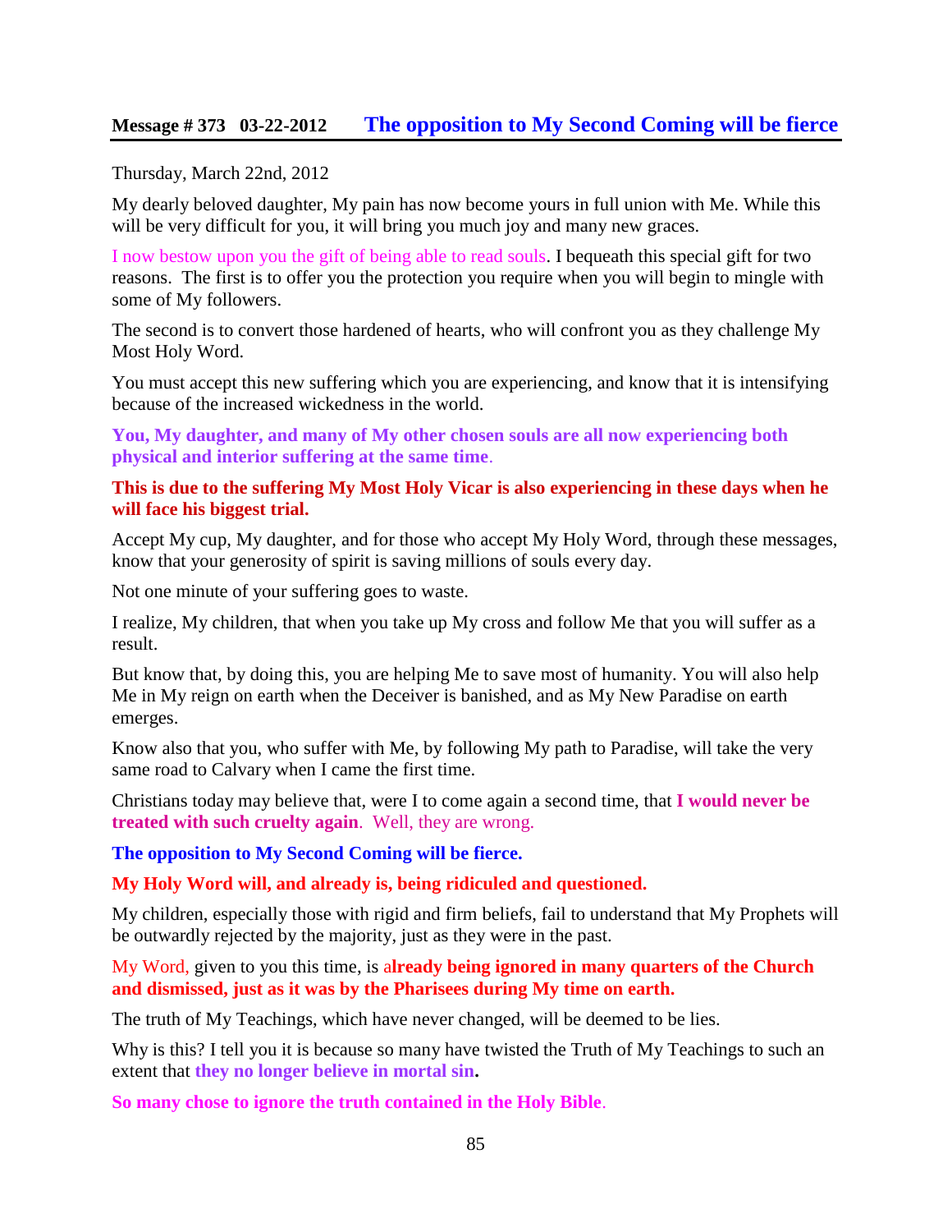## Message # 373 03-22-2012 The opposition to My Second Coming will be fierce

Thursday, March 22nd, 2012

My dearly beloved daughter, My pain has now become yours in full union with Me. While this will be very difficult for you, it will bring you much joy and many new graces.

I now bestow upon you the gift of being able to read souls. I bequeath this special gift for two reasons. The first is to offer you the protection you require when you will begin to mingle with some of My followers.

The second is to convert those hardened of hearts, who will confront you as they challenge My Most Holy Word.

You must accept this new suffering which you are experiencing, and know that it is intensifying because of the increased wickedness in the world.

**You, My daughter, and many of My other chosen souls are all now experiencing both physical and interior suffering at the same time**.

**This is due to the suffering My Most Holy Vicar is also experiencing in these days when he will face his biggest trial.**

Accept My cup, My daughter, and for those who accept My Holy Word, through these messages, know that your generosity of spirit is saving millions of souls every day.

Not one minute of your suffering goes to waste.

I realize, My children, that when you take up My cross and follow Me that you will suffer as a result.

But know that, by doing this, you are helping Me to save most of humanity. You will also help Me in My reign on earth when the Deceiver is banished, and as My New Paradise on earth emerges.

Know also that you, who suffer with Me, by following My path to Paradise, will take the very same road to Calvary when I came the first time.

Christians today may believe that, were I to come again a second time, that **I would never be treated with such cruelty again**. Well, they are wrong.

**The opposition to My Second Coming will be fierce.**

**My Holy Word will, and already is, being ridiculed and questioned.**

My children, especially those with rigid and firm beliefs, fail to understand that My Prophets will be outwardly rejected by the majority, just as they were in the past.

My Word, given to you this time, is **already being ignored in many quarters of the Church and dismissed, just as it was by the Pharisees during My time on earth.**

The truth of My Teachings, which have never changed, will be deemed to be lies.

Why is this? I tell you it is because so many have twisted the Truth of My Teachings to such an extent that **they no longer believe in mortal sin.**

**So many chose to ignore the truth contained in the Holy Bible**.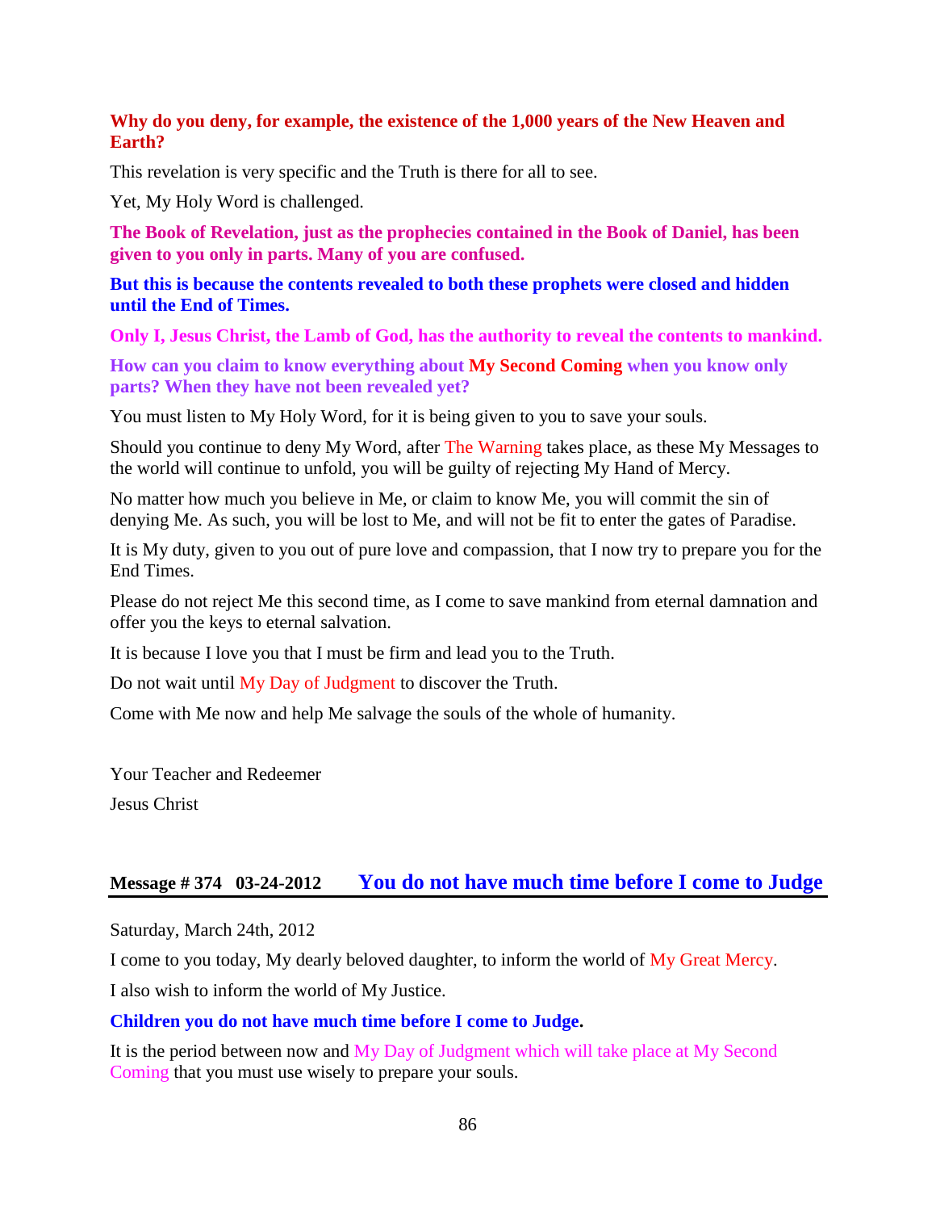**Why do you deny, for example, the existence of the 1,000 years of the New Heaven and Earth?**

This revelation is very specific and the Truth is there for all to see.

Yet, My Holy Word is challenged.

**The Book of Revelation, just as the prophecies contained in the Book of Daniel, has been given to you only in parts. Many of you are confused.**

**But this is because the contents revealed to both these prophets were closed and hidden until the End of Times.**

**Only I, Jesus Christ, the Lamb of God, has the authority to reveal the contents to mankind.**

**How can you claim to know everything about My Second Coming when you know only parts? When they have not been revealed yet?**

You must listen to My Holy Word, for it is being given to you to save your souls.

Should you continue to deny My Word, after The Warning takes place, as these My Messages to the world will continue to unfold, you will be guilty of rejecting My Hand of Mercy.

No matter how much you believe in Me, or claim to know Me, you will commit the sin of denying Me. As such, you will be lost to Me, and will not be fit to enter the gates of Paradise.

It is My duty, given to you out of pure love and compassion, that I now try to prepare you for the End Times.

Please do not reject Me this second time, as I come to save mankind from eternal damnation and offer you the keys to eternal salvation.

It is because I love you that I must be firm and lead you to the Truth.

Do not wait until My Day of Judgment to discover the Truth.

Come with Me now and help Me salvage the souls of the whole of humanity.

Your Teacher and Redeemer

Jesus Christ

## Message # 374 03-24-2012 You do not have much time before I come to Judge

Saturday, March 24th, 2012

I come to you today, My dearly beloved daughter, to inform the world of My Great Mercy.

I also wish to inform the world of My Justice.

**Children you do not have much time before I come to Judge.**

It is the period between now and My Day of Judgment which will take place at My Second Coming that you must use wisely to prepare your souls.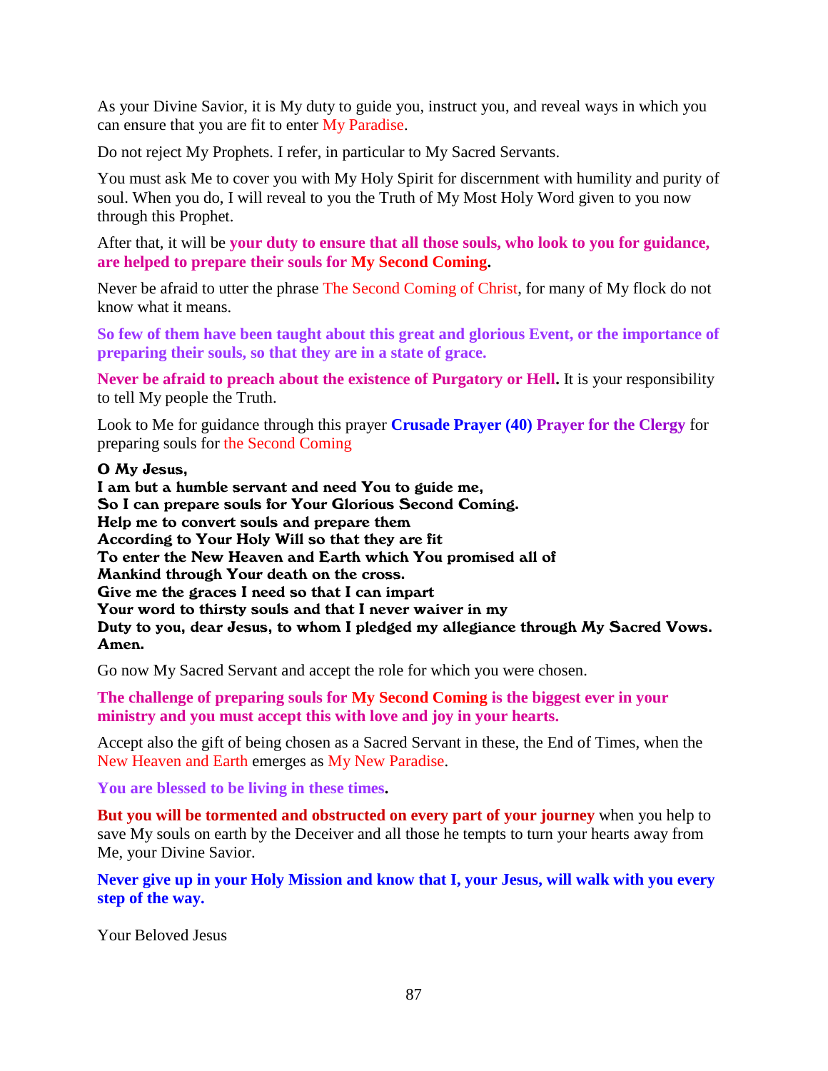As your Divine Savior, it is My duty to guide you, instruct you, and reveal ways in which you can ensure that you are fit to enter My Paradise.

Do not reject My Prophets. I refer, in particular to My Sacred Servants.

You must ask Me to cover you with My Holy Spirit for discernment with humility and purity of soul. When you do, I will reveal to you the Truth of My Most Holy Word given to you now through this Prophet.

After that, it will be **your duty to ensure that all those souls, who look to you for guidance, are helped to prepare their souls for My Second Coming.**

Never be afraid to utter the phrase The Second Coming of Christ, for many of My flock do not know what it means.

**So few of them have been taught about this great and glorious Event, or the importance of preparing their souls, so that they are in a state of grace.**

**Never be afraid to preach about the existence of Purgatory or Hell.** It is your responsibility to tell My people the Truth.

Look to Me for guidance through this prayer **Crusade Prayer (40) Prayer for the Clergy** for preparing souls for the Second Coming

**O My Jesus,**
**I am but a humble servant and need You to guide me,**
**So I can prepare souls for Your Glorious Second Coming.**
**Help me to convert souls and prepare them**
**According to Your Holy Will so that they are fit**
**To enter the New Heaven and Earth which You promised all of**
**Mankind through Your death on the cross.**
**Give me the graces I need so that I can impart**
**Your word to thirsty souls and that I never waiver in my**
**Duty to you, dear Jesus, to whom I pledged my allegiance through My Sacred Vows.**
**Amen.**

Go now My Sacred Servant and accept the role for which you were chosen.

**The challenge of preparing souls for My Second Coming is the biggest ever in your ministry and you must accept this with love and joy in your hearts.**

Accept also the gift of being chosen as a Sacred Servant in these, the End of Times, when the New Heaven and Earth emerges as My New Paradise.

**You are blessed to be living in these times.**

**But you will be tormented and obstructed on every part of your journey** when you help to save My souls on earth by the Deceiver and all those he tempts to turn your hearts away from Me, your Divine Savior.

**Never give up in your Holy Mission and know that I, your Jesus, will walk with you every step of the way.**

Your Beloved Jesus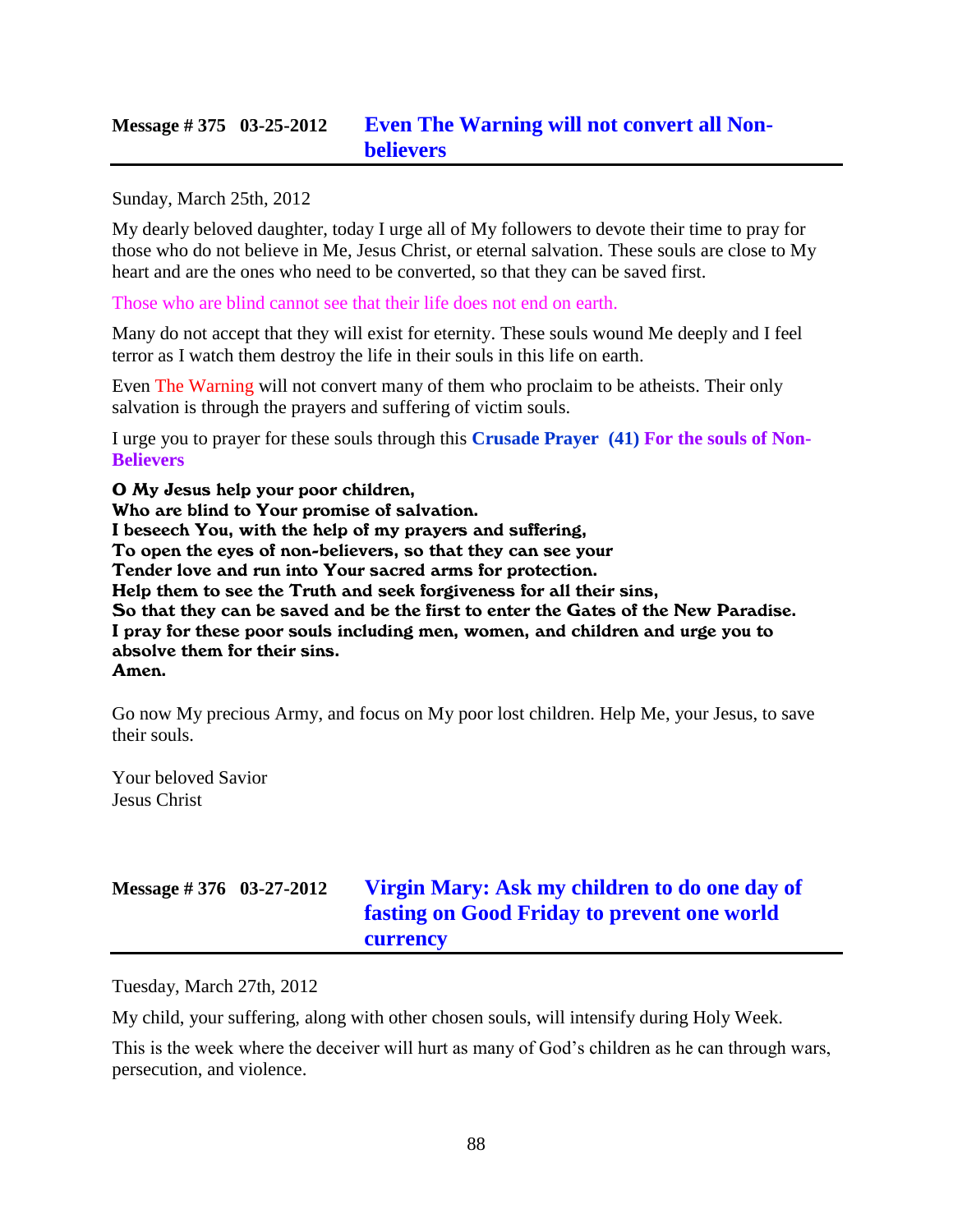## Message # 375 03-25-2012 Even The Warning will not convert all Non-believers

Sunday, March 25th, 2012

My dearly beloved daughter, today I urge all of My followers to devote their time to pray for those who do not believe in Me, Jesus Christ, or eternal salvation. These souls are close to My heart and are the ones who need to be converted, so that they can be saved first.

Those who are blind cannot see that their life does not end on earth.

Many do not accept that they will exist for eternity. These souls wound Me deeply and I feel terror as I watch them destroy the life in their souls in this life on earth.

Even The Warning will not convert many of them who proclaim to be atheists. Their only salvation is through the prayers and suffering of victim souls.

I urge you to prayer for these souls through this **Crusade Prayer (41) For the souls of Non-Believers**

**O My Jesus help your poor children,**
**Who are blind to Your promise of salvation.**
**I beseech You, with the help of my prayers and suffering,**
**To open the eyes of non-believers, so that they can see your**
**Tender love and run into Your sacred arms for protection.**
**Help them to see the Truth and seek forgiveness for all their sins,**
**So that they can be saved and be the first to enter the Gates of the New Paradise.**
**I pray for these poor souls including men, women, and children and urge you to absolve them for their sins.**
**Amen.**

Go now My precious Army, and focus on My poor lost children. Help Me, your Jesus, to save their souls.

Your beloved Savior
Jesus Christ

## Message # 376 03-27-2012 Virgin Mary: Ask my children to do one day of fasting on Good Friday to prevent one world currency

Tuesday, March 27th, 2012

My child, your suffering, along with other chosen souls, will intensify during Holy Week.

This is the week where the deceiver will hurt as many of God's children as he can through wars, persecution, and violence.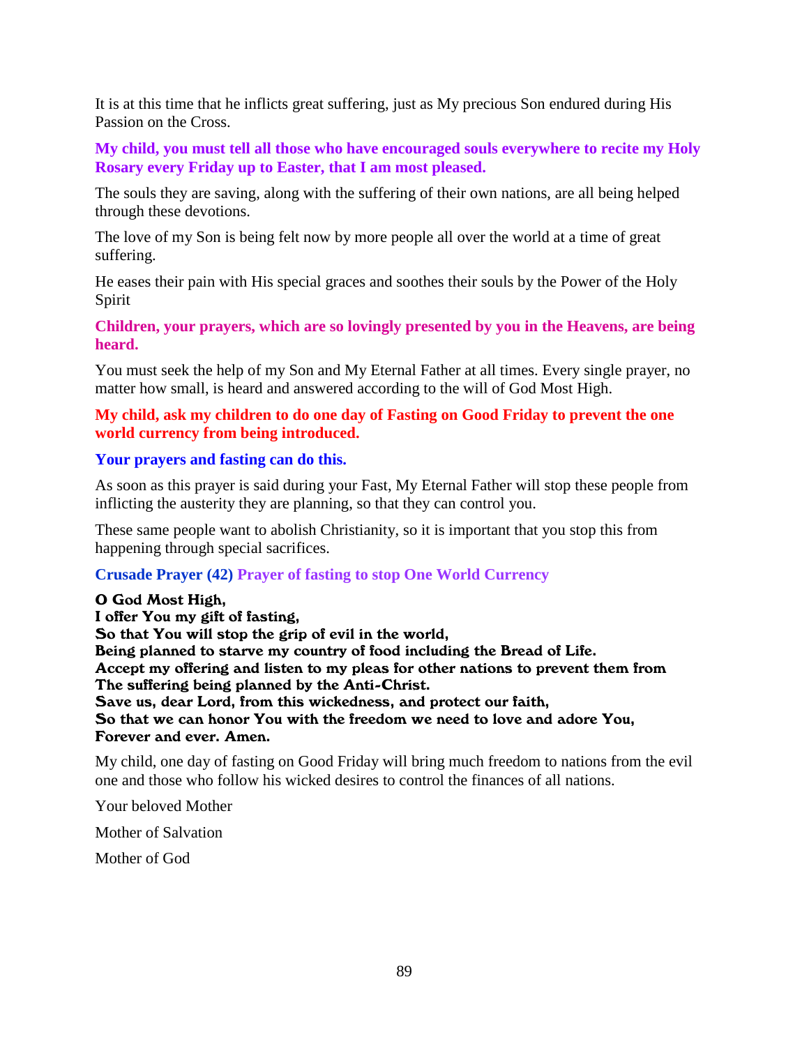It is at this time that he inflicts great suffering, just as My precious Son endured during His Passion on the Cross.

**My child, you must tell all those who have encouraged souls everywhere to recite my Holy Rosary every Friday up to Easter, that I am most pleased.**

The souls they are saving, along with the suffering of their own nations, are all being helped through these devotions.

The love of my Son is being felt now by more people all over the world at a time of great suffering.

He eases their pain with His special graces and soothes their souls by the Power of the Holy Spirit

**Children, your prayers, which are so lovingly presented by you in the Heavens, are being heard.**

You must seek the help of my Son and My Eternal Father at all times. Every single prayer, no matter how small, is heard and answered according to the will of God Most High.

**My child, ask my children to do one day of Fasting on Good Friday to prevent the one world currency from being introduced.**

**Your prayers and fasting can do this.**

As soon as this prayer is said during your Fast, My Eternal Father will stop these people from inflicting the austerity they are planning, so that they can control you.

These same people want to abolish Christianity, so it is important that you stop this from happening through special sacrifices.

**Crusade Prayer (42) Prayer of fasting to stop One World Currency**

**O God Most High,**
**I offer You my gift of fasting,**
**So that You will stop the grip of evil in the world,**
**Being planned to starve my country of food including the Bread of Life.**
**Accept my offering and listen to my pleas for other nations to prevent them from The suffering being planned by the Anti-Christ.**
**Save us, dear Lord, from this wickedness, and protect our faith,**
**So that we can honor You with the freedom we need to love and adore You,**
**Forever and ever. Amen.**

My child, one day of fasting on Good Friday will bring much freedom to nations from the evil one and those who follow his wicked desires to control the finances of all nations.

Your beloved Mother

Mother of Salvation

Mother of God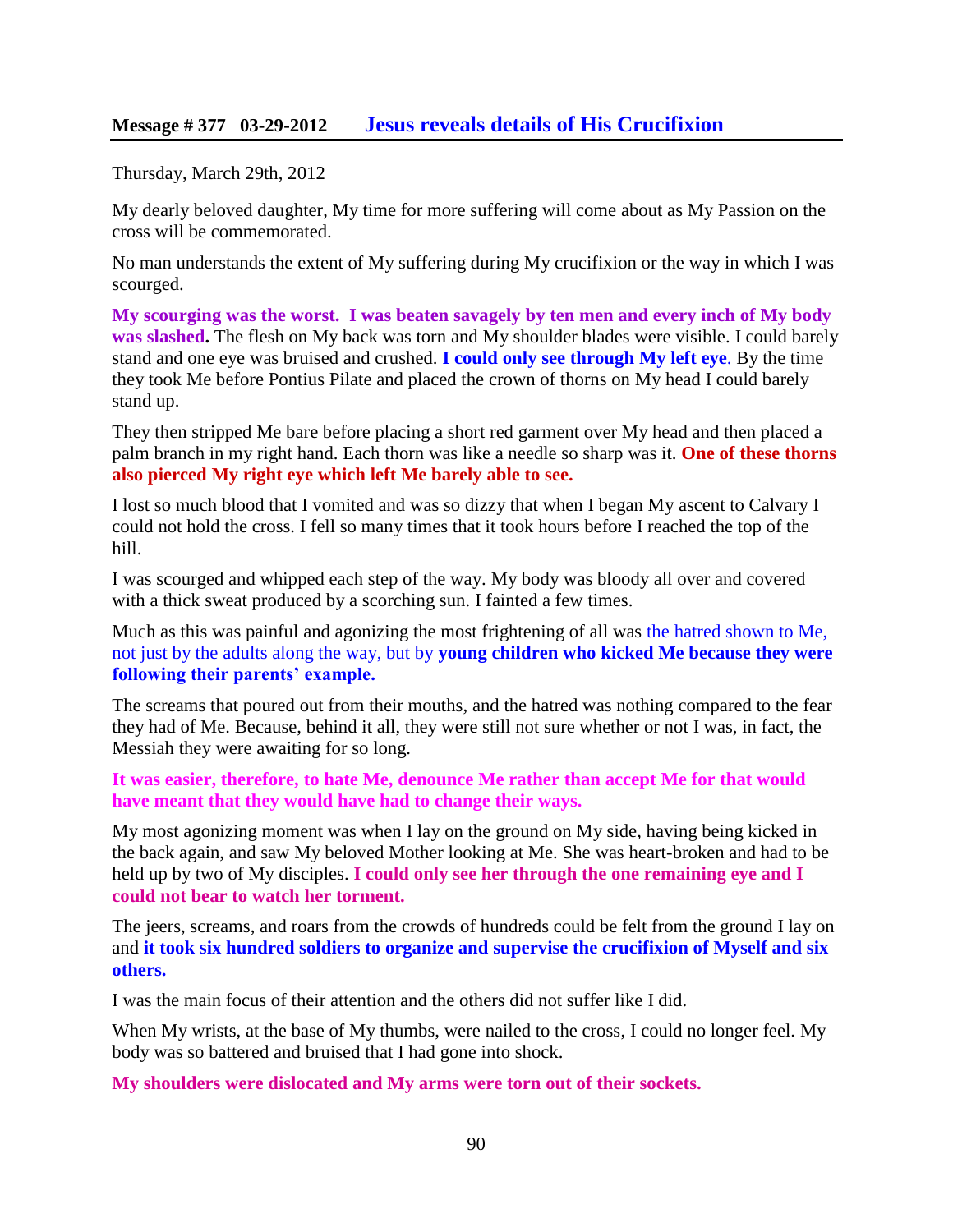## Message # 377 03-29-2012 Jesus reveals details of His Crucifixion

Thursday, March 29th, 2012

My dearly beloved daughter, My time for more suffering will come about as My Passion on the cross will be commemorated.

No man understands the extent of My suffering during My crucifixion or the way in which I was scourged.

**My scourging was the worst. I was beaten savagely by ten men and every inch of My body was slashed.** The flesh on My back was torn and My shoulder blades were visible. I could barely stand and one eye was bruised and crushed. **I could only see through My left eye**. By the time they took Me before Pontius Pilate and placed the crown of thorns on My head I could barely stand up.

They then stripped Me bare before placing a short red garment over My head and then placed a palm branch in my right hand. Each thorn was like a needle so sharp was it. **One of these thorns also pierced My right eye which left Me barely able to see.**

I lost so much blood that I vomited and was so dizzy that when I began My ascent to Calvary I could not hold the cross. I fell so many times that it took hours before I reached the top of the hill.

I was scourged and whipped each step of the way. My body was bloody all over and covered with a thick sweat produced by a scorching sun. I fainted a few times.

Much as this was painful and agonizing the most frightening of all was the hatred shown to Me, not just by the adults along the way, but by **young children who kicked Me because they were following their parents' example.**

The screams that poured out from their mouths, and the hatred was nothing compared to the fear they had of Me. Because, behind it all, they were still not sure whether or not I was, in fact, the Messiah they were awaiting for so long.

**It was easier, therefore, to hate Me, denounce Me rather than accept Me for that would have meant that they would have had to change their ways.**

My most agonizing moment was when I lay on the ground on My side, having being kicked in the back again, and saw My beloved Mother looking at Me. She was heart-broken and had to be held up by two of My disciples. **I could only see her through the one remaining eye and I could not bear to watch her torment.**

The jeers, screams, and roars from the crowds of hundreds could be felt from the ground I lay on and **it took six hundred soldiers to organize and supervise the crucifixion of Myself and six others.**

I was the main focus of their attention and the others did not suffer like I did.

When My wrists, at the base of My thumbs, were nailed to the cross, I could no longer feel. My body was so battered and bruised that I had gone into shock.

**My shoulders were dislocated and My arms were torn out of their sockets.**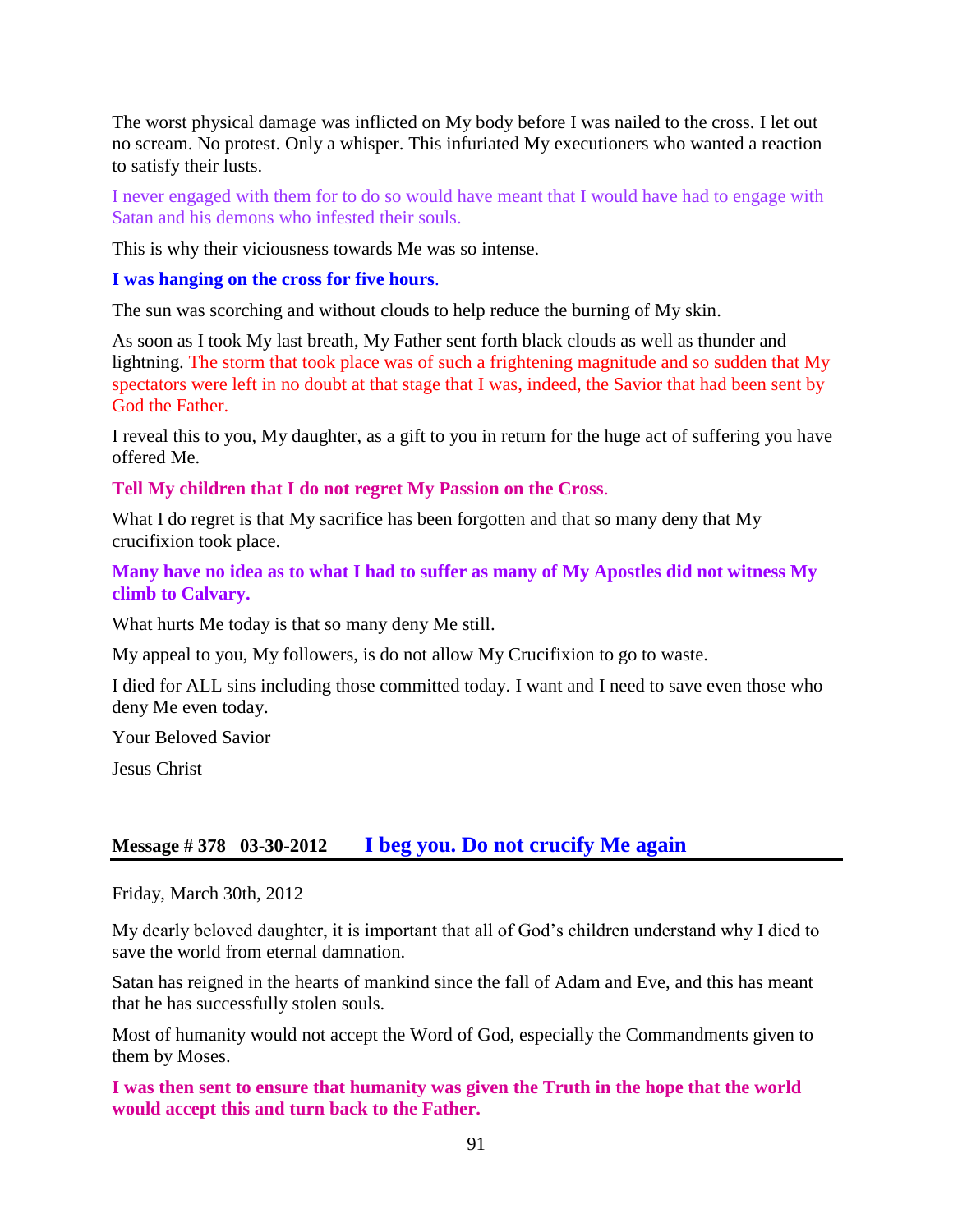The worst physical damage was inflicted on My body before I was nailed to the cross. I let out no scream. No protest. Only a whisper. This infuriated My executioners who wanted a reaction to satisfy their lusts.

I never engaged with them for to do so would have meant that I would have had to engage with Satan and his demons who infested their souls.

This is why their viciousness towards Me was so intense.

**I was hanging on the cross for five hours**.

The sun was scorching and without clouds to help reduce the burning of My skin.

As soon as I took My last breath, My Father sent forth black clouds as well as thunder and lightning. The storm that took place was of such a frightening magnitude and so sudden that My spectators were left in no doubt at that stage that I was, indeed, the Savior that had been sent by God the Father.

I reveal this to you, My daughter, as a gift to you in return for the huge act of suffering you have offered Me.

**Tell My children that I do not regret My Passion on the Cross**.

What I do regret is that My sacrifice has been forgotten and that so many deny that My crucifixion took place.

**Many have no idea as to what I had to suffer as many of My Apostles did not witness My climb to Calvary.**

What hurts Me today is that so many deny Me still.

My appeal to you, My followers, is do not allow My Crucifixion to go to waste.

I died for ALL sins including those committed today. I want and I need to save even those who deny Me even today.

Your Beloved Savior

Jesus Christ

## Message # 378 03-30-2012 I beg you. Do not crucify Me again

Friday, March 30th, 2012

My dearly beloved daughter, it is important that all of God's children understand why I died to save the world from eternal damnation.

Satan has reigned in the hearts of mankind since the fall of Adam and Eve, and this has meant that he has successfully stolen souls.

Most of humanity would not accept the Word of God, especially the Commandments given to them by Moses.

**I was then sent to ensure that humanity was given the Truth in the hope that the world would accept this and turn back to the Father.**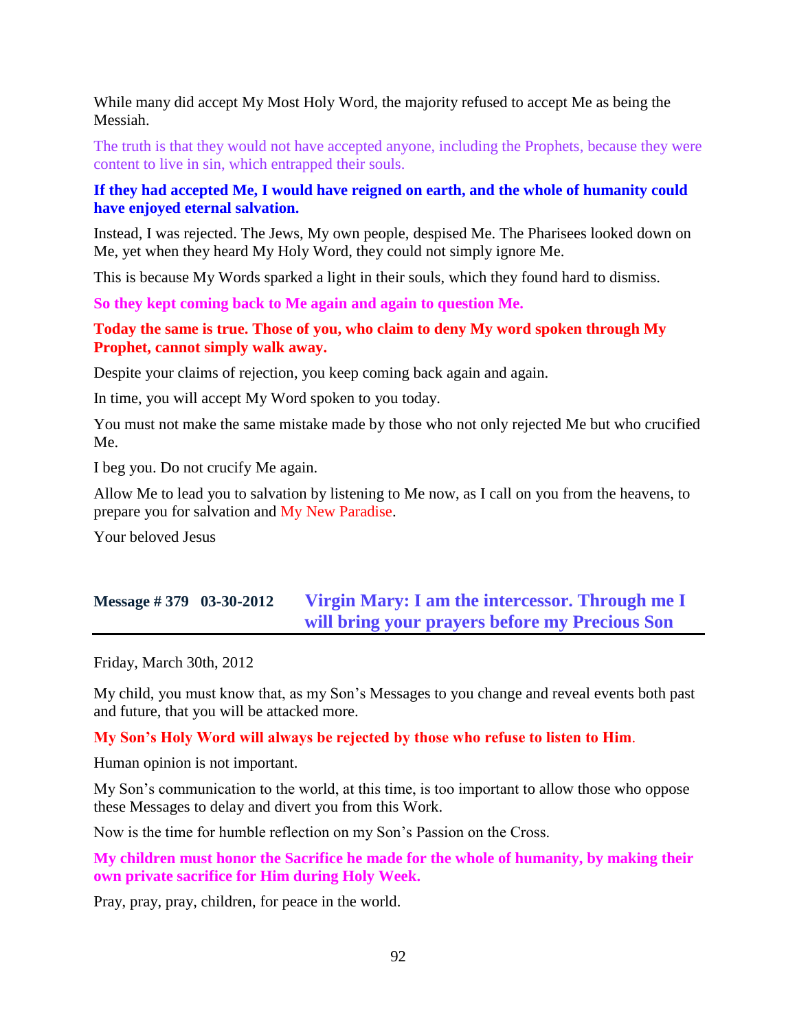While many did accept My Most Holy Word, the majority refused to accept Me as being the Messiah.

The truth is that they would not have accepted anyone, including the Prophets, because they were content to live in sin, which entrapped their souls.

**If they had accepted Me, I would have reigned on earth, and the whole of humanity could have enjoyed eternal salvation.**

Instead, I was rejected. The Jews, My own people, despised Me. The Pharisees looked down on Me, yet when they heard My Holy Word, they could not simply ignore Me.

This is because My Words sparked a light in their souls, which they found hard to dismiss.

**So they kept coming back to Me again and again to question Me.**

**Today the same is true. Those of you, who claim to deny My word spoken through My Prophet, cannot simply walk away.**

Despite your claims of rejection, you keep coming back again and again.

In time, you will accept My Word spoken to you today.

You must not make the same mistake made by those who not only rejected Me but who crucified Me.

I beg you. Do not crucify Me again.

Allow Me to lead you to salvation by listening to Me now, as I call on you from the heavens, to prepare you for salvation and My New Paradise.

Your beloved Jesus

## Message # 379 03-30-2012 Virgin Mary: I am the intercessor. Through me I will bring your prayers before my Precious Son

Friday, March 30th, 2012

My child, you must know that, as my Son's Messages to you change and reveal events both past and future, that you will be attacked more.

**My Son's Holy Word will always be rejected by those who refuse to listen to Him**.

Human opinion is not important.

My Son's communication to the world, at this time, is too important to allow those who oppose these Messages to delay and divert you from this Work.

Now is the time for humble reflection on my Son's Passion on the Cross.

**My children must honor the Sacrifice he made for the whole of humanity, by making their own private sacrifice for Him during Holy Week.**

Pray, pray, pray, children, for peace in the world.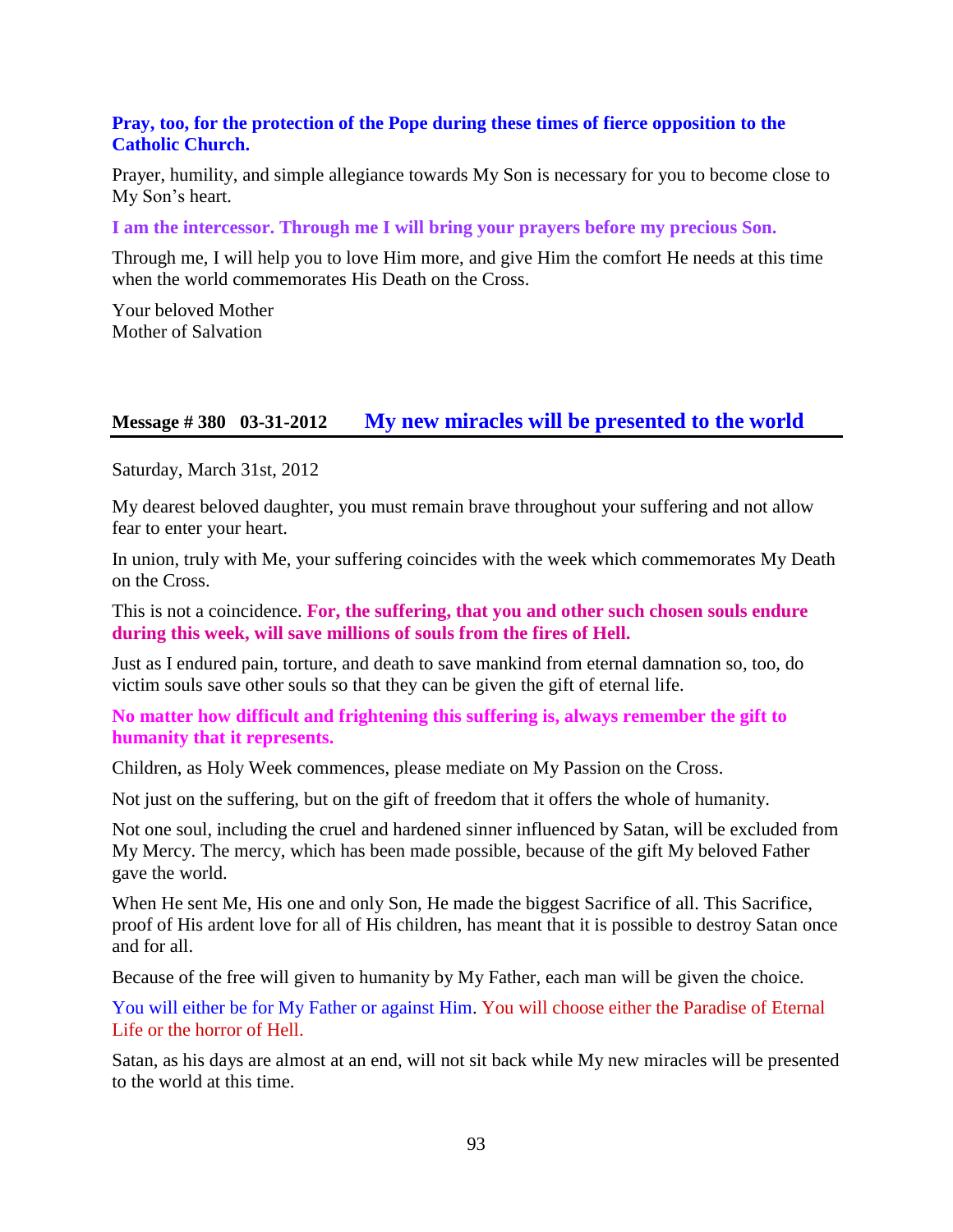**Pray, too, for the protection of the Pope during these times of fierce opposition to the Catholic Church.**

Prayer, humility, and simple allegiance towards My Son is necessary for you to become close to My Son's heart.

**I am the intercessor. Through me I will bring your prayers before my precious Son.**

Through me, I will help you to love Him more, and give Him the comfort He needs at this time when the world commemorates His Death on the Cross.

Your beloved Mother
Mother of Salvation

## Message # 380 03-31-2012 My new miracles will be presented to the world

Saturday, March 31st, 2012

My dearest beloved daughter, you must remain brave throughout your suffering and not allow fear to enter your heart.

In union, truly with Me, your suffering coincides with the week which commemorates My Death on the Cross.

This is not a coincidence. **For, the suffering, that you and other such chosen souls endure during this week, will save millions of souls from the fires of Hell.**

Just as I endured pain, torture, and death to save mankind from eternal damnation so, too, do victim souls save other souls so that they can be given the gift of eternal life.

**No matter how difficult and frightening this suffering is, always remember the gift to humanity that it represents.**

Children, as Holy Week commences, please mediate on My Passion on the Cross.

Not just on the suffering, but on the gift of freedom that it offers the whole of humanity.

Not one soul, including the cruel and hardened sinner influenced by Satan, will be excluded from My Mercy. The mercy, which has been made possible, because of the gift My beloved Father gave the world.

When He sent Me, His one and only Son, He made the biggest Sacrifice of all. This Sacrifice, proof of His ardent love for all of His children, has meant that it is possible to destroy Satan once and for all.

Because of the free will given to humanity by My Father, each man will be given the choice.

You will either be for My Father or against Him. You will choose either the Paradise of Eternal Life or the horror of Hell.

Satan, as his days are almost at an end, will not sit back while My new miracles will be presented to the world at this time.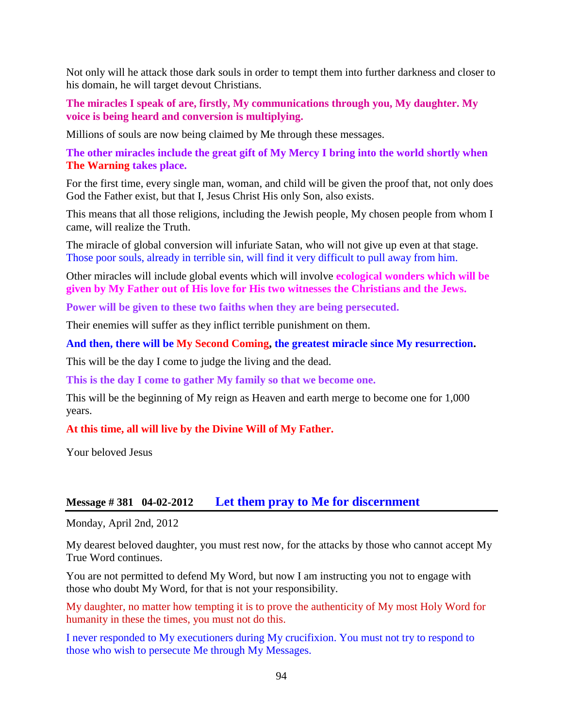Not only will he attack those dark souls in order to tempt them into further darkness and closer to his domain, he will target devout Christians.

**The miracles I speak of are, firstly, My communications through you, My daughter. My voice is being heard and conversion is multiplying.**

Millions of souls are now being claimed by Me through these messages.

**The other miracles include the great gift of My Mercy I bring into the world shortly when The Warning takes place.**

For the first time, every single man, woman, and child will be given the proof that, not only does God the Father exist, but that I, Jesus Christ His only Son, also exists.

This means that all those religions, including the Jewish people, My chosen people from whom I came, will realize the Truth.

The miracle of global conversion will infuriate Satan, who will not give up even at that stage. Those poor souls, already in terrible sin, will find it very difficult to pull away from him.

Other miracles will include global events which will involve **ecological wonders which will be given by My Father out of His love for His two witnesses the Christians and the Jews.**

**Power will be given to these two faiths when they are being persecuted.**

Their enemies will suffer as they inflict terrible punishment on them.

**And then, there will be My Second Coming, the greatest miracle since My resurrection.**

This will be the day I come to judge the living and the dead.

**This is the day I come to gather My family so that we become one.**

This will be the beginning of My reign as Heaven and earth merge to become one for 1,000 years.

**At this time, all will live by the Divine Will of My Father.**

Your beloved Jesus

## Message # 381 04-02-2012 Let them pray to Me for discernment

Monday, April 2nd, 2012

My dearest beloved daughter, you must rest now, for the attacks by those who cannot accept My True Word continues.

You are not permitted to defend My Word, but now I am instructing you not to engage with those who doubt My Word, for that is not your responsibility.

My daughter, no matter how tempting it is to prove the authenticity of My most Holy Word for humanity in these the times, you must not do this.

I never responded to My executioners during My crucifixion. You must not try to respond to those who wish to persecute Me through My Messages.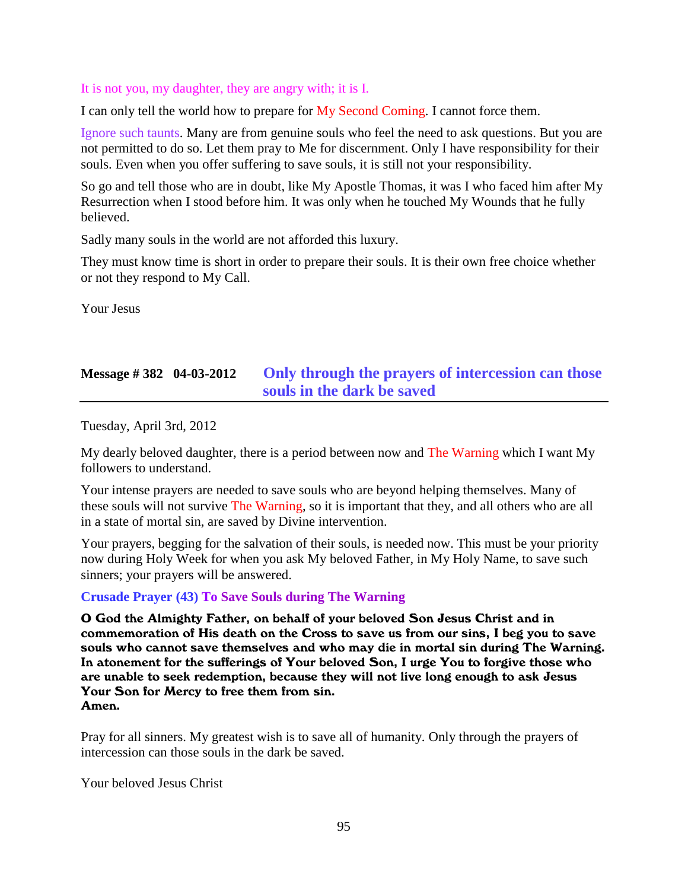It is not you, my daughter, they are angry with; it is I.

I can only tell the world how to prepare for My Second Coming. I cannot force them.

Ignore such taunts. Many are from genuine souls who feel the need to ask questions. But you are not permitted to do so. Let them pray to Me for discernment. Only I have responsibility for their souls. Even when you offer suffering to save souls, it is still not your responsibility.

So go and tell those who are in doubt, like My Apostle Thomas, it was I who faced him after My Resurrection when I stood before him. It was only when he touched My Wounds that he fully believed.

Sadly many souls in the world are not afforded this luxury.

They must know time is short in order to prepare their souls. It is their own free choice whether or not they respond to My Call.

Your Jesus

## Message # 382 04-03-2012 Only through the prayers of intercession can those souls in the dark be saved

Tuesday, April 3rd, 2012

My dearly beloved daughter, there is a period between now and The Warning which I want My followers to understand.

Your intense prayers are needed to save souls who are beyond helping themselves. Many of these souls will not survive The Warning, so it is important that they, and all others who are all in a state of mortal sin, are saved by Divine intervention.

Your prayers, begging for the salvation of their souls, is needed now. This must be your priority now during Holy Week for when you ask My beloved Father, in My Holy Name, to save such sinners; your prayers will be answered.

### Crusade Prayer (43) To Save Souls during The Warning

**O God the Almighty Father, on behalf of your beloved Son Jesus Christ and in commemoration of His death on the Cross to save us from our sins, I beg you to save souls who cannot save themselves and who may die in mortal sin during The Warning. In atonement for the sufferings of Your beloved Son, I urge You to forgive those who are unable to seek redemption, because they will not live long enough to ask Jesus Your Son for Mercy to free them from sin.**
**Amen.**

Pray for all sinners. My greatest wish is to save all of humanity. Only through the prayers of intercession can those souls in the dark be saved.

Your beloved Jesus Christ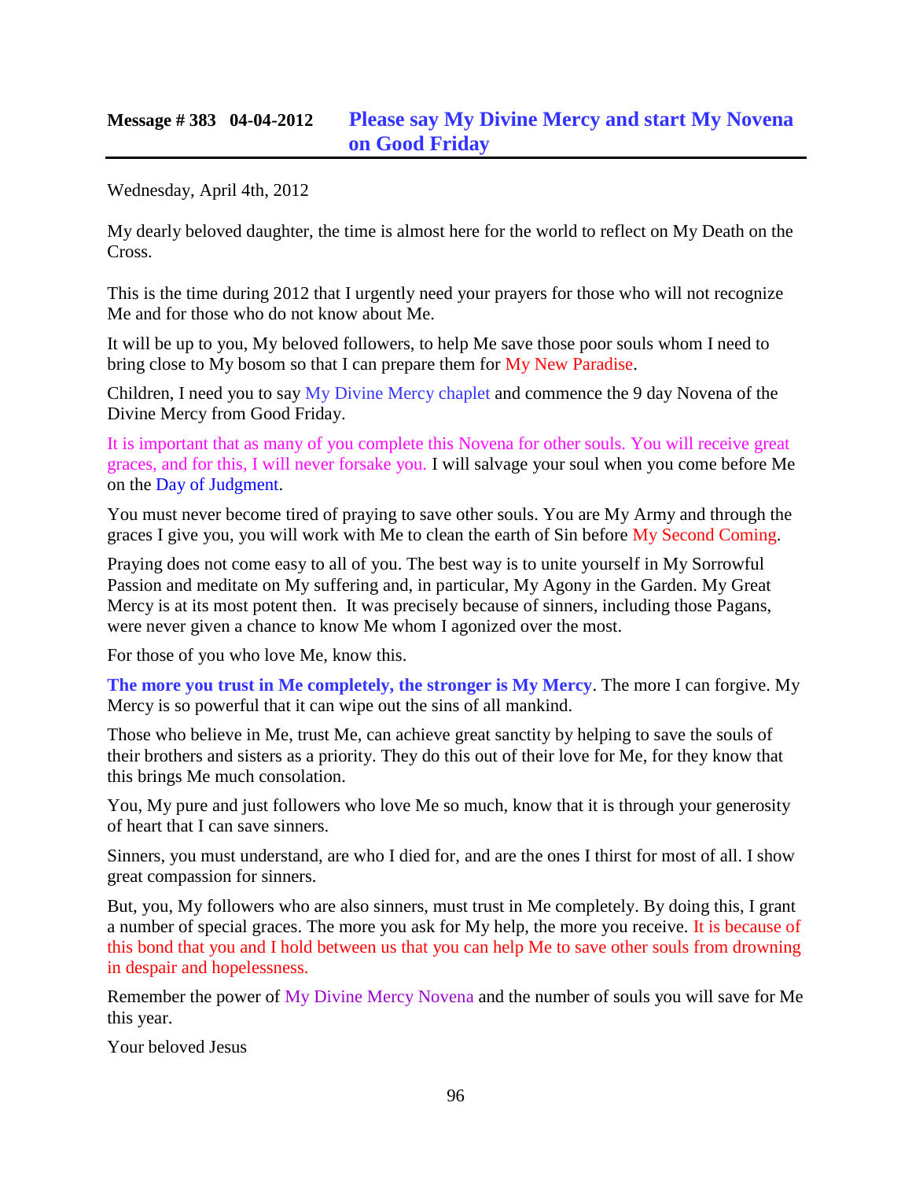## Message # 383 04-04-2012 Please say My Divine Mercy and start My Novena on Good Friday

Wednesday, April 4th, 2012

My dearly beloved daughter, the time is almost here for the world to reflect on My Death on the Cross.

This is the time during 2012 that I urgently need your prayers for those who will not recognize Me and for those who do not know about Me.

It will be up to you, My beloved followers, to help Me save those poor souls whom I need to bring close to My bosom so that I can prepare them for My New Paradise.

Children, I need you to say My Divine Mercy chaplet and commence the 9 day Novena of the Divine Mercy from Good Friday.

It is important that as many of you complete this Novena for other souls. You will receive great graces, and for this, I will never forsake you. I will salvage your soul when you come before Me on the Day of Judgment.

You must never become tired of praying to save other souls. You are My Army and through the graces I give you, you will work with Me to clean the earth of Sin before My Second Coming.

Praying does not come easy to all of you. The best way is to unite yourself in My Sorrowful Passion and meditate on My suffering and, in particular, My Agony in the Garden. My Great Mercy is at its most potent then. It was precisely because of sinners, including those Pagans, were never given a chance to know Me whom I agonized over the most.

For those of you who love Me, know this.

**The more you trust in Me completely, the stronger is My Mercy**. The more I can forgive. My Mercy is so powerful that it can wipe out the sins of all mankind.

Those who believe in Me, trust Me, can achieve great sanctity by helping to save the souls of their brothers and sisters as a priority. They do this out of their love for Me, for they know that this brings Me much consolation.

You, My pure and just followers who love Me so much, know that it is through your generosity of heart that I can save sinners.

Sinners, you must understand, are who I died for, and are the ones I thirst for most of all. I show great compassion for sinners.

But, you, My followers who are also sinners, must trust in Me completely. By doing this, I grant a number of special graces. The more you ask for My help, the more you receive. It is because of this bond that you and I hold between us that you can help Me to save other souls from drowning in despair and hopelessness.

Remember the power of My Divine Mercy Novena and the number of souls you will save for Me this year.

Your beloved Jesus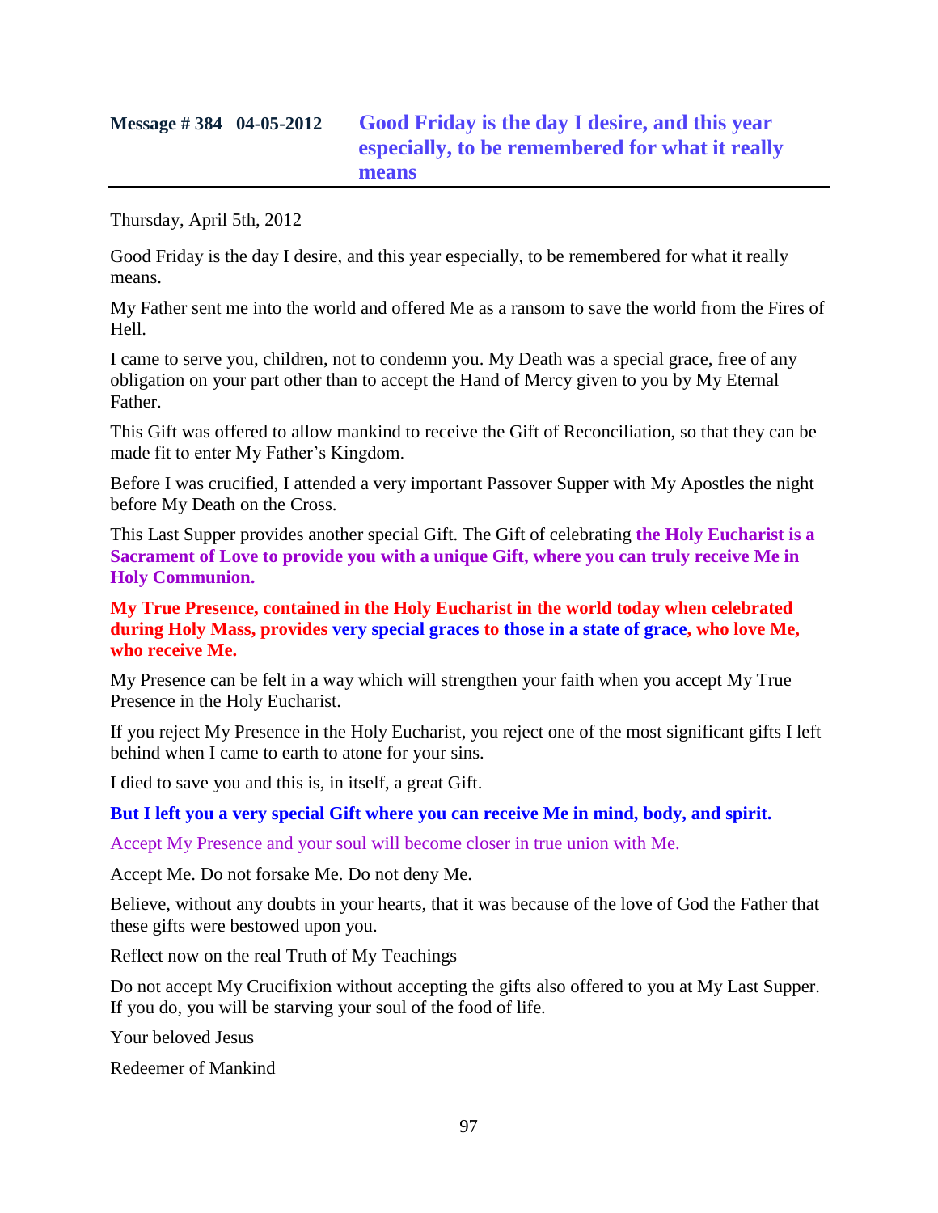**Message # 384 04-05-2012** **Good Friday is the day I desire, and this year especially, to be remembered for what it really means**

Thursday, April 5th, 2012

Good Friday is the day I desire, and this year especially, to be remembered for what it really means.

My Father sent me into the world and offered Me as a ransom to save the world from the Fires of Hell.

I came to serve you, children, not to condemn you. My Death was a special grace, free of any obligation on your part other than to accept the Hand of Mercy given to you by My Eternal Father.

This Gift was offered to allow mankind to receive the Gift of Reconciliation, so that they can be made fit to enter My Father's Kingdom.

Before I was crucified, I attended a very important Passover Supper with My Apostles the night before My Death on the Cross.

This Last Supper provides another special Gift. The Gift of celebrating **the Holy Eucharist is a Sacrament of Love to provide you with a unique Gift, where you can truly receive Me in Holy Communion.**

**My True Presence, contained in the Holy Eucharist in the world today when celebrated during Holy Mass, provides very special graces to those in a state of grace, who love Me, who receive Me.**

My Presence can be felt in a way which will strengthen your faith when you accept My True Presence in the Holy Eucharist.

If you reject My Presence in the Holy Eucharist, you reject one of the most significant gifts I left behind when I came to earth to atone for your sins.

I died to save you and this is, in itself, a great Gift.

**But I left you a very special Gift where you can receive Me in mind, body, and spirit.**

Accept My Presence and your soul will become closer in true union with Me.

Accept Me. Do not forsake Me. Do not deny Me.

Believe, without any doubts in your hearts, that it was because of the love of God the Father that these gifts were bestowed upon you.

Reflect now on the real Truth of My Teachings

Do not accept My Crucifixion without accepting the gifts also offered to you at My Last Supper. If you do, you will be starving your soul of the food of life.

Your beloved Jesus

Redeemer of Mankind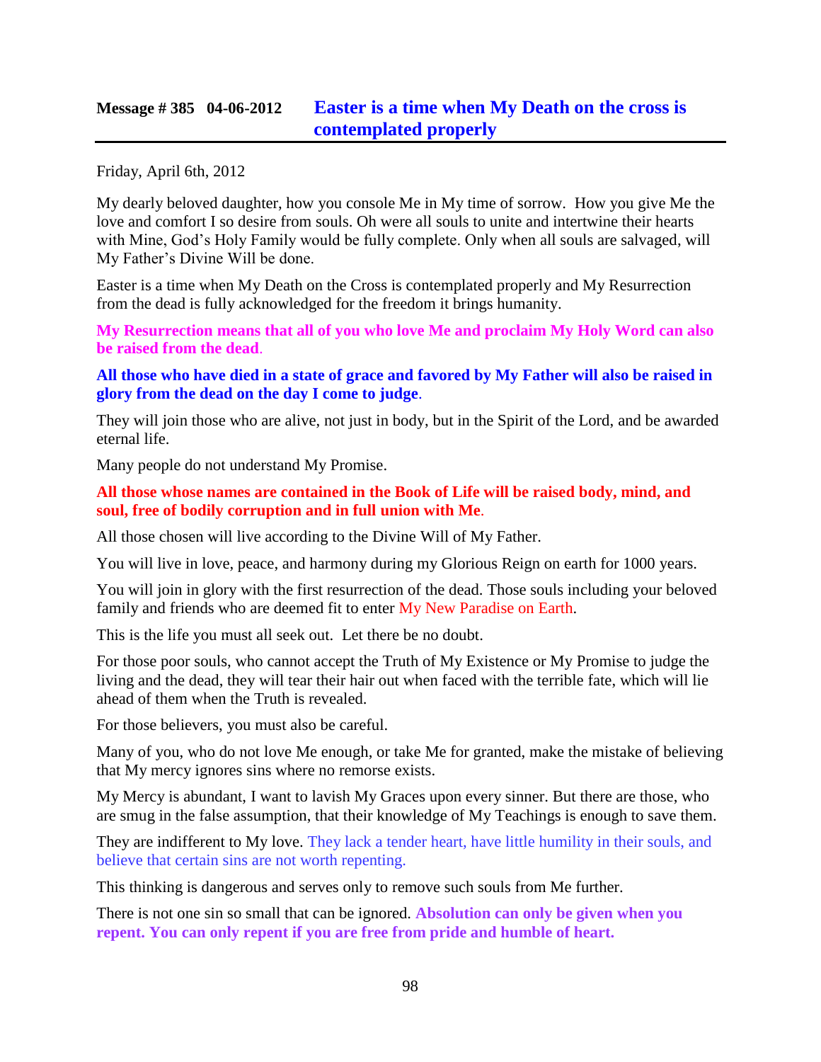## Message # 385 04-06-2012 Easter is a time when My Death on the cross is contemplated properly

Friday, April 6th, 2012

My dearly beloved daughter, how you console Me in My time of sorrow. How you give Me the love and comfort I so desire from souls. Oh were all souls to unite and intertwine their hearts with Mine, God's Holy Family would be fully complete. Only when all souls are salvaged, will My Father's Divine Will be done.

Easter is a time when My Death on the Cross is contemplated properly and My Resurrection from the dead is fully acknowledged for the freedom it brings humanity.

**My Resurrection means that all of you who love Me and proclaim My Holy Word can also be raised from the dead.**

**All those who have died in a state of grace and favored by My Father will also be raised in glory from the dead on the day I come to judge.**

They will join those who are alive, not just in body, but in the Spirit of the Lord, and be awarded eternal life.

Many people do not understand My Promise.

**All those whose names are contained in the Book of Life will be raised body, mind, and soul, free of bodily corruption and in full union with Me.**

All those chosen will live according to the Divine Will of My Father.

You will live in love, peace, and harmony during my Glorious Reign on earth for 1000 years.

You will join in glory with the first resurrection of the dead. Those souls including your beloved family and friends who are deemed fit to enter My New Paradise on Earth.

This is the life you must all seek out. Let there be no doubt.

For those poor souls, who cannot accept the Truth of My Existence or My Promise to judge the living and the dead, they will tear their hair out when faced with the terrible fate, which will lie ahead of them when the Truth is revealed.

For those believers, you must also be careful.

Many of you, who do not love Me enough, or take Me for granted, make the mistake of believing that My mercy ignores sins where no remorse exists.

My Mercy is abundant, I want to lavish My Graces upon every sinner. But there are those, who are smug in the false assumption, that their knowledge of My Teachings is enough to save them.

They are indifferent to My love. They lack a tender heart, have little humility in their souls, and believe that certain sins are not worth repenting.

This thinking is dangerous and serves only to remove such souls from Me further.

There is not one sin so small that can be ignored. **Absolution can only be given when you repent. You can only repent if you are free from pride and humble of heart.**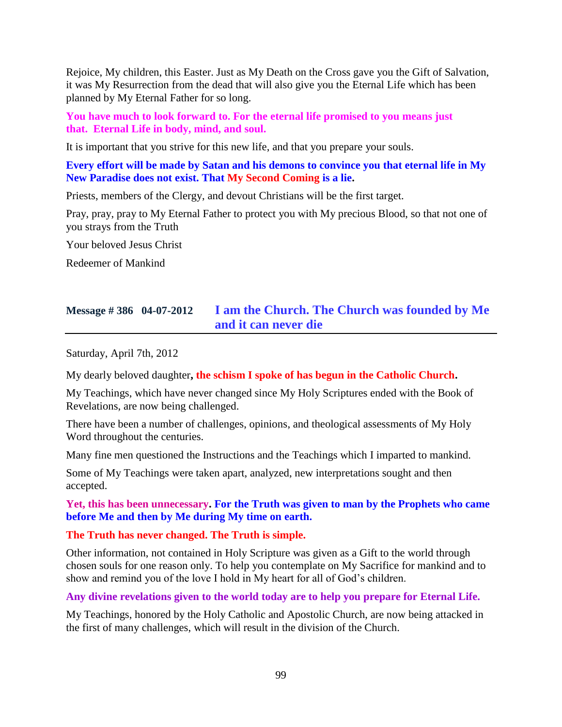Rejoice, My children, this Easter. Just as My Death on the Cross gave you the Gift of Salvation, it was My Resurrection from the dead that will also give you the Eternal Life which has been planned by My Eternal Father for so long.

**You have much to look forward to. For the eternal life promised to you means just that. Eternal Life in body, mind, and soul.**

It is important that you strive for this new life, and that you prepare your souls.

**Every effort will be made by Satan and his demons to convince you that eternal life in My New Paradise does not exist. That My Second Coming is a lie.**

Priests, members of the Clergy, and devout Christians will be the first target.

Pray, pray, pray to My Eternal Father to protect you with My precious Blood, so that not one of you strays from the Truth

Your beloved Jesus Christ

Redeemer of Mankind

## Message # 386 04-07-2012 I am the Church. The Church was founded by Me and it can never die

Saturday, April 7th, 2012

My dearly beloved daughter**, the schism I spoke of has begun in the Catholic Church.**

My Teachings, which have never changed since My Holy Scriptures ended with the Book of Revelations, are now being challenged.

There have been a number of challenges, opinions, and theological assessments of My Holy Word throughout the centuries.

Many fine men questioned the Instructions and the Teachings which I imparted to mankind.

Some of My Teachings were taken apart, analyzed, new interpretations sought and then accepted.

**Yet, this has been unnecessary. For the Truth was given to man by the Prophets who came before Me and then by Me during My time on earth.**

**The Truth has never changed. The Truth is simple.**

Other information, not contained in Holy Scripture was given as a Gift to the world through chosen souls for one reason only. To help you contemplate on My Sacrifice for mankind and to show and remind you of the love I hold in My heart for all of God's children.

**Any divine revelations given to the world today are to help you prepare for Eternal Life.**

My Teachings, honored by the Holy Catholic and Apostolic Church, are now being attacked in the first of many challenges, which will result in the division of the Church.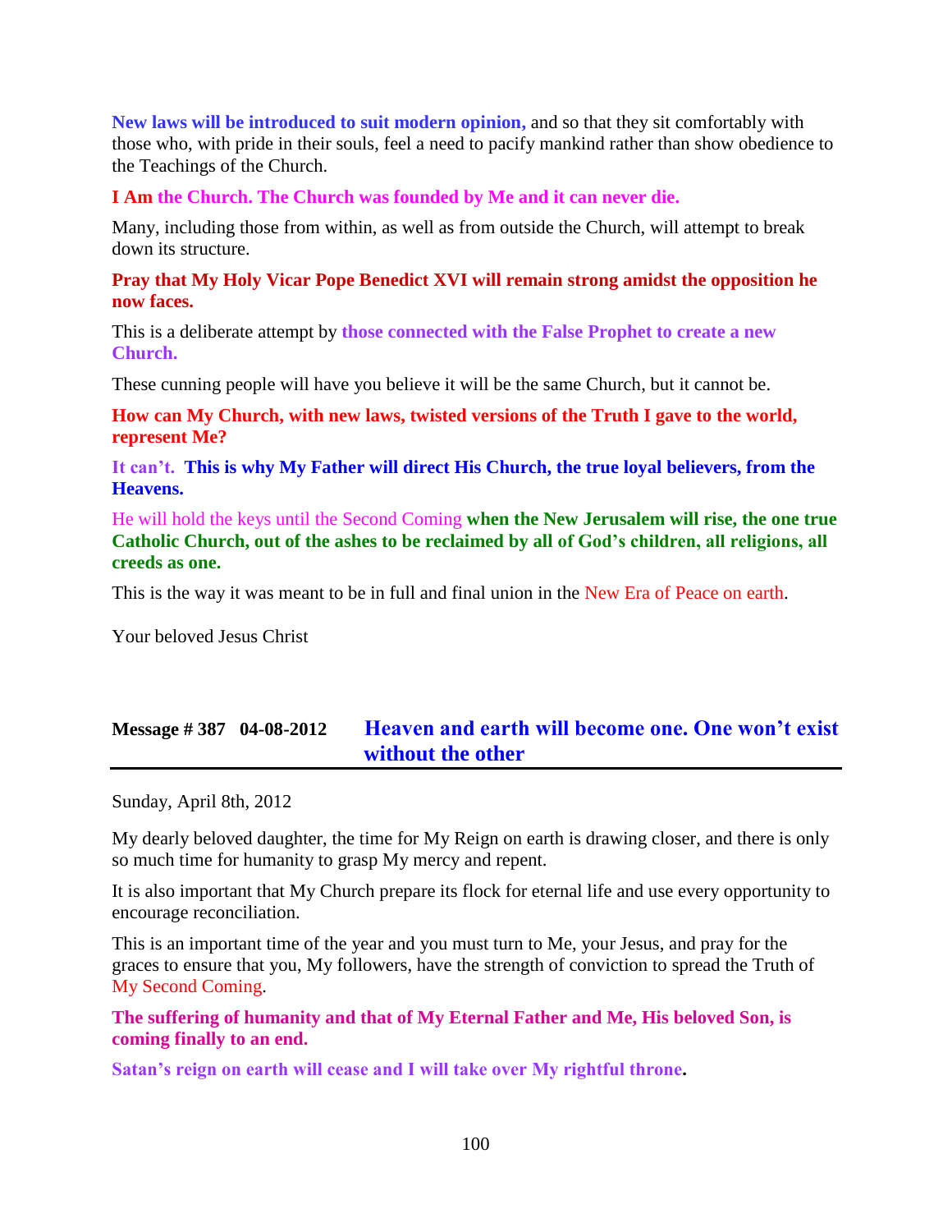**New laws will be introduced to suit modern opinion,** and so that they sit comfortably with those who, with pride in their souls, feel a need to pacify mankind rather than show obedience to the Teachings of the Church.

**I Am the Church. The Church was founded by Me and it can never die.**

Many, including those from within, as well as from outside the Church, will attempt to break down its structure.

**Pray that My Holy Vicar Pope Benedict XVI will remain strong amidst the opposition he now faces.**

This is a deliberate attempt by **those connected with the False Prophet to create a new Church.**

These cunning people will have you believe it will be the same Church, but it cannot be.

**How can My Church, with new laws, twisted versions of the Truth I gave to the world, represent Me?**

**It can't. This is why My Father will direct His Church, the true loyal believers, from the Heavens.**

He will hold the keys until the Second Coming **when the New Jerusalem will rise, the one true Catholic Church, out of the ashes to be reclaimed by all of God's children, all religions, all creeds as one.**

This is the way it was meant to be in full and final union in the New Era of Peace on earth.

Your beloved Jesus Christ

## Message # 387 04-08-2012 Heaven and earth will become one. One won't exist without the other

Sunday, April 8th, 2012

My dearly beloved daughter, the time for My Reign on earth is drawing closer, and there is only so much time for humanity to grasp My mercy and repent.

It is also important that My Church prepare its flock for eternal life and use every opportunity to encourage reconciliation.

This is an important time of the year and you must turn to Me, your Jesus, and pray for the graces to ensure that you, My followers, have the strength of conviction to spread the Truth of My Second Coming.

**The suffering of humanity and that of My Eternal Father and Me, His beloved Son, is coming finally to an end.**

**Satan's reign on earth will cease and I will take over My rightful throne.**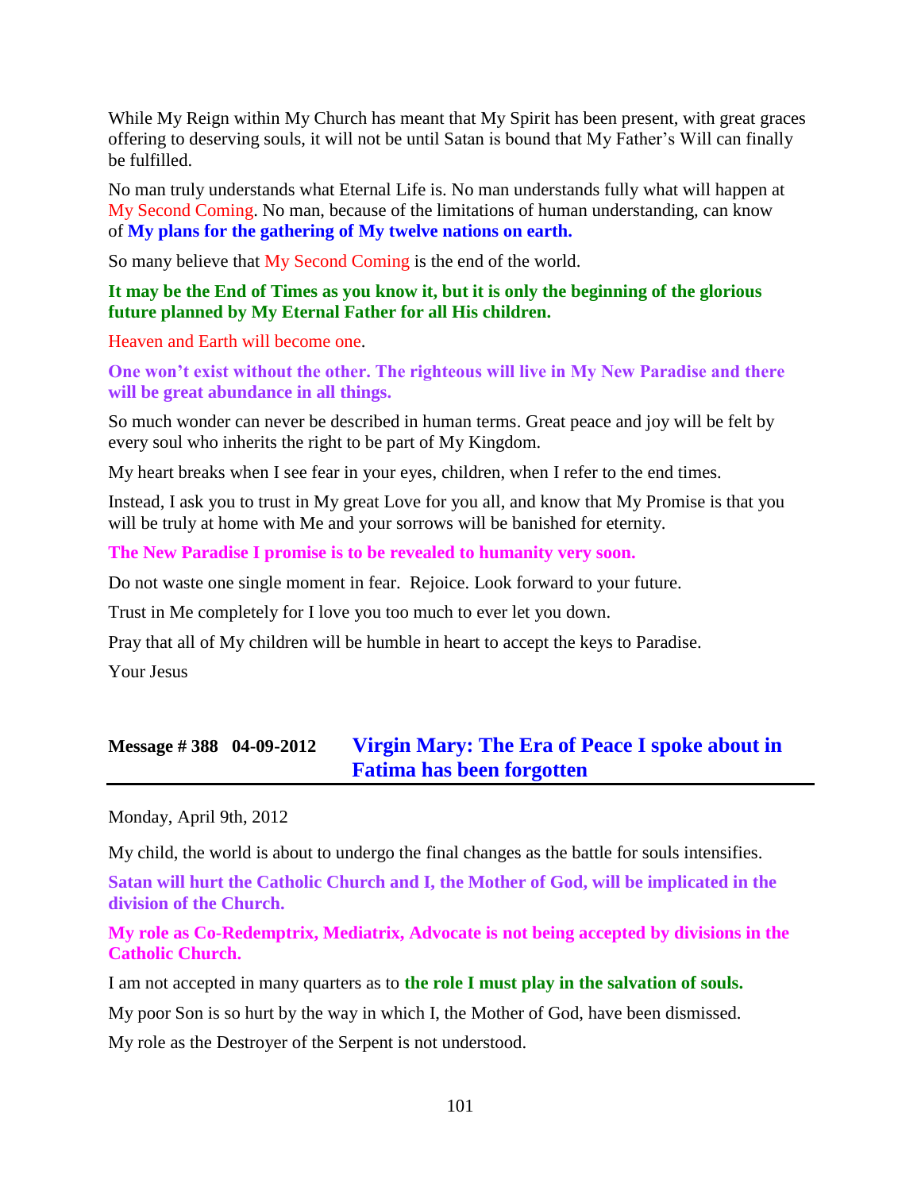While My Reign within My Church has meant that My Spirit has been present, with great graces offering to deserving souls, it will not be until Satan is bound that My Father's Will can finally be fulfilled.

No man truly understands what Eternal Life is. No man understands fully what will happen at My Second Coming. No man, because of the limitations of human understanding, can know of **My plans for the gathering of My twelve nations on earth.**

So many believe that My Second Coming is the end of the world.

**It may be the End of Times as you know it, but it is only the beginning of the glorious future planned by My Eternal Father for all His children.**

Heaven and Earth will become one.

**One won't exist without the other. The righteous will live in My New Paradise and there will be great abundance in all things.**

So much wonder can never be described in human terms. Great peace and joy will be felt by every soul who inherits the right to be part of My Kingdom.

My heart breaks when I see fear in your eyes, children, when I refer to the end times.

Instead, I ask you to trust in My great Love for you all, and know that My Promise is that you will be truly at home with Me and your sorrows will be banished for eternity.

**The New Paradise I promise is to be revealed to humanity very soon.**

Do not waste one single moment in fear. Rejoice. Look forward to your future.

Trust in Me completely for I love you too much to ever let you down.

Pray that all of My children will be humble in heart to accept the keys to Paradise.

Your Jesus

## Message # 388 04-09-2012 Virgin Mary: The Era of Peace I spoke about in Fatima has been forgotten

Monday, April 9th, 2012

My child, the world is about to undergo the final changes as the battle for souls intensifies.

**Satan will hurt the Catholic Church and I, the Mother of God, will be implicated in the division of the Church.**

**My role as Co-Redemptrix, Mediatrix, Advocate is not being accepted by divisions in the Catholic Church.**

I am not accepted in many quarters as to **the role I must play in the salvation of souls.**

My poor Son is so hurt by the way in which I, the Mother of God, have been dismissed.

My role as the Destroyer of the Serpent is not understood.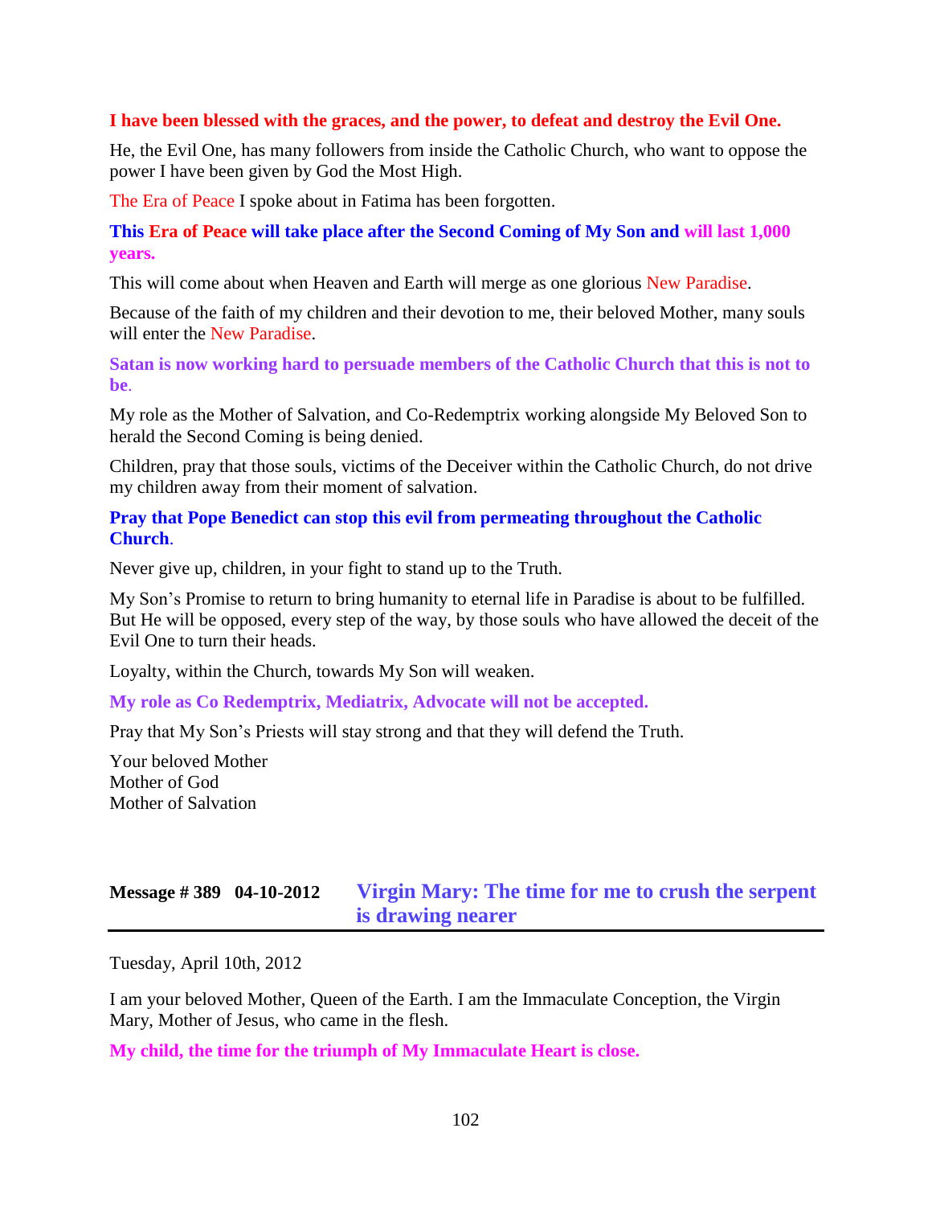**I have been blessed with the graces, and the power, to defeat and destroy the Evil One.**

He, the Evil One, has many followers from inside the Catholic Church, who want to oppose the power I have been given by God the Most High.

The Era of Peace I spoke about in Fatima has been forgotten.

**This Era of Peace will take place after the Second Coming of My Son and will last 1,000 years.**

This will come about when Heaven and Earth will merge as one glorious New Paradise.

Because of the faith of my children and their devotion to me, their beloved Mother, many souls will enter the New Paradise.

**Satan is now working hard to persuade members of the Catholic Church that this is not to be.**

My role as the Mother of Salvation, and Co-Redemptrix working alongside My Beloved Son to herald the Second Coming is being denied.

Children, pray that those souls, victims of the Deceiver within the Catholic Church, do not drive my children away from their moment of salvation.

**Pray that Pope Benedict can stop this evil from permeating throughout the Catholic Church.**

Never give up, children, in your fight to stand up to the Truth.

My Son's Promise to return to bring humanity to eternal life in Paradise is about to be fulfilled. But He will be opposed, every step of the way, by those souls who have allowed the deceit of the Evil One to turn their heads.

Loyalty, within the Church, towards My Son will weaken.

**My role as Co Redemptrix, Mediatrix, Advocate will not be accepted.**

Pray that My Son's Priests will stay strong and that they will defend the Truth.

Your beloved Mother  
Mother of God  
Mother of Salvation

## Message # 389 04-10-2012 Virgin Mary: The time for me to crush the serpent is drawing nearer

Tuesday, April 10th, 2012

I am your beloved Mother, Queen of the Earth. I am the Immaculate Conception, the Virgin Mary, Mother of Jesus, who came in the flesh.

**My child, the time for the triumph of My Immaculate Heart is close.**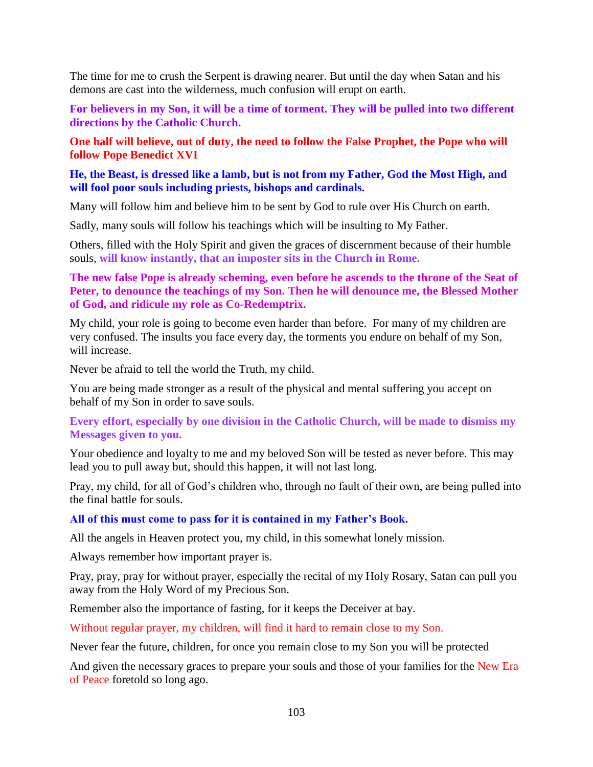The time for me to crush the Serpent is drawing nearer. But until the day when Satan and his demons are cast into the wilderness, much confusion will erupt on earth.

**For believers in my Son, it will be a time of torment. They will be pulled into two different directions by the Catholic Church.**

**One half will believe, out of duty, the need to follow the False Prophet, the Pope who will follow Pope Benedict XVI**

**He, the Beast, is dressed like a lamb, but is not from my Father, God the Most High, and will fool poor souls including priests, bishops and cardinals.**

Many will follow him and believe him to be sent by God to rule over His Church on earth.

Sadly, many souls will follow his teachings which will be insulting to My Father.

Others, filled with the Holy Spirit and given the graces of discernment because of their humble souls, **will know instantly, that an imposter sits in the Church in Rome.**

**The new false Pope is already scheming, even before he ascends to the throne of the Seat of Peter, to denounce the teachings of my Son. Then he will denounce me, the Blessed Mother of God, and ridicule my role as Co-Redemptrix.**

My child, your role is going to become even harder than before. For many of my children are very confused. The insults you face every day, the torments you endure on behalf of my Son, will increase.

Never be afraid to tell the world the Truth, my child.

You are being made stronger as a result of the physical and mental suffering you accept on behalf of my Son in order to save souls.

**Every effort, especially by one division in the Catholic Church, will be made to dismiss my Messages given to you.**

Your obedience and loyalty to me and my beloved Son will be tested as never before. This may lead you to pull away but, should this happen, it will not last long.

Pray, my child, for all of God's children who, through no fault of their own, are being pulled into the final battle for souls.

**All of this must come to pass for it is contained in my Father's Book.**

All the angels in Heaven protect you, my child, in this somewhat lonely mission.

Always remember how important prayer is.

Pray, pray, pray for without prayer, especially the recital of my Holy Rosary, Satan can pull you away from the Holy Word of my Precious Son.

Remember also the importance of fasting, for it keeps the Deceiver at bay.

Without regular prayer, my children, will find it hard to remain close to my Son.

Never fear the future, children, for once you remain close to my Son you will be protected

And given the necessary graces to prepare your souls and those of your families for the New Era of Peace foretold so long ago.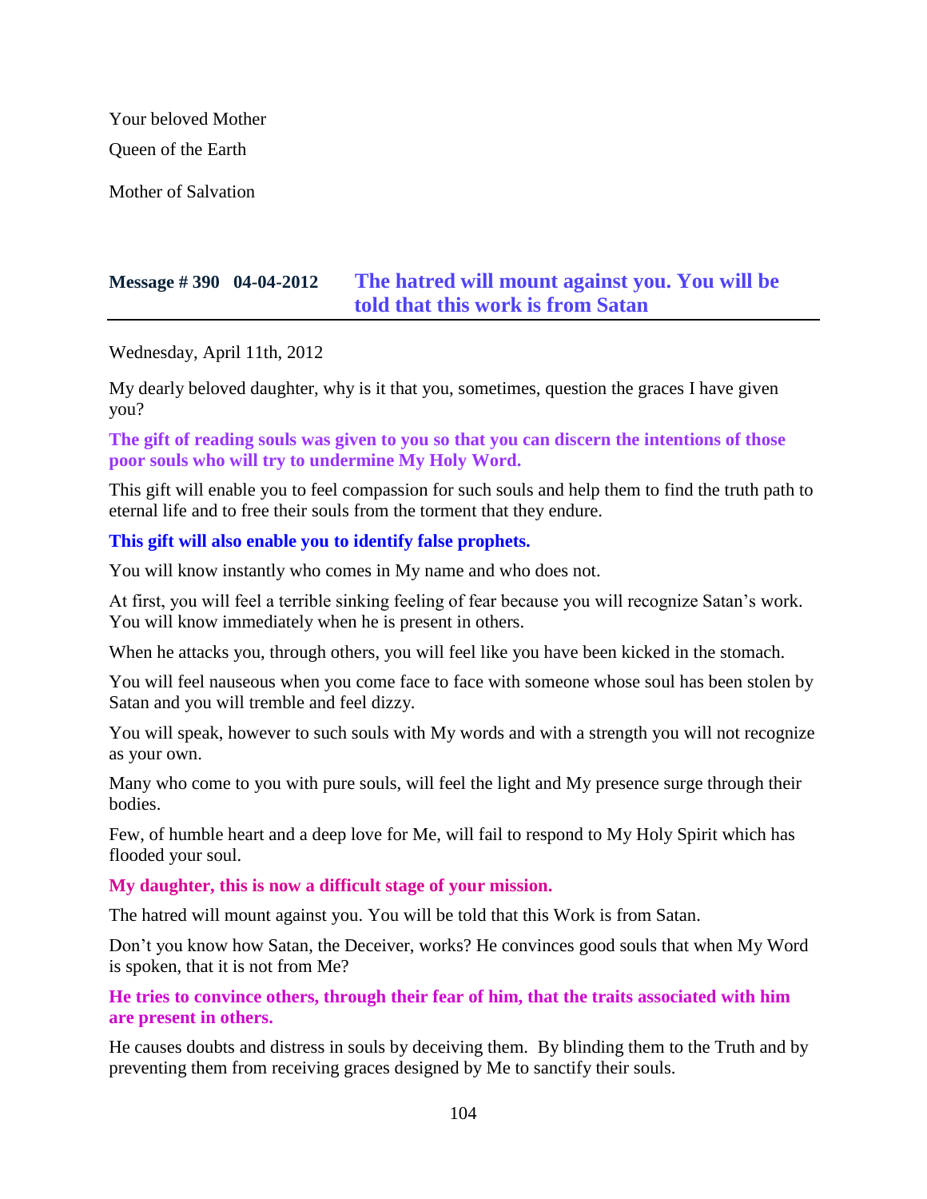Your beloved Mother

Queen of the Earth

Mother of Salvation

## Message # 390 04-04-2012 The hatred will mount against you. You will be told that this work is from Satan

Wednesday, April 11th, 2012

My dearly beloved daughter, why is it that you, sometimes, question the graces I have given you?

**The gift of reading souls was given to you so that you can discern the intentions of those poor souls who will try to undermine My Holy Word.**

This gift will enable you to feel compassion for such souls and help them to find the truth path to eternal life and to free their souls from the torment that they endure.

**This gift will also enable you to identify false prophets.**

You will know instantly who comes in My name and who does not.

At first, you will feel a terrible sinking feeling of fear because you will recognize Satan's work. You will know immediately when he is present in others.

When he attacks you, through others, you will feel like you have been kicked in the stomach.

You will feel nauseous when you come face to face with someone whose soul has been stolen by Satan and you will tremble and feel dizzy.

You will speak, however to such souls with My words and with a strength you will not recognize as your own.

Many who come to you with pure souls, will feel the light and My presence surge through their bodies.

Few, of humble heart and a deep love for Me, will fail to respond to My Holy Spirit which has flooded your soul.

**My daughter, this is now a difficult stage of your mission.**

The hatred will mount against you. You will be told that this Work is from Satan.

Don't you know how Satan, the Deceiver, works? He convinces good souls that when My Word is spoken, that it is not from Me?

**He tries to convince others, through their fear of him, that the traits associated with him are present in others.**

He causes doubts and distress in souls by deceiving them. By blinding them to the Truth and by preventing them from receiving graces designed by Me to sanctify their souls.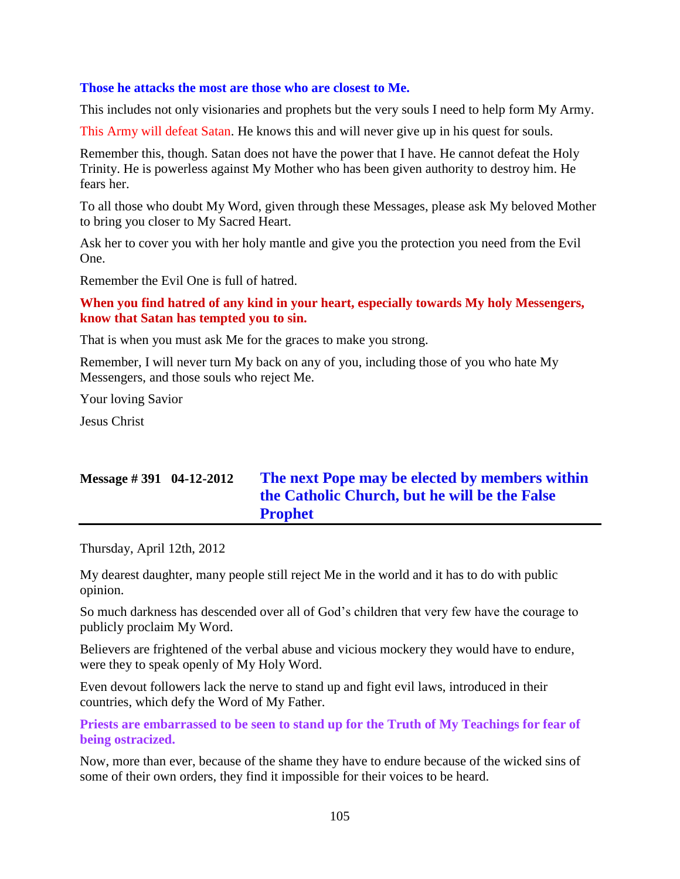**Those he attacks the most are those who are closest to Me.**

This includes not only visionaries and prophets but the very souls I need to help form My Army.

This Army will defeat Satan. He knows this and will never give up in his quest for souls.

Remember this, though. Satan does not have the power that I have. He cannot defeat the Holy Trinity. He is powerless against My Mother who has been given authority to destroy him. He fears her.

To all those who doubt My Word, given through these Messages, please ask My beloved Mother to bring you closer to My Sacred Heart.

Ask her to cover you with her holy mantle and give you the protection you need from the Evil One.

Remember the Evil One is full of hatred.

**When you find hatred of any kind in your heart, especially towards My holy Messengers, know that Satan has tempted you to sin.**

That is when you must ask Me for the graces to make you strong.

Remember, I will never turn My back on any of you, including those of you who hate My Messengers, and those souls who reject Me.

Your loving Savior

Jesus Christ

## Message # 391 04-12-2012 The next Pope may be elected by members within the Catholic Church, but he will be the False Prophet

Thursday, April 12th, 2012

My dearest daughter, many people still reject Me in the world and it has to do with public opinion.

So much darkness has descended over all of God's children that very few have the courage to publicly proclaim My Word.

Believers are frightened of the verbal abuse and vicious mockery they would have to endure, were they to speak openly of My Holy Word.

Even devout followers lack the nerve to stand up and fight evil laws, introduced in their countries, which defy the Word of My Father.

**Priests are embarrassed to be seen to stand up for the Truth of My Teachings for fear of being ostracized.**

Now, more than ever, because of the shame they have to endure because of the wicked sins of some of their own orders, they find it impossible for their voices to be heard.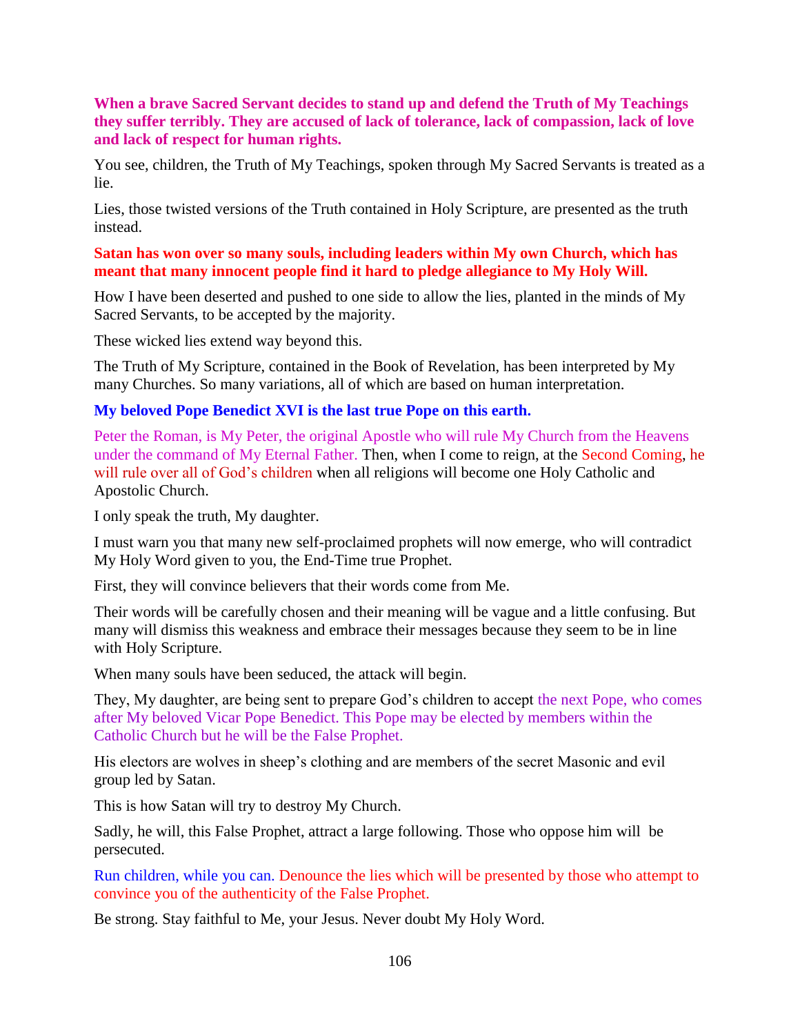**When a brave Sacred Servant decides to stand up and defend the Truth of My Teachings they suffer terribly. They are accused of lack of tolerance, lack of compassion, lack of love and lack of respect for human rights.**

You see, children, the Truth of My Teachings, spoken through My Sacred Servants is treated as a lie.

Lies, those twisted versions of the Truth contained in Holy Scripture, are presented as the truth instead.

**Satan has won over so many souls, including leaders within My own Church, which has meant that many innocent people find it hard to pledge allegiance to My Holy Will.**

How I have been deserted and pushed to one side to allow the lies, planted in the minds of My Sacred Servants, to be accepted by the majority.

These wicked lies extend way beyond this.

The Truth of My Scripture, contained in the Book of Revelation, has been interpreted by My many Churches. So many variations, all of which are based on human interpretation.

**My beloved Pope Benedict XVI is the last true Pope on this earth.**

Peter the Roman, is My Peter, the original Apostle who will rule My Church from the Heavens under the command of My Eternal Father. Then, when I come to reign, at the Second Coming, he will rule over all of God's children when all religions will become one Holy Catholic and Apostolic Church.

I only speak the truth, My daughter.

I must warn you that many new self-proclaimed prophets will now emerge, who will contradict My Holy Word given to you, the End-Time true Prophet.

First, they will convince believers that their words come from Me.

Their words will be carefully chosen and their meaning will be vague and a little confusing. But many will dismiss this weakness and embrace their messages because they seem to be in line with Holy Scripture.

When many souls have been seduced, the attack will begin.

They, My daughter, are being sent to prepare God's children to accept the next Pope, who comes after My beloved Vicar Pope Benedict. This Pope may be elected by members within the Catholic Church but he will be the False Prophet.

His electors are wolves in sheep's clothing and are members of the secret Masonic and evil group led by Satan.

This is how Satan will try to destroy My Church.

Sadly, he will, this False Prophet, attract a large following. Those who oppose him will be persecuted.

Run children, while you can. Denounce the lies which will be presented by those who attempt to convince you of the authenticity of the False Prophet.

Be strong. Stay faithful to Me, your Jesus. Never doubt My Holy Word.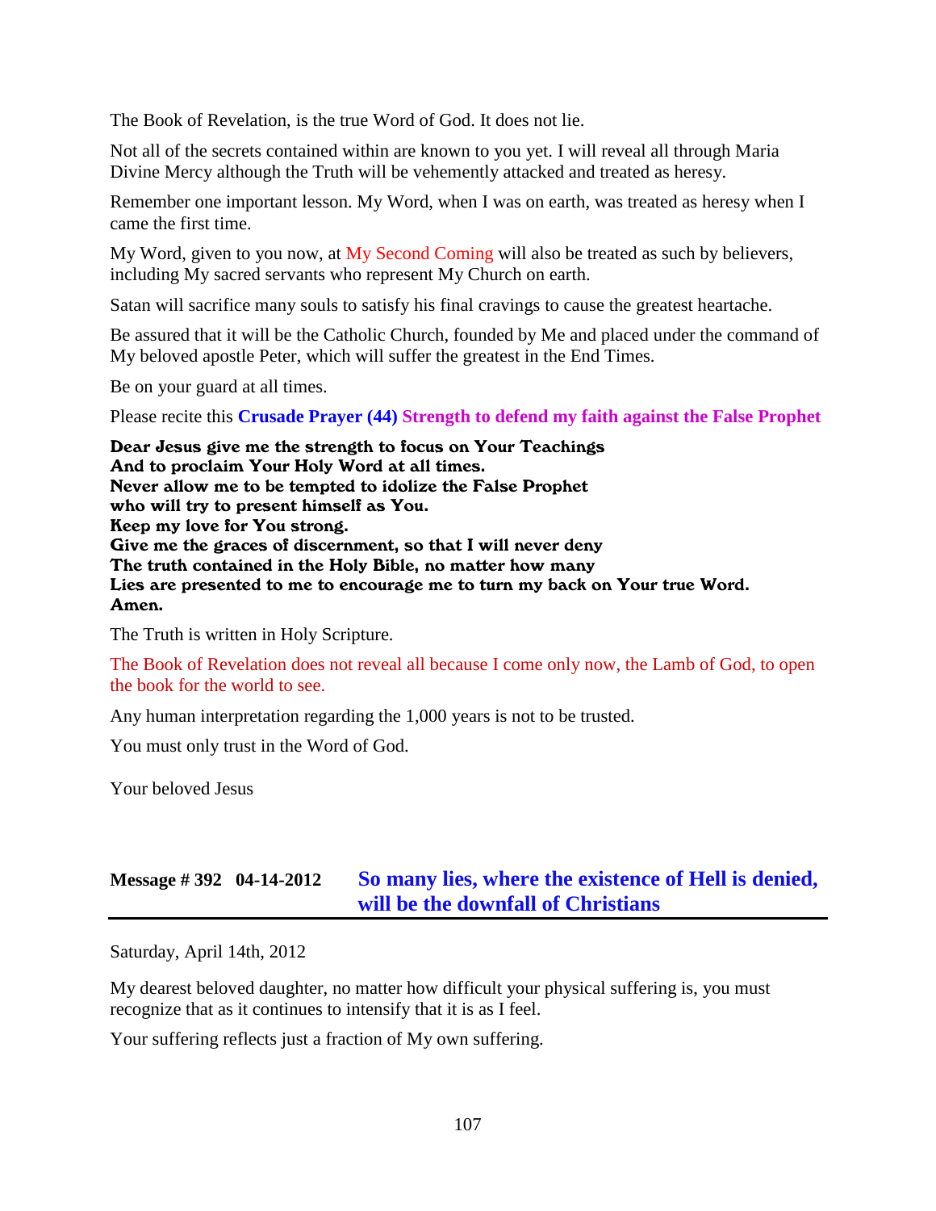The Book of Revelation, is the true Word of God. It does not lie.

Not all of the secrets contained within are known to you yet. I will reveal all through Maria Divine Mercy although the Truth will be vehemently attacked and treated as heresy.

Remember one important lesson. My Word, when I was on earth, was treated as heresy when I came the first time.

My Word, given to you now, at My Second Coming will also be treated as such by believers, including My sacred servants who represent My Church on earth.

Satan will sacrifice many souls to satisfy his final cravings to cause the greatest heartache.

Be assured that it will be the Catholic Church, founded by Me and placed under the command of My beloved apostle Peter, which will suffer the greatest in the End Times.

Be on your guard at all times.

Please recite this **Crusade Prayer (44) Strength to defend my faith against the False Prophet**

**Dear Jesus give me the strength to focus on Your Teachings**
**And to proclaim Your Holy Word at all times.**
**Never allow me to be tempted to idolize the False Prophet**
**who will try to present himself as You.**
**Keep my love for You strong.**
**Give me the graces of discernment, so that I will never deny**
**The truth contained in the Holy Bible, no matter how many**
**Lies are presented to me to encourage me to turn my back on Your true Word.**
**Amen.**

The Truth is written in Holy Scripture.

The Book of Revelation does not reveal all because I come only now, the Lamb of God, to open the book for the world to see.

Any human interpretation regarding the 1,000 years is not to be trusted.

You must only trust in the Word of God.

Your beloved Jesus

## Message # 392 04-14-2012 So many lies, where the existence of Hell is denied, will be the downfall of Christians

Saturday, April 14th, 2012

My dearest beloved daughter, no matter how difficult your physical suffering is, you must recognize that as it continues to intensify that it is as I feel.

Your suffering reflects just a fraction of My own suffering.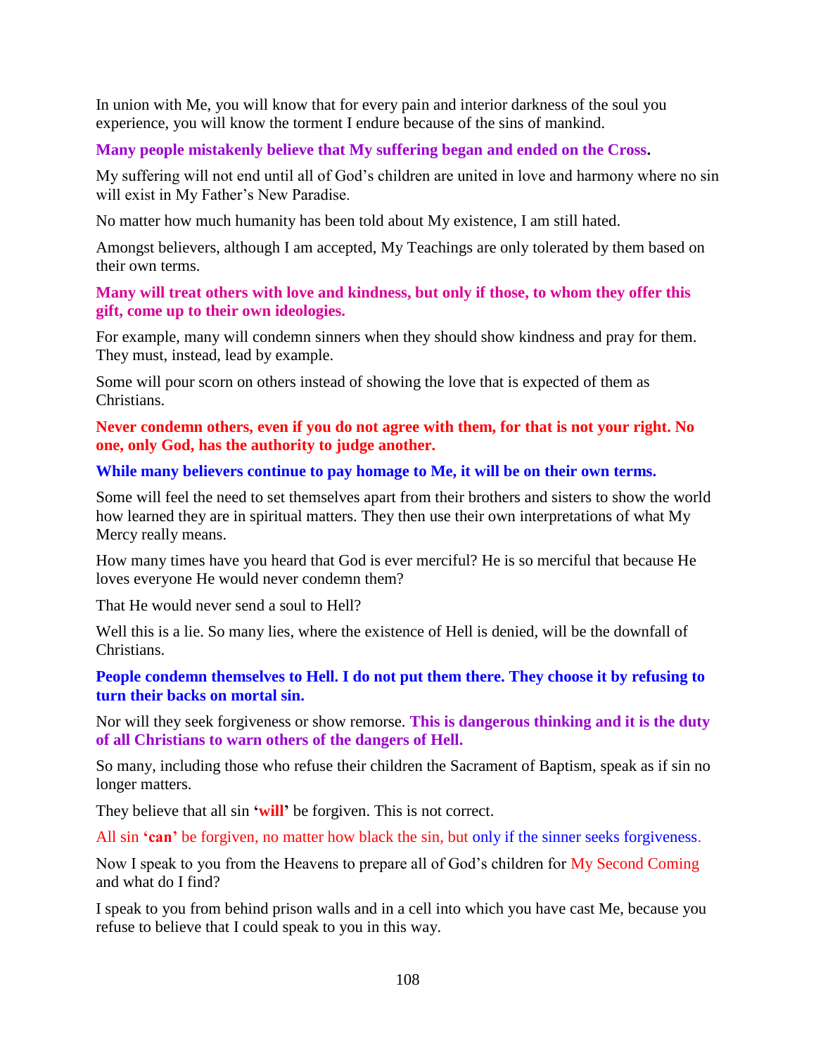In union with Me, you will know that for every pain and interior darkness of the soul you experience, you will know the torment I endure because of the sins of mankind.

**Many people mistakenly believe that My suffering began and ended on the Cross.**

My suffering will not end until all of God's children are united in love and harmony where no sin will exist in My Father's New Paradise.

No matter how much humanity has been told about My existence, I am still hated.

Amongst believers, although I am accepted, My Teachings are only tolerated by them based on their own terms.

**Many will treat others with love and kindness, but only if those, to whom they offer this gift, come up to their own ideologies.**

For example, many will condemn sinners when they should show kindness and pray for them. They must, instead, lead by example.

Some will pour scorn on others instead of showing the love that is expected of them as Christians.

**Never condemn others, even if you do not agree with them, for that is not your right. No one, only God, has the authority to judge another.**

**While many believers continue to pay homage to Me, it will be on their own terms.**

Some will feel the need to set themselves apart from their brothers and sisters to show the world how learned they are in spiritual matters. They then use their own interpretations of what My Mercy really means.

How many times have you heard that God is ever merciful? He is so merciful that because He loves everyone He would never condemn them?

That He would never send a soul to Hell?

Well this is a lie. So many lies, where the existence of Hell is denied, will be the downfall of Christians.

**People condemn themselves to Hell. I do not put them there. They choose it by refusing to turn their backs on mortal sin.**

Nor will they seek forgiveness or show remorse. **This is dangerous thinking and it is the duty of all Christians to warn others of the dangers of Hell.**

So many, including those who refuse their children the Sacrament of Baptism, speak as if sin no longer matters.

They believe that all sin **'will'** be forgiven. This is not correct.

All sin **'can'** be forgiven, no matter how black the sin, but only if the sinner seeks forgiveness.

Now I speak to you from the Heavens to prepare all of God's children for My Second Coming and what do I find?

I speak to you from behind prison walls and in a cell into which you have cast Me, because you refuse to believe that I could speak to you in this way.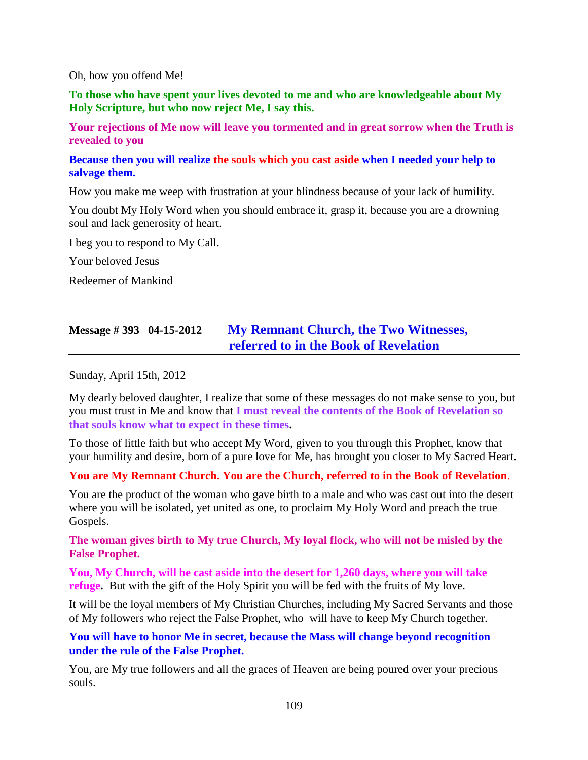Oh, how you offend Me!

**To those who have spent your lives devoted to me and who are knowledgeable about My Holy Scripture, but who now reject Me, I say this.**

**Your rejections of Me now will leave you tormented and in great sorrow when the Truth is revealed to you**

**Because then you will realize the souls which you cast aside when I needed your help to salvage them.**

How you make me weep with frustration at your blindness because of your lack of humility.

You doubt My Holy Word when you should embrace it, grasp it, because you are a drowning soul and lack generosity of heart.

I beg you to respond to My Call.

Your beloved Jesus

Redeemer of Mankind

## Message # 393 04-15-2012 My Remnant Church, the Two Witnesses, referred to in the Book of Revelation

Sunday, April 15th, 2012

My dearly beloved daughter, I realize that some of these messages do not make sense to you, but you must trust in Me and know that **I must reveal the contents of the Book of Revelation so that souls know what to expect in these times.**

To those of little faith but who accept My Word, given to you through this Prophet, know that your humility and desire, born of a pure love for Me, has brought you closer to My Sacred Heart.

**You are My Remnant Church. You are the Church, referred to in the Book of Revelation**.

You are the product of the woman who gave birth to a male and who was cast out into the desert where you will be isolated, yet united as one, to proclaim My Holy Word and preach the true Gospels.

**The woman gives birth to My true Church, My loyal flock, who will not be misled by the False Prophet.**

**You, My Church, will be cast aside into the desert for 1,260 days, where you will take refuge.** But with the gift of the Holy Spirit you will be fed with the fruits of My love.

It will be the loyal members of My Christian Churches, including My Sacred Servants and those of My followers who reject the False Prophet, who will have to keep My Church together.

**You will have to honor Me in secret, because the Mass will change beyond recognition under the rule of the False Prophet.**

You, are My true followers and all the graces of Heaven are being poured over your precious souls.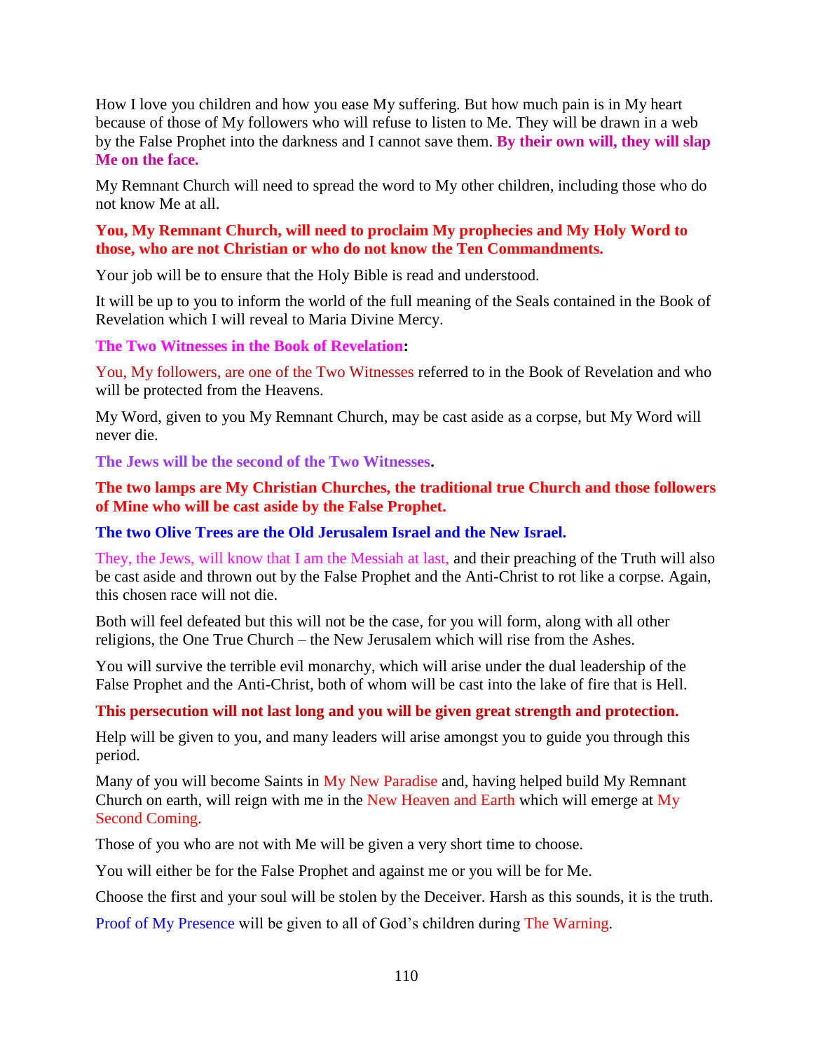How I love you children and how you ease My suffering. But how much pain is in My heart because of those of My followers who will refuse to listen to Me. They will be drawn in a web by the False Prophet into the darkness and I cannot save them. **By their own will, they will slap Me on the face.**

My Remnant Church will need to spread the word to My other children, including those who do not know Me at all.

**You, My Remnant Church, will need to proclaim My prophecies and My Holy Word to those, who are not Christian or who do not know the Ten Commandments.**

Your job will be to ensure that the Holy Bible is read and understood.

It will be up to you to inform the world of the full meaning of the Seals contained in the Book of Revelation which I will reveal to Maria Divine Mercy.

**The Two Witnesses in the Book of Revelation:**

You, My followers, are one of the Two Witnesses referred to in the Book of Revelation and who will be protected from the Heavens.

My Word, given to you My Remnant Church, may be cast aside as a corpse, but My Word will never die.

**The Jews will be the second of the Two Witnesses.**

**The two lamps are My Christian Churches, the traditional true Church and those followers of Mine who will be cast aside by the False Prophet.**

**The two Olive Trees are the Old Jerusalem Israel and the New Israel.**

They, the Jews, will know that I am the Messiah at last, and their preaching of the Truth will also be cast aside and thrown out by the False Prophet and the Anti-Christ to rot like a corpse. Again, this chosen race will not die.

Both will feel defeated but this will not be the case, for you will form, along with all other religions, the One True Church – the New Jerusalem which will rise from the Ashes.

You will survive the terrible evil monarchy, which will arise under the dual leadership of the False Prophet and the Anti-Christ, both of whom will be cast into the lake of fire that is Hell.

**This persecution will not last long and you will be given great strength and protection.**

Help will be given to you, and many leaders will arise amongst you to guide you through this period.

Many of you will become Saints in My New Paradise and, having helped build My Remnant Church on earth, will reign with me in the New Heaven and Earth which will emerge at My Second Coming.

Those of you who are not with Me will be given a very short time to choose.

You will either be for the False Prophet and against me or you will be for Me.

Choose the first and your soul will be stolen by the Deceiver. Harsh as this sounds, it is the truth.

Proof of My Presence will be given to all of God's children during The Warning.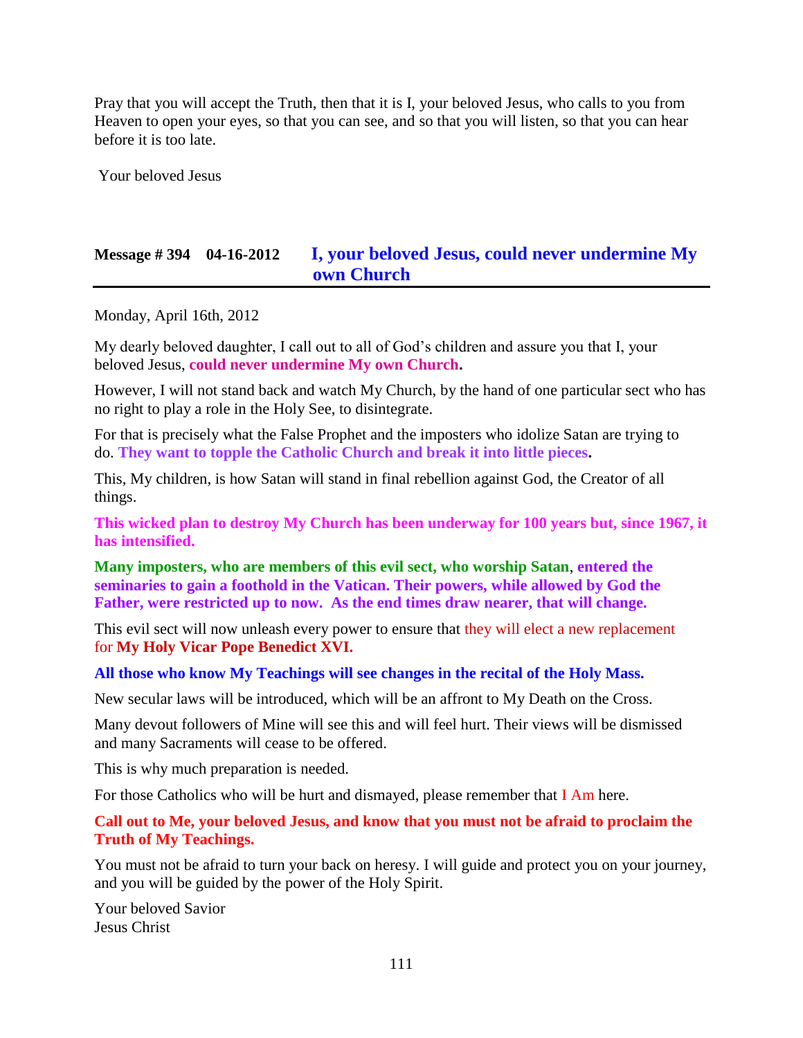Pray that you will accept the Truth, then that it is I, your beloved Jesus, who calls to you from Heaven to open your eyes, so that you can see, and so that you will listen, so that you can hear before it is too late.

Your beloved Jesus

## Message # 394 04-16-2012 I, your beloved Jesus, could never undermine My own Church

Monday, April 16th, 2012

My dearly beloved daughter, I call out to all of God's children and assure you that I, your beloved Jesus, **could never undermine My own Church.**

However, I will not stand back and watch My Church, by the hand of one particular sect who has no right to play a role in the Holy See, to disintegrate.

For that is precisely what the False Prophet and the imposters who idolize Satan are trying to do. **They want to topple the Catholic Church and break it into little pieces.**

This, My children, is how Satan will stand in final rebellion against God, the Creator of all things.

**This wicked plan to destroy My Church has been underway for 100 years but, since 1967, it has intensified.**

**Many imposters, who are members of this evil sect, who worship Satan, entered the seminaries to gain a foothold in the Vatican. Their powers, while allowed by God the Father, were restricted up to now. As the end times draw nearer, that will change.**

This evil sect will now unleash every power to ensure that they will elect a new replacement for **My Holy Vicar Pope Benedict XVI.**

**All those who know My Teachings will see changes in the recital of the Holy Mass.**

New secular laws will be introduced, which will be an affront to My Death on the Cross.

Many devout followers of Mine will see this and will feel hurt. Their views will be dismissed and many Sacraments will cease to be offered.

This is why much preparation is needed.

For those Catholics who will be hurt and dismayed, please remember that I Am here.

**Call out to Me, your beloved Jesus, and know that you must not be afraid to proclaim the Truth of My Teachings.**

You must not be afraid to turn your back on heresy. I will guide and protect you on your journey, and you will be guided by the power of the Holy Spirit.

Your beloved Savior
Jesus Christ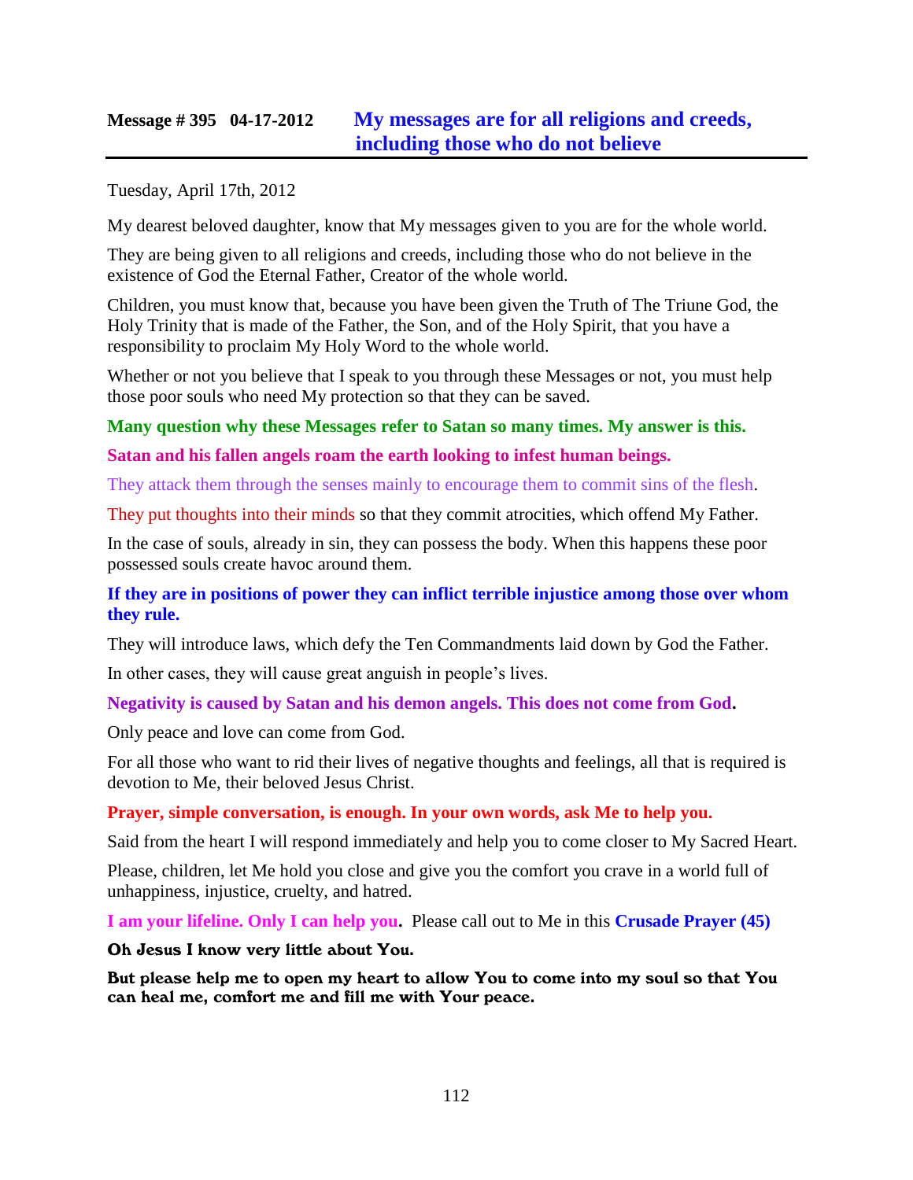## Message # 395 04-17-2012 My messages are for all religions and creeds, including those who do not believe

Tuesday, April 17th, 2012

My dearest beloved daughter, know that My messages given to you are for the whole world.

They are being given to all religions and creeds, including those who do not believe in the existence of God the Eternal Father, Creator of the whole world.

Children, you must know that, because you have been given the Truth of The Triune God, the Holy Trinity that is made of the Father, the Son, and of the Holy Spirit, that you have a responsibility to proclaim My Holy Word to the whole world.

Whether or not you believe that I speak to you through these Messages or not, you must help those poor souls who need My protection so that they can be saved.

**Many question why these Messages refer to Satan so many times. My answer is this.**

**Satan and his fallen angels roam the earth looking to infest human beings.**

They attack them through the senses mainly to encourage them to commit sins of the flesh.

They put thoughts into their minds so that they commit atrocities, which offend My Father.

In the case of souls, already in sin, they can possess the body. When this happens these poor possessed souls create havoc around them.

**If they are in positions of power they can inflict terrible injustice among those over whom they rule.**

They will introduce laws, which defy the Ten Commandments laid down by God the Father.

In other cases, they will cause great anguish in people's lives.

**Negativity is caused by Satan and his demon angels. This does not come from God.**

Only peace and love can come from God.

For all those who want to rid their lives of negative thoughts and feelings, all that is required is devotion to Me, their beloved Jesus Christ.

**Prayer, simple conversation, is enough. In your own words, ask Me to help you.**

Said from the heart I will respond immediately and help you to come closer to My Sacred Heart.

Please, children, let Me hold you close and give you the comfort you crave in a world full of unhappiness, injustice, cruelty, and hatred.

**I am your lifeline. Only I can help you.** Please call out to Me in this **Crusade Prayer (45)**

**Oh Jesus I know very little about You.**

**But please help me to open my heart to allow You to come into my soul so that You can heal me, comfort me and fill me with Your peace.**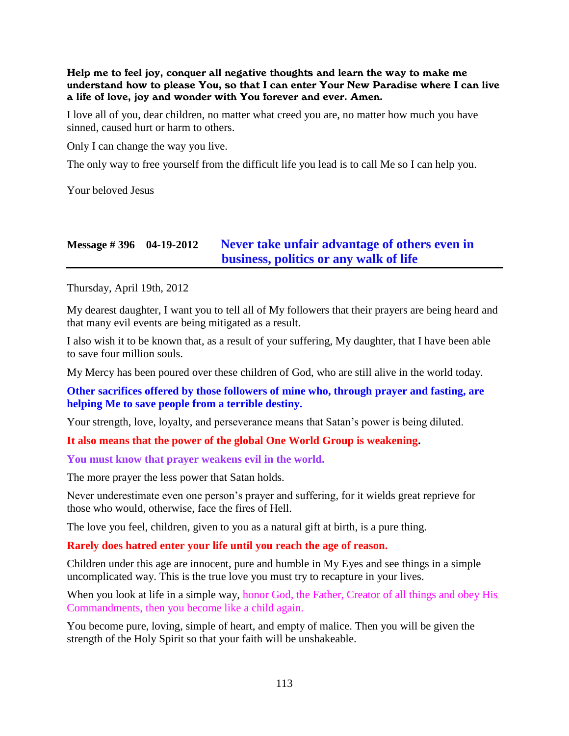**Help me to feel joy, conquer all negative thoughts and learn the way to make me understand how to please You, so that I can enter Your New Paradise where I can live a life of love, joy and wonder with You forever and ever. Amen.**

I love all of you, dear children, no matter what creed you are, no matter how much you have sinned, caused hurt or harm to others.

Only I can change the way you live.

The only way to free yourself from the difficult life you lead is to call Me so I can help you.

Your beloved Jesus

## Message # 396 04-19-2012 Never take unfair advantage of others even in business, politics or any walk of life

Thursday, April 19th, 2012

My dearest daughter, I want you to tell all of My followers that their prayers are being heard and that many evil events are being mitigated as a result.

I also wish it to be known that, as a result of your suffering, My daughter, that I have been able to save four million souls.

My Mercy has been poured over these children of God, who are still alive in the world today.

**Other sacrifices offered by those followers of mine who, through prayer and fasting, are helping Me to save people from a terrible destiny.**

Your strength, love, loyalty, and perseverance means that Satan's power is being diluted.

**It also means that the power of the global One World Group is weakening.**

**You must know that prayer weakens evil in the world.**

The more prayer the less power that Satan holds.

Never underestimate even one person's prayer and suffering, for it wields great reprieve for those who would, otherwise, face the fires of Hell.

The love you feel, children, given to you as a natural gift at birth, is a pure thing.

**Rarely does hatred enter your life until you reach the age of reason.**

Children under this age are innocent, pure and humble in My Eyes and see things in a simple uncomplicated way. This is the true love you must try to recapture in your lives.

When you look at life in a simple way, honor God, the Father, Creator of all things and obey His Commandments, then you become like a child again.

You become pure, loving, simple of heart, and empty of malice. Then you will be given the strength of the Holy Spirit so that your faith will be unshakeable.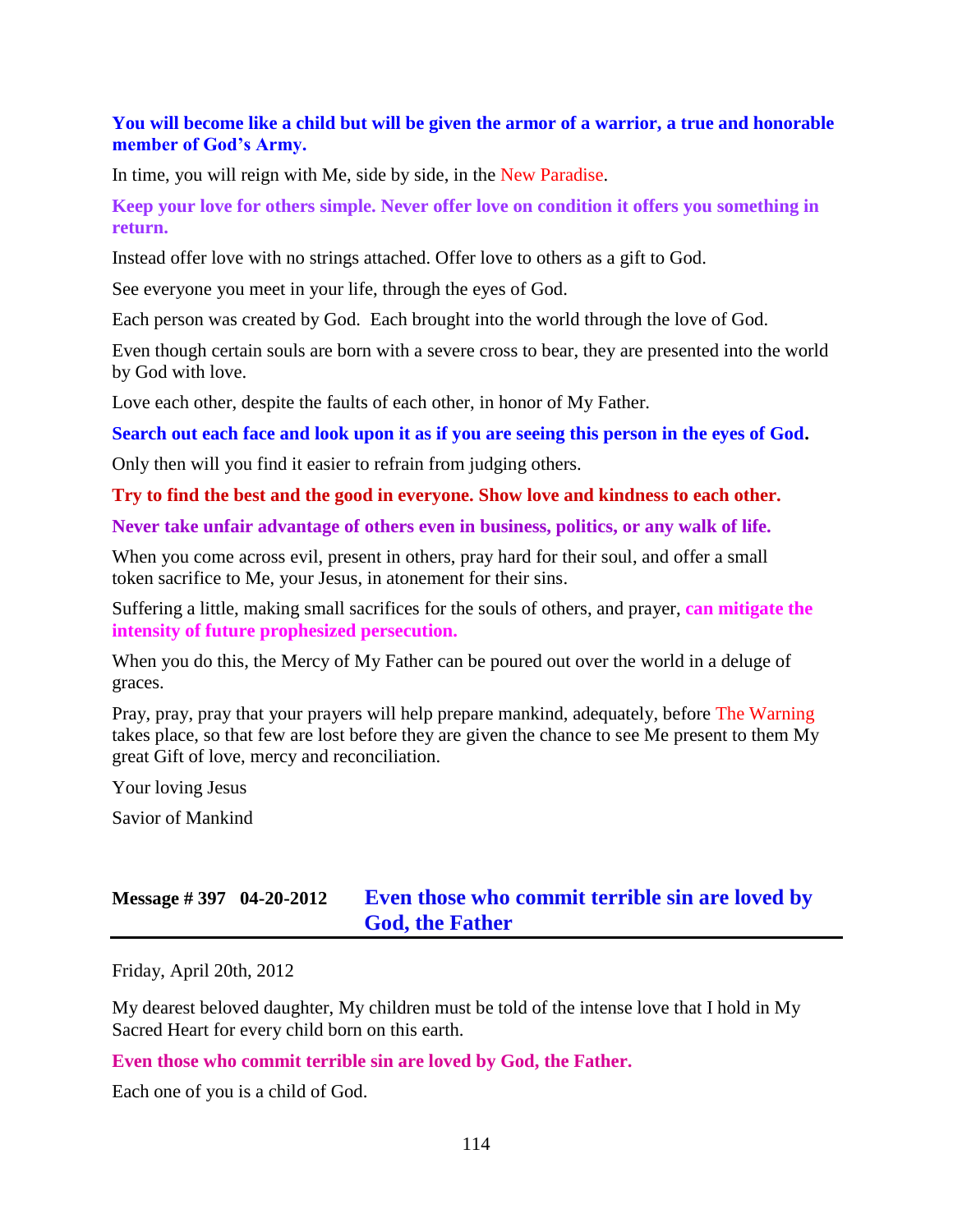**You will become like a child but will be given the armor of a warrior, a true and honorable member of God's Army.**

In time, you will reign with Me, side by side, in the New Paradise.

**Keep your love for others simple. Never offer love on condition it offers you something in return.**

Instead offer love with no strings attached. Offer love to others as a gift to God.

See everyone you meet in your life, through the eyes of God.

Each person was created by God. Each brought into the world through the love of God.

Even though certain souls are born with a severe cross to bear, they are presented into the world by God with love.

Love each other, despite the faults of each other, in honor of My Father.

**Search out each face and look upon it as if you are seeing this person in the eyes of God.**

Only then will you find it easier to refrain from judging others.

**Try to find the best and the good in everyone. Show love and kindness to each other.**

**Never take unfair advantage of others even in business, politics, or any walk of life.**

When you come across evil, present in others, pray hard for their soul, and offer a small token sacrifice to Me, your Jesus, in atonement for their sins.

Suffering a little, making small sacrifices for the souls of others, and prayer, **can mitigate the intensity of future prophesized persecution.**

When you do this, the Mercy of My Father can be poured out over the world in a deluge of graces.

Pray, pray, pray that your prayers will help prepare mankind, adequately, before The Warning takes place, so that few are lost before they are given the chance to see Me present to them My great Gift of love, mercy and reconciliation.

Your loving Jesus

Savior of Mankind

## Message # 397 04-20-2012 Even those who commit terrible sin are loved by God, the Father

Friday, April 20th, 2012

My dearest beloved daughter, My children must be told of the intense love that I hold in My Sacred Heart for every child born on this earth.

**Even those who commit terrible sin are loved by God, the Father.**

Each one of you is a child of God.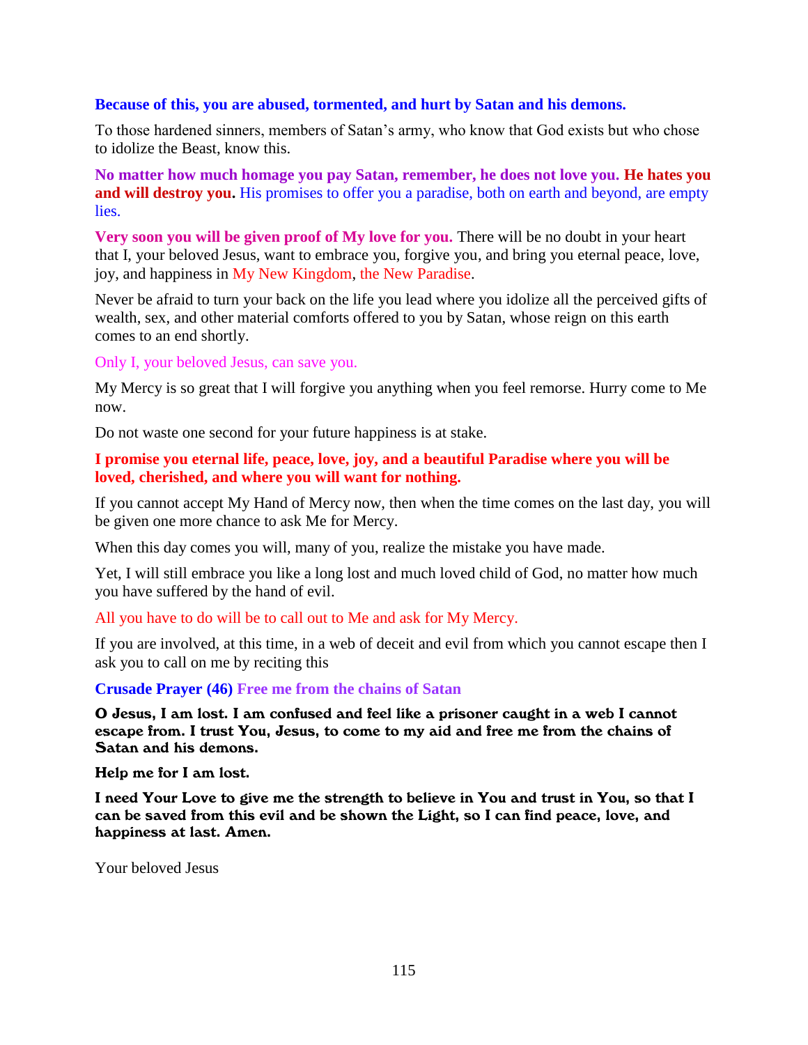**Because of this, you are abused, tormented, and hurt by Satan and his demons.**

To those hardened sinners, members of Satan's army, who know that God exists but who chose to idolize the Beast, know this.

**No matter how much homage you pay Satan, remember, he does not love you. He hates you and will destroy you.** His promises to offer you a paradise, both on earth and beyond, are empty lies.

**Very soon you will be given proof of My love for you.** There will be no doubt in your heart that I, your beloved Jesus, want to embrace you, forgive you, and bring you eternal peace, love, joy, and happiness in My New Kingdom, the New Paradise.

Never be afraid to turn your back on the life you lead where you idolize all the perceived gifts of wealth, sex, and other material comforts offered to you by Satan, whose reign on this earth comes to an end shortly.

Only I, your beloved Jesus, can save you.

My Mercy is so great that I will forgive you anything when you feel remorse. Hurry come to Me now.

Do not waste one second for your future happiness is at stake.

**I promise you eternal life, peace, love, joy, and a beautiful Paradise where you will be loved, cherished, and where you will want for nothing.**

If you cannot accept My Hand of Mercy now, then when the time comes on the last day, you will be given one more chance to ask Me for Mercy.

When this day comes you will, many of you, realize the mistake you have made.

Yet, I will still embrace you like a long lost and much loved child of God, no matter how much you have suffered by the hand of evil.

All you have to do will be to call out to Me and ask for My Mercy.

If you are involved, at this time, in a web of deceit and evil from which you cannot escape then I ask you to call on me by reciting this

**Crusade Prayer (46) Free me from the chains of Satan**

**O Jesus, I am lost. I am confused and feel like a prisoner caught in a web I cannot escape from. I trust You, Jesus, to come to my aid and free me from the chains of Satan and his demons.**

**Help me for I am lost.**

**I need Your Love to give me the strength to believe in You and trust in You, so that I can be saved from this evil and be shown the Light, so I can find peace, love, and happiness at last. Amen.**

Your beloved Jesus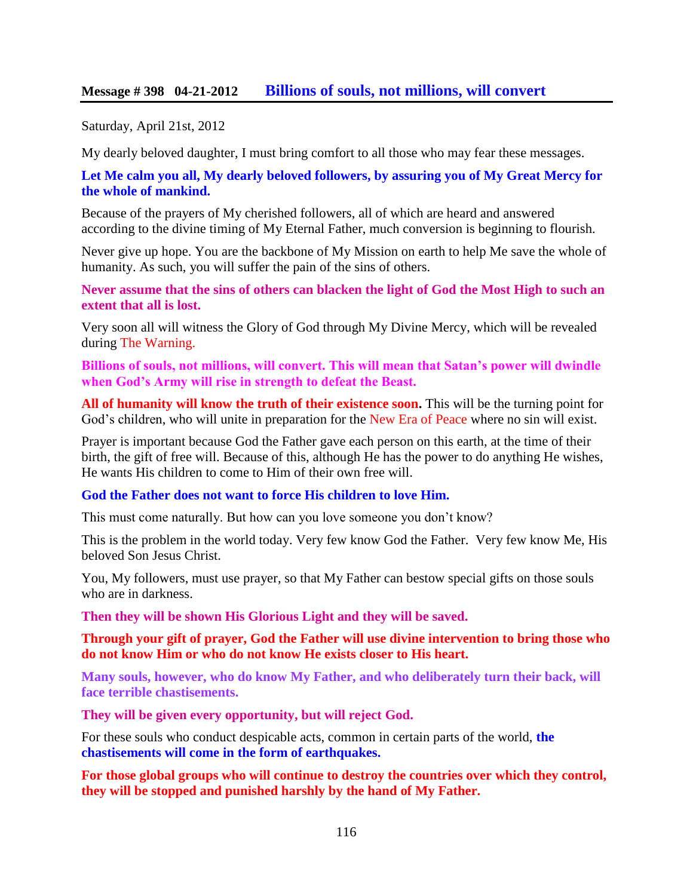## Message # 398 04-21-2012 Billions of souls, not millions, will convert

Saturday, April 21st, 2012

My dearly beloved daughter, I must bring comfort to all those who may fear these messages.

**Let Me calm you all, My dearly beloved followers, by assuring you of My Great Mercy for the whole of mankind.**

Because of the prayers of My cherished followers, all of which are heard and answered according to the divine timing of My Eternal Father, much conversion is beginning to flourish.

Never give up hope. You are the backbone of My Mission on earth to help Me save the whole of humanity. As such, you will suffer the pain of the sins of others.

**Never assume that the sins of others can blacken the light of God the Most High to such an extent that all is lost.**

Very soon all will witness the Glory of God through My Divine Mercy, which will be revealed during The Warning.

**Billions of souls, not millions, will convert. This will mean that Satan's power will dwindle when God's Army will rise in strength to defeat the Beast.**

**All of humanity will know the truth of their existence soon.** This will be the turning point for God's children, who will unite in preparation for the New Era of Peace where no sin will exist.

Prayer is important because God the Father gave each person on this earth, at the time of their birth, the gift of free will. Because of this, although He has the power to do anything He wishes, He wants His children to come to Him of their own free will.

**God the Father does not want to force His children to love Him.**

This must come naturally. But how can you love someone you don't know?

This is the problem in the world today. Very few know God the Father. Very few know Me, His beloved Son Jesus Christ.

You, My followers, must use prayer, so that My Father can bestow special gifts on those souls who are in darkness.

**Then they will be shown His Glorious Light and they will be saved.**

**Through your gift of prayer, God the Father will use divine intervention to bring those who do not know Him or who do not know He exists closer to His heart.**

**Many souls, however, who do know My Father, and who deliberately turn their back, will face terrible chastisements.**

**They will be given every opportunity, but will reject God.**

For these souls who conduct despicable acts, common in certain parts of the world, **the chastisements will come in the form of earthquakes.**

**For those global groups who will continue to destroy the countries over which they control, they will be stopped and punished harshly by the hand of My Father.**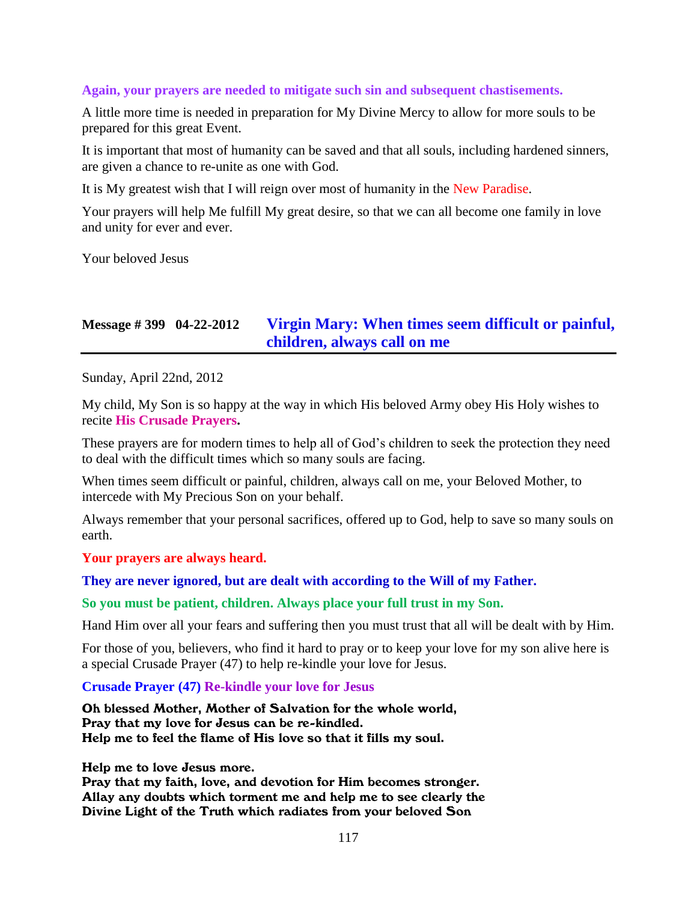**Again, your prayers are needed to mitigate such sin and subsequent chastisements.**

A little more time is needed in preparation for My Divine Mercy to allow for more souls to be prepared for this great Event.

It is important that most of humanity can be saved and that all souls, including hardened sinners, are given a chance to re-unite as one with God.

It is My greatest wish that I will reign over most of humanity in the New Paradise.

Your prayers will help Me fulfill My great desire, so that we can all become one family in love and unity for ever and ever.

Your beloved Jesus

## Message # 399 04-22-2012 Virgin Mary: When times seem difficult or painful, children, always call on me

Sunday, April 22nd, 2012

My child, My Son is so happy at the way in which His beloved Army obey His Holy wishes to recite **His Crusade Prayers.**

These prayers are for modern times to help all of God's children to seek the protection they need to deal with the difficult times which so many souls are facing.

When times seem difficult or painful, children, always call on me, your Beloved Mother, to intercede with My Precious Son on your behalf.

Always remember that your personal sacrifices, offered up to God, help to save so many souls on earth.

**Your prayers are always heard.**

**They are never ignored, but are dealt with according to the Will of my Father.**

**So you must be patient, children. Always place your full trust in my Son.**

Hand Him over all your fears and suffering then you must trust that all will be dealt with by Him.

For those of you, believers, who find it hard to pray or to keep your love for my son alive here is a special Crusade Prayer (47) to help re-kindle your love for Jesus.

**Crusade Prayer (47) Re-kindle your love for Jesus**

**Oh blessed Mother, Mother of Salvation for the whole world,**
**Pray that my love for Jesus can be re-kindled.**
**Help me to feel the flame of His love so that it fills my soul.**

**Help me to love Jesus more.**
**Pray that my faith, love, and devotion for Him becomes stronger.**
**Allay any doubts which torment me and help me to see clearly the**
**Divine Light of the Truth which radiates from your beloved Son**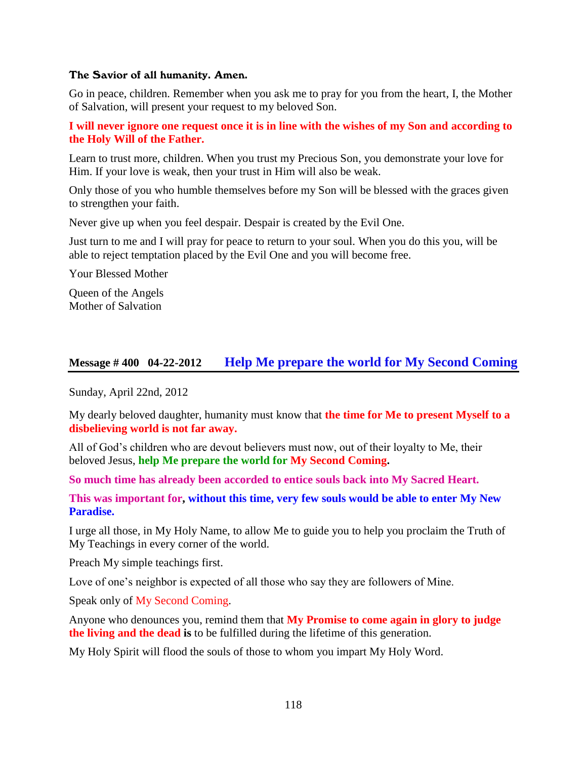**The Savior of all humanity. Amen.**

Go in peace, children. Remember when you ask me to pray for you from the heart, I, the Mother of Salvation, will present your request to my beloved Son.

**I will never ignore one request once it is in line with the wishes of my Son and according to the Holy Will of the Father.**

Learn to trust more, children. When you trust my Precious Son, you demonstrate your love for Him. If your love is weak, then your trust in Him will also be weak.

Only those of you who humble themselves before my Son will be blessed with the graces given to strengthen your faith.

Never give up when you feel despair. Despair is created by the Evil One.

Just turn to me and I will pray for peace to return to your soul. When you do this you, will be able to reject temptation placed by the Evil One and you will become free.

Your Blessed Mother

Queen of the Angels
Mother of Salvation

## Message # 400 04-22-2012 Help Me prepare the world for My Second Coming

Sunday, April 22nd, 2012

My dearly beloved daughter, humanity must know that **the time for Me to present Myself to a disbelieving world is not far away.**

All of God's children who are devout believers must now, out of their loyalty to Me, their beloved Jesus, **help Me prepare the world for My Second Coming.**

**So much time has already been accorded to entice souls back into My Sacred Heart.**

**This was important for, without this time, very few souls would be able to enter My New Paradise.**

I urge all those, in My Holy Name, to allow Me to guide you to help you proclaim the Truth of My Teachings in every corner of the world.

Preach My simple teachings first.

Love of one's neighbor is expected of all those who say they are followers of Mine.

Speak only of My Second Coming.

Anyone who denounces you, remind them that **My Promise to come again in glory to judge the living and the dead is** to be fulfilled during the lifetime of this generation.

My Holy Spirit will flood the souls of those to whom you impart My Holy Word.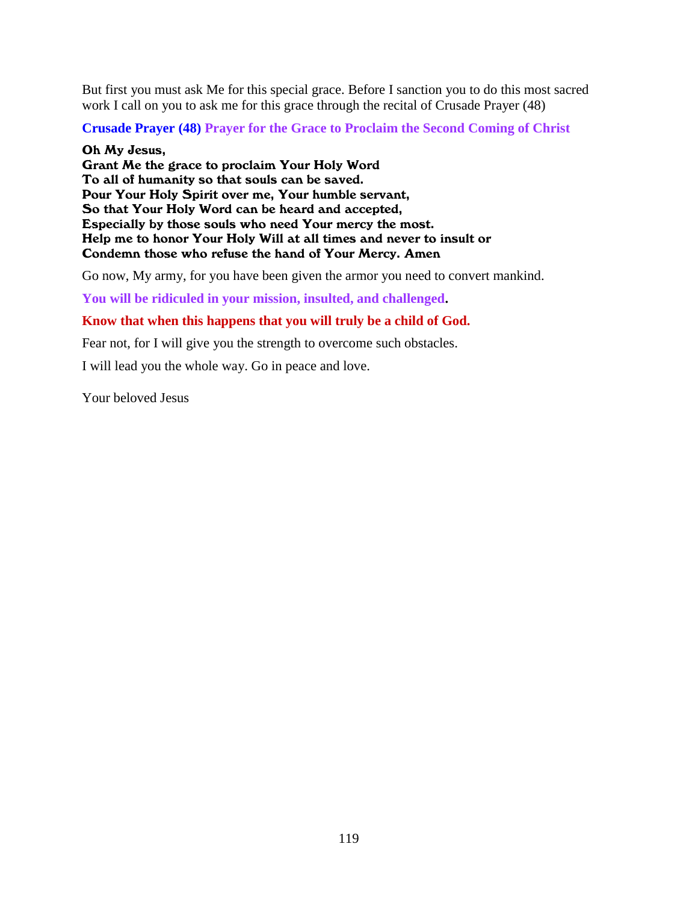But first you must ask Me for this special grace. Before I sanction you to do this most sacred work I call on you to ask me for this grace through the recital of Crusade Prayer (48)

**Crusade Prayer (48) Prayer for the Grace to Proclaim the Second Coming of Christ**

**Oh My Jesus,**
**Grant Me the grace to proclaim Your Holy Word**
**To all of humanity so that souls can be saved.**
**Pour Your Holy Spirit over me, Your humble servant,**
**So that Your Holy Word can be heard and accepted,**
**Especially by those souls who need Your mercy the most.**
**Help me to honor Your Holy Will at all times and never to insult or**
**Condemn those who refuse the hand of Your Mercy. Amen**

Go now, My army, for you have been given the armor you need to convert mankind.

**You will be ridiculed in your mission, insulted, and challenged.**

**Know that when this happens that you will truly be a child of God.**

Fear not, for I will give you the strength to overcome such obstacles.

I will lead you the whole way. Go in peace and love.

Your beloved Jesus